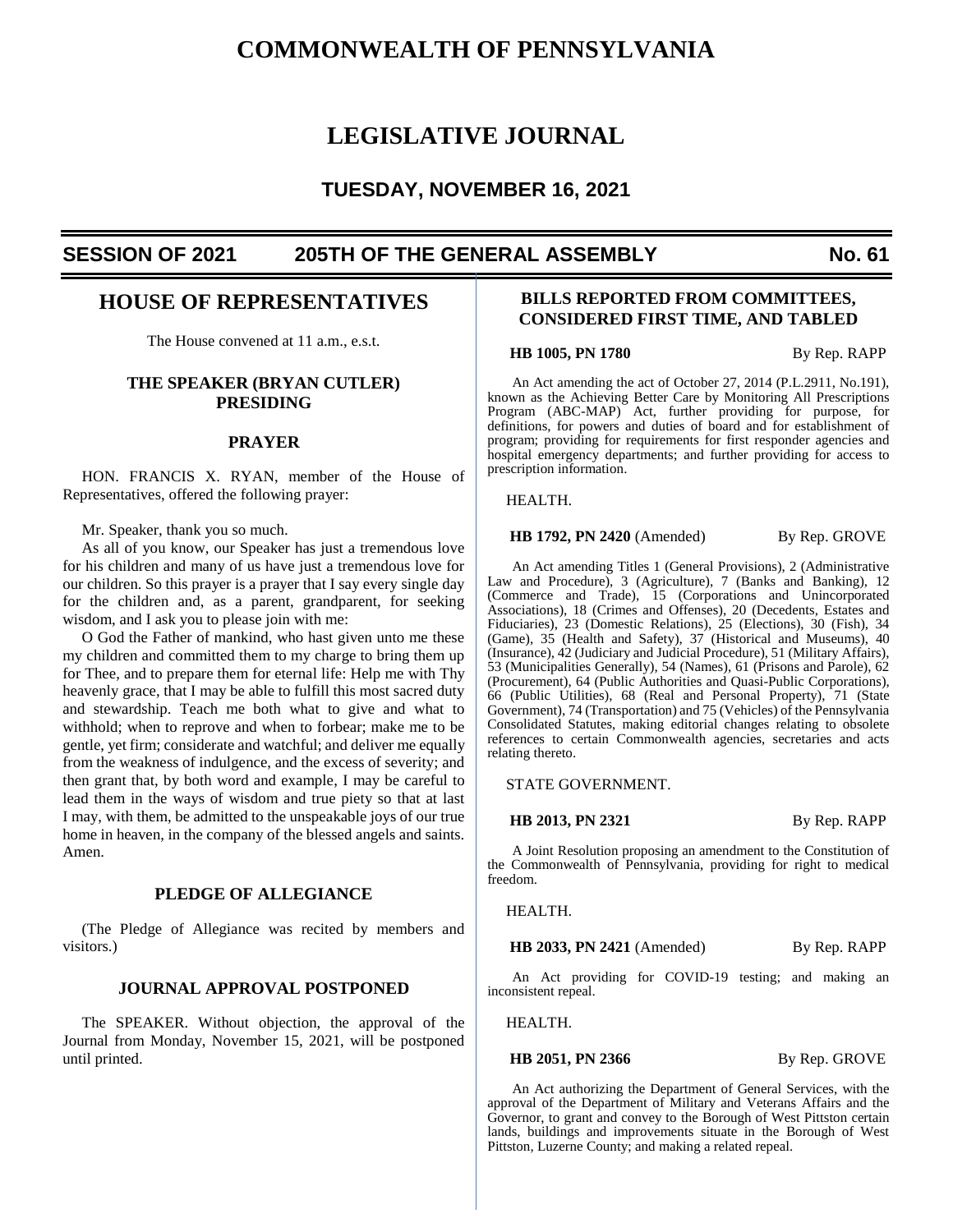# COMMONWEALTH OF PENNSYLVANIA

# LEGISLATIVE JOURNAL

## TUESDAY, NOVEMBER 16, 2021

**SESSION OF 2021 205TH OF THE GENERAL ASSEMBLY No. 61**

## HOUSE OF REPRESENTATIVES

The House convened at 11 a.m., e.s.t.

### THE SPEAKER (BRYAN CUTLER) PRESIDING

### PRAYER

HON. FRANCIS X. RYAN, member of the House of Representatives, offered the following prayer:

Mr. Speaker, thank you so much.

As all of you know, our Speaker has just a tremendous love for his children and many of us have just a tremendous love for our children. So this prayer is a prayer that I say every single day for the children and, as a parent, grandparent, for seeking wisdom, and I ask you to please join with me:

O God the Father of mankind, who hast given unto me these my children and committed them to my charge to bring them up for Thee, and to prepare them for eternal life: Help me with Thy heavenly grace, that I may be able to fulfill this most sacred duty and stewardship. Teach me both what to give and what to withhold; when to reprove and when to forbear; make me to be gentle, yet firm; considerate and watchful; and deliver me equally from the weakness of indulgence, and the excess of severity; and then grant that, by both word and example, I may be careful to lead them in the ways of wisdom and true piety so that at last I may, with them, be admitted to the unspeakable joys of our true home in heaven, in the company of the blessed angels and saints. Amen.

### PLEDGE OF ALLEGIANCE

(The Pledge of Allegiance was recited by members and visitors.)

### JOURNAL APPROVAL POSTPONED

The SPEAKER. Without objection, the approval of the Journal from Monday, November 15, 2021, will be postponed until printed.

### BILLS REPORTED FROM COMMITTEES, CONSIDERED FIRST TIME, AND TABLED

**HB 1005, PN 1780** By Rep. RAPP

An Act amending the act of October 27, 2014 (P.L.2911, No.191), known as the Achieving Better Care by Monitoring All Prescriptions Program (ABC-MAP) Act, further providing for purpose, for definitions, for powers and duties of board and for establishment of program; providing for requirements for first responder agencies and hospital emergency departments; and further providing for access to prescription information.

HEALTH.

**HB 1792, PN 2420** (Amended) By Rep. GROVE

An Act amending Titles 1 (General Provisions), 2 (Administrative Law and Procedure), 3 (Agriculture), 7 (Banks and Banking), 12 (Commerce and Trade), 15 (Corporations and Unincorporated Associations), 18 (Crimes and Offenses), 20 (Decedents, Estates and Fiduciaries), 23 (Domestic Relations), 25 (Elections), 30 (Fish), 34 (Game), 35 (Health and Safety), 37 (Historical and Museums), 40 (Insurance), 42 (Judiciary and Judicial Procedure), 51 (Military Affairs), 53 (Municipalities Generally), 54 (Names), 61 (Prisons and Parole), 62 (Procurement), 64 (Public Authorities and Quasi-Public Corporations), 66 (Public Utilities), 68 (Real and Personal Property), 71 (State Government), 74 (Transportation) and 75 (Vehicles) of the Pennsylvania Consolidated Statutes, making editorial changes relating to obsolete references to certain Commonwealth agencies, secretaries and acts relating thereto.

STATE GOVERNMENT.

**HB 2013, PN 2321** By Rep. RAPP

A Joint Resolution proposing an amendment to the Constitution of the Commonwealth of Pennsylvania, providing for right to medical freedom.

HEALTH.

**HB 2033, PN 2421** (Amended) By Rep. RAPP

An Act providing for COVID-19 testing; and making an inconsistent repeal.

HEALTH.

**HB 2051, PN 2366** By Rep. GROVE

An Act authorizing the Department of General Services, with the approval of the Department of Military and Veterans Affairs and the Governor, to grant and convey to the Borough of West Pittston certain lands, buildings and improvements situate in the Borough of West Pittston, Luzerne County; and making a related repeal.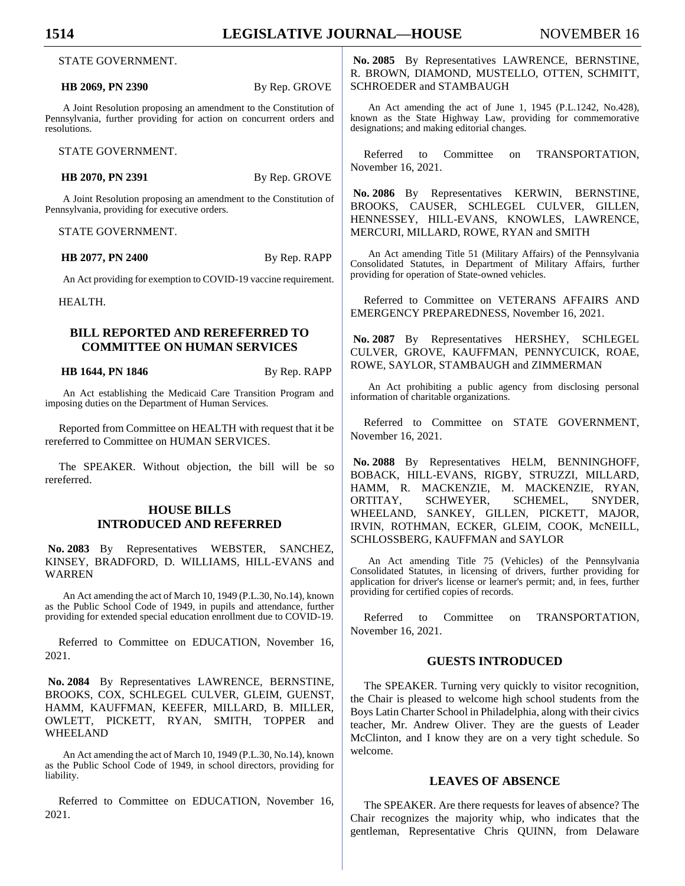STATE GOVERNMENT.

**HB 2069, PN 2390** By Rep. GROVE

A Joint Resolution proposing an amendment to the Constitution of Pennsylvania, further providing for action on concurrent orders and resolutions.

STATE GOVERNMENT.

**HB 2070, PN 2391** By Rep. GROVE

A Joint Resolution proposing an amendment to the Constitution of Pennsylvania, providing for executive orders.

STATE GOVERNMENT.

**HB 2077, PN 2400** By Rep. RAPP

An Act providing for exemption to COVID-19 vaccine requirement.

HEALTH.

## BILL REPORTED AND REREFERRED TO COMMITTEE ON HUMAN SERVICES

**HB 1644, PN 1846** By Rep. RAPP

An Act establishing the Medicaid Care Transition Program and imposing duties on the Department of Human Services.

Reported from Committee on HEALTH with request that it be rereferred to Committee on HUMAN SERVICES.

The SPEAKER. Without objection, the bill will be so rereferred.

## HOUSE BILLS INTRODUCED AND REFERRED

**No. 2083** By Representatives WEBSTER, SANCHEZ, KINSEY, BRADFORD, D. WILLIAMS, HILL-EVANS and WARREN

An Act amending the act of March 10, 1949 (P.L.30, No.14), known as the Public School Code of 1949, in pupils and attendance, further providing for extended special education enrollment due to COVID-19.

Referred to Committee on EDUCATION, November 16, 2021.

**No. 2084** By Representatives LAWRENCE, BERNSTINE, BROOKS, COX, SCHLEGEL CULVER, GLEIM, GUENST, HAMM, KAUFFMAN, KEEFER, MILLARD, B. MILLER, OWLETT, PICKETT, RYAN, SMITH, TOPPER and WHEELAND

An Act amending the act of March 10, 1949 (P.L.30, No.14), known as the Public School Code of 1949, in school directors, providing for liability.

Referred to Committee on EDUCATION, November 16, 2021.

**No. 2085** By Representatives LAWRENCE, BERNSTINE, R. BROWN, DIAMOND, MUSTELLO, OTTEN, SCHMITT, SCHROEDER and STAMBAUGH

An Act amending the act of June 1, 1945 (P.L.1242, No.428), known as the State Highway Law, providing for commemorative designations; and making editorial changes.

Referred to Committee on TRANSPORTATION, November 16, 2021.

**No. 2086** By Representatives KERWIN, BERNSTINE, BROOKS, CAUSER, SCHLEGEL CULVER, GILLEN, HENNESSEY, HILL-EVANS, KNOWLES, LAWRENCE, MERCURI, MILLARD, ROWE, RYAN and SMITH

An Act amending Title 51 (Military Affairs) of the Pennsylvania Consolidated Statutes, in Department of Military Affairs, further providing for operation of State-owned vehicles.

Referred to Committee on VETERANS AFFAIRS AND EMERGENCY PREPAREDNESS, November 16, 2021.

**No. 2087** By Representatives HERSHEY, SCHLEGEL CULVER, GROVE, KAUFFMAN, PENNYCUICK, ROAE, ROWE, SAYLOR, STAMBAUGH and ZIMMERMAN

An Act prohibiting a public agency from disclosing personal information of charitable organizations.

Referred to Committee on STATE GOVERNMENT, November 16, 2021.

**No. 2088** By Representatives HELM, BENNINGHOFF, BOBACK, HILL-EVANS, RIGBY, STRUZZI, MILLARD, HAMM, R. MACKENZIE, M. MACKENZIE, RYAN, ORTITAY, SCHWEYER, SCHEMEL, SNYDER, WHEELAND, SANKEY, GILLEN, PICKETT, MAJOR, IRVIN, ROTHMAN, ECKER, GLEIM, COOK, McNEILL, SCHLOSSBERG, KAUFFMAN and SAYLOR

An Act amending Title 75 (Vehicles) of the Pennsylvania Consolidated Statutes, in licensing of drivers, further providing for application for driver's license or learner's permit; and, in fees, further providing for certified copies of records.

Referred to Committee on TRANSPORTATION, November 16, 2021.

## GUESTS INTRODUCED

The SPEAKER. Turning very quickly to visitor recognition, the Chair is pleased to welcome high school students from the Boys Latin Charter School in Philadelphia, along with their civics teacher, Mr. Andrew Oliver. They are the guests of Leader McClinton, and I know they are on a very tight schedule. So welcome.

## LEAVES OF ABSENCE

The SPEAKER. Are there requests for leaves of absence? The Chair recognizes the majority whip, who indicates that the gentleman, Representative Chris QUINN, from Delaware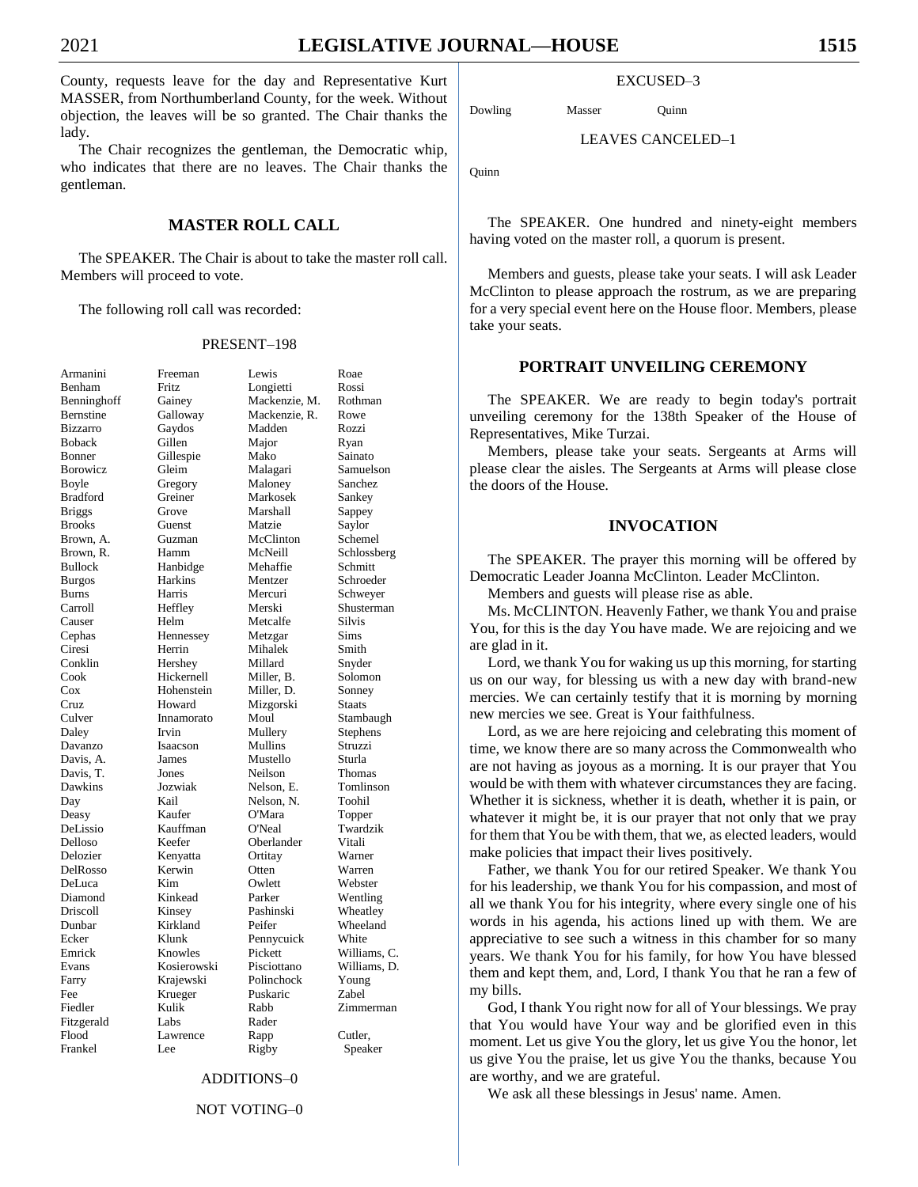County, requests leave for the day and Representative Kurt MASSER, from Northumberland County, for the week. Without objection, the leaves will be so granted. The Chair thanks the lady.

The Chair recognizes the gentleman, the Democratic whip, who indicates that there are no leaves. The Chair thanks the gentleman.

## MASTER ROLL CALL

The SPEAKER. The Chair is about to take the master roll call. Members will proceed to vote.

The following roll call was recorded:

PRESENT–198

| | | | |
|---|---|---|---|
| Armanini | Freeman | Lewis | Roae |
| Benham | Fritz | Longietti | Rossi |
| Benninghoff | Gainey | Mackenzie, M. | Rothman |
| Bernstine | Galloway | Mackenzie, R. | Rowe |
| Bizzarro | Gaydos | Madden | Rozzi |
| Boback | Gillen | Major | Ryan |
| Bonner | Gillespie | Mako | Sainato |
| Borowicz | Gleim | Malagari | Samuelson |
| Boyle | Gregory | Maloney | Sanchez |
| Bradford | Greiner | Markosek | Sankey |
| Briggs | Grove | Marshall | Sappey |
| Brooks | Guenst | Matzie | Saylor |
| Brown, A. | Guzman | McClinton | Schemel |
| Brown, R. | Hamm | McNeill | Schlossberg |
| Bullock | Hanbidge | Mehaffie | Schmitt |
| Burgos | Harkins | Mentzer | Schroeder |
| Burns | Harris | Mercuri | Schweyer |
| Carroll | Heffley | Merski | Shusterman |
| Causer | Helm | Metcalfe | Silvis |
| Cephas | Hennessey | Metzgar | Sims |
| Ciresi | Herrin | Mihalek | Smith |
| Conklin | Hershey | Millard | Snyder |
| Cook | Hickernell | Miller, B. | Solomon |
| Cox | Hohenstein | Miller, D. | Sonney |
| Cruz | Howard | Mizgorski | Staats |
| Culver | Innamorato | Moul | Stambaugh |
| Daley | Irvin | Mullery | Stephens |
| Davanzo | Isaacson | Mullins | Struzzi |
| Davis, A. | James | Mustello | Sturla |
| Davis, T. | Jones | Neilson | Thomas |
| Dawkins | Jozwiak | Nelson, E. | Tomlinson |
| Day | Kail | Nelson, N. | Toohil |
| Deasy | Kaufer | O'Mara | Topper |
| DeLissio | Kauffman | O'Neal | Twardzik |
| Delloso | Keefer | Oberlander | Vitali |
| Delozier | Kenyatta | Ortitay | Warner |
| DelRosso | Kerwin | Otten | Warren |
| DeLuca | Kim | Owlett | Webster |
| Diamond | Kinkead | Parker | Wentling |
| Driscoll | Kinsey | Pashinski | Wheatley |
| Dunbar | Kirkland | Peifer | Wheeland |
| Ecker | Klunk | Pennycuick | White |
| Emrick | Knowles | Pickett | Williams, C. |
| Evans | Kosierowski | Pisciottano | Williams, D. |
| Farry | Krajewski | Polinchock | Young |
| Fee | Krueger | Puskaric | Zabel |
| Fiedler | Kulik | Rabb | Zimmerman |
| Fitzgerald | Labs | Rader | |
| Flood | Lawrence | Rapp | Cutler, |
| Frankel | Lee | Rigby | Speaker |

ADDITIONS–0

NOT VOTING–0

EXCUSED–3

| | | |
|---|---|---|
| Dowling | Masser | Quinn |

LEAVES CANCELED–1

Quinn

The SPEAKER. One hundred and ninety-eight members having voted on the master roll, a quorum is present.

Members and guests, please take your seats. I will ask Leader McClinton to please approach the rostrum, as we are preparing for a very special event here on the House floor. Members, please take your seats.

## PORTRAIT UNVEILING CEREMONY

The SPEAKER. We are ready to begin today's portrait unveiling ceremony for the 138th Speaker of the House of Representatives, Mike Turzai.

Members, please take your seats. Sergeants at Arms will please clear the aisles. The Sergeants at Arms will please close the doors of the House.

## INVOCATION

The SPEAKER. The prayer this morning will be offered by Democratic Leader Joanna McClinton. Leader McClinton.

Members and guests will please rise as able.

Ms. McCLINTON. Heavenly Father, we thank You and praise You, for this is the day You have made. We are rejoicing and we are glad in it.

Lord, we thank You for waking us up this morning, for starting us on our way, for blessing us with a new day with brand-new mercies. We can certainly testify that it is morning by morning new mercies we see. Great is Your faithfulness.

Lord, as we are here rejoicing and celebrating this moment of time, we know there are so many across the Commonwealth who are not having as joyous as a morning. It is our prayer that You would be with them with whatever circumstances they are facing. Whether it is sickness, whether it is death, whether it is pain, or whatever it might be, it is our prayer that not only that we pray for them that You be with them, that we, as elected leaders, would make policies that impact their lives positively.

Father, we thank You for our retired Speaker. We thank You for his leadership, we thank You for his compassion, and most of all we thank You for his integrity, where every single one of his words in his agenda, his actions lined up with them. We are appreciative to see such a witness in this chamber for so many years. We thank You for his family, for how You have blessed them and kept them, and, Lord, I thank You that he ran a few of my bills.

God, I thank You right now for all of Your blessings. We pray that You would have Your way and be glorified even in this moment. Let us give You the glory, let us give You the honor, let us give You the praise, let us give You the thanks, because You are worthy, and we are grateful.

We ask all these blessings in Jesus' name. Amen.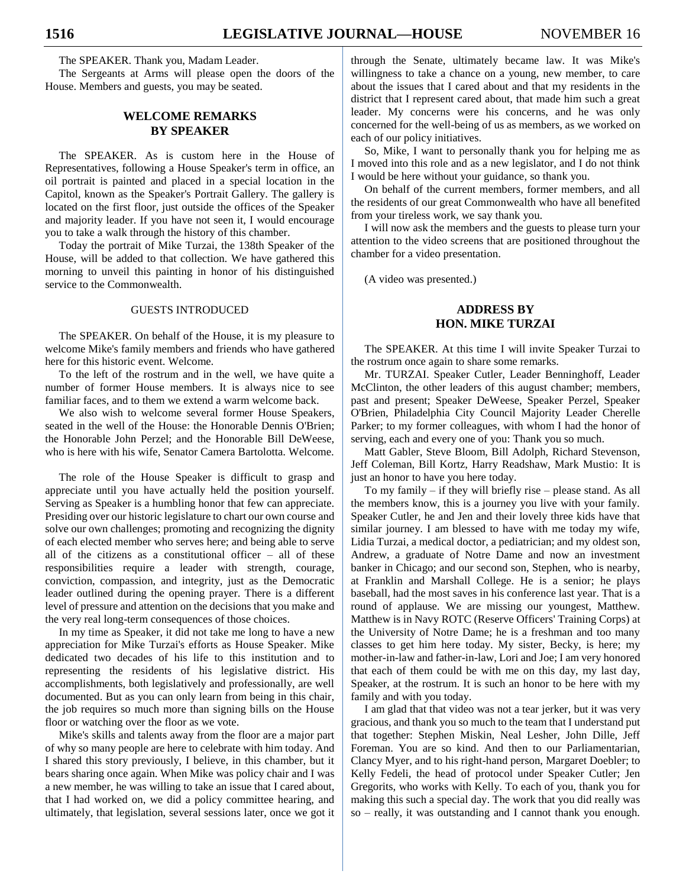The SPEAKER. Thank you, Madam Leader.

The Sergeants at Arms will please open the doors of the House. Members and guests, you may be seated.

## WELCOME REMARKS BY SPEAKER

The SPEAKER. As is custom here in the House of Representatives, following a House Speaker's term in office, an oil portrait is painted and placed in a special location in the Capitol, known as the Speaker's Portrait Gallery. The gallery is located on the first floor, just outside the offices of the Speaker and majority leader. If you have not seen it, I would encourage you to take a walk through the history of this chamber.

Today the portrait of Mike Turzai, the 138th Speaker of the House, will be added to that collection. We have gathered this morning to unveil this painting in honor of his distinguished service to the Commonwealth.

### GUESTS INTRODUCED

The SPEAKER. On behalf of the House, it is my pleasure to welcome Mike's family members and friends who have gathered here for this historic event. Welcome.

To the left of the rostrum and in the well, we have quite a number of former House members. It is always nice to see familiar faces, and to them we extend a warm welcome back.

We also wish to welcome several former House Speakers, seated in the well of the House: the Honorable Dennis O'Brien; the Honorable John Perzel; and the Honorable Bill DeWeese, who is here with his wife, Senator Camera Bartolotta. Welcome.

The role of the House Speaker is difficult to grasp and appreciate until you have actually held the position yourself. Serving as Speaker is a humbling honor that few can appreciate. Presiding over our historic legislature to chart our own course and solve our own challenges; promoting and recognizing the dignity of each elected member who serves here; and being able to serve all of the citizens as a constitutional officer – all of these responsibilities require a leader with strength, courage, conviction, compassion, and integrity, just as the Democratic leader outlined during the opening prayer. There is a different level of pressure and attention on the decisions that you make and the very real long-term consequences of those choices.

In my time as Speaker, it did not take me long to have a new appreciation for Mike Turzai's efforts as House Speaker. Mike dedicated two decades of his life to this institution and to representing the residents of his legislative district. His accomplishments, both legislatively and professionally, are well documented. But as you can only learn from being in this chair, the job requires so much more than signing bills on the House floor or watching over the floor as we vote.

Mike's skills and talents away from the floor are a major part of why so many people are here to celebrate with him today. And I shared this story previously, I believe, in this chamber, but it bears sharing once again. When Mike was policy chair and I was a new member, he was willing to take an issue that I cared about, that I had worked on, we did a policy committee hearing, and ultimately, that legislation, several sessions later, once we got it through the Senate, ultimately became law. It was Mike's willingness to take a chance on a young, new member, to care about the issues that I cared about and that my residents in the district that I represent cared about, that made him such a great leader. My concerns were his concerns, and he was only concerned for the well-being of us as members, as we worked on each of our policy initiatives.

So, Mike, I want to personally thank you for helping me as I moved into this role and as a new legislator, and I do not think I would be here without your guidance, so thank you.

On behalf of the current members, former members, and all the residents of our great Commonwealth who have all benefited from your tireless work, we say thank you.

I will now ask the members and the guests to please turn your attention to the video screens that are positioned throughout the chamber for a video presentation.

(A video was presented.)

## ADDRESS BY HON. MIKE TURZAI

The SPEAKER. At this time I will invite Speaker Turzai to the rostrum once again to share some remarks.

Mr. TURZAI. Speaker Cutler, Leader Benninghoff, Leader McClinton, the other leaders of this august chamber; members, past and present; Speaker DeWeese, Speaker Perzel, Speaker O'Brien, Philadelphia City Council Majority Leader Cherelle Parker; to my former colleagues, with whom I had the honor of serving, each and every one of you: Thank you so much.

Matt Gabler, Steve Bloom, Bill Adolph, Richard Stevenson, Jeff Coleman, Bill Kortz, Harry Readshaw, Mark Mustio: It is just an honor to have you here today.

To my family – if they will briefly rise – please stand. As all the members know, this is a journey you live with your family. Speaker Cutler, he and Jen and their lovely three kids have that similar journey. I am blessed to have with me today my wife, Lidia Turzai, a medical doctor, a pediatrician; and my oldest son, Andrew, a graduate of Notre Dame and now an investment banker in Chicago; and our second son, Stephen, who is nearby, at Franklin and Marshall College. He is a senior; he plays baseball, had the most saves in his conference last year. That is a round of applause. We are missing our youngest, Matthew. Matthew is in Navy ROTC (Reserve Officers' Training Corps) at the University of Notre Dame; he is a freshman and too many classes to get him here today. My sister, Becky, is here; my mother-in-law and father-in-law, Lori and Joe; I am very honored that each of them could be with me on this day, my last day, Speaker, at the rostrum. It is such an honor to be here with my family and with you today.

I am glad that that video was not a tear jerker, but it was very gracious, and thank you so much to the team that I understand put that together: Stephen Miskin, Neal Lesher, John Dille, Jeff Foreman. You are so kind. And then to our Parliamentarian, Clancy Myer, and to his right-hand person, Margaret Doebler; to Kelly Fedeli, the head of protocol under Speaker Cutler; Jen Gregorits, who works with Kelly. To each of you, thank you for making this such a special day. The work that you did really was so – really, it was outstanding and I cannot thank you enough.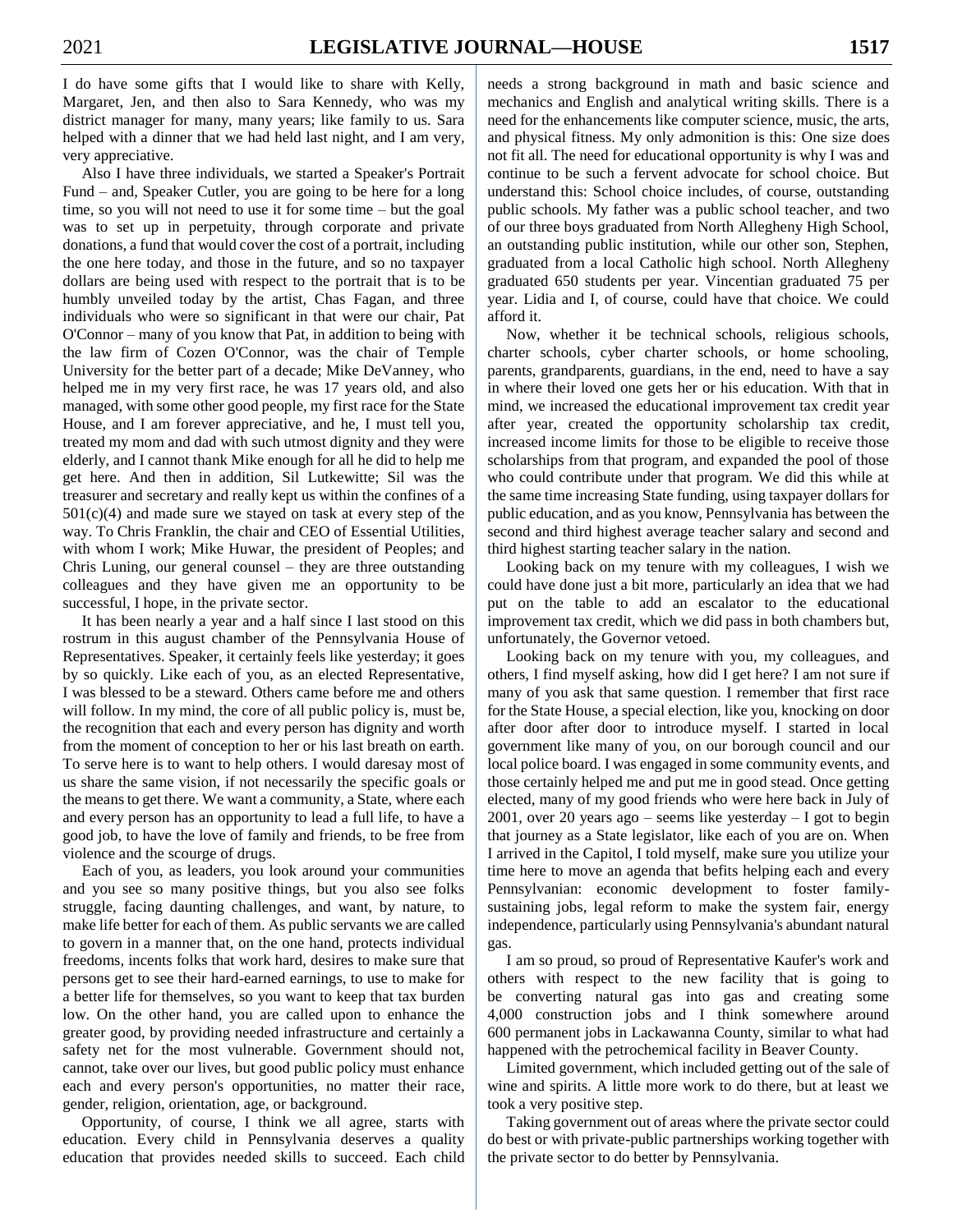I do have some gifts that I would like to share with Kelly, Margaret, Jen, and then also to Sara Kennedy, who was my district manager for many, many years; like family to us. Sara helped with a dinner that we had held last night, and I am very, very appreciative.

Also I have three individuals, we started a Speaker's Portrait Fund – and, Speaker Cutler, you are going to be here for a long time, so you will not need to use it for some time – but the goal was to set up in perpetuity, through corporate and private donations, a fund that would cover the cost of a portrait, including the one here today, and those in the future, and so no taxpayer dollars are being used with respect to the portrait that is to be humbly unveiled today by the artist, Chas Fagan, and three individuals who were so significant in that were our chair, Pat O'Connor – many of you know that Pat, in addition to being with the law firm of Cozen O'Connor, was the chair of Temple University for the better part of a decade; Mike DeVanney, who helped me in my very first race, he was 17 years old, and also managed, with some other good people, my first race for the State House, and I am forever appreciative, and he, I must tell you, treated my mom and dad with such utmost dignity and they were elderly, and I cannot thank Mike enough for all he did to help me get here. And then in addition, Sil Lutkewitte; Sil was the treasurer and secretary and really kept us within the confines of a 501(c)(4) and made sure we stayed on task at every step of the way. To Chris Franklin, the chair and CEO of Essential Utilities, with whom I work; Mike Huwar, the president of Peoples; and Chris Luning, our general counsel – they are three outstanding colleagues and they have given me an opportunity to be successful, I hope, in the private sector.

It has been nearly a year and a half since I last stood on this rostrum in this august chamber of the Pennsylvania House of Representatives. Speaker, it certainly feels like yesterday; it goes by so quickly. Like each of you, as an elected Representative, I was blessed to be a steward. Others came before me and others will follow. In my mind, the core of all public policy is, must be, the recognition that each and every person has dignity and worth from the moment of conception to her or his last breath on earth. To serve here is to want to help others. I would daresay most of us share the same vision, if not necessarily the specific goals or the means to get there. We want a community, a State, where each and every person has an opportunity to lead a full life, to have a good job, to have the love of family and friends, to be free from violence and the scourge of drugs.

Each of you, as leaders, you look around your communities and you see so many positive things, but you also see folks struggle, facing daunting challenges, and want, by nature, to make life better for each of them. As public servants we are called to govern in a manner that, on the one hand, protects individual freedoms, incents folks that work hard, desires to make sure that persons get to see their hard-earned earnings, to use to make for a better life for themselves, so you want to keep that tax burden low. On the other hand, you are called upon to enhance the greater good, by providing needed infrastructure and certainly a safety net for the most vulnerable. Government should not, cannot, take over our lives, but good public policy must enhance each and every person's opportunities, no matter their race, gender, religion, orientation, age, or background.

Opportunity, of course, I think we all agree, starts with education. Every child in Pennsylvania deserves a quality education that provides needed skills to succeed. Each child needs a strong background in math and basic science and mechanics and English and analytical writing skills. There is a need for the enhancements like computer science, music, the arts, and physical fitness. My only admonition is this: One size does not fit all. The need for educational opportunity is why I was and continue to be such a fervent advocate for school choice. But understand this: School choice includes, of course, outstanding public schools. My father was a public school teacher, and two of our three boys graduated from North Allegheny High School, an outstanding public institution, while our other son, Stephen, graduated from a local Catholic high school. North Allegheny graduated 650 students per year. Vincentian graduated 75 per year. Lidia and I, of course, could have that choice. We could afford it.

Now, whether it be technical schools, religious schools, charter schools, cyber charter schools, or home schooling, parents, grandparents, guardians, in the end, need to have a say in where their loved one gets her or his education. With that in mind, we increased the educational improvement tax credit year after year, created the opportunity scholarship tax credit, increased income limits for those to be eligible to receive those scholarships from that program, and expanded the pool of those who could contribute under that program. We did this while at the same time increasing State funding, using taxpayer dollars for public education, and as you know, Pennsylvania has between the second and third highest average teacher salary and second and third highest starting teacher salary in the nation.

Looking back on my tenure with my colleagues, I wish we could have done just a bit more, particularly an idea that we had put on the table to add an escalator to the educational improvement tax credit, which we did pass in both chambers but, unfortunately, the Governor vetoed.

Looking back on my tenure with you, my colleagues, and others, I find myself asking, how did I get here? I am not sure if many of you ask that same question. I remember that first race for the State House, a special election, like you, knocking on door after door after door to introduce myself. I started in local government like many of you, on our borough council and our local police board. I was engaged in some community events, and those certainly helped me and put me in good stead. Once getting elected, many of my good friends who were here back in July of 2001, over 20 years ago – seems like yesterday – I got to begin that journey as a State legislator, like each of you are on. When I arrived in the Capitol, I told myself, make sure you utilize your time here to move an agenda that befits helping each and every Pennsylvanian: economic development to foster family-sustaining jobs, legal reform to make the system fair, energy independence, particularly using Pennsylvania's abundant natural gas.

I am so proud, so proud of Representative Kaufer's work and others with respect to the new facility that is going to be converting natural gas into gas and creating some 4,000 construction jobs and I think somewhere around 600 permanent jobs in Lackawanna County, similar to what had happened with the petrochemical facility in Beaver County.

Limited government, which included getting out of the sale of wine and spirits. A little more work to do there, but at least we took a very positive step.

Taking government out of areas where the private sector could do best or with private-public partnerships working together with the private sector to do better by Pennsylvania.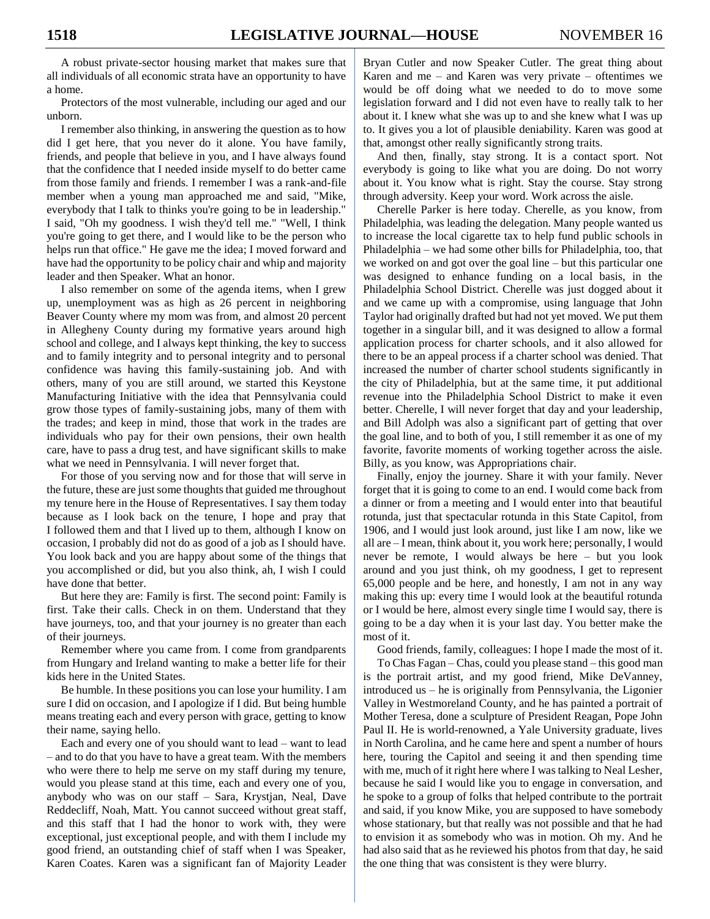A robust private-sector housing market that makes sure that all individuals of all economic strata have an opportunity to have a home.

Protectors of the most vulnerable, including our aged and our unborn.

I remember also thinking, in answering the question as to how did I get here, that you never do it alone. You have family, friends, and people that believe in you, and I have always found that the confidence that I needed inside myself to do better came from those family and friends. I remember I was a rank-and-file member when a young man approached me and said, "Mike, everybody that I talk to thinks you're going to be in leadership." I said, "Oh my goodness. I wish they'd tell me." "Well, I think you're going to get there, and I would like to be the person who helps run that office." He gave me the idea; I moved forward and have had the opportunity to be policy chair and whip and majority leader and then Speaker. What an honor.

I also remember on some of the agenda items, when I grew up, unemployment was as high as 26 percent in neighboring Beaver County where my mom was from, and almost 20 percent in Allegheny County during my formative years around high school and college, and I always kept thinking, the key to success and to family integrity and to personal integrity and to personal confidence was having this family-sustaining job. And with others, many of you are still around, we started this Keystone Manufacturing Initiative with the idea that Pennsylvania could grow those types of family-sustaining jobs, many of them with the trades; and keep in mind, those that work in the trades are individuals who pay for their own pensions, their own health care, have to pass a drug test, and have significant skills to make what we need in Pennsylvania. I will never forget that.

For those of you serving now and for those that will serve in the future, these are just some thoughts that guided me throughout my tenure here in the House of Representatives. I say them today because as I look back on the tenure, I hope and pray that I followed them and that I lived up to them, although I know on occasion, I probably did not do as good of a job as I should have. You look back and you are happy about some of the things that you accomplished or did, but you also think, ah, I wish I could have done that better.

But here they are: Family is first. The second point: Family is first. Take their calls. Check in on them. Understand that they have journeys, too, and that your journey is no greater than each of their journeys.

Remember where you came from. I come from grandparents from Hungary and Ireland wanting to make a better life for their kids here in the United States.

Be humble. In these positions you can lose your humility. I am sure I did on occasion, and I apologize if I did. But being humble means treating each and every person with grace, getting to know their name, saying hello.

Each and every one of you should want to lead – want to lead – and to do that you have to have a great team. With the members who were there to help me serve on my staff during my tenure, would you please stand at this time, each and every one of you, anybody who was on our staff – Sara, Krystjan, Neal, Dave Reddecliff, Noah, Matt. You cannot succeed without great staff, and this staff that I had the honor to work with, they were exceptional, just exceptional people, and with them I include my good friend, an outstanding chief of staff when I was Speaker, Karen Coates. Karen was a significant fan of Majority Leader Bryan Cutler and now Speaker Cutler. The great thing about Karen and me – and Karen was very private – oftentimes we would be off doing what we needed to do to move some legislation forward and I did not even have to really talk to her about it. I knew what she was up to and she knew what I was up to. It gives you a lot of plausible deniability. Karen was good at that, amongst other really significantly strong traits.

And then, finally, stay strong. It is a contact sport. Not everybody is going to like what you are doing. Do not worry about it. You know what is right. Stay the course. Stay strong through adversity. Keep your word. Work across the aisle.

Cherelle Parker is here today. Cherelle, as you know, from Philadelphia, was leading the delegation. Many people wanted us to increase the local cigarette tax to help fund public schools in Philadelphia – we had some other bills for Philadelphia, too, that we worked on and got over the goal line – but this particular one was designed to enhance funding on a local basis, in the Philadelphia School District. Cherelle was just dogged about it and we came up with a compromise, using language that John Taylor had originally drafted but had not yet moved. We put them together in a singular bill, and it was designed to allow a formal application process for charter schools, and it also allowed for there to be an appeal process if a charter school was denied. That increased the number of charter school students significantly in the city of Philadelphia, but at the same time, it put additional revenue into the Philadelphia School District to make it even better. Cherelle, I will never forget that day and your leadership, and Bill Adolph was also a significant part of getting that over the goal line, and to both of you, I still remember it as one of my favorite, favorite moments of working together across the aisle. Billy, as you know, was Appropriations chair.

Finally, enjoy the journey. Share it with your family. Never forget that it is going to come to an end. I would come back from a dinner or from a meeting and I would enter into that beautiful rotunda, just that spectacular rotunda in this State Capitol, from 1906, and I would just look around, just like I am now, like we all are – I mean, think about it, you work here; personally, I would never be remote, I would always be here – but you look around and you just think, oh my goodness, I get to represent 65,000 people and be here, and honestly, I am not in any way making this up: every time I would look at the beautiful rotunda or I would be here, almost every single time I would say, there is going to be a day when it is your last day. You better make the most of it.

Good friends, family, colleagues: I hope I made the most of it.

To Chas Fagan – Chas, could you please stand – this good man is the portrait artist, and my good friend, Mike DeVanney, introduced us – he is originally from Pennsylvania, the Ligonier Valley in Westmoreland County, and he has painted a portrait of Mother Teresa, done a sculpture of President Reagan, Pope John Paul II. He is world-renowned, a Yale University graduate, lives in North Carolina, and he came here and spent a number of hours here, touring the Capitol and seeing it and then spending time with me, much of it right here where I was talking to Neal Lesher, because he said I would like you to engage in conversation, and he spoke to a group of folks that helped contribute to the portrait and said, if you know Mike, you are supposed to have somebody whose stationary, but that really was not possible and that he had to envision it as somebody who was in motion. Oh my. And he had also said that as he reviewed his photos from that day, he said the one thing that was consistent is they were blurry.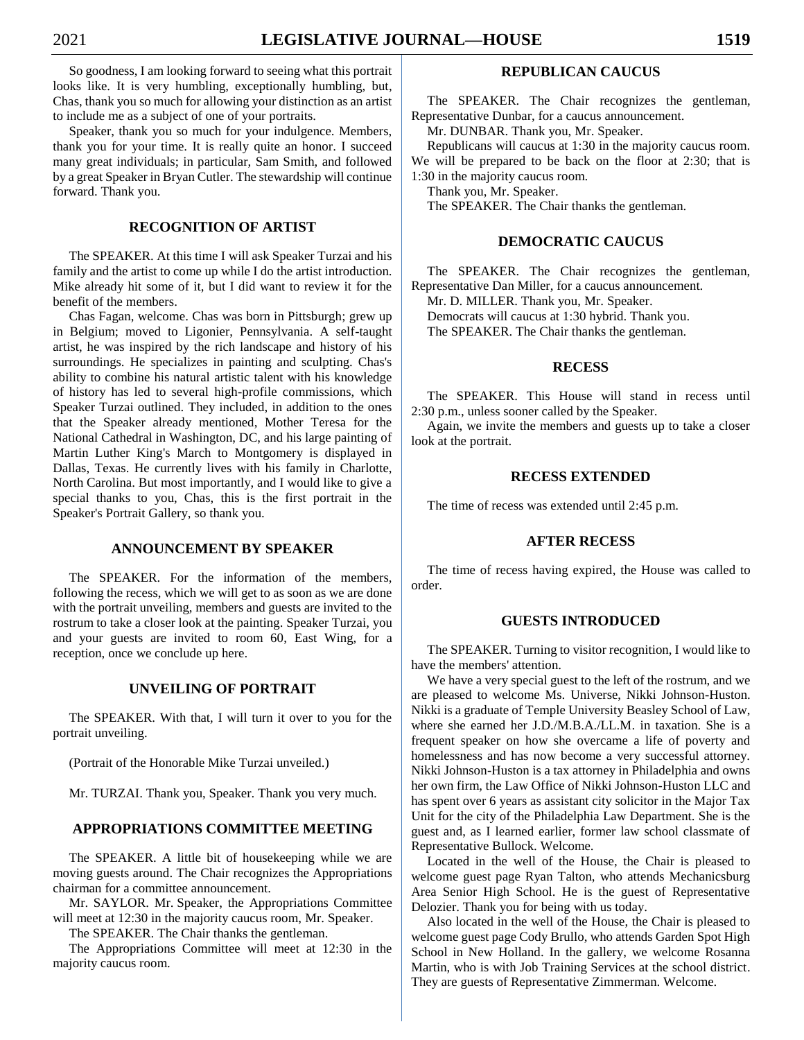So goodness, I am looking forward to seeing what this portrait looks like. It is very humbling, exceptionally humbling, but, Chas, thank you so much for allowing your distinction as an artist to include me as a subject of one of your portraits.

Speaker, thank you so much for your indulgence. Members, thank you for your time. It is really quite an honor. I succeed many great individuals; in particular, Sam Smith, and followed by a great Speaker in Bryan Cutler. The stewardship will continue forward. Thank you.

## RECOGNITION OF ARTIST

The SPEAKER. At this time I will ask Speaker Turzai and his family and the artist to come up while I do the artist introduction. Mike already hit some of it, but I did want to review it for the benefit of the members.

Chas Fagan, welcome. Chas was born in Pittsburgh; grew up in Belgium; moved to Ligonier, Pennsylvania. A self-taught artist, he was inspired by the rich landscape and history of his surroundings. He specializes in painting and sculpting. Chas's ability to combine his natural artistic talent with his knowledge of history has led to several high-profile commissions, which Speaker Turzai outlined. They included, in addition to the ones that the Speaker already mentioned, Mother Teresa for the National Cathedral in Washington, DC, and his large painting of Martin Luther King's March to Montgomery is displayed in Dallas, Texas. He currently lives with his family in Charlotte, North Carolina. But most importantly, and I would like to give a special thanks to you, Chas, this is the first portrait in the Speaker's Portrait Gallery, so thank you.

## ANNOUNCEMENT BY SPEAKER

The SPEAKER. For the information of the members, following the recess, which we will get to as soon as we are done with the portrait unveiling, members and guests are invited to the rostrum to take a closer look at the painting. Speaker Turzai, you and your guests are invited to room 60, East Wing, for a reception, once we conclude up here.

## UNVEILING OF PORTRAIT

The SPEAKER. With that, I will turn it over to you for the portrait unveiling.

(Portrait of the Honorable Mike Turzai unveiled.)

Mr. TURZAI. Thank you, Speaker. Thank you very much.

## APPROPRIATIONS COMMITTEE MEETING

The SPEAKER. A little bit of housekeeping while we are moving guests around. The Chair recognizes the Appropriations chairman for a committee announcement.

Mr. SAYLOR. Mr. Speaker, the Appropriations Committee will meet at 12:30 in the majority caucus room, Mr. Speaker.

The SPEAKER. The Chair thanks the gentleman.

The Appropriations Committee will meet at 12:30 in the majority caucus room.

## REPUBLICAN CAUCUS

The SPEAKER. The Chair recognizes the gentleman, Representative Dunbar, for a caucus announcement.

Mr. DUNBAR. Thank you, Mr. Speaker.

Republicans will caucus at 1:30 in the majority caucus room. We will be prepared to be back on the floor at 2:30; that is 1:30 in the majority caucus room.

Thank you, Mr. Speaker.

The SPEAKER. The Chair thanks the gentleman.

## DEMOCRATIC CAUCUS

The SPEAKER. The Chair recognizes the gentleman, Representative Dan Miller, for a caucus announcement.

Mr. D. MILLER. Thank you, Mr. Speaker.

Democrats will caucus at 1:30 hybrid. Thank you.

The SPEAKER. The Chair thanks the gentleman.

## RECESS

The SPEAKER. This House will stand in recess until 2:30 p.m., unless sooner called by the Speaker.

Again, we invite the members and guests up to take a closer look at the portrait.

## RECESS EXTENDED

The time of recess was extended until 2:45 p.m.

## AFTER RECESS

The time of recess having expired, the House was called to order.

## GUESTS INTRODUCED

The SPEAKER. Turning to visitor recognition, I would like to have the members' attention.

We have a very special guest to the left of the rostrum, and we are pleased to welcome Ms. Universe, Nikki Johnson-Huston. Nikki is a graduate of Temple University Beasley School of Law, where she earned her J.D./M.B.A./LL.M. in taxation. She is a frequent speaker on how she overcame a life of poverty and homelessness and has now become a very successful attorney. Nikki Johnson-Huston is a tax attorney in Philadelphia and owns her own firm, the Law Office of Nikki Johnson-Huston LLC and has spent over 6 years as assistant city solicitor in the Major Tax Unit for the city of the Philadelphia Law Department. She is the guest and, as I learned earlier, former law school classmate of Representative Bullock. Welcome.

Located in the well of the House, the Chair is pleased to welcome guest page Ryan Talton, who attends Mechanicsburg Area Senior High School. He is the guest of Representative Delozier. Thank you for being with us today.

Also located in the well of the House, the Chair is pleased to welcome guest page Cody Brullo, who attends Garden Spot High School in New Holland. In the gallery, we welcome Rosanna Martin, who is with Job Training Services at the school district. They are guests of Representative Zimmerman. Welcome.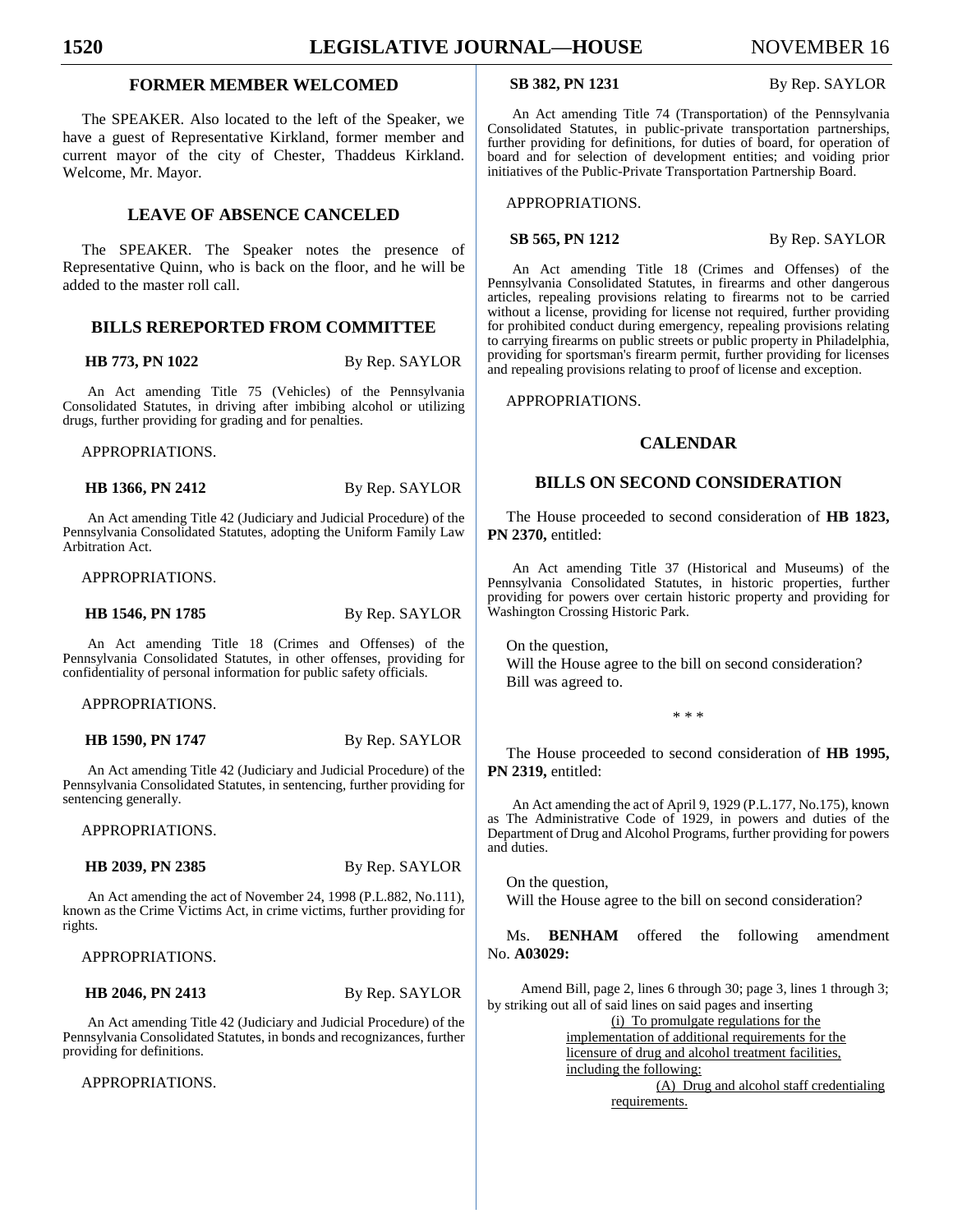## FORMER MEMBER WELCOMED

The SPEAKER. Also located to the left of the Speaker, we have a guest of Representative Kirkland, former member and current mayor of the city of Chester, Thaddeus Kirkland. Welcome, Mr. Mayor.

## LEAVE OF ABSENCE CANCELED

The SPEAKER. The Speaker notes the presence of Representative Quinn, who is back on the floor, and he will be added to the master roll call.

## BILLS REREPORTED FROM COMMITTEE

**HB 773, PN 1022** By Rep. SAYLOR

An Act amending Title 75 (Vehicles) of the Pennsylvania Consolidated Statutes, in driving after imbibing alcohol or utilizing drugs, further providing for grading and for penalties.

APPROPRIATIONS.

**HB 1366, PN 2412** By Rep. SAYLOR

An Act amending Title 42 (Judiciary and Judicial Procedure) of the Pennsylvania Consolidated Statutes, adopting the Uniform Family Law Arbitration Act.

APPROPRIATIONS.

**HB 1546, PN 1785** By Rep. SAYLOR

An Act amending Title 18 (Crimes and Offenses) of the Pennsylvania Consolidated Statutes, in other offenses, providing for confidentiality of personal information for public safety officials.

APPROPRIATIONS.

**HB 1590, PN 1747** By Rep. SAYLOR

An Act amending Title 42 (Judiciary and Judicial Procedure) of the Pennsylvania Consolidated Statutes, in sentencing, further providing for sentencing generally.

APPROPRIATIONS.

**HB 2039, PN 2385** By Rep. SAYLOR

An Act amending the act of November 24, 1998 (P.L.882, No.111), known as the Crime Victims Act, in crime victims, further providing for rights.

APPROPRIATIONS.

**HB 2046, PN 2413** By Rep. SAYLOR

An Act amending Title 42 (Judiciary and Judicial Procedure) of the Pennsylvania Consolidated Statutes, in bonds and recognizances, further providing for definitions.

APPROPRIATIONS.

**SB 382, PN 1231** By Rep. SAYLOR

An Act amending Title 74 (Transportation) of the Pennsylvania Consolidated Statutes, in public-private transportation partnerships, further providing for definitions, for duties of board, for operation of board and for selection of development entities; and voiding prior initiatives of the Public-Private Transportation Partnership Board.

APPROPRIATIONS.

**SB 565, PN 1212** By Rep. SAYLOR

An Act amending Title 18 (Crimes and Offenses) of the Pennsylvania Consolidated Statutes, in firearms and other dangerous articles, repealing provisions relating to firearms not to be carried without a license, providing for license not required, further providing for prohibited conduct during emergency, repealing provisions relating to carrying firearms on public streets or public property in Philadelphia, providing for sportsman's firearm permit, further providing for licenses and repealing provisions relating to proof of license and exception.

APPROPRIATIONS.

## CALENDAR

## BILLS ON SECOND CONSIDERATION

The House proceeded to second consideration of **HB 1823, PN 2370,** entitled:

An Act amending Title 37 (Historical and Museums) of the Pennsylvania Consolidated Statutes, in historic properties, further providing for powers over certain historic property and providing for Washington Crossing Historic Park.

On the question,
Will the House agree to the bill on second consideration?
Bill was agreed to.

\* \* \*

The House proceeded to second consideration of **HB 1995, PN 2319,** entitled:

An Act amending the act of April 9, 1929 (P.L.177, No.175), known as The Administrative Code of 1929, in powers and duties of the Department of Drug and Alcohol Programs, further providing for powers and duties.

On the question,
Will the House agree to the bill on second consideration?

Ms. **BENHAM** offered the following amendment No. **A03029:**

Amend Bill, page 2, lines 6 through 30; page 3, lines 1 through 3; by striking out all of said lines on said pages and inserting

<u>(i) To promulgate regulations for the implementation of additional requirements for the licensure of drug and alcohol treatment facilities, including the following:</u>

<u>(A) Drug and alcohol staff credentialing requirements.</u>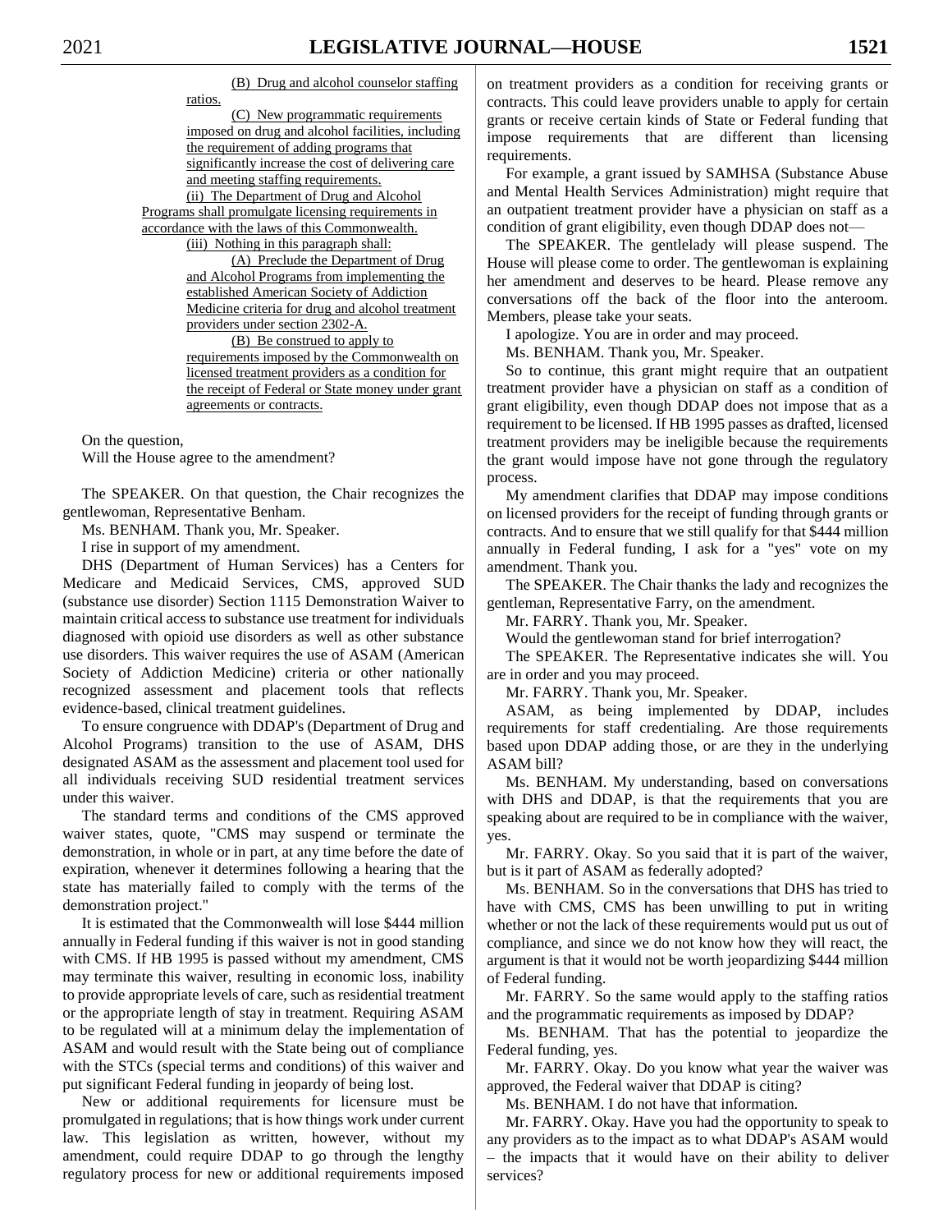(B) Drug and alcohol counselor staffing ratios.

(C) New programmatic requirements imposed on drug and alcohol facilities, including the requirement of adding programs that significantly increase the cost of delivering care and meeting staffing requirements.

(ii) The Department of Drug and Alcohol Programs shall promulgate licensing requirements in accordance with the laws of this Commonwealth.

(iii) Nothing in this paragraph shall:

(A) Preclude the Department of Drug and Alcohol Programs from implementing the established American Society of Addiction Medicine criteria for drug and alcohol treatment providers under section 2302-A.

(B) Be construed to apply to requirements imposed by the Commonwealth on licensed treatment providers as a condition for the receipt of Federal or State money under grant agreements or contracts.

On the question,

Will the House agree to the amendment?

The SPEAKER. On that question, the Chair recognizes the gentlewoman, Representative Benham.

Ms. BENHAM. Thank you, Mr. Speaker.

I rise in support of my amendment.

DHS (Department of Human Services) has a Centers for Medicare and Medicaid Services, CMS, approved SUD (substance use disorder) Section 1115 Demonstration Waiver to maintain critical access to substance use treatment for individuals diagnosed with opioid use disorders as well as other substance use disorders. This waiver requires the use of ASAM (American Society of Addiction Medicine) criteria or other nationally recognized assessment and placement tools that reflects evidence-based, clinical treatment guidelines.

To ensure congruence with DDAP's (Department of Drug and Alcohol Programs) transition to the use of ASAM, DHS designated ASAM as the assessment and placement tool used for all individuals receiving SUD residential treatment services under this waiver.

The standard terms and conditions of the CMS approved waiver states, quote, "CMS may suspend or terminate the demonstration, in whole or in part, at any time before the date of expiration, whenever it determines following a hearing that the state has materially failed to comply with the terms of the demonstration project."

It is estimated that the Commonwealth will lose $444 million annually in Federal funding if this waiver is not in good standing with CMS. If HB 1995 is passed without my amendment, CMS may terminate this waiver, resulting in economic loss, inability to provide appropriate levels of care, such as residential treatment or the appropriate length of stay in treatment. Requiring ASAM to be regulated will at a minimum delay the implementation of ASAM and would result with the State being out of compliance with the STCs (special terms and conditions) of this waiver and put significant Federal funding in jeopardy of being lost.

New or additional requirements for licensure must be promulgated in regulations; that is how things work under current law. This legislation as written, however, without my amendment, could require DDAP to go through the lengthy regulatory process for new or additional requirements imposed on treatment providers as a condition for receiving grants or contracts. This could leave providers unable to apply for certain grants or receive certain kinds of State or Federal funding that impose requirements that are different than licensing requirements.

For example, a grant issued by SAMHSA (Substance Abuse and Mental Health Services Administration) might require that an outpatient treatment provider have a physician on staff as a condition of grant eligibility, even though DDAP does not—

The SPEAKER. The gentlelady will please suspend. The House will please come to order. The gentlewoman is explaining her amendment and deserves to be heard. Please remove any conversations off the back of the floor into the anteroom. Members, please take your seats.

I apologize. You are in order and may proceed.

Ms. BENHAM. Thank you, Mr. Speaker.

So to continue, this grant might require that an outpatient treatment provider have a physician on staff as a condition of grant eligibility, even though DDAP does not impose that as a requirement to be licensed. If HB 1995 passes as drafted, licensed treatment providers may be ineligible because the requirements the grant would impose have not gone through the regulatory process.

My amendment clarifies that DDAP may impose conditions on licensed providers for the receipt of funding through grants or contracts. And to ensure that we still qualify for that $444 million annually in Federal funding, I ask for a "yes" vote on my amendment. Thank you.

The SPEAKER. The Chair thanks the lady and recognizes the gentleman, Representative Farry, on the amendment.

Mr. FARRY. Thank you, Mr. Speaker.

Would the gentlewoman stand for brief interrogation?

The SPEAKER. The Representative indicates she will. You are in order and you may proceed.

Mr. FARRY. Thank you, Mr. Speaker.

ASAM, as being implemented by DDAP, includes requirements for staff credentialing. Are those requirements based upon DDAP adding those, or are they in the underlying ASAM bill?

Ms. BENHAM. My understanding, based on conversations with DHS and DDAP, is that the requirements that you are speaking about are required to be in compliance with the waiver, yes.

Mr. FARRY. Okay. So you said that it is part of the waiver, but is it part of ASAM as federally adopted?

Ms. BENHAM. So in the conversations that DHS has tried to have with CMS, CMS has been unwilling to put in writing whether or not the lack of these requirements would put us out of compliance, and since we do not know how they will react, the argument is that it would not be worth jeopardizing $444 million of Federal funding.

Mr. FARRY. So the same would apply to the staffing ratios and the programmatic requirements as imposed by DDAP?

Ms. BENHAM. That has the potential to jeopardize the Federal funding, yes.

Mr. FARRY. Okay. Do you know what year the waiver was approved, the Federal waiver that DDAP is citing?

Ms. BENHAM. I do not have that information.

Mr. FARRY. Okay. Have you had the opportunity to speak to any providers as to the impact as to what DDAP's ASAM would – the impacts that it would have on their ability to deliver services?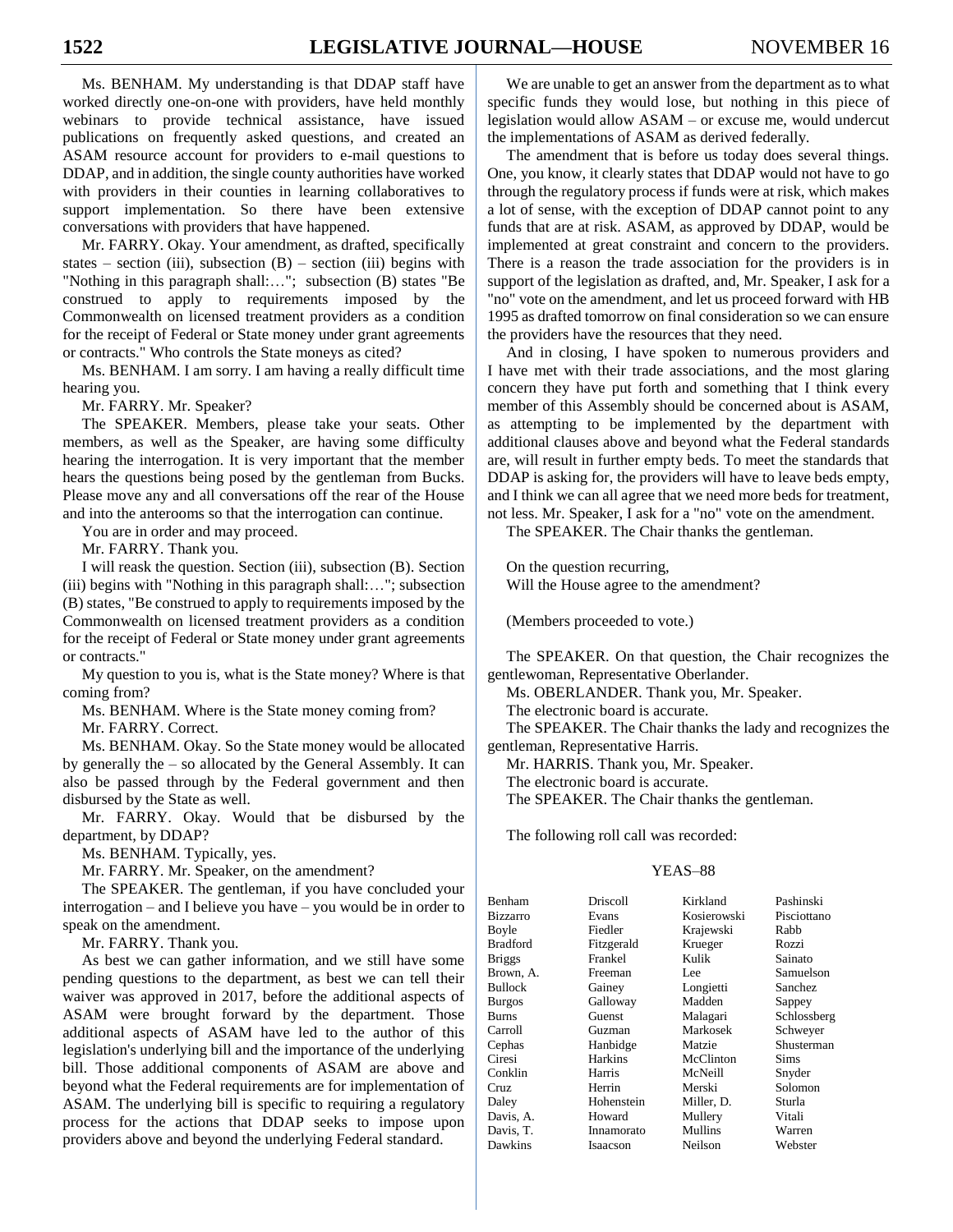Ms. BENHAM. My understanding is that DDAP staff have worked directly one-on-one with providers, have held monthly webinars to provide technical assistance, have issued publications on frequently asked questions, and created an ASAM resource account for providers to e-mail questions to DDAP, and in addition, the single county authorities have worked with providers in their counties in learning collaboratives to support implementation. So there have been extensive conversations with providers that have happened.

Mr. FARRY. Okay. Your amendment, as drafted, specifically states – section (iii), subsection (B) – section (iii) begins with "Nothing in this paragraph shall:…"; subsection (B) states "Be construed to apply to requirements imposed by the Commonwealth on licensed treatment providers as a condition for the receipt of Federal or State money under grant agreements or contracts." Who controls the State moneys as cited?

Ms. BENHAM. I am sorry. I am having a really difficult time hearing you.

Mr. FARRY. Mr. Speaker?

The SPEAKER. Members, please take your seats. Other members, as well as the Speaker, are having some difficulty hearing the interrogation. It is very important that the member hears the questions being posed by the gentleman from Bucks. Please move any and all conversations off the rear of the House and into the anterooms so that the interrogation can continue.

You are in order and may proceed.

Mr. FARRY. Thank you.

I will reask the question. Section (iii), subsection (B). Section (iii) begins with "Nothing in this paragraph shall:…"; subsection (B) states, "Be construed to apply to requirements imposed by the Commonwealth on licensed treatment providers as a condition for the receipt of Federal or State money under grant agreements or contracts."

My question to you is, what is the State money? Where is that coming from?

Ms. BENHAM. Where is the State money coming from?

Mr. FARRY. Correct.

Ms. BENHAM. Okay. So the State money would be allocated by generally the – so allocated by the General Assembly. It can also be passed through by the Federal government and then disbursed by the State as well.

Mr. FARRY. Okay. Would that be disbursed by the department, by DDAP?

Ms. BENHAM. Typically, yes.

Mr. FARRY. Mr. Speaker, on the amendment?

The SPEAKER. The gentleman, if you have concluded your interrogation – and I believe you have – you would be in order to speak on the amendment.

Mr. FARRY. Thank you.

As best we can gather information, and we still have some pending questions to the department, as best we can tell their waiver was approved in 2017, before the additional aspects of ASAM were brought forward by the department. Those additional aspects of ASAM have led to the author of this legislation's underlying bill and the importance of the underlying bill. Those additional components of ASAM are above and beyond what the Federal requirements are for implementation of ASAM. The underlying bill is specific to requiring a regulatory process for the actions that DDAP seeks to impose upon providers above and beyond the underlying Federal standard.

We are unable to get an answer from the department as to what specific funds they would lose, but nothing in this piece of legislation would allow ASAM – or excuse me, would undercut the implementations of ASAM as derived federally.

The amendment that is before us today does several things. One, you know, it clearly states that DDAP would not have to go through the regulatory process if funds were at risk, which makes a lot of sense, with the exception of DDAP cannot point to any funds that are at risk. ASAM, as approved by DDAP, would be implemented at great constraint and concern to the providers. There is a reason the trade association for the providers is in support of the legislation as drafted, and, Mr. Speaker, I ask for a "no" vote on the amendment, and let us proceed forward with HB 1995 as drafted tomorrow on final consideration so we can ensure the providers have the resources that they need.

And in closing, I have spoken to numerous providers and I have met with their trade associations, and the most glaring concern they have put forth and something that I think every member of this Assembly should be concerned about is ASAM, as attempting to be implemented by the department with additional clauses above and beyond what the Federal standards are, will result in further empty beds. To meet the standards that DDAP is asking for, the providers will have to leave beds empty, and I think we can all agree that we need more beds for treatment, not less. Mr. Speaker, I ask for a "no" vote on the amendment.

The SPEAKER. The Chair thanks the gentleman.

On the question recurring,
Will the House agree to the amendment?

(Members proceeded to vote.)

The SPEAKER. On that question, the Chair recognizes the gentlewoman, Representative Oberlander.

Ms. OBERLANDER. Thank you, Mr. Speaker.

The electronic board is accurate.

The SPEAKER. The Chair thanks the lady and recognizes the gentleman, Representative Harris.

Mr. HARRIS. Thank you, Mr. Speaker.

The electronic board is accurate.

The SPEAKER. The Chair thanks the gentleman.

The following roll call was recorded:

YEAS–88

| | | | |
|---|---|---|---|
| Benham | Driscoll | Kirkland | Pashinski |
| Bizzarro | Evans | Kosierowski | Pisciottano |
| Boyle | Fiedler | Krajewski | Rabb |
| Bradford | Fitzgerald | Krueger | Rozzi |
| Briggs | Frankel | Kulik | Sainato |
| Brown, A. | Freeman | Lee | Samuelson |
| Bullock | Gainey | Longietti | Sanchez |
| Burgos | Galloway | Madden | Sappey |
| Burns | Guenst | Malagari | Schlossberg |
| Carroll | Guzman | Markosek | Schweyer |
| Cephas | Hanbidge | Matzie | Shusterman |
| Ciresi | Harkins | McClinton | Sims |
| Conklin | Harris | McNeill | Snyder |
| Cruz | Herrin | Merski | Solomon |
| Daley | Hohenstein | Miller, D. | Sturla |
| Davis, A. | Howard | Mullery | Vitali |
| Davis, T. | Innamorato | Mullins | Warren |
| Dawkins | Isaacson | Neilson | Webster |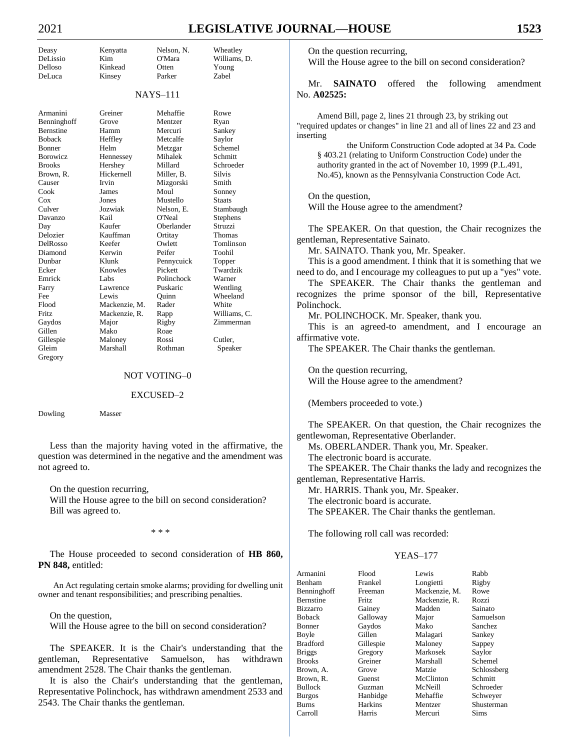| | | | |
|---|---|---|---|
| Deasy | Kenyatta | Nelson, N. | Wheatley |
| DeLissio | Kim | O'Mara | Williams, D. |
| Delloso | Kinkead | Otten | Young |
| DeLuca | Kinsey | Parker | Zabel |

NAYS–111

| | | | |
|---|---|---|---|
| Armanini | Greiner | Mehaffie | Rowe |
| Benninghoff | Grove | Mentzer | Ryan |
| Bernstine | Hamm | Mercuri | Sankey |
| Boback | Heffley | Metcalfe | Saylor |
| Bonner | Helm | Metzgar | Schemel |
| Borowicz | Hennessey | Mihalek | Schmitt |
| Brooks | Hershey | Millard | Schroeder |
| Brown, R. | Hickernell | Miller, B. | Silvis |
| Causer | Irvin | Mizgorski | Smith |
| Cook | James | Moul | Sonney |
| Cox | Jones | Mustello | Staats |
| Culver | Jozwiak | Nelson, E. | Stambaugh |
| Davanzo | Kail | O'Neal | Stephens |
| Day | Kaufer | Oberlander | Struzzi |
| Delozier | Kauffman | Ortitay | Thomas |
| DelRosso | Keefer | Owlett | Tomlinson |
| Diamond | Kerwin | Peifer | Toohil |
| Dunbar | Klunk | Pennycuick | Topper |
| Ecker | Knowles | Pickett | Twardzik |
| Emrick | Labs | Polinchock | Warner |
| Farry | Lawrence | Puskaric | Wentling |
| Fee | Lewis | Quinn | Wheeland |
| Flood | Mackenzie, M. | Rader | White |
| Fritz | Mackenzie, R. | Rapp | Williams, C. |
| Gaydos | Major | Rigby | Zimmerman |
| Gillen | Mako | Roae | |
| Gillespie | Maloney | Rossi | Cutler, |
| Gleim | Marshall | Rothman | Speaker |
| Gregory | | | |

NOT VOTING–0

EXCUSED–2

| | |
|---|---|
| Dowling | Masser |

Less than the majority having voted in the affirmative, the question was determined in the negative and the amendment was not agreed to.

On the question recurring,
Will the House agree to the bill on second consideration?
Bill was agreed to.

\* \* \*

The House proceeded to second consideration of **HB 860, PN 848,** entitled:

An Act regulating certain smoke alarms; providing for dwelling unit owner and tenant responsibilities; and prescribing penalties.

On the question,
Will the House agree to the bill on second consideration?

The SPEAKER. It is the Chair's understanding that the gentleman, Representative Samuelson, has withdrawn amendment 2528. The Chair thanks the gentleman.

It is also the Chair's understanding that the gentleman, Representative Polinchock, has withdrawn amendment 2533 and 2543. The Chair thanks the gentleman.

On the question recurring,
Will the House agree to the bill on second consideration?

Mr. **SAINATO** offered the following amendment No. **A02525:**

Amend Bill, page 2, lines 21 through 23, by striking out "required updates or changes" in line 21 and all of lines 22 and 23 and inserting

the Uniform Construction Code adopted at 34 Pa. Code § 403.21 (relating to Uniform Construction Code) under the authority granted in the act of November 10, 1999 (P.L.491, No.45), known as the Pennsylvania Construction Code Act.

On the question,
Will the House agree to the amendment?

The SPEAKER. On that question, the Chair recognizes the gentleman, Representative Sainato.

Mr. SAINATO. Thank you, Mr. Speaker.

This is a good amendment. I think that it is something that we need to do, and I encourage my colleagues to put up a "yes" vote.

The SPEAKER. The Chair thanks the gentleman and recognizes the prime sponsor of the bill, Representative Polinchock.

Mr. POLINCHOCK. Mr. Speaker, thank you.

This is an agreed-to amendment, and I encourage an affirmative vote.

The SPEAKER. The Chair thanks the gentleman.

On the question recurring,
Will the House agree to the amendment?

(Members proceeded to vote.)

The SPEAKER. On that question, the Chair recognizes the gentlewoman, Representative Oberlander.

Ms. OBERLANDER. Thank you, Mr. Speaker.

The electronic board is accurate.

The SPEAKER. The Chair thanks the lady and recognizes the gentleman, Representative Harris.

Mr. HARRIS. Thank you, Mr. Speaker.

The electronic board is accurate.

The SPEAKER. The Chair thanks the gentleman.

The following roll call was recorded:

YEAS–177

| | | | |
|---|---|---|---|
| Armanini | Flood | Lewis | Rabb |
| Benham | Frankel | Longietti | Rigby |
| Benninghoff | Freeman | Mackenzie, M. | Rowe |
| Bernstine | Fritz | Mackenzie, R. | Rozzi |
| Bizzarro | Gainey | Madden | Sainato |
| Boback | Galloway | Major | Samuelson |
| Bonner | Gaydos | Mako | Sanchez |
| Boyle | Gillen | Malagari | Sankey |
| Bradford | Gillespie | Maloney | Sappey |
| Briggs | Gregory | Markosek | Saylor |
| Brooks | Greiner | Marshall | Schemel |
| Brown, A. | Grove | Matzie | Schlossberg |
| Brown, R. | Guenst | McClinton | Schmitt |
| Bullock | Guzman | McNeill | Schroeder |
| Burgos | Hanbidge | Mehaffie | Schweyer |
| Burns | Harkins | Mentzer | Shusterman |
| Carroll | Harris | Mercuri | Sims |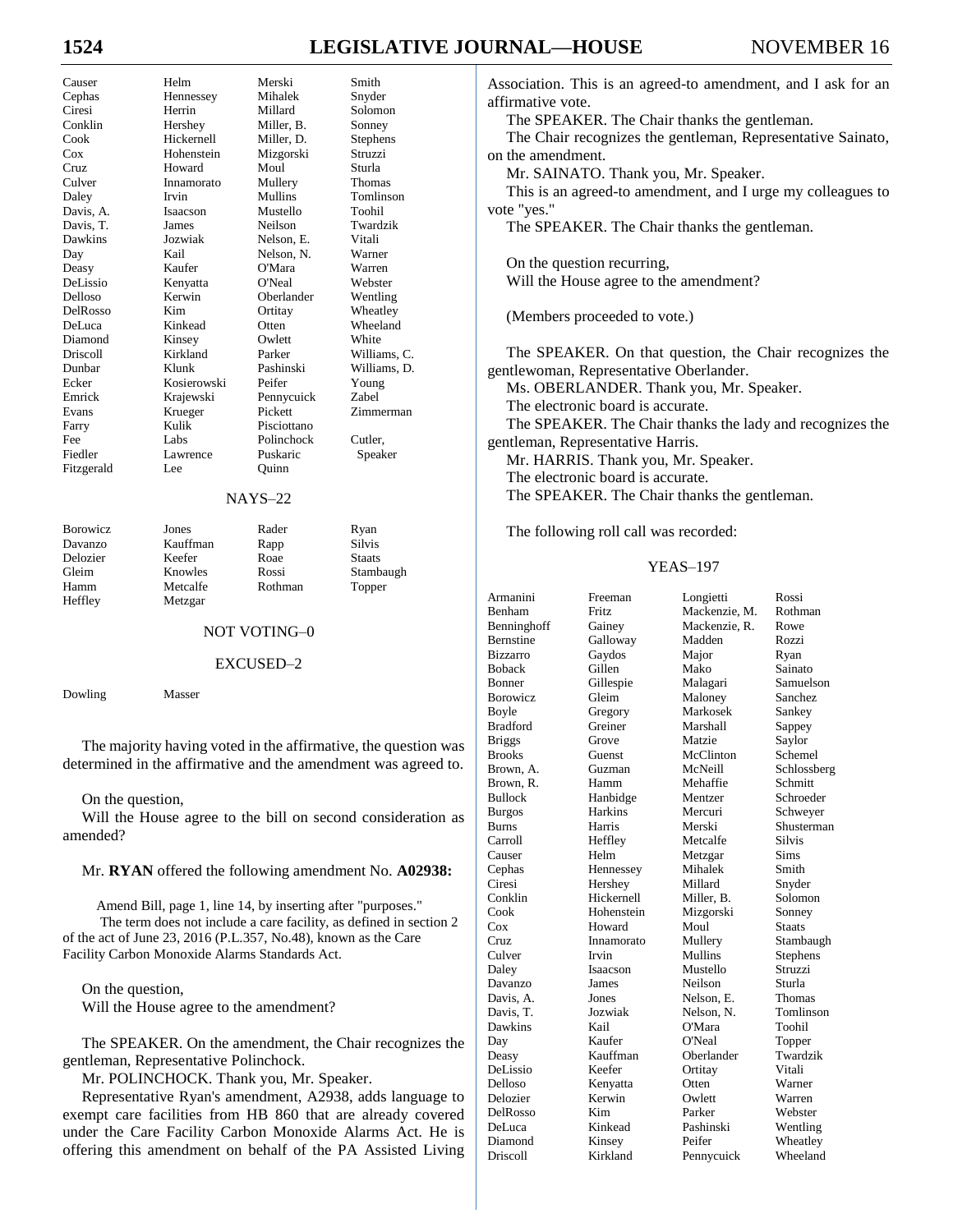| | | | |
|---|---|---|---|
| Causer | Helm | Merski | Smith |
| Cephas | Hennessey | Mihalek | Snyder |
| Ciresi | Herrin | Millard | Solomon |
| Conklin | Hershey | Miller, B. | Sonney |
| Cook | Hickernell | Miller, D. | Stephens |
| Cox | Hohenstein | Mizgorski | Struzzi |
| Cruz | Howard | Moul | Sturla |
| Culver | Innamorato | Mullery | Thomas |
| Daley | Irvin | Mullins | Tomlinson |
| Davis, A. | Isaacson | Mustello | Toohil |
| Davis, T. | James | Neilson | Twardzik |
| Dawkins | Jozwiak | Nelson, E. | Vitali |
| Day | Kail | Nelson, N. | Warner |
| Deasy | Kaufer | O'Mara | Warren |
| DeLissio | Kenyatta | O'Neal | Webster |
| Delloso | Kerwin | Oberlander | Wentling |
| DelRosso | Kim | Ortitay | Wheatley |
| DeLuca | Kinkead | Otten | Wheeland |
| Diamond | Kinsey | Owlett | White |
| Driscoll | Kirkland | Parker | Williams, C. |
| Dunbar | Klunk | Pashinski | Williams, D. |
| Ecker | Kosierowski | Peifer | Young |
| Emrick | Krajewski | Pennycuick | Zabel |
| Evans | Krueger | Pickett | Zimmerman |
| Farry | Kulik | Pisciottano | |
| Fee | Labs | Polinchock | Cutler, |
| Fiedler | Lawrence | Puskaric | Speaker |
| Fitzgerald | Lee | Quinn | |

NAYS–22

| | | | |
|---|---|---|---|
| Borowicz | Jones | Rader | Ryan |
| Davanzo | Kauffman | Rapp | Silvis |
| Delozier | Keefer | Roae | Staats |
| Gleim | Knowles | Rossi | Stambaugh |
| Hamm | Metcalfe | Rothman | Topper |
| Heffley | Metzgar | | |

NOT VOTING–0

EXCUSED–2

| | |
|---|---|
| Dowling | Masser |

The majority having voted in the affirmative, the question was determined in the affirmative and the amendment was agreed to.

On the question,
Will the House agree to the bill on second consideration as amended?

Mr. **RYAN** offered the following amendment No. **A02938:**

Amend Bill, page 1, line 14, by inserting after "purposes."
The term does not include a care facility, as defined in section 2 of the act of June 23, 2016 (P.L.357, No.48), known as the Care Facility Carbon Monoxide Alarms Standards Act.

On the question,
Will the House agree to the amendment?

The SPEAKER. On the amendment, the Chair recognizes the gentleman, Representative Polinchock.

Mr. POLINCHOCK. Thank you, Mr. Speaker.

Representative Ryan's amendment, A2938, adds language to exempt care facilities from HB 860 that are already covered under the Care Facility Carbon Monoxide Alarms Act. He is offering this amendment on behalf of the PA Assisted Living Association. This is an agreed-to amendment, and I ask for an affirmative vote.

The SPEAKER. The Chair thanks the gentleman.

The Chair recognizes the gentleman, Representative Sainato, on the amendment.

Mr. SAINATO. Thank you, Mr. Speaker.

This is an agreed-to amendment, and I urge my colleagues to vote "yes."

The SPEAKER. The Chair thanks the gentleman.

On the question recurring,
Will the House agree to the amendment?

(Members proceeded to vote.)

The SPEAKER. On that question, the Chair recognizes the gentlewoman, Representative Oberlander.

Ms. OBERLANDER. Thank you, Mr. Speaker.

The electronic board is accurate.

The SPEAKER. The Chair thanks the lady and recognizes the gentleman, Representative Harris.

Mr. HARRIS. Thank you, Mr. Speaker.

The electronic board is accurate.

The SPEAKER. The Chair thanks the gentleman.

The following roll call was recorded:

YEAS–197

| | | | |
|---|---|---|---|
| Armanini | Freeman | Longietti | Rossi |
| Benham | Fritz | Mackenzie, M. | Rothman |
| Benninghoff | Gainey | Mackenzie, R. | Rowe |
| Bernstine | Galloway | Madden | Rozzi |
| Bizzarro | Gaydos | Major | Ryan |
| Boback | Gillen | Mako | Sainato |
| Bonner | Gillespie | Malagari | Samuelson |
| Borowicz | Gleim | Maloney | Sanchez |
| Boyle | Gregory | Markosek | Sankey |
| Bradford | Greiner | Marshall | Sappey |
| Briggs | Grove | Matzie | Saylor |
| Brooks | Guenst | McClinton | Schemel |
| Brown, A. | Guzman | McNeill | Schlossberg |
| Brown, R. | Hamm | Mehaffie | Schmitt |
| Bullock | Hanbidge | Mentzer | Schroeder |
| Burgos | Harkins | Mercuri | Schweyer |
| Burns | Harris | Merski | Shusterman |
| Carroll | Heffley | Metcalfe | Silvis |
| Causer | Helm | Metzgar | Sims |
| Cephas | Hennessey | Mihalek | Smith |
| Ciresi | Hershey | Millard | Snyder |
| Conklin | Hickernell | Miller, B. | Solomon |
| Cook | Hohenstein | Mizgorski | Sonney |
| Cox | Howard | Moul | Staats |
| Cruz | Innamorato | Mullery | Stambaugh |
| Culver | Irvin | Mullins | Stephens |
| Daley | Isaacson | Mustello | Struzzi |
| Davanzo | James | Neilson | Sturla |
| Davis, A. | Jones | Nelson, E. | Thomas |
| Davis, T. | Jozwiak | Nelson, N. | Tomlinson |
| Dawkins | Kail | O'Mara | Toohil |
| Day | Kaufer | O'Neal | Topper |
| Deasy | Kauffman | Oberlander | Twardzik |
| DeLissio | Keefer | Ortitay | Vitali |
| Delloso | Kenyatta | Otten | Warner |
| Delozier | Kerwin | Owlett | Warren |
| DelRosso | Kim | Parker | Webster |
| DeLuca | Kinkead | Pashinski | Wentling |
| Diamond | Kinsey | Peifer | Wheatley |
| Driscoll | Kirkland | Pennycuick | Wheeland |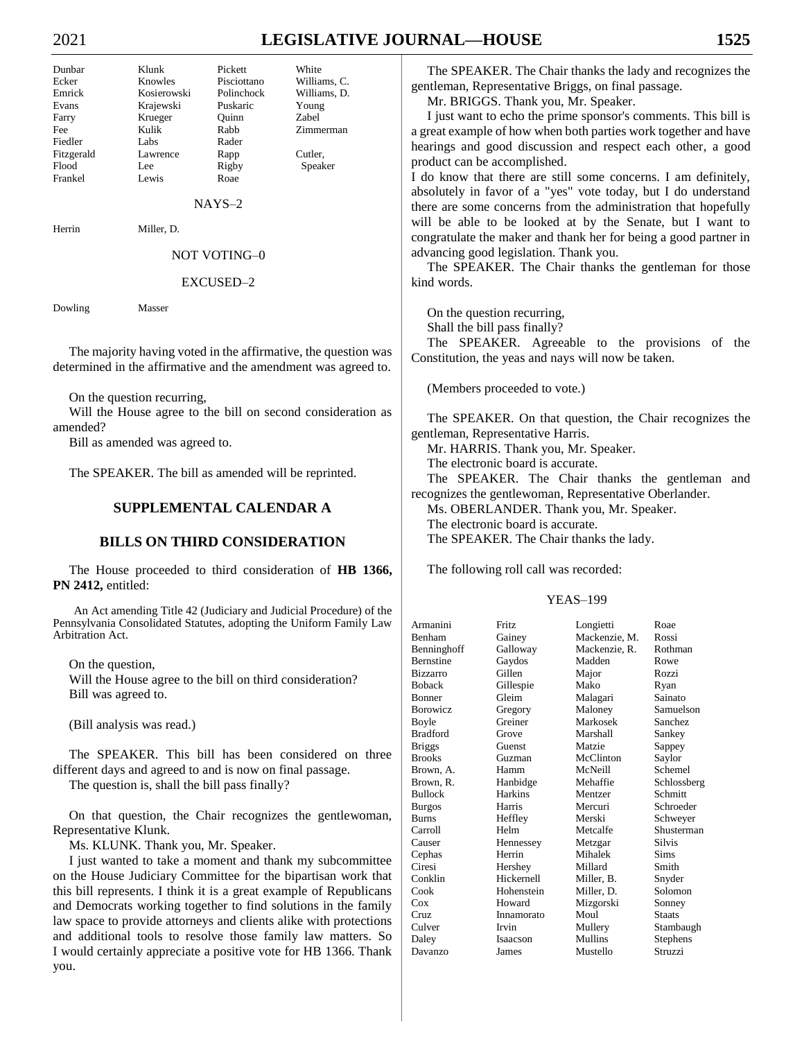| | | | |
|---|---|---|---|
| Dunbar | Klunk | Pickett | White |
| Ecker | Knowles | Pisciottano | Williams, C. |
| Emrick | Kosierowski | Polinchock | Williams, D. |
| Evans | Krajewski | Puskaric | Young |
| Farry | Krueger | Quinn | Zabel |
| Fee | Kulik | Rabb | Zimmerman |
| Fiedler | Labs | Rader | |
| Fitzgerald | Lawrence | Rapp | Cutler, |
| Flood | Lee | Rigby | Speaker |
| Frankel | Lewis | Roae | |

NAYS–2

| | |
|---|---|
| Herrin | Miller, D. |

NOT VOTING–0

EXCUSED–2

| | |
|---|---|
| Dowling | Masser |

The majority having voted in the affirmative, the question was determined in the affirmative and the amendment was agreed to.

On the question recurring,

Will the House agree to the bill on second consideration as amended?

Bill as amended was agreed to.

The SPEAKER. The bill as amended will be reprinted.

## SUPPLEMENTAL CALENDAR A

## BILLS ON THIRD CONSIDERATION

The House proceeded to third consideration of **HB 1366, PN 2412,** entitled:

An Act amending Title 42 (Judiciary and Judicial Procedure) of the Pennsylvania Consolidated Statutes, adopting the Uniform Family Law Arbitration Act.

On the question,

Will the House agree to the bill on third consideration?

Bill was agreed to.

(Bill analysis was read.)

The SPEAKER. This bill has been considered on three different days and agreed to and is now on final passage.

The question is, shall the bill pass finally?

On that question, the Chair recognizes the gentlewoman, Representative Klunk.

Ms. KLUNK. Thank you, Mr. Speaker.

I just wanted to take a moment and thank my subcommittee on the House Judiciary Committee for the bipartisan work that this bill represents. I think it is a great example of Republicans and Democrats working together to find solutions in the family law space to provide attorneys and clients alike with protections and additional tools to resolve those family law matters. So I would certainly appreciate a positive vote for HB 1366. Thank you.

The SPEAKER. The Chair thanks the lady and recognizes the gentleman, Representative Briggs, on final passage.

Mr. BRIGGS. Thank you, Mr. Speaker.

I just want to echo the prime sponsor's comments. This bill is a great example of how when both parties work together and have hearings and good discussion and respect each other, a good product can be accomplished.

I do know that there are still some concerns. I am definitely, absolutely in favor of a "yes" vote today, but I do understand there are some concerns from the administration that hopefully will be able to be looked at by the Senate, but I want to congratulate the maker and thank her for being a good partner in advancing good legislation. Thank you.

The SPEAKER. The Chair thanks the gentleman for those kind words.

On the question recurring,

Shall the bill pass finally?

The SPEAKER. Agreeable to the provisions of the Constitution, the yeas and nays will now be taken.

(Members proceeded to vote.)

The SPEAKER. On that question, the Chair recognizes the gentleman, Representative Harris.

Mr. HARRIS. Thank you, Mr. Speaker.

The electronic board is accurate.

The SPEAKER. The Chair thanks the gentleman and recognizes the gentlewoman, Representative Oberlander.

Ms. OBERLANDER. Thank you, Mr. Speaker.

The electronic board is accurate.

The SPEAKER. The Chair thanks the lady.

The following roll call was recorded:

YEAS–199

| | | | |
|---|---|---|---|
| Armanini | Fritz | Longietti | Roae |
| Benham | Gainey | Mackenzie, M. | Rossi |
| Benninghoff | Galloway | Mackenzie, R. | Rothman |
| Bernstine | Gaydos | Madden | Rowe |
| Bizzarro | Gillen | Major | Rozzi |
| Boback | Gillespie | Mako | Ryan |
| Bonner | Gleim | Malagari | Sainato |
| Borowicz | Gregory | Maloney | Samuelson |
| Boyle | Greiner | Markosek | Sanchez |
| Bradford | Grove | Marshall | Sankey |
| Briggs | Guenst | Matzie | Sappey |
| Brooks | Guzman | McClinton | Saylor |
| Brown, A. | Hamm | McNeill | Schemel |
| Brown, R. | Hanbidge | Mehaffie | Schlossberg |
| Bullock | Harkins | Mentzer | Schmitt |
| Burgos | Harris | Mercuri | Schroeder |
| Burns | Heffley | Merski | Schweyer |
| Carroll | Helm | Metcalfe | Shusterman |
| Causer | Hennessey | Metzgar | Silvis |
| Cephas | Herrin | Mihalek | Sims |
| Ciresi | Hershey | Millard | Smith |
| Conklin | Hickernell | Miller, B. | Snyder |
| Cook | Hohenstein | Miller, D. | Solomon |
| Cox | Howard | Mizgorski | Sonney |
| Cruz | Innamorato | Moul | Staats |
| Culver | Irvin | Mullery | Stambaugh |
| Daley | Isaacson | Mullins | Stephens |
| Davanzo | James | Mustello | Struzzi |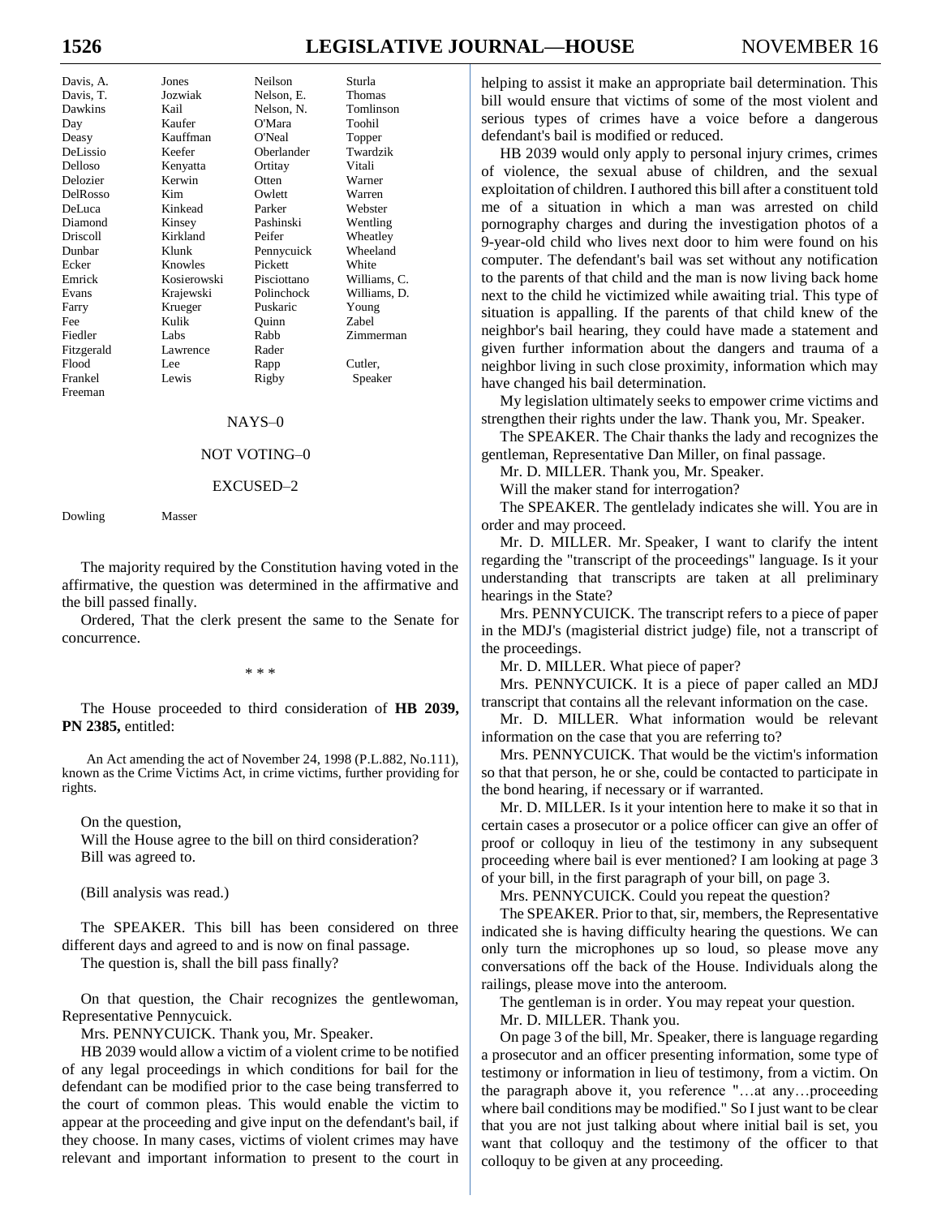| Davis, A. | Jones | Neilson | Sturla |
|---|---|---|---|
| Davis, T. | Jozwiak | Nelson, E. | Thomas |
| Dawkins | Kail | Nelson, N. | Tomlinson |
| Day | Kaufer | O'Mara | Toohil |
| Deasy | Kauffman | O'Neal | Topper |
| DeLissio | Keefer | Oberlander | Twardzik |
| Delloso | Kenyatta | Ortitay | Vitali |
| Delozier | Kerwin | Otten | Warner |
| DelRosso | Kim | Owlett | Warren |
| DeLuca | Kinkead | Parker | Webster |
| Diamond | Kinsey | Pashinski | Wentling |
| Driscoll | Kirkland | Peifer | Wheatley |
| Dunbar | Klunk | Pennycuick | Wheeland |
| Ecker | Knowles | Pickett | White |
| Emrick | Kosierowski | Pisciottano | Williams, C. |
| Evans | Krajewski | Polinchock | Williams, D. |
| Farry | Krueger | Puskaric | Young |
| Fee | Kulik | Quinn | Zabel |
| Fiedler | Labs | Rabb | Zimmerman |
| Fitzgerald | Lawrence | Rader | |
| Flood | Lee | Rapp | Cutler, |
| Frankel | Lewis | Rigby | Speaker |
| Freeman | | | |

NAYS–0

NOT VOTING–0

EXCUSED–2

Dowling Masser

The majority required by the Constitution having voted in the affirmative, the question was determined in the affirmative and the bill passed finally.

Ordered, That the clerk present the same to the Senate for concurrence.

\* \* \*

The House proceeded to third consideration of **HB 2039, PN 2385,** entitled:

An Act amending the act of November 24, 1998 (P.L.882, No.111), known as the Crime Victims Act, in crime victims, further providing for rights.

On the question,
Will the House agree to the bill on third consideration?
Bill was agreed to.

(Bill analysis was read.)

The SPEAKER. This bill has been considered on three different days and agreed to and is now on final passage.

The question is, shall the bill pass finally?

On that question, the Chair recognizes the gentlewoman, Representative Pennycuick.

Mrs. PENNYCUICK. Thank you, Mr. Speaker.

HB 2039 would allow a victim of a violent crime to be notified of any legal proceedings in which conditions for bail for the defendant can be modified prior to the case being transferred to the court of common pleas. This would enable the victim to appear at the proceeding and give input on the defendant's bail, if they choose. In many cases, victims of violent crimes may have relevant and important information to present to the court in helping to assist it make an appropriate bail determination. This bill would ensure that victims of some of the most violent and serious types of crimes have a voice before a dangerous defendant's bail is modified or reduced.

HB 2039 would only apply to personal injury crimes, crimes of violence, the sexual abuse of children, and the sexual exploitation of children. I authored this bill after a constituent told me of a situation in which a man was arrested on child pornography charges and during the investigation photos of a 9-year-old child who lives next door to him were found on his computer. The defendant's bail was set without any notification to the parents of that child and the man is now living back home next to the child he victimized while awaiting trial. This type of situation is appalling. If the parents of that child knew of the neighbor's bail hearing, they could have made a statement and given further information about the dangers and trauma of a neighbor living in such close proximity, information which may have changed his bail determination.

My legislation ultimately seeks to empower crime victims and strengthen their rights under the law. Thank you, Mr. Speaker.

The SPEAKER. The Chair thanks the lady and recognizes the gentleman, Representative Dan Miller, on final passage.

Mr. D. MILLER. Thank you, Mr. Speaker.

Will the maker stand for interrogation?

The SPEAKER. The gentlelady indicates she will. You are in order and may proceed.

Mr. D. MILLER. Mr. Speaker, I want to clarify the intent regarding the "transcript of the proceedings" language. Is it your understanding that transcripts are taken at all preliminary hearings in the State?

Mrs. PENNYCUICK. The transcript refers to a piece of paper in the MDJ's (magisterial district judge) file, not a transcript of the proceedings.

Mr. D. MILLER. What piece of paper?

Mrs. PENNYCUICK. It is a piece of paper called an MDJ transcript that contains all the relevant information on the case.

Mr. D. MILLER. What information would be relevant information on the case that you are referring to?

Mrs. PENNYCUICK. That would be the victim's information so that that person, he or she, could be contacted to participate in the bond hearing, if necessary or if warranted.

Mr. D. MILLER. Is it your intention here to make it so that in certain cases a prosecutor or a police officer can give an offer of proof or colloquy in lieu of the testimony in any subsequent proceeding where bail is ever mentioned? I am looking at page 3 of your bill, in the first paragraph of your bill, on page 3.

Mrs. PENNYCUICK. Could you repeat the question?

The SPEAKER. Prior to that, sir, members, the Representative indicated she is having difficulty hearing the questions. We can only turn the microphones up so loud, so please move any conversations off the back of the House. Individuals along the railings, please move into the anteroom.

The gentleman is in order. You may repeat your question.

Mr. D. MILLER. Thank you.

On page 3 of the bill, Mr. Speaker, there is language regarding a prosecutor and an officer presenting information, some type of testimony or information in lieu of testimony, from a victim. On the paragraph above it, you reference "…at any…proceeding where bail conditions may be modified." So I just want to be clear that you are not just talking about where initial bail is set, you want that colloquy and the testimony of the officer to that colloquy to be given at any proceeding.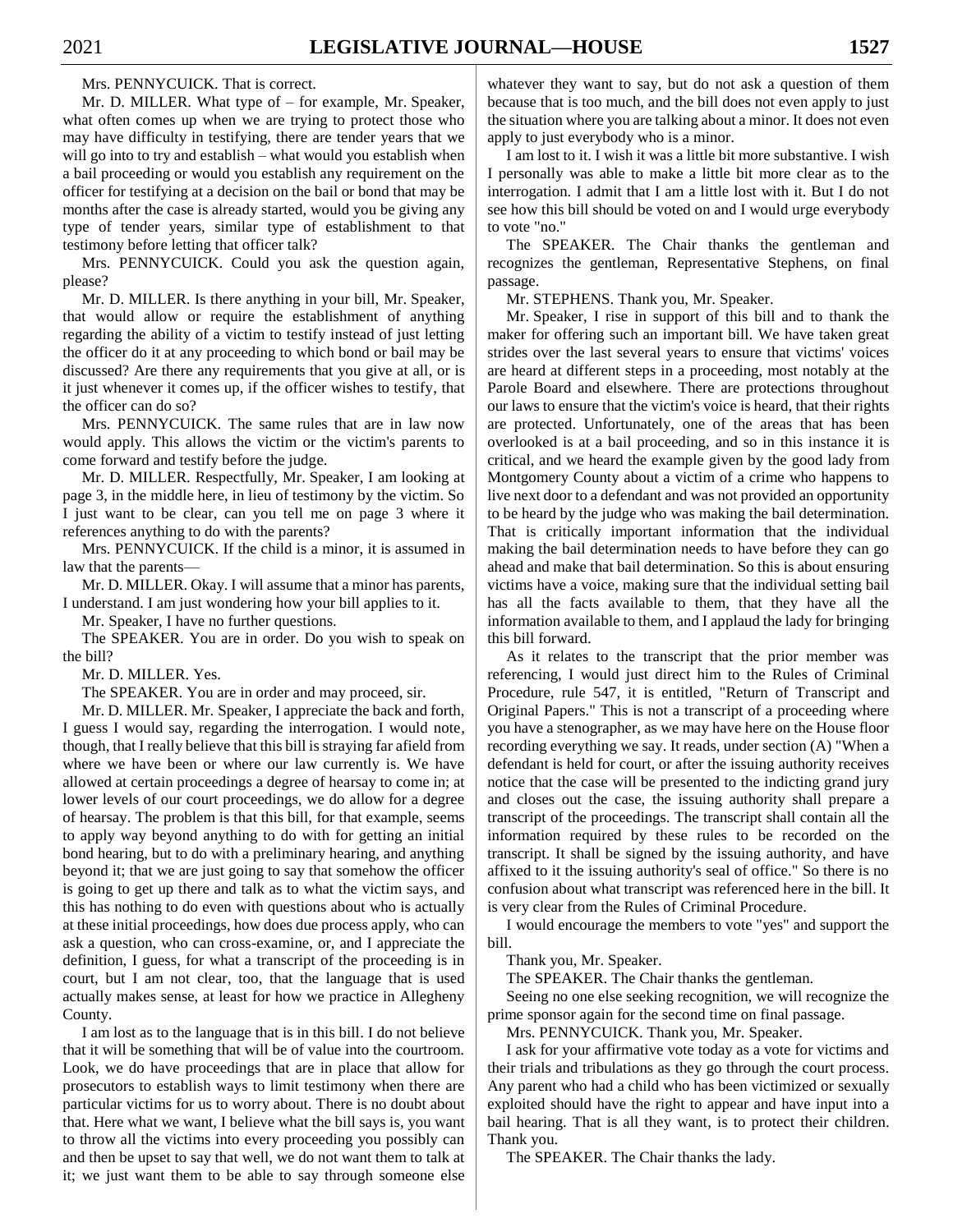Mrs. PENNYCUICK. That is correct.

Mr. D. MILLER. What type of – for example, Mr. Speaker, what often comes up when we are trying to protect those who may have difficulty in testifying, there are tender years that we will go into to try and establish – what would you establish when a bail proceeding or would you establish any requirement on the officer for testifying at a decision on the bail or bond that may be months after the case is already started, would you be giving any type of tender years, similar type of establishment to that testimony before letting that officer talk?

Mrs. PENNYCUICK. Could you ask the question again, please?

Mr. D. MILLER. Is there anything in your bill, Mr. Speaker, that would allow or require the establishment of anything regarding the ability of a victim to testify instead of just letting the officer do it at any proceeding to which bond or bail may be discussed? Are there any requirements that you give at all, or is it just whenever it comes up, if the officer wishes to testify, that the officer can do so?

Mrs. PENNYCUICK. The same rules that are in law now would apply. This allows the victim or the victim's parents to come forward and testify before the judge.

Mr. D. MILLER. Respectfully, Mr. Speaker, I am looking at page 3, in the middle here, in lieu of testimony by the victim. So I just want to be clear, can you tell me on page 3 where it references anything to do with the parents?

Mrs. PENNYCUICK. If the child is a minor, it is assumed in law that the parents—

Mr. D. MILLER. Okay. I will assume that a minor has parents, I understand. I am just wondering how your bill applies to it.

Mr. Speaker, I have no further questions.

The SPEAKER. You are in order. Do you wish to speak on the bill?

Mr. D. MILLER. Yes.

The SPEAKER. You are in order and may proceed, sir.

Mr. D. MILLER. Mr. Speaker, I appreciate the back and forth, I guess I would say, regarding the interrogation. I would note, though, that I really believe that this bill is straying far afield from where we have been or where our law currently is. We have allowed at certain proceedings a degree of hearsay to come in; at lower levels of our court proceedings, we do allow for a degree of hearsay. The problem is that this bill, for that example, seems to apply way beyond anything to do with for getting an initial bond hearing, but to do with a preliminary hearing, and anything beyond it; that we are just going to say that somehow the officer is going to get up there and talk as to what the victim says, and this has nothing to do even with questions about who is actually at these initial proceedings, how does due process apply, who can ask a question, who can cross-examine, or, and I appreciate the definition, I guess, for what a transcript of the proceeding is in court, but I am not clear, too, that the language that is used actually makes sense, at least for how we practice in Allegheny County.

I am lost as to the language that is in this bill. I do not believe that it will be something that will be of value into the courtroom. Look, we do have proceedings that are in place that allow for prosecutors to establish ways to limit testimony when there are particular victims for us to worry about. There is no doubt about that. Here what we want, I believe what the bill says is, you want to throw all the victims into every proceeding you possibly can and then be upset to say that well, we do not want them to talk at it; we just want them to be able to say through someone else whatever they want to say, but do not ask a question of them because that is too much, and the bill does not even apply to just the situation where you are talking about a minor. It does not even apply to just everybody who is a minor.

I am lost to it. I wish it was a little bit more substantive. I wish I personally was able to make a little bit more clear as to the interrogation. I admit that I am a little lost with it. But I do not see how this bill should be voted on and I would urge everybody to vote "no."

The SPEAKER. The Chair thanks the gentleman and recognizes the gentleman, Representative Stephens, on final passage.

Mr. STEPHENS. Thank you, Mr. Speaker.

Mr. Speaker, I rise in support of this bill and to thank the maker for offering such an important bill. We have taken great strides over the last several years to ensure that victims' voices are heard at different steps in a proceeding, most notably at the Parole Board and elsewhere. There are protections throughout our laws to ensure that the victim's voice is heard, that their rights are protected. Unfortunately, one of the areas that has been overlooked is at a bail proceeding, and so in this instance it is critical, and we heard the example given by the good lady from Montgomery County about a victim of a crime who happens to live next door to a defendant and was not provided an opportunity to be heard by the judge who was making the bail determination. That is critically important information that the individual making the bail determination needs to have before they can go ahead and make that bail determination. So this is about ensuring victims have a voice, making sure that the individual setting bail has all the facts available to them, that they have all the information available to them, and I applaud the lady for bringing this bill forward.

As it relates to the transcript that the prior member was referencing, I would just direct him to the Rules of Criminal Procedure, rule 547, it is entitled, "Return of Transcript and Original Papers." This is not a transcript of a proceeding where you have a stenographer, as we may have here on the House floor recording everything we say. It reads, under section (A) "When a defendant is held for court, or after the issuing authority receives notice that the case will be presented to the indicting grand jury and closes out the case, the issuing authority shall prepare a transcript of the proceedings. The transcript shall contain all the information required by these rules to be recorded on the transcript. It shall be signed by the issuing authority, and have affixed to it the issuing authority's seal of office." So there is no confusion about what transcript was referenced here in the bill. It is very clear from the Rules of Criminal Procedure.

I would encourage the members to vote "yes" and support the bill.

Thank you, Mr. Speaker.

The SPEAKER. The Chair thanks the gentleman.

Seeing no one else seeking recognition, we will recognize the prime sponsor again for the second time on final passage.

Mrs. PENNYCUICK. Thank you, Mr. Speaker.

I ask for your affirmative vote today as a vote for victims and their trials and tribulations as they go through the court process. Any parent who had a child who has been victimized or sexually exploited should have the right to appear and have input into a bail hearing. That is all they want, is to protect their children. Thank you.

The SPEAKER. The Chair thanks the lady.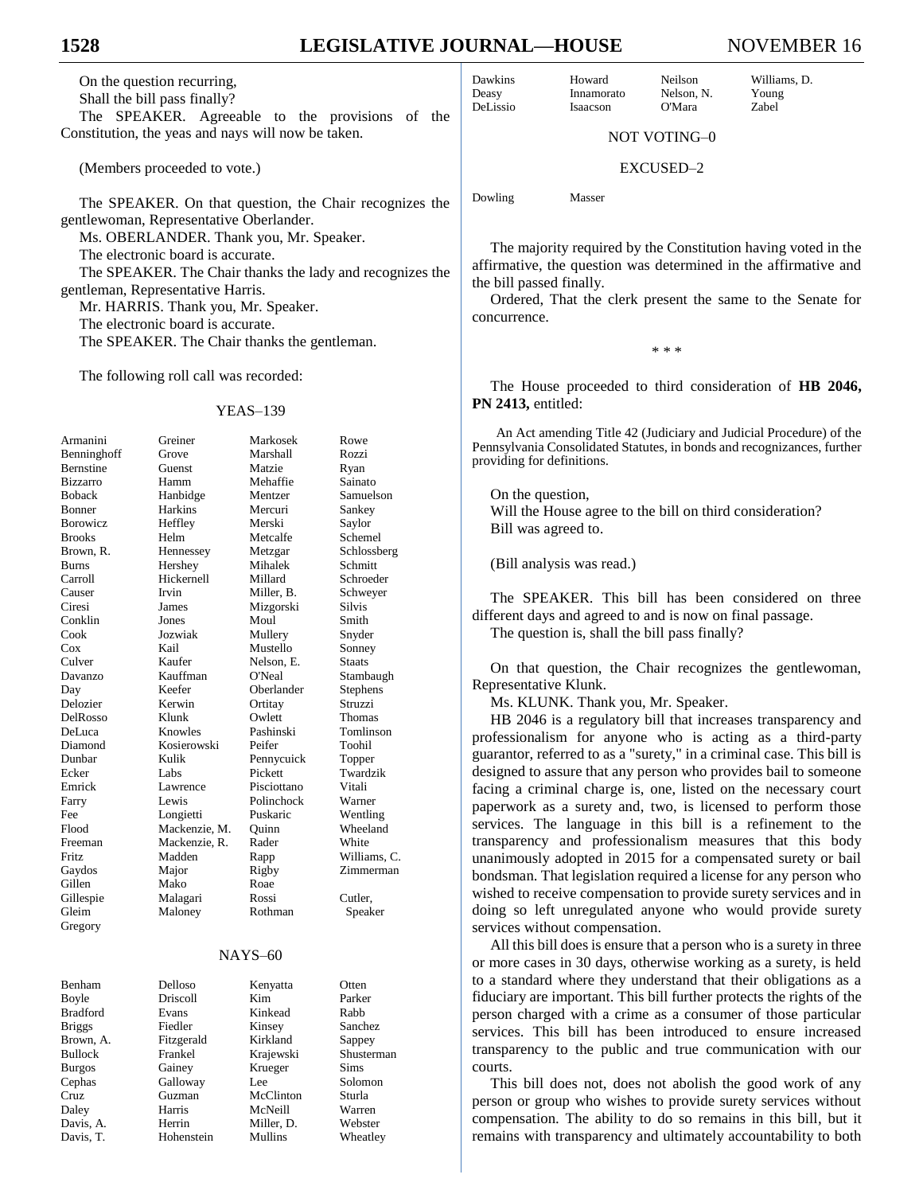On the question recurring,

Shall the bill pass finally?

The SPEAKER. Agreeable to the provisions of the Constitution, the yeas and nays will now be taken.

(Members proceeded to vote.)

The SPEAKER. On that question, the Chair recognizes the gentlewoman, Representative Oberlander.

Ms. OBERLANDER. Thank you, Mr. Speaker.

The electronic board is accurate.

The SPEAKER. The Chair thanks the lady and recognizes the gentleman, Representative Harris.

Mr. HARRIS. Thank you, Mr. Speaker.

The electronic board is accurate.

The SPEAKER. The Chair thanks the gentleman.

The following roll call was recorded:

YEAS–139

| | | | |
|---|---|---|---|
| Armanini | Greiner | Markosek | Rowe |
| Benninghoff | Grove | Marshall | Rozzi |
| Bernstine | Guenst | Matzie | Ryan |
| Bizzarro | Hamm | Mehaffie | Sainato |
| Boback | Hanbidge | Mentzer | Samuelson |
| Bonner | Harkins | Mercuri | Sankey |
| Borowicz | Heffley | Merski | Saylor |
| Brooks | Helm | Metcalfe | Schemel |
| Brown, R. | Hennessey | Metzgar | Schlossberg |
| Burns | Hershey | Mihalek | Schmitt |
| Carroll | Hickernell | Millard | Schroeder |
| Causer | Irvin | Miller, B. | Schweyer |
| Ciresi | James | Mizgorski | Silvis |
| Conklin | Jones | Moul | Smith |
| Cook | Jozwiak | Mullery | Snyder |
| Cox | Kail | Mustello | Sonney |
| Culver | Kaufer | Nelson, E. | Staats |
| Davanzo | Kauffman | O'Neal | Stambaugh |
| Day | Keefer | Oberlander | Stephens |
| Delozier | Kerwin | Ortitay | Struzzi |
| DelRosso | Klunk | Owlett | Thomas |
| DeLuca | Knowles | Pashinski | Tomlinson |
| Diamond | Kosierowski | Peifer | Toohil |
| Dunbar | Kulik | Pennycuick | Topper |
| Ecker | Labs | Pickett | Twardzik |
| Emrick | Lawrence | Pisciottano | Vitali |
| Farry | Lewis | Polinchock | Warner |
| Fee | Longietti | Puskaric | Wentling |
| Flood | Mackenzie, M. | Quinn | Wheeland |
| Freeman | Mackenzie, R. | Rader | White |
| Fritz | Madden | Rapp | Williams, C. |
| Gaydos | Major | Rigby | Zimmerman |
| Gillen | Mako | Roae | |
| Gillespie | Malagari | Rossi | Cutler, |
| Gleim | Maloney | Rothman | Speaker |
| Gregory | | | |

NAYS–60

| | | | |
|---|---|---|---|
| Benham | Delloso | Kenyatta | Otten |
| Boyle | Driscoll | Kim | Parker |
| Bradford | Evans | Kinkead | Rabb |
| Briggs | Fiedler | Kinsey | Sanchez |
| Brown, A. | Fitzgerald | Kirkland | Sappey |
| Bullock | Frankel | Krajewski | Shusterman |
| Burgos | Gainey | Krueger | Sims |
| Cephas | Galloway | Lee | Solomon |
| Cruz | Guzman | McClinton | Sturla |
| Daley | Harris | McNeill | Warren |
| Davis, A. | Herrin | Miller, D. | Webster |
| Davis, T. | Hohenstein | Mullins | Wheatley |
| Dawkins | Howard | Neilson | Williams, D. |
| Deasy | Innamorato | Nelson, N. | Young |
| DeLissio | Isaacson | O'Mara | Zabel |

NOT VOTING–0

EXCUSED–2

| | |
|---|---|
| Dowling | Masser |

The majority required by the Constitution having voted in the affirmative, the question was determined in the affirmative and the bill passed finally.

Ordered, That the clerk present the same to the Senate for concurrence.

\* \* \*

The House proceeded to third consideration of **HB 2046, PN 2413,** entitled:

An Act amending Title 42 (Judiciary and Judicial Procedure) of the Pennsylvania Consolidated Statutes, in bonds and recognizances, further providing for definitions.

On the question,

Will the House agree to the bill on third consideration?

Bill was agreed to.

(Bill analysis was read.)

The SPEAKER. This bill has been considered on three different days and agreed to and is now on final passage.

The question is, shall the bill pass finally?

On that question, the Chair recognizes the gentlewoman, Representative Klunk.

Ms. KLUNK. Thank you, Mr. Speaker.

HB 2046 is a regulatory bill that increases transparency and professionalism for anyone who is acting as a third-party guarantor, referred to as a "surety," in a criminal case. This bill is designed to assure that any person who provides bail to someone facing a criminal charge is, one, listed on the necessary court paperwork as a surety and, two, is licensed to perform those services. The language in this bill is a refinement to the transparency and professionalism measures that this body unanimously adopted in 2015 for a compensated surety or bail bondsman. That legislation required a license for any person who wished to receive compensation to provide surety services and in doing so left unregulated anyone who would provide surety services without compensation.

All this bill does is ensure that a person who is a surety in three or more cases in 30 days, otherwise working as a surety, is held to a standard where they understand that their obligations as a fiduciary are important. This bill further protects the rights of the person charged with a crime as a consumer of those particular services. This bill has been introduced to ensure increased transparency to the public and true communication with our courts.

This bill does not, does not abolish the good work of any person or group who wishes to provide surety services without compensation. The ability to do so remains in this bill, but it remains with transparency and ultimately accountability to both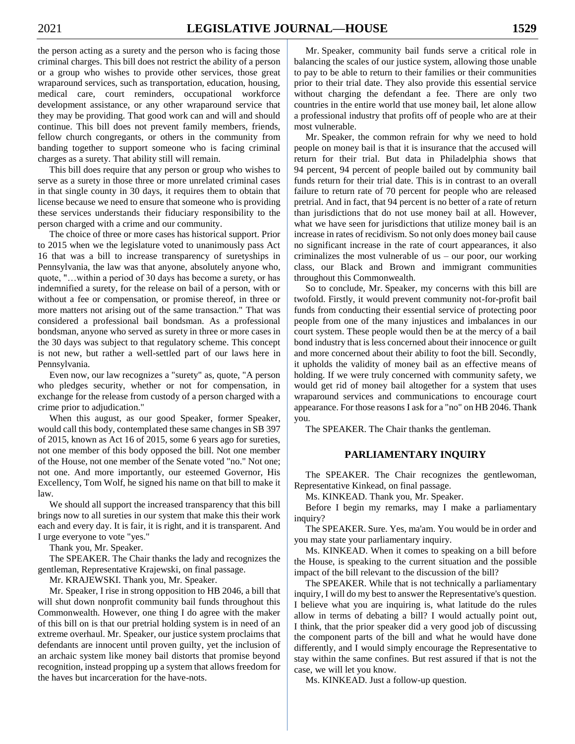the person acting as a surety and the person who is facing those criminal charges. This bill does not restrict the ability of a person or a group who wishes to provide other services, those great wraparound services, such as transportation, education, housing, medical care, court reminders, occupational workforce development assistance, or any other wraparound service that they may be providing. That good work can and will and should continue. This bill does not prevent family members, friends, fellow church congregants, or others in the community from banding together to support someone who is facing criminal charges as a surety. That ability still will remain.

This bill does require that any person or group who wishes to serve as a surety in those three or more unrelated criminal cases in that single county in 30 days, it requires them to obtain that license because we need to ensure that someone who is providing these services understands their fiduciary responsibility to the person charged with a crime and our community.

The choice of three or more cases has historical support. Prior to 2015 when we the legislature voted to unanimously pass Act 16 that was a bill to increase transparency of suretyships in Pennsylvania, the law was that anyone, absolutely anyone who, quote, "…within a period of 30 days has become a surety, or has indemnified a surety, for the release on bail of a person, with or without a fee or compensation, or promise thereof, in three or more matters not arising out of the same transaction." That was considered a professional bail bondsman. As a professional bondsman, anyone who served as surety in three or more cases in the 30 days was subject to that regulatory scheme. This concept is not new, but rather a well-settled part of our laws here in Pennsylvania.

Even now, our law recognizes a "surety" as, quote, "A person who pledges security, whether or not for compensation, in exchange for the release from custody of a person charged with a crime prior to adjudication."

When this august, as our good Speaker, former Speaker, would call this body, contemplated these same changes in SB 397 of 2015, known as Act 16 of 2015, some 6 years ago for sureties, not one member of this body opposed the bill. Not one member of the House, not one member of the Senate voted "no." Not one; not one. And more importantly, our esteemed Governor, His Excellency, Tom Wolf, he signed his name on that bill to make it law.

We should all support the increased transparency that this bill brings now to all sureties in our system that make this their work each and every day. It is fair, it is right, and it is transparent. And I urge everyone to vote "yes."

Thank you, Mr. Speaker.

The SPEAKER. The Chair thanks the lady and recognizes the gentleman, Representative Krajewski, on final passage.

Mr. KRAJEWSKI. Thank you, Mr. Speaker.

Mr. Speaker, I rise in strong opposition to HB 2046, a bill that will shut down nonprofit community bail funds throughout this Commonwealth. However, one thing I do agree with the maker of this bill on is that our pretrial holding system is in need of an extreme overhaul. Mr. Speaker, our justice system proclaims that defendants are innocent until proven guilty, yet the inclusion of an archaic system like money bail distorts that promise beyond recognition, instead propping up a system that allows freedom for the haves but incarceration for the have-nots.

Mr. Speaker, community bail funds serve a critical role in balancing the scales of our justice system, allowing those unable to pay to be able to return to their families or their communities prior to their trial date. They also provide this essential service without charging the defendant a fee. There are only two countries in the entire world that use money bail, let alone allow a professional industry that profits off of people who are at their most vulnerable.

Mr. Speaker, the common refrain for why we need to hold people on money bail is that it is insurance that the accused will return for their trial. But data in Philadelphia shows that 94 percent, 94 percent of people bailed out by community bail funds return for their trial date. This is in contrast to an overall failure to return rate of 70 percent for people who are released pretrial. And in fact, that 94 percent is no better of a rate of return than jurisdictions that do not use money bail at all. However, what we have seen for jurisdictions that utilize money bail is an increase in rates of recidivism. So not only does money bail cause no significant increase in the rate of court appearances, it also criminalizes the most vulnerable of us – our poor, our working class, our Black and Brown and immigrant communities throughout this Commonwealth.

So to conclude, Mr. Speaker, my concerns with this bill are twofold. Firstly, it would prevent community not-for-profit bail funds from conducting their essential service of protecting poor people from one of the many injustices and imbalances in our court system. These people would then be at the mercy of a bail bond industry that is less concerned about their innocence or guilt and more concerned about their ability to foot the bill. Secondly, it upholds the validity of money bail as an effective means of holding. If we were truly concerned with community safety, we would get rid of money bail altogether for a system that uses wraparound services and communications to encourage court appearance. For those reasons I ask for a "no" on HB 2046. Thank you.

The SPEAKER. The Chair thanks the gentleman.

## PARLIAMENTARY INQUIRY

The SPEAKER. The Chair recognizes the gentlewoman, Representative Kinkead, on final passage.

Ms. KINKEAD. Thank you, Mr. Speaker.

Before I begin my remarks, may I make a parliamentary inquiry?

The SPEAKER. Sure. Yes, ma'am. You would be in order and you may state your parliamentary inquiry.

Ms. KINKEAD. When it comes to speaking on a bill before the House, is speaking to the current situation and the possible impact of the bill relevant to the discussion of the bill?

The SPEAKER. While that is not technically a parliamentary inquiry, I will do my best to answer the Representative's question. I believe what you are inquiring is, what latitude do the rules allow in terms of debating a bill? I would actually point out, I think, that the prior speaker did a very good job of discussing the component parts of the bill and what he would have done differently, and I would simply encourage the Representative to stay within the same confines. But rest assured if that is not the case, we will let you know.

Ms. KINKEAD. Just a follow-up question.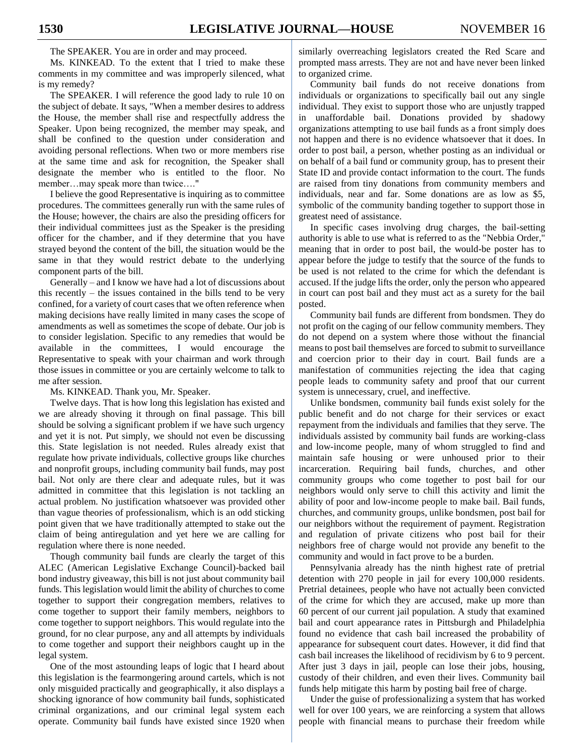The SPEAKER. You are in order and may proceed.

Ms. KINKEAD. To the extent that I tried to make these comments in my committee and was improperly silenced, what is my remedy?

The SPEAKER. I will reference the good lady to rule 10 on the subject of debate. It says, "When a member desires to address the House, the member shall rise and respectfully address the Speaker. Upon being recognized, the member may speak, and shall be confined to the question under consideration and avoiding personal reflections. When two or more members rise at the same time and ask for recognition, the Speaker shall designate the member who is entitled to the floor. No member…may speak more than twice…."

I believe the good Representative is inquiring as to committee procedures. The committees generally run with the same rules of the House; however, the chairs are also the presiding officers for their individual committees just as the Speaker is the presiding officer for the chamber, and if they determine that you have strayed beyond the content of the bill, the situation would be the same in that they would restrict debate to the underlying component parts of the bill.

Generally – and I know we have had a lot of discussions about this recently – the issues contained in the bills tend to be very confined, for a variety of court cases that we often reference when making decisions have really limited in many cases the scope of amendments as well as sometimes the scope of debate. Our job is to consider legislation. Specific to any remedies that would be available in the committees, I would encourage the Representative to speak with your chairman and work through those issues in committee or you are certainly welcome to talk to me after session.

Ms. KINKEAD. Thank you, Mr. Speaker.

Twelve days. That is how long this legislation has existed and we are already shoving it through on final passage. This bill should be solving a significant problem if we have such urgency and yet it is not. Put simply, we should not even be discussing this. State legislation is not needed. Rules already exist that regulate how private individuals, collective groups like churches and nonprofit groups, including community bail funds, may post bail. Not only are there clear and adequate rules, but it was admitted in committee that this legislation is not tackling an actual problem. No justification whatsoever was provided other than vague theories of professionalism, which is an odd sticking point given that we have traditionally attempted to stake out the claim of being antiregulation and yet here we are calling for regulation where there is none needed.

Though community bail funds are clearly the target of this ALEC (American Legislative Exchange Council)-backed bail bond industry giveaway, this bill is not just about community bail funds. This legislation would limit the ability of churches to come together to support their congregation members, relatives to come together to support their family members, neighbors to come together to support neighbors. This would regulate into the ground, for no clear purpose, any and all attempts by individuals to come together and support their neighbors caught up in the legal system.

One of the most astounding leaps of logic that I heard about this legislation is the fearmongering around cartels, which is not only misguided practically and geographically, it also displays a shocking ignorance of how community bail funds, sophisticated criminal organizations, and our criminal legal system each operate. Community bail funds have existed since 1920 when similarly overreaching legislators created the Red Scare and prompted mass arrests. They are not and have never been linked to organized crime.

Community bail funds do not receive donations from individuals or organizations to specifically bail out any single individual. They exist to support those who are unjustly trapped in unaffordable bail. Donations provided by shadowy organizations attempting to use bail funds as a front simply does not happen and there is no evidence whatsoever that it does. In order to post bail, a person, whether posting as an individual or on behalf of a bail fund or community group, has to present their State ID and provide contact information to the court. The funds are raised from tiny donations from community members and individuals, near and far. Some donations are as low as $5, symbolic of the community banding together to support those in greatest need of assistance.

In specific cases involving drug charges, the bail-setting authority is able to use what is referred to as the "Nebbia Order," meaning that in order to post bail, the would-be poster has to appear before the judge to testify that the source of the funds to be used is not related to the crime for which the defendant is accused. If the judge lifts the order, only the person who appeared in court can post bail and they must act as a surety for the bail posted.

Community bail funds are different from bondsmen. They do not profit on the caging of our fellow community members. They do not depend on a system where those without the financial means to post bail themselves are forced to submit to surveillance and coercion prior to their day in court. Bail funds are a manifestation of communities rejecting the idea that caging people leads to community safety and proof that our current system is unnecessary, cruel, and ineffective.

Unlike bondsmen, community bail funds exist solely for the public benefit and do not charge for their services or exact repayment from the individuals and families that they serve. The individuals assisted by community bail funds are working-class and low-income people, many of whom struggled to find and maintain safe housing or were unhoused prior to their incarceration. Requiring bail funds, churches, and other community groups who come together to post bail for our neighbors would only serve to chill this activity and limit the ability of poor and low-income people to make bail. Bail funds, churches, and community groups, unlike bondsmen, post bail for our neighbors without the requirement of payment. Registration and regulation of private citizens who post bail for their neighbors free of charge would not provide any benefit to the community and would in fact prove to be a burden.

Pennsylvania already has the ninth highest rate of pretrial detention with 270 people in jail for every 100,000 residents. Pretrial detainees, people who have not actually been convicted of the crime for which they are accused, make up more than 60 percent of our current jail population. A study that examined bail and court appearance rates in Pittsburgh and Philadelphia found no evidence that cash bail increased the probability of appearance for subsequent court dates. However, it did find that cash bail increases the likelihood of recidivism by 6 to 9 percent. After just 3 days in jail, people can lose their jobs, housing, custody of their children, and even their lives. Community bail funds help mitigate this harm by posting bail free of charge.

Under the guise of professionalizing a system that has worked well for over 100 years, we are reinforcing a system that allows people with financial means to purchase their freedom while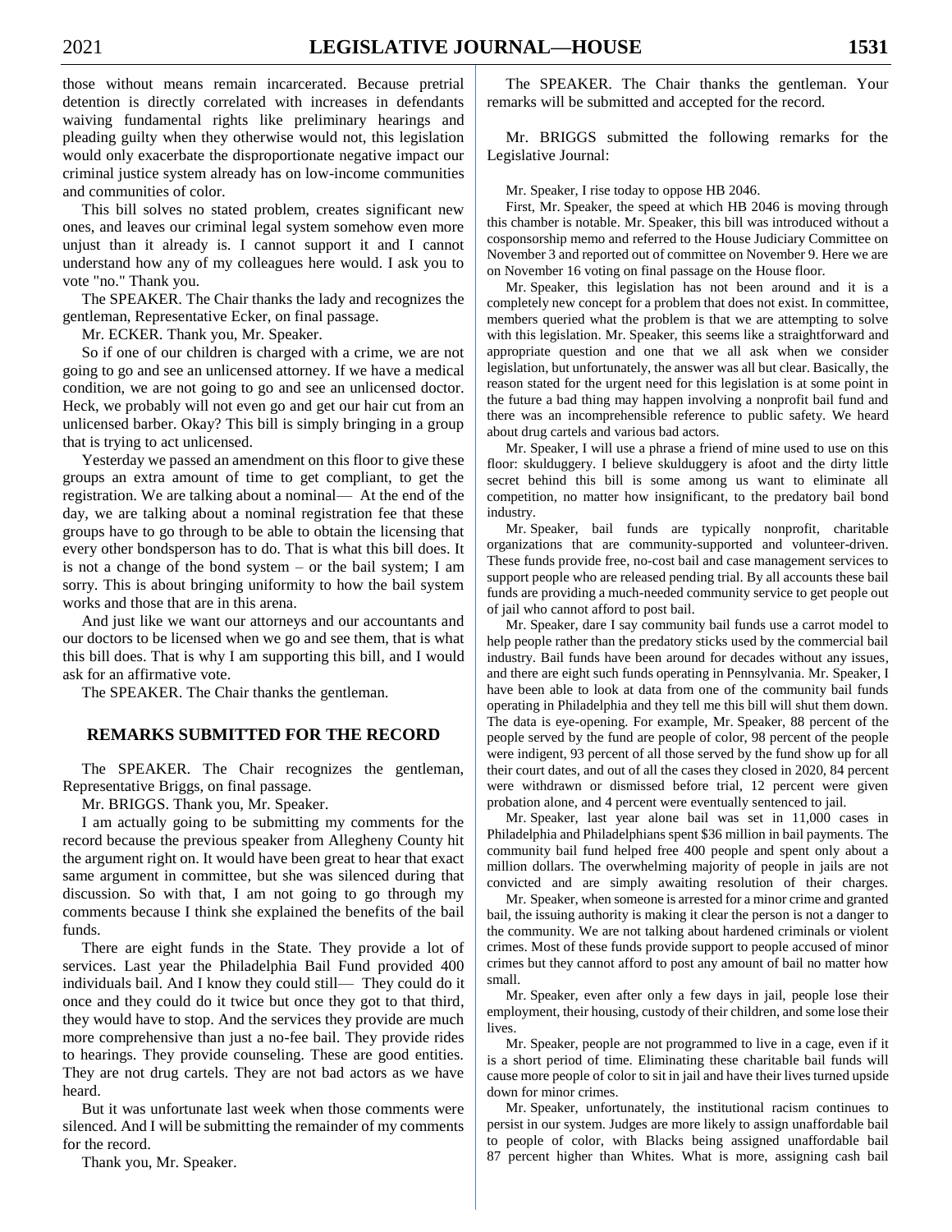those without means remain incarcerated. Because pretrial detention is directly correlated with increases in defendants waiving fundamental rights like preliminary hearings and pleading guilty when they otherwise would not, this legislation would only exacerbate the disproportionate negative impact our criminal justice system already has on low-income communities and communities of color.

This bill solves no stated problem, creates significant new ones, and leaves our criminal legal system somehow even more unjust than it already is. I cannot support it and I cannot understand how any of my colleagues here would. I ask you to vote "no." Thank you.

The SPEAKER. The Chair thanks the lady and recognizes the gentleman, Representative Ecker, on final passage.

Mr. ECKER. Thank you, Mr. Speaker.

So if one of our children is charged with a crime, we are not going to go and see an unlicensed attorney. If we have a medical condition, we are not going to go and see an unlicensed doctor. Heck, we probably will not even go and get our hair cut from an unlicensed barber. Okay? This bill is simply bringing in a group that is trying to act unlicensed.

Yesterday we passed an amendment on this floor to give these groups an extra amount of time to get compliant, to get the registration. We are talking about a nominal— At the end of the day, we are talking about a nominal registration fee that these groups have to go through to be able to obtain the licensing that every other bondsperson has to do. That is what this bill does. It is not a change of the bond system – or the bail system; I am sorry. This is about bringing uniformity to how the bail system works and those that are in this arena.

And just like we want our attorneys and our accountants and our doctors to be licensed when we go and see them, that is what this bill does. That is why I am supporting this bill, and I would ask for an affirmative vote.

The SPEAKER. The Chair thanks the gentleman.

## REMARKS SUBMITTED FOR THE RECORD

The SPEAKER. The Chair recognizes the gentleman, Representative Briggs, on final passage.

Mr. BRIGGS. Thank you, Mr. Speaker.

I am actually going to be submitting my comments for the record because the previous speaker from Allegheny County hit the argument right on. It would have been great to hear that exact same argument in committee, but she was silenced during that discussion. So with that, I am not going to go through my comments because I think she explained the benefits of the bail funds.

There are eight funds in the State. They provide a lot of services. Last year the Philadelphia Bail Fund provided 400 individuals bail. And I know they could still— They could do it once and they could do it twice but once they got to that third, they would have to stop. And the services they provide are much more comprehensive than just a no-fee bail. They provide rides to hearings. They provide counseling. These are good entities. They are not drug cartels. They are not bad actors as we have heard.

But it was unfortunate last week when those comments were silenced. And I will be submitting the remainder of my comments for the record.

Thank you, Mr. Speaker.

The SPEAKER. The Chair thanks the gentleman. Your remarks will be submitted and accepted for the record.

Mr. BRIGGS submitted the following remarks for the Legislative Journal:

Mr. Speaker, I rise today to oppose HB 2046.

First, Mr. Speaker, the speed at which HB 2046 is moving through this chamber is notable. Mr. Speaker, this bill was introduced without a cosponsorship memo and referred to the House Judiciary Committee on November 3 and reported out of committee on November 9. Here we are on November 16 voting on final passage on the House floor.

Mr. Speaker, this legislation has not been around and it is a completely new concept for a problem that does not exist. In committee, members queried what the problem is that we are attempting to solve with this legislation. Mr. Speaker, this seems like a straightforward and appropriate question and one that we all ask when we consider legislation, but unfortunately, the answer was all but clear. Basically, the reason stated for the urgent need for this legislation is at some point in the future a bad thing may happen involving a nonprofit bail fund and there was an incomprehensible reference to public safety. We heard about drug cartels and various bad actors.

Mr. Speaker, I will use a phrase a friend of mine used to use on this floor: skulduggery. I believe skulduggery is afoot and the dirty little secret behind this bill is some among us want to eliminate all competition, no matter how insignificant, to the predatory bail bond industry.

Mr. Speaker, bail funds are typically nonprofit, charitable organizations that are community-supported and volunteer-driven. These funds provide free, no-cost bail and case management services to support people who are released pending trial. By all accounts these bail funds are providing a much-needed community service to get people out of jail who cannot afford to post bail.

Mr. Speaker, dare I say community bail funds use a carrot model to help people rather than the predatory sticks used by the commercial bail industry. Bail funds have been around for decades without any issues, and there are eight such funds operating in Pennsylvania. Mr. Speaker, I have been able to look at data from one of the community bail funds operating in Philadelphia and they tell me this bill will shut them down. The data is eye-opening. For example, Mr. Speaker, 88 percent of the people served by the fund are people of color, 98 percent of the people were indigent, 93 percent of all those served by the fund show up for all their court dates, and out of all the cases they closed in 2020, 84 percent were withdrawn or dismissed before trial, 12 percent were given probation alone, and 4 percent were eventually sentenced to jail.

Mr. Speaker, last year alone bail was set in 11,000 cases in Philadelphia and Philadelphians spent $36 million in bail payments. The community bail fund helped free 400 people and spent only about a million dollars. The overwhelming majority of people in jails are not convicted and are simply awaiting resolution of their charges.

Mr. Speaker, when someone is arrested for a minor crime and granted bail, the issuing authority is making it clear the person is not a danger to the community. We are not talking about hardened criminals or violent crimes. Most of these funds provide support to people accused of minor crimes but they cannot afford to post any amount of bail no matter how small.

Mr. Speaker, even after only a few days in jail, people lose their employment, their housing, custody of their children, and some lose their lives.

Mr. Speaker, people are not programmed to live in a cage, even if it is a short period of time. Eliminating these charitable bail funds will cause more people of color to sit in jail and have their lives turned upside down for minor crimes.

Mr. Speaker, unfortunately, the institutional racism continues to persist in our system. Judges are more likely to assign unaffordable bail to people of color, with Blacks being assigned unaffordable bail 87 percent higher than Whites. What is more, assigning cash bail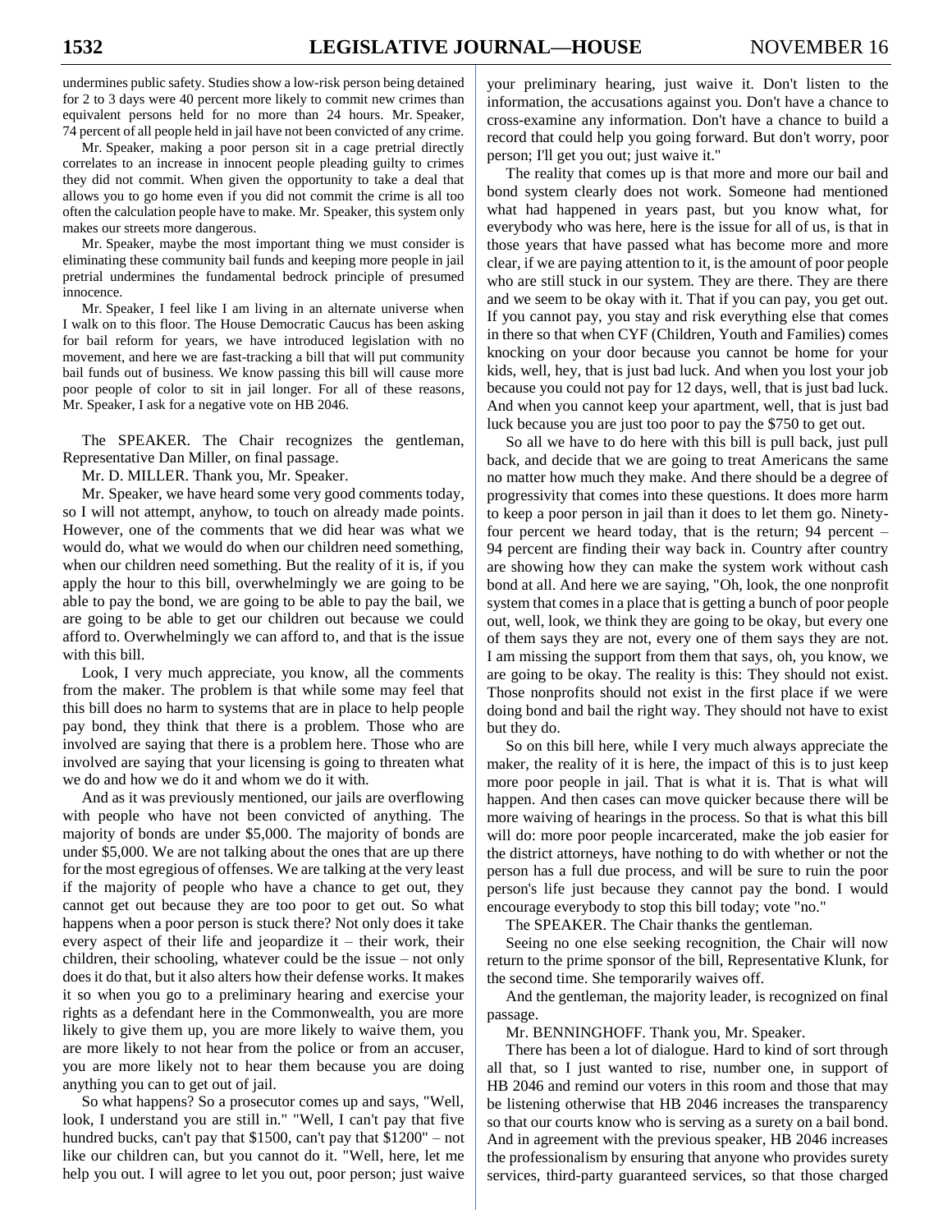undermines public safety. Studies show a low-risk person being detained for 2 to 3 days were 40 percent more likely to commit new crimes than equivalent persons held for no more than 24 hours. Mr. Speaker, 74 percent of all people held in jail have not been convicted of any crime.

Mr. Speaker, making a poor person sit in a cage pretrial directly correlates to an increase in innocent people pleading guilty to crimes they did not commit. When given the opportunity to take a deal that allows you to go home even if you did not commit the crime is all too often the calculation people have to make. Mr. Speaker, this system only makes our streets more dangerous.

Mr. Speaker, maybe the most important thing we must consider is eliminating these community bail funds and keeping more people in jail pretrial undermines the fundamental bedrock principle of presumed innocence.

Mr. Speaker, I feel like I am living in an alternate universe when I walk on to this floor. The House Democratic Caucus has been asking for bail reform for years, we have introduced legislation with no movement, and here we are fast-tracking a bill that will put community bail funds out of business. We know passing this bill will cause more poor people of color to sit in jail longer. For all of these reasons, Mr. Speaker, I ask for a negative vote on HB 2046.

The SPEAKER. The Chair recognizes the gentleman, Representative Dan Miller, on final passage.

Mr. D. MILLER. Thank you, Mr. Speaker.

Mr. Speaker, we have heard some very good comments today, so I will not attempt, anyhow, to touch on already made points. However, one of the comments that we did hear was what we would do, what we would do when our children need something, when our children need something. But the reality of it is, if you apply the hour to this bill, overwhelmingly we are going to be able to pay the bond, we are going to be able to pay the bail, we are going to be able to get our children out because we could afford to. Overwhelmingly we can afford to, and that is the issue with this bill.

Look, I very much appreciate, you know, all the comments from the maker. The problem is that while some may feel that this bill does no harm to systems that are in place to help people pay bond, they think that there is a problem. Those who are involved are saying that there is a problem here. Those who are involved are saying that your licensing is going to threaten what we do and how we do it and whom we do it with.

And as it was previously mentioned, our jails are overflowing with people who have not been convicted of anything. The majority of bonds are under $5,000. The majority of bonds are under $5,000. We are not talking about the ones that are up there for the most egregious of offenses. We are talking at the very least if the majority of people who have a chance to get out, they cannot get out because they are too poor to get out. So what happens when a poor person is stuck there? Not only does it take every aspect of their life and jeopardize it – their work, their children, their schooling, whatever could be the issue – not only does it do that, but it also alters how their defense works. It makes it so when you go to a preliminary hearing and exercise your rights as a defendant here in the Commonwealth, you are more likely to give them up, you are more likely to waive them, you are more likely to not hear from the police or from an accuser, you are more likely not to hear them because you are doing anything you can to get out of jail.

So what happens? So a prosecutor comes up and says, "Well, look, I understand you are still in." "Well, I can't pay that five hundred bucks, can't pay that $1500, can't pay that $1200" – not like our children can, but you cannot do it. "Well, here, let me help you out. I will agree to let you out, poor person; just waive your preliminary hearing, just waive it. Don't listen to the information, the accusations against you. Don't have a chance to cross-examine any information. Don't have a chance to build a record that could help you going forward. But don't worry, poor person; I'll get you out; just waive it."

The reality that comes up is that more and more our bail and bond system clearly does not work. Someone had mentioned what had happened in years past, but you know what, for everybody who was here, here is the issue for all of us, is that in those years that have passed what has become more and more clear, if we are paying attention to it, is the amount of poor people who are still stuck in our system. They are there. They are there and we seem to be okay with it. That if you can pay, you get out. If you cannot pay, you stay and risk everything else that comes in there so that when CYF (Children, Youth and Families) comes knocking on your door because you cannot be home for your kids, well, hey, that is just bad luck. And when you lost your job because you could not pay for 12 days, well, that is just bad luck. And when you cannot keep your apartment, well, that is just bad luck because you are just too poor to pay the $750 to get out.

So all we have to do here with this bill is pull back, just pull back, and decide that we are going to treat Americans the same no matter how much they make. And there should be a degree of progressivity that comes into these questions. It does more harm to keep a poor person in jail than it does to let them go. Ninety-four percent we heard today, that is the return; 94 percent – 94 percent are finding their way back in. Country after country are showing how they can make the system work without cash bond at all. And here we are saying, "Oh, look, the one nonprofit system that comes in a place that is getting a bunch of poor people out, well, look, we think they are going to be okay, but every one of them says they are not, every one of them says they are not. I am missing the support from them that says, oh, you know, we are going to be okay. The reality is this: They should not exist. Those nonprofits should not exist in the first place if we were doing bond and bail the right way. They should not have to exist but they do.

So on this bill here, while I very much always appreciate the maker, the reality of it is here, the impact of this is to just keep more poor people in jail. That is what it is. That is what will happen. And then cases can move quicker because there will be more waiving of hearings in the process. So that is what this bill will do: more poor people incarcerated, make the job easier for the district attorneys, have nothing to do with whether or not the person has a full due process, and will be sure to ruin the poor person's life just because they cannot pay the bond. I would encourage everybody to stop this bill today; vote "no."

The SPEAKER. The Chair thanks the gentleman.

Seeing no one else seeking recognition, the Chair will now return to the prime sponsor of the bill, Representative Klunk, for the second time. She temporarily waives off.

And the gentleman, the majority leader, is recognized on final passage.

Mr. BENNINGHOFF. Thank you, Mr. Speaker.

There has been a lot of dialogue. Hard to kind of sort through all that, so I just wanted to rise, number one, in support of HB 2046 and remind our voters in this room and those that may be listening otherwise that HB 2046 increases the transparency so that our courts know who is serving as a surety on a bail bond. And in agreement with the previous speaker, HB 2046 increases the professionalism by ensuring that anyone who provides surety services, third-party guaranteed services, so that those charged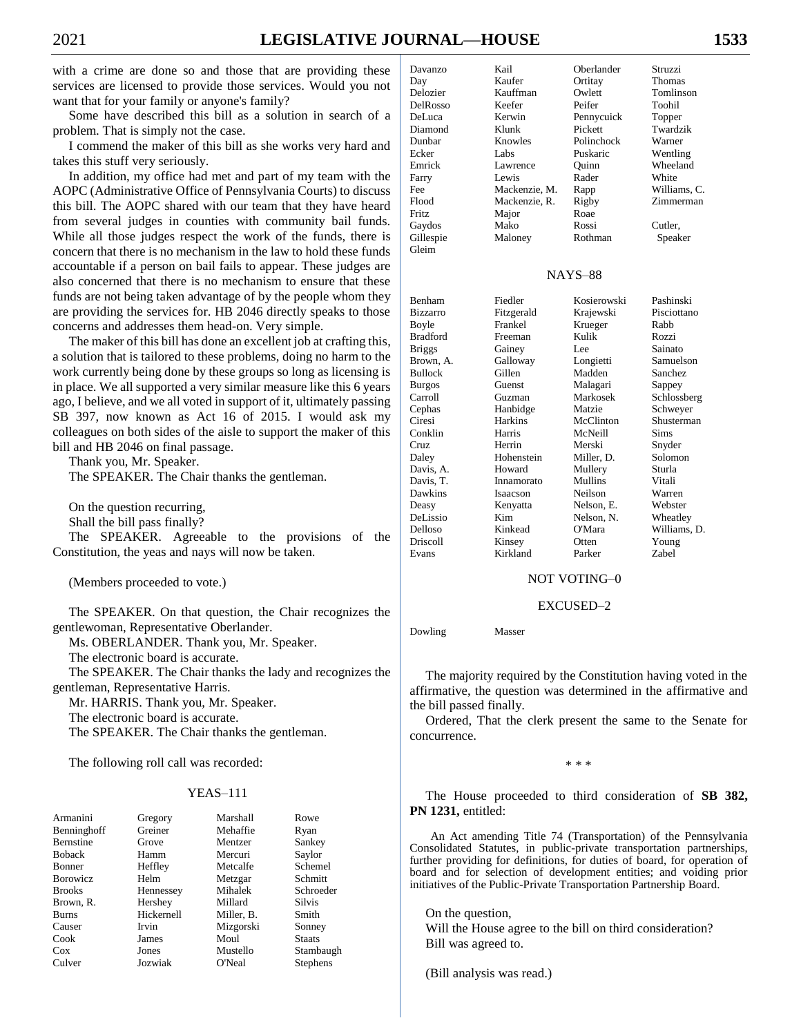with a crime are done so and those that are providing these services are licensed to provide those services. Would you not want that for your family or anyone's family?

Some have described this bill as a solution in search of a problem. That is simply not the case.

I commend the maker of this bill as she works very hard and takes this stuff very seriously.

In addition, my office had met and part of my team with the AOPC (Administrative Office of Pennsylvania Courts) to discuss this bill. The AOPC shared with our team that they have heard from several judges in counties with community bail funds. While all those judges respect the work of the funds, there is concern that there is no mechanism in the law to hold these funds accountable if a person on bail fails to appear. These judges are also concerned that there is no mechanism to ensure that these funds are not being taken advantage of by the people whom they are providing the services for. HB 2046 directly speaks to those concerns and addresses them head-on. Very simple.

The maker of this bill has done an excellent job at crafting this, a solution that is tailored to these problems, doing no harm to the work currently being done by these groups so long as licensing is in place. We all supported a very similar measure like this 6 years ago, I believe, and we all voted in support of it, ultimately passing SB 397, now known as Act 16 of 2015. I would ask my colleagues on both sides of the aisle to support the maker of this bill and HB 2046 on final passage.

Thank you, Mr. Speaker.

The SPEAKER. The Chair thanks the gentleman.

On the question recurring,

Shall the bill pass finally?

The SPEAKER. Agreeable to the provisions of the Constitution, the yeas and nays will now be taken.

(Members proceeded to vote.)

The SPEAKER. On that question, the Chair recognizes the gentlewoman, Representative Oberlander.

Ms. OBERLANDER. Thank you, Mr. Speaker.

The electronic board is accurate.

The SPEAKER. The Chair thanks the lady and recognizes the gentleman, Representative Harris.

Mr. HARRIS. Thank you, Mr. Speaker.

The electronic board is accurate.

The SPEAKER. The Chair thanks the gentleman.

The following roll call was recorded:

YEAS–111

| | | | |
|---|---|---|---|
| Armanini | Gregory | Marshall | Rowe |
| Benninghoff | Greiner | Mehaffie | Ryan |
| Bernstine | Grove | Mentzer | Sankey |
| Boback | Hamm | Mercuri | Saylor |
| Bonner | Heffley | Metcalfe | Schemel |
| Borowicz | Helm | Metzgar | Schmitt |
| Brooks | Hennessey | Mihalek | Schroeder |
| Brown, R. | Hershey | Millard | Silvis |
| Burns | Hickernell | Miller, B. | Smith |
| Causer | Irvin | Mizgorski | Sonney |
| Cook | James | Moul | Staats |
| Cox | Jones | Mustello | Stambaugh |
| Culver | Jozwiak | O'Neal | Stephens |
| Davanzo | Kail | Oberlander | Struzzi |
| Day | Kaufer | Ortitay | Thomas |
| Delozier | Kauffman | Owlett | Tomlinson |
| DelRosso | Keefer | Peifer | Toohil |
| DeLuca | Kerwin | Pennycuick | Topper |
| Diamond | Klunk | Pickett | Twardzik |
| Dunbar | Knowles | Polinchock | Warner |
| Ecker | Labs | Puskaric | Wentling |
| Emrick | Lawrence | Quinn | Wheeland |
| Farry | Lewis | Rader | White |
| Fee | Mackenzie, M. | Rapp | Williams, C. |
| Flood | Mackenzie, R. | Rigby | Zimmerman |
| Fritz | Major | Roae | |
| Gaydos | Mako | Rossi | Cutler, |
| Gillespie | Maloney | Rothman | Speaker |
| Gleim | | | |

NAYS–88

| | | | |
|---|---|---|---|
| Benham | Fiedler | Kosierowski | Pashinski |
| Bizzarro | Fitzgerald | Krajewski | Pisciottano |
| Boyle | Frankel | Krueger | Rabb |
| Bradford | Freeman | Kulik | Rozzi |
| Briggs | Gainey | Lee | Sainato |
| Brown, A. | Galloway | Longietti | Samuelson |
| Bullock | Gillen | Madden | Sanchez |
| Burgos | Guenst | Malagari | Sappey |
| Carroll | Guzman | Markosek | Schlossberg |
| Cephas | Hanbidge | Matzie | Schweyer |
| Ciresi | Harkins | McClinton | Shusterman |
| Conklin | Harris | McNeill | Sims |
| Cruz | Herrin | Merski | Snyder |
| Daley | Hohenstein | Miller, D. | Solomon |
| Davis, A. | Howard | Mullery | Sturla |
| Davis, T. | Innamorato | Mullins | Vitali |
| Dawkins | Isaacson | Neilson | Warren |
| Deasy | Kenyatta | Nelson, E. | Webster |
| DeLissio | Kim | Nelson, N. | Wheatley |
| Delloso | Kinkead | O'Mara | Williams, D. |
| Driscoll | Kinsey | Otten | Young |
| Evans | Kirkland | Parker | Zabel |

NOT VOTING–0

EXCUSED–2

| | |
|---|---|
| Dowling | Masser |

The majority required by the Constitution having voted in the affirmative, the question was determined in the affirmative and the bill passed finally.

Ordered, That the clerk present the same to the Senate for concurrence.

\* \* \*

The House proceeded to third consideration of **SB 382, PN 1231,** entitled:

An Act amending Title 74 (Transportation) of the Pennsylvania Consolidated Statutes, in public-private transportation partnerships, further providing for definitions, for duties of board, for operation of board and for selection of development entities; and voiding prior initiatives of the Public-Private Transportation Partnership Board.

On the question,

Will the House agree to the bill on third consideration?

Bill was agreed to.

(Bill analysis was read.)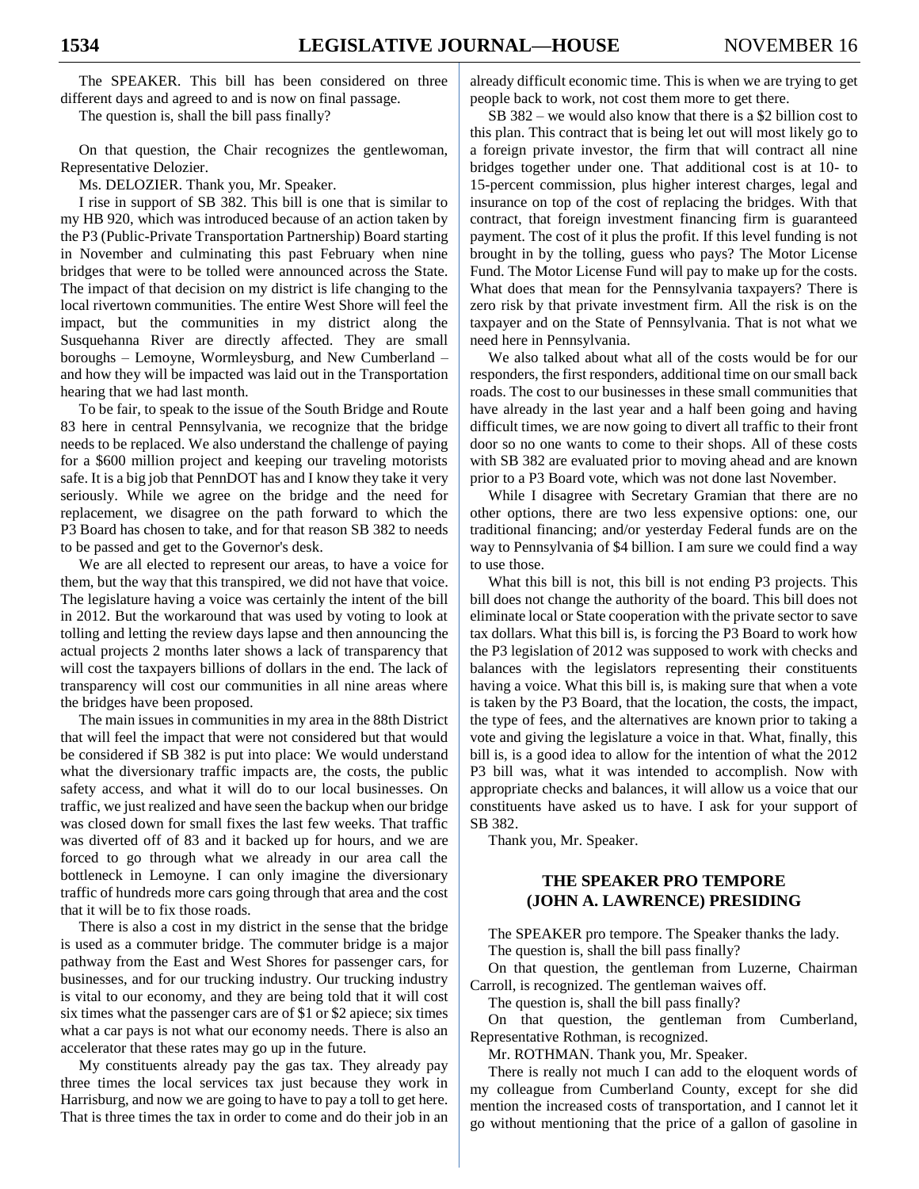The SPEAKER. This bill has been considered on three different days and agreed to and is now on final passage.

The question is, shall the bill pass finally?

On that question, the Chair recognizes the gentlewoman, Representative Delozier.

Ms. DELOZIER. Thank you, Mr. Speaker.

I rise in support of SB 382. This bill is one that is similar to my HB 920, which was introduced because of an action taken by the P3 (Public-Private Transportation Partnership) Board starting in November and culminating this past February when nine bridges that were to be tolled were announced across the State. The impact of that decision on my district is life changing to the local rivertown communities. The entire West Shore will feel the impact, but the communities in my district along the Susquehanna River are directly affected. They are small boroughs – Lemoyne, Wormleysburg, and New Cumberland – and how they will be impacted was laid out in the Transportation hearing that we had last month.

To be fair, to speak to the issue of the South Bridge and Route 83 here in central Pennsylvania, we recognize that the bridge needs to be replaced. We also understand the challenge of paying for a $600 million project and keeping our traveling motorists safe. It is a big job that PennDOT has and I know they take it very seriously. While we agree on the bridge and the need for replacement, we disagree on the path forward to which the P3 Board has chosen to take, and for that reason SB 382 to needs to be passed and get to the Governor's desk.

We are all elected to represent our areas, to have a voice for them, but the way that this transpired, we did not have that voice. The legislature having a voice was certainly the intent of the bill in 2012. But the workaround that was used by voting to look at tolling and letting the review days lapse and then announcing the actual projects 2 months later shows a lack of transparency that will cost the taxpayers billions of dollars in the end. The lack of transparency will cost our communities in all nine areas where the bridges have been proposed.

The main issues in communities in my area in the 88th District that will feel the impact that were not considered but that would be considered if SB 382 is put into place: We would understand what the diversionary traffic impacts are, the costs, the public safety access, and what it will do to our local businesses. On traffic, we just realized and have seen the backup when our bridge was closed down for small fixes the last few weeks. That traffic was diverted off of 83 and it backed up for hours, and we are forced to go through what we already in our area call the bottleneck in Lemoyne. I can only imagine the diversionary traffic of hundreds more cars going through that area and the cost that it will be to fix those roads.

There is also a cost in my district in the sense that the bridge is used as a commuter bridge. The commuter bridge is a major pathway from the East and West Shores for passenger cars, for businesses, and for our trucking industry. Our trucking industry is vital to our economy, and they are being told that it will cost six times what the passenger cars are of $1 or $2 apiece; six times what a car pays is not what our economy needs. There is also an accelerator that these rates may go up in the future.

My constituents already pay the gas tax. They already pay three times the local services tax just because they work in Harrisburg, and now we are going to have to pay a toll to get here. That is three times the tax in order to come and do their job in an already difficult economic time. This is when we are trying to get people back to work, not cost them more to get there.

SB 382 – we would also know that there is a $2 billion cost to this plan. This contract that is being let out will most likely go to a foreign private investor, the firm that will contract all nine bridges together under one. That additional cost is at 10- to 15-percent commission, plus higher interest charges, legal and insurance on top of the cost of replacing the bridges. With that contract, that foreign investment financing firm is guaranteed payment. The cost of it plus the profit. If this level funding is not brought in by the tolling, guess who pays? The Motor License Fund. The Motor License Fund will pay to make up for the costs. What does that mean for the Pennsylvania taxpayers? There is zero risk by that private investment firm. All the risk is on the taxpayer and on the State of Pennsylvania. That is not what we need here in Pennsylvania.

We also talked about what all of the costs would be for our responders, the first responders, additional time on our small back roads. The cost to our businesses in these small communities that have already in the last year and a half been going and having difficult times, we are now going to divert all traffic to their front door so no one wants to come to their shops. All of these costs with SB 382 are evaluated prior to moving ahead and are known prior to a P3 Board vote, which was not done last November.

While I disagree with Secretary Gramian that there are no other options, there are two less expensive options: one, our traditional financing; and/or yesterday Federal funds are on the way to Pennsylvania of $4 billion. I am sure we could find a way to use those.

What this bill is not, this bill is not ending P3 projects. This bill does not change the authority of the board. This bill does not eliminate local or State cooperation with the private sector to save tax dollars. What this bill is, is forcing the P3 Board to work how the P3 legislation of 2012 was supposed to work with checks and balances with the legislators representing their constituents having a voice. What this bill is, is making sure that when a vote is taken by the P3 Board, that the location, the costs, the impact, the type of fees, and the alternatives are known prior to taking a vote and giving the legislature a voice in that. What, finally, this bill is, is a good idea to allow for the intention of what the 2012 P3 bill was, what it was intended to accomplish. Now with appropriate checks and balances, it will allow us a voice that our constituents have asked us to have. I ask for your support of SB 382.

Thank you, Mr. Speaker.

### THE SPEAKER PRO TEMPORE (JOHN A. LAWRENCE) PRESIDING

The SPEAKER pro tempore. The Speaker thanks the lady.

The question is, shall the bill pass finally?

On that question, the gentleman from Luzerne, Chairman Carroll, is recognized. The gentleman waives off.

The question is, shall the bill pass finally?

On that question, the gentleman from Cumberland, Representative Rothman, is recognized.

Mr. ROTHMAN. Thank you, Mr. Speaker.

There is really not much I can add to the eloquent words of my colleague from Cumberland County, except for she did mention the increased costs of transportation, and I cannot let it go without mentioning that the price of a gallon of gasoline in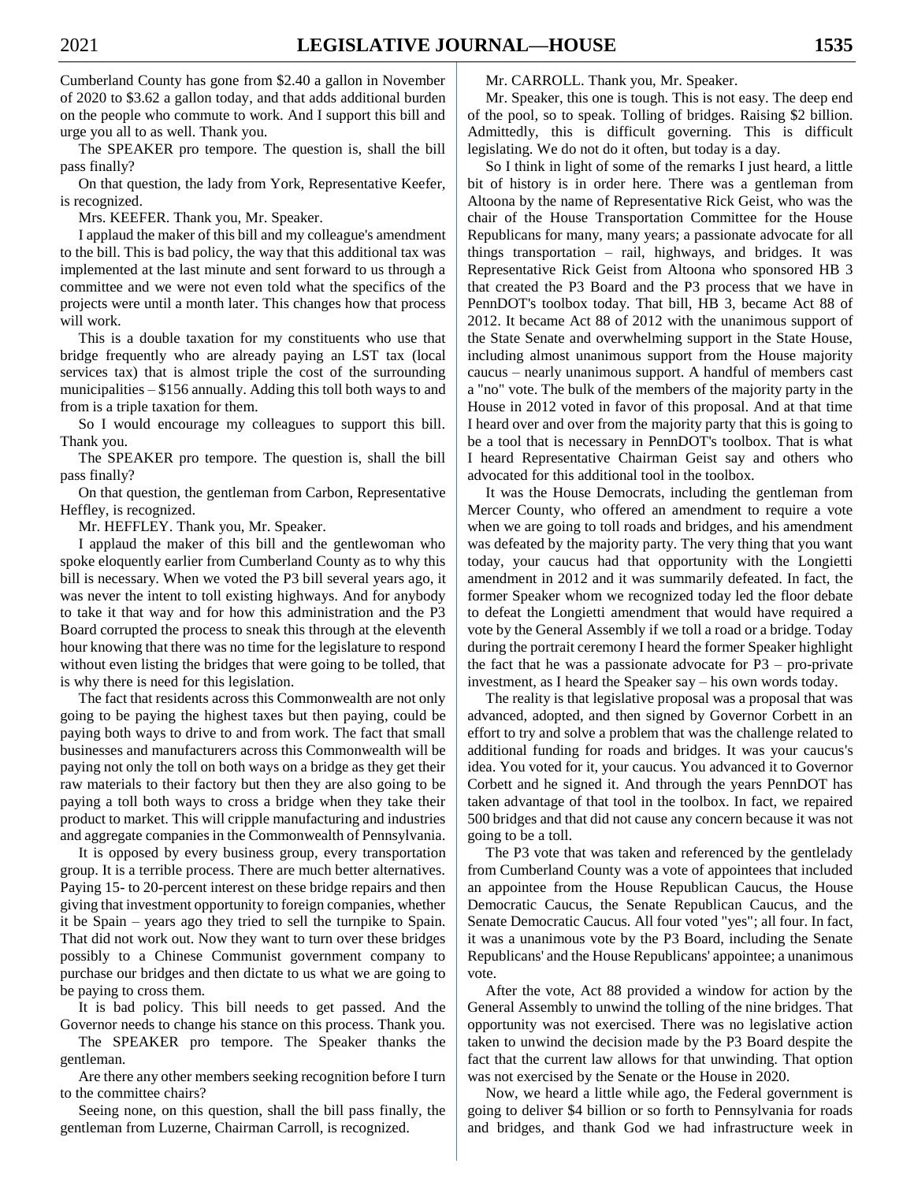Cumberland County has gone from $2.40 a gallon in November of 2020 to $3.62 a gallon today, and that adds additional burden on the people who commute to work. And I support this bill and urge you all to as well. Thank you.

The SPEAKER pro tempore. The question is, shall the bill pass finally?

On that question, the lady from York, Representative Keefer, is recognized.

Mrs. KEEFER. Thank you, Mr. Speaker.

I applaud the maker of this bill and my colleague's amendment to the bill. This is bad policy, the way that this additional tax was implemented at the last minute and sent forward to us through a committee and we were not even told what the specifics of the projects were until a month later. This changes how that process will work.

This is a double taxation for my constituents who use that bridge frequently who are already paying an LST tax (local services tax) that is almost triple the cost of the surrounding municipalities – $156 annually. Adding this toll both ways to and from is a triple taxation for them.

So I would encourage my colleagues to support this bill. Thank you.

The SPEAKER pro tempore. The question is, shall the bill pass finally?

On that question, the gentleman from Carbon, Representative Heffley, is recognized.

Mr. HEFFLEY. Thank you, Mr. Speaker.

I applaud the maker of this bill and the gentlewoman who spoke eloquently earlier from Cumberland County as to why this bill is necessary. When we voted the P3 bill several years ago, it was never the intent to toll existing highways. And for anybody to take it that way and for how this administration and the P3 Board corrupted the process to sneak this through at the eleventh hour knowing that there was no time for the legislature to respond without even listing the bridges that were going to be tolled, that is why there is need for this legislation.

The fact that residents across this Commonwealth are not only going to be paying the highest taxes but then paying, could be paying both ways to drive to and from work. The fact that small businesses and manufacturers across this Commonwealth will be paying not only the toll on both ways on a bridge as they get their raw materials to their factory but then they are also going to be paying a toll both ways to cross a bridge when they take their product to market. This will cripple manufacturing and industries and aggregate companies in the Commonwealth of Pennsylvania.

It is opposed by every business group, every transportation group. It is a terrible process. There are much better alternatives. Paying 15- to 20-percent interest on these bridge repairs and then giving that investment opportunity to foreign companies, whether it be Spain – years ago they tried to sell the turnpike to Spain. That did not work out. Now they want to turn over these bridges possibly to a Chinese Communist government company to purchase our bridges and then dictate to us what we are going to be paying to cross them.

It is bad policy. This bill needs to get passed. And the Governor needs to change his stance on this process. Thank you.

The SPEAKER pro tempore. The Speaker thanks the gentleman.

Are there any other members seeking recognition before I turn to the committee chairs?

Seeing none, on this question, shall the bill pass finally, the gentleman from Luzerne, Chairman Carroll, is recognized.

Mr. CARROLL. Thank you, Mr. Speaker.

Mr. Speaker, this one is tough. This is not easy. The deep end of the pool, so to speak. Tolling of bridges. Raising $2 billion. Admittedly, this is difficult governing. This is difficult legislating. We do not do it often, but today is a day.

So I think in light of some of the remarks I just heard, a little bit of history is in order here. There was a gentleman from Altoona by the name of Representative Rick Geist, who was the chair of the House Transportation Committee for the House Republicans for many, many years; a passionate advocate for all things transportation – rail, highways, and bridges. It was Representative Rick Geist from Altoona who sponsored HB 3 that created the P3 Board and the P3 process that we have in PennDOT's toolbox today. That bill, HB 3, became Act 88 of 2012. It became Act 88 of 2012 with the unanimous support of the State Senate and overwhelming support in the State House, including almost unanimous support from the House majority caucus – nearly unanimous support. A handful of members cast a "no" vote. The bulk of the members of the majority party in the House in 2012 voted in favor of this proposal. And at that time I heard over and over from the majority party that this is going to be a tool that is necessary in PennDOT's toolbox. That is what I heard Representative Chairman Geist say and others who advocated for this additional tool in the toolbox.

It was the House Democrats, including the gentleman from Mercer County, who offered an amendment to require a vote when we are going to toll roads and bridges, and his amendment was defeated by the majority party. The very thing that you want today, your caucus had that opportunity with the Longietti amendment in 2012 and it was summarily defeated. In fact, the former Speaker whom we recognized today led the floor debate to defeat the Longietti amendment that would have required a vote by the General Assembly if we toll a road or a bridge. Today during the portrait ceremony I heard the former Speaker highlight the fact that he was a passionate advocate for P3 – pro-private investment, as I heard the Speaker say – his own words today.

The reality is that legislative proposal was a proposal that was advanced, adopted, and then signed by Governor Corbett in an effort to try and solve a problem that was the challenge related to additional funding for roads and bridges. It was your caucus's idea. You voted for it, your caucus. You advanced it to Governor Corbett and he signed it. And through the years PennDOT has taken advantage of that tool in the toolbox. In fact, we repaired 500 bridges and that did not cause any concern because it was not going to be a toll.

The P3 vote that was taken and referenced by the gentlelady from Cumberland County was a vote of appointees that included an appointee from the House Republican Caucus, the House Democratic Caucus, the Senate Republican Caucus, and the Senate Democratic Caucus. All four voted "yes"; all four. In fact, it was a unanimous vote by the P3 Board, including the Senate Republicans' and the House Republicans' appointee; a unanimous vote.

After the vote, Act 88 provided a window for action by the General Assembly to unwind the tolling of the nine bridges. That opportunity was not exercised. There was no legislative action taken to unwind the decision made by the P3 Board despite the fact that the current law allows for that unwinding. That option was not exercised by the Senate or the House in 2020.

Now, we heard a little while ago, the Federal government is going to deliver $4 billion or so forth to Pennsylvania for roads and bridges, and thank God we had infrastructure week in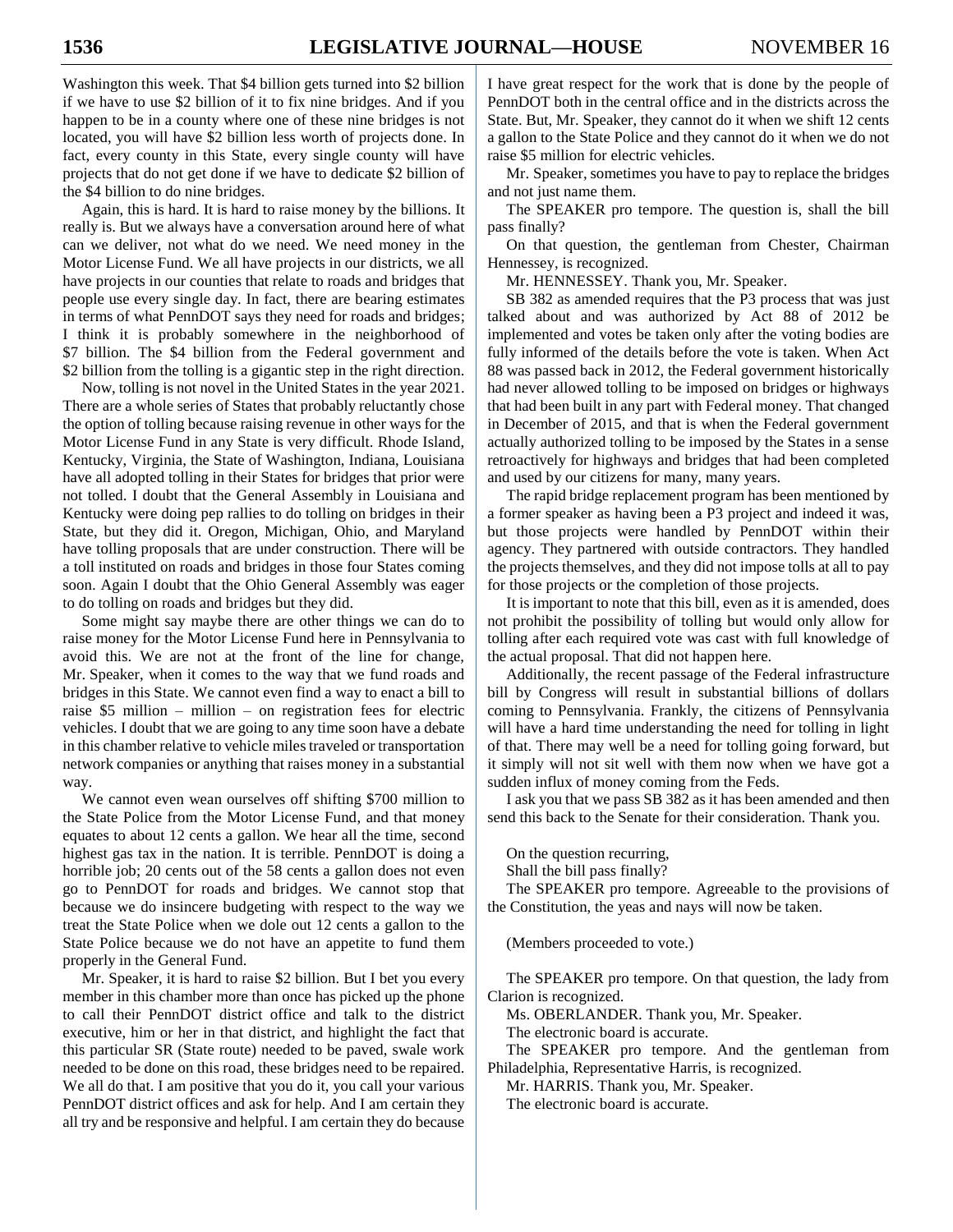Washington this week. That $4 billion gets turned into $2 billion if we have to use $2 billion of it to fix nine bridges. And if you happen to be in a county where one of these nine bridges is not located, you will have $2 billion less worth of projects done. In fact, every county in this State, every single county will have projects that do not get done if we have to dedicate $2 billion of the $4 billion to do nine bridges.

Again, this is hard. It is hard to raise money by the billions. It really is. But we always have a conversation around here of what can we deliver, not what do we need. We need money in the Motor License Fund. We all have projects in our districts, we all have projects in our counties that relate to roads and bridges that people use every single day. In fact, there are bearing estimates in terms of what PennDOT says they need for roads and bridges; I think it is probably somewhere in the neighborhood of $7 billion. The $4 billion from the Federal government and $2 billion from the tolling is a gigantic step in the right direction.

Now, tolling is not novel in the United States in the year 2021. There are a whole series of States that probably reluctantly chose the option of tolling because raising revenue in other ways for the Motor License Fund in any State is very difficult. Rhode Island, Kentucky, Virginia, the State of Washington, Indiana, Louisiana have all adopted tolling in their States for bridges that prior were not tolled. I doubt that the General Assembly in Louisiana and Kentucky were doing pep rallies to do tolling on bridges in their State, but they did it. Oregon, Michigan, Ohio, and Maryland have tolling proposals that are under construction. There will be a toll instituted on roads and bridges in those four States coming soon. Again I doubt that the Ohio General Assembly was eager to do tolling on roads and bridges but they did.

Some might say maybe there are other things we can do to raise money for the Motor License Fund here in Pennsylvania to avoid this. We are not at the front of the line for change, Mr. Speaker, when it comes to the way that we fund roads and bridges in this State. We cannot even find a way to enact a bill to raise $5 million – million – on registration fees for electric vehicles. I doubt that we are going to any time soon have a debate in this chamber relative to vehicle miles traveled or transportation network companies or anything that raises money in a substantial way.

We cannot even wean ourselves off shifting $700 million to the State Police from the Motor License Fund, and that money equates to about 12 cents a gallon. We hear all the time, second highest gas tax in the nation. It is terrible. PennDOT is doing a horrible job; 20 cents out of the 58 cents a gallon does not even go to PennDOT for roads and bridges. We cannot stop that because we do insincere budgeting with respect to the way we treat the State Police when we dole out 12 cents a gallon to the State Police because we do not have an appetite to fund them properly in the General Fund.

Mr. Speaker, it is hard to raise $2 billion. But I bet you every member in this chamber more than once has picked up the phone to call their PennDOT district office and talk to the district executive, him or her in that district, and highlight the fact that this particular SR (State route) needed to be paved, swale work needed to be done on this road, these bridges need to be repaired. We all do that. I am positive that you do it, you call your various PennDOT district offices and ask for help. And I am certain they all try and be responsive and helpful. I am certain they do because I have great respect for the work that is done by the people of PennDOT both in the central office and in the districts across the State. But, Mr. Speaker, they cannot do it when we shift 12 cents a gallon to the State Police and they cannot do it when we do not raise $5 million for electric vehicles.

Mr. Speaker, sometimes you have to pay to replace the bridges and not just name them.

The SPEAKER pro tempore. The question is, shall the bill pass finally?

On that question, the gentleman from Chester, Chairman Hennessey, is recognized.

Mr. HENNESSEY. Thank you, Mr. Speaker.

SB 382 as amended requires that the P3 process that was just talked about and was authorized by Act 88 of 2012 be implemented and votes be taken only after the voting bodies are fully informed of the details before the vote is taken. When Act 88 was passed back in 2012, the Federal government historically had never allowed tolling to be imposed on bridges or highways that had been built in any part with Federal money. That changed in December of 2015, and that is when the Federal government actually authorized tolling to be imposed by the States in a sense retroactively for highways and bridges that had been completed and used by our citizens for many, many years.

The rapid bridge replacement program has been mentioned by a former speaker as having been a P3 project and indeed it was, but those projects were handled by PennDOT within their agency. They partnered with outside contractors. They handled the projects themselves, and they did not impose tolls at all to pay for those projects or the completion of those projects.

It is important to note that this bill, even as it is amended, does not prohibit the possibility of tolling but would only allow for tolling after each required vote was cast with full knowledge of the actual proposal. That did not happen here.

Additionally, the recent passage of the Federal infrastructure bill by Congress will result in substantial billions of dollars coming to Pennsylvania. Frankly, the citizens of Pennsylvania will have a hard time understanding the need for tolling in light of that. There may well be a need for tolling going forward, but it simply will not sit well with them now when we have got a sudden influx of money coming from the Feds.

I ask you that we pass SB 382 as it has been amended and then send this back to the Senate for their consideration. Thank you.

On the question recurring,

Shall the bill pass finally?

The SPEAKER pro tempore. Agreeable to the provisions of the Constitution, the yeas and nays will now be taken.

(Members proceeded to vote.)

The SPEAKER pro tempore. On that question, the lady from Clarion is recognized.

Ms. OBERLANDER. Thank you, Mr. Speaker.

The electronic board is accurate.

The SPEAKER pro tempore. And the gentleman from Philadelphia, Representative Harris, is recognized.

Mr. HARRIS. Thank you, Mr. Speaker.

The electronic board is accurate.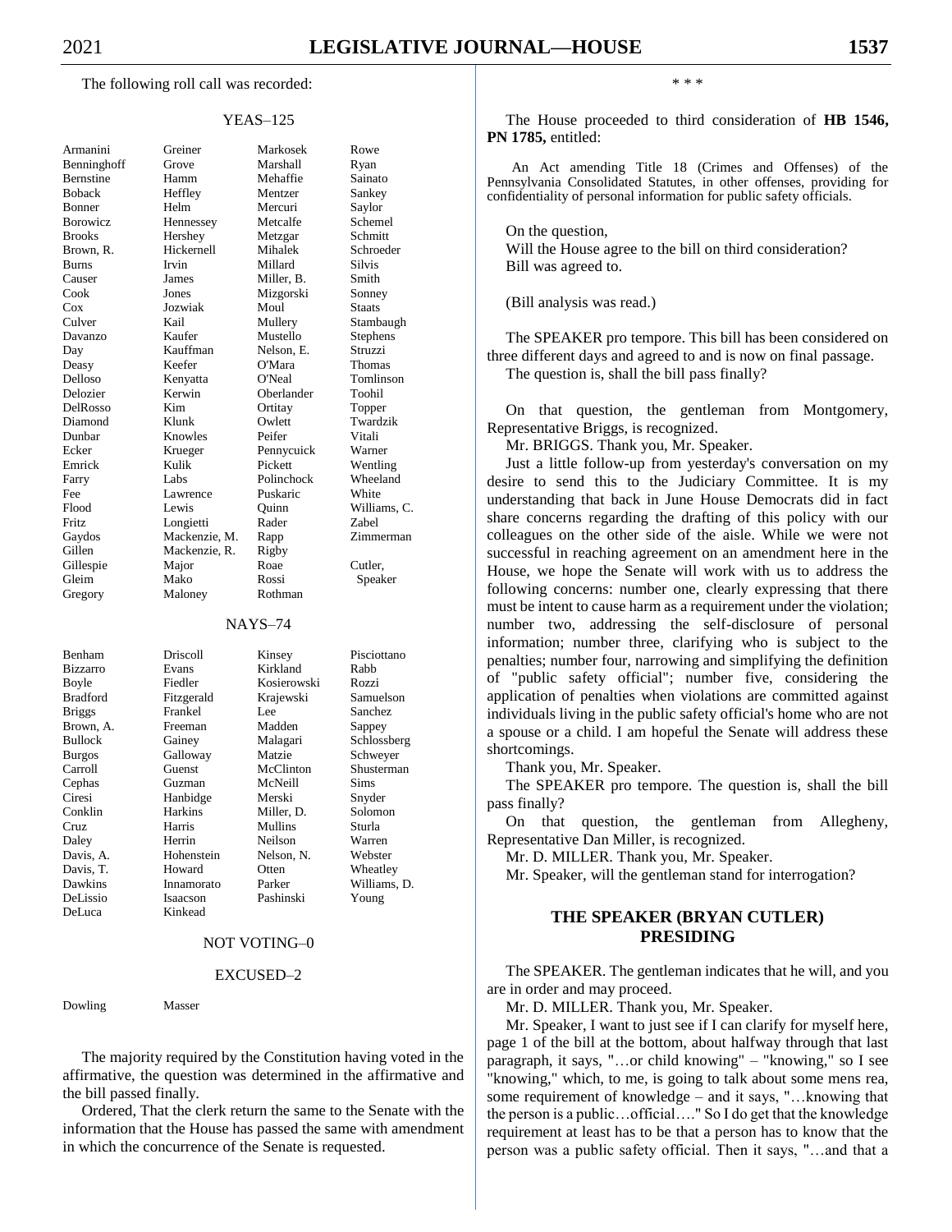The following roll call was recorded:

YEAS–125

| | | | |
|---|---|---|---|
| Armanini | Greiner | Markosek | Rowe |
| Benninghoff | Grove | Marshall | Ryan |
| Bernstine | Hamm | Mehaffie | Sainato |
| Boback | Heffley | Mentzer | Sankey |
| Bonner | Helm | Mercuri | Saylor |
| Borowicz | Hennessey | Metcalfe | Schemel |
| Brooks | Hershey | Metzgar | Schmitt |
| Brown, R. | Hickernell | Mihalek | Schroeder |
| Burns | Irvin | Millard | Silvis |
| Causer | James | Miller, B. | Smith |
| Cook | Jones | Mizgorski | Sonney |
| Cox | Jozwiak | Moul | Staats |
| Culver | Kail | Mullery | Stambaugh |
| Davanzo | Kaufer | Mustello | Stephens |
| Day | Kauffman | Nelson, E. | Struzzi |
| Deasy | Keefer | O'Mara | Thomas |
| Delloso | Kenyatta | O'Neal | Tomlinson |
| Delozier | Kerwin | Oberlander | Toohil |
| DelRosso | Kim | Ortitay | Topper |
| Diamond | Klunk | Owlett | Twardzik |
| Dunbar | Knowles | Peifer | Vitali |
| Ecker | Krueger | Pennycuick | Warner |
| Emrick | Kulik | Pickett | Wentling |
| Farry | Labs | Polinchock | Wheeland |
| Fee | Lawrence | Puskaric | White |
| Flood | Lewis | Quinn | Williams, C. |
| Fritz | Longietti | Rader | Zabel |
| Gaydos | Mackenzie, M. | Rapp | Zimmerman |
| Gillen | Mackenzie, R. | Rigby | |
| Gillespie | Major | Roae | Cutler, |
| Gleim | Mako | Rossi | Speaker |
| Gregory | Maloney | Rothman | |

NAYS–74

| | | | |
|---|---|---|---|
| Benham | Driscoll | Kinsey | Pisciottano |
| Bizzarro | Evans | Kirkland | Rabb |
| Boyle | Fiedler | Kosierowski | Rozzi |
| Bradford | Fitzgerald | Krajewski | Samuelson |
| Briggs | Frankel | Lee | Sanchez |
| Brown, A. | Freeman | Madden | Sappey |
| Bullock | Gainey | Malagari | Schlossberg |
| Burgos | Galloway | Matzie | Schweyer |
| Carroll | Guenst | McClinton | Shusterman |
| Cephas | Guzman | McNeill | Sims |
| Ciresi | Hanbidge | Merski | Snyder |
| Conklin | Harkins | Miller, D. | Solomon |
| Cruz | Harris | Mullins | Sturla |
| Daley | Herrin | Neilson | Warren |
| Davis, A. | Hohenstein | Nelson, N. | Webster |
| Davis, T. | Howard | Otten | Wheatley |
| Dawkins | Innamorato | Parker | Williams, D. |
| DeLissio | Isaacson | Pashinski | Young |
| DeLuca | Kinkead | | |

NOT VOTING–0

EXCUSED–2

| | |
|---|---|
| Dowling | Masser |

The majority required by the Constitution having voted in the affirmative, the question was determined in the affirmative and the bill passed finally.

Ordered, That the clerk return the same to the Senate with the information that the House has passed the same with amendment in which the concurrence of the Senate is requested.

\* \* \*

The House proceeded to third consideration of **HB 1546, PN 1785,** entitled:

An Act amending Title 18 (Crimes and Offenses) of the Pennsylvania Consolidated Statutes, in other offenses, providing for confidentiality of personal information for public safety officials.

On the question,
Will the House agree to the bill on third consideration?
Bill was agreed to.

(Bill analysis was read.)

The SPEAKER pro tempore. This bill has been considered on three different days and agreed to and is now on final passage.

The question is, shall the bill pass finally?

On that question, the gentleman from Montgomery, Representative Briggs, is recognized.

Mr. BRIGGS. Thank you, Mr. Speaker.

Just a little follow-up from yesterday's conversation on my desire to send this to the Judiciary Committee. It is my understanding that back in June House Democrats did in fact share concerns regarding the drafting of this policy with our colleagues on the other side of the aisle. While we were not successful in reaching agreement on an amendment here in the House, we hope the Senate will work with us to address the following concerns: number one, clearly expressing that there must be intent to cause harm as a requirement under the violation; number two, addressing the self-disclosure of personal information; number three, clarifying who is subject to the penalties; number four, narrowing and simplifying the definition of "public safety official"; number five, considering the application of penalties when violations are committed against individuals living in the public safety official's home who are not a spouse or a child. I am hopeful the Senate will address these shortcomings.

Thank you, Mr. Speaker.

The SPEAKER pro tempore. The question is, shall the bill pass finally?

On that question, the gentleman from Allegheny, Representative Dan Miller, is recognized.

Mr. D. MILLER. Thank you, Mr. Speaker.

Mr. Speaker, will the gentleman stand for interrogation?

## THE SPEAKER (BRYAN CUTLER) PRESIDING

The SPEAKER. The gentleman indicates that he will, and you are in order and may proceed.

Mr. D. MILLER. Thank you, Mr. Speaker.

Mr. Speaker, I want to just see if I can clarify for myself here, page 1 of the bill at the bottom, about halfway through that last paragraph, it says, "…or child knowing" – "knowing," so I see "knowing," which, to me, is going to talk about some mens rea, some requirement of knowledge – and it says, "…knowing that the person is a public…official…." So I do get that the knowledge requirement at least has to be that a person has to know that the person was a public safety official. Then it says, "…and that a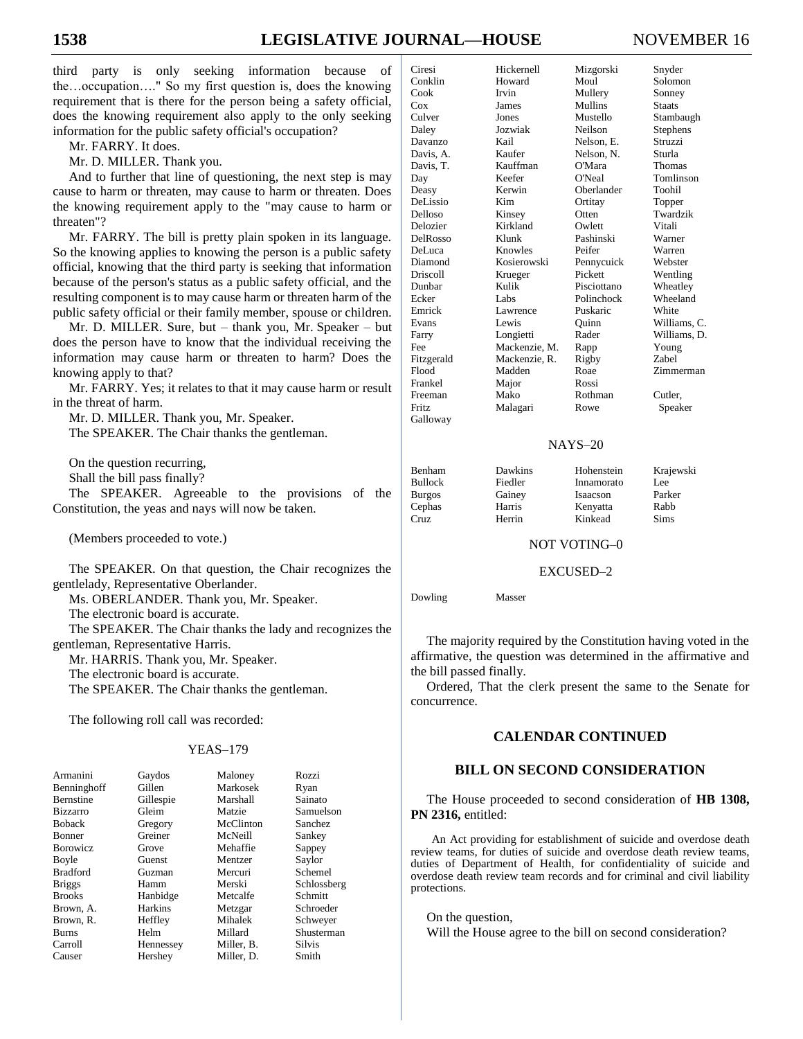third party is only seeking information because of the…occupation…." So my first question is, does the knowing requirement that is there for the person being a safety official, does the knowing requirement also apply to the only seeking information for the public safety official's occupation?

Mr. FARRY. It does.

Mr. D. MILLER. Thank you.

And to further that line of questioning, the next step is may cause to harm or threaten, may cause to harm or threaten. Does the knowing requirement apply to the "may cause to harm or threaten"?

Mr. FARRY. The bill is pretty plain spoken in its language. So the knowing applies to knowing the person is a public safety official, knowing that the third party is seeking that information because of the person's status as a public safety official, and the resulting component is to may cause harm or threaten harm of the public safety official or their family member, spouse or children.

Mr. D. MILLER. Sure, but – thank you, Mr. Speaker – but does the person have to know that the individual receiving the information may cause harm or threaten to harm? Does the knowing apply to that?

Mr. FARRY. Yes; it relates to that it may cause harm or result in the threat of harm.

Mr. D. MILLER. Thank you, Mr. Speaker.

The SPEAKER. The Chair thanks the gentleman.

On the question recurring,
Shall the bill pass finally?

The SPEAKER. Agreeable to the provisions of the Constitution, the yeas and nays will now be taken.

(Members proceeded to vote.)

The SPEAKER. On that question, the Chair recognizes the gentlelady, Representative Oberlander.

Ms. OBERLANDER. Thank you, Mr. Speaker.

The electronic board is accurate.

The SPEAKER. The Chair thanks the lady and recognizes the gentleman, Representative Harris.

Mr. HARRIS. Thank you, Mr. Speaker.

The electronic board is accurate.

The SPEAKER. The Chair thanks the gentleman.

The following roll call was recorded:

YEAS–179

| | | | |
|---|---|---|---|
| Armanini | Gaydos | Maloney | Rozzi |
| Benninghoff | Gillen | Markosek | Ryan |
| Bernstine | Gillespie | Marshall | Sainato |
| Bizzarro | Gleim | Matzie | Samuelson |
| Boback | Gregory | McClinton | Sanchez |
| Bonner | Greiner | McNeill | Sankey |
| Borowicz | Grove | Mehaffie | Sappey |
| Boyle | Guenst | Mentzer | Saylor |
| Bradford | Guzman | Mercuri | Schemel |
| Briggs | Hamm | Merski | Schlossberg |
| Brooks | Hanbidge | Metcalfe | Schmitt |
| Brown, A. | Harkins | Metzgar | Schroeder |
| Brown, R. | Heffley | Mihalek | Schweyer |
| Burns | Helm | Millard | Shusterman |
| Carroll | Hennessey | Miller, B. | Silvis |
| Causer | Hershey | Miller, D. | Smith |
| Ciresi | Hickernell | Mizgorski | Snyder |
| Conklin | Howard | Moul | Solomon |
| Cook | Irvin | Mullery | Sonney |
| Cox | James | Mullins | Staats |
| Culver | Jones | Mustello | Stambaugh |
| Daley | Jozwiak | Neilson | Stephens |
| Davanzo | Kail | Nelson, E. | Struzzi |
| Davis, A. | Kaufer | Nelson, N. | Sturla |
| Davis, T. | Kauffman | O'Mara | Thomas |
| Day | Keefer | O'Neal | Tomlinson |
| Deasy | Kerwin | Oberlander | Toohil |
| DeLissio | Kim | Ortitay | Topper |
| Delloso | Kinsey | Otten | Twardzik |
| Delozier | Kirkland | Owlett | Vitali |
| DelRosso | Klunk | Pashinski | Warner |
| DeLuca | Knowles | Peifer | Warren |
| Diamond | Kosierowski | Pennycuick | Webster |
| Driscoll | Krueger | Pickett | Wentling |
| Dunbar | Kulik | Pisciottano | Wheatley |
| Ecker | Labs | Polinchock | Wheeland |
| Emrick | Lawrence | Puskaric | White |
| Evans | Lewis | Quinn | Williams, C. |
| Farry | Longietti | Rader | Williams, D. |
| Fee | Mackenzie, M. | Rapp | Young |
| Fitzgerald | Mackenzie, R. | Rigby | Zabel |
| Flood | Madden | Roae | Zimmerman |
| Frankel | Major | Rossi | |
| Freeman | Mako | Rothman | Cutler, |
| Fritz | Malagari | Rowe | Speaker |
| Galloway | | | |

NAYS–20

| | | | |
|---|---|---|---|
| Benham | Dawkins | Hohenstein | Krajewski |
| Bullock | Fiedler | Innamorato | Lee |
| Burgos | Gainey | Isaacson | Parker |
| Cephas | Harris | Kenyatta | Rabb |
| Cruz | Herrin | Kinkead | Sims |

NOT VOTING–0

EXCUSED–2

| | |
|---|---|
| Dowling | Masser |

The majority required by the Constitution having voted in the affirmative, the question was determined in the affirmative and the bill passed finally.

Ordered, That the clerk present the same to the Senate for concurrence.

## CALENDAR CONTINUED

## BILL ON SECOND CONSIDERATION

The House proceeded to second consideration of **HB 1308, PN 2316,** entitled:

An Act providing for establishment of suicide and overdose death review teams, for duties of suicide and overdose death review teams, duties of Department of Health, for confidentiality of suicide and overdose death review team records and for criminal and civil liability protections.

On the question,
Will the House agree to the bill on second consideration?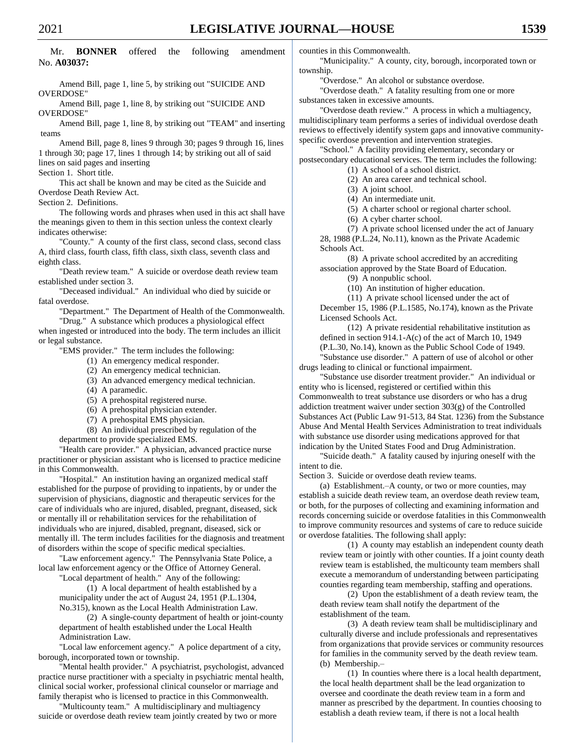Mr. **BONNER** offered the following amendment No. **A03037:**

Amend Bill, page 1, line 5, by striking out "SUICIDE AND OVERDOSE"

Amend Bill, page 1, line 8, by striking out "SUICIDE AND OVERDOSE"

Amend Bill, page 1, line 8, by striking out "TEAM" and inserting teams

Amend Bill, page 8, lines 9 through 30; pages 9 through 16, lines 1 through 30; page 17, lines 1 through 14; by striking out all of said lines on said pages and inserting

Section 1. Short title.

This act shall be known and may be cited as the Suicide and Overdose Death Review Act.

Section 2. Definitions.

The following words and phrases when used in this act shall have the meanings given to them in this section unless the context clearly indicates otherwise:

"County." A county of the first class, second class, second class A, third class, fourth class, fifth class, sixth class, seventh class and eighth class.

"Death review team." A suicide or overdose death review team established under section 3.

"Deceased individual." An individual who died by suicide or fatal overdose.

"Department." The Department of Health of the Commonwealth.

"Drug." A substance which produces a physiological effect when ingested or introduced into the body. The term includes an illicit or legal substance.

"EMS provider." The term includes the following:

(1) An emergency medical responder.

(2) An emergency medical technician.

(3) An advanced emergency medical technician.

(4) A paramedic.

(5) A prehospital registered nurse.

(6) A prehospital physician extender.

(7) A prehospital EMS physician.

(8) An individual prescribed by regulation of the department to provide specialized EMS.

"Health care provider." A physician, advanced practice nurse practitioner or physician assistant who is licensed to practice medicine in this Commonwealth.

"Hospital." An institution having an organized medical staff established for the purpose of providing to inpatients, by or under the supervision of physicians, diagnostic and therapeutic services for the care of individuals who are injured, disabled, pregnant, diseased, sick or mentally ill or rehabilitation services for the rehabilitation of individuals who are injured, disabled, pregnant, diseased, sick or mentally ill. The term includes facilities for the diagnosis and treatment of disorders within the scope of specific medical specialties.

"Law enforcement agency." The Pennsylvania State Police, a local law enforcement agency or the Office of Attorney General.

"Local department of health." Any of the following:

(1) A local department of health established by a municipality under the act of August 24, 1951 (P.L.1304, No.315), known as the Local Health Administration Law.

(2) A single-county department of health or joint-county department of health established under the Local Health Administration Law.

"Local law enforcement agency." A police department of a city, borough, incorporated town or township.

"Mental health provider." A psychiatrist, psychologist, advanced practice nurse practitioner with a specialty in psychiatric mental health, clinical social worker, professional clinical counselor or marriage and family therapist who is licensed to practice in this Commonwealth.

"Multicounty team." A multidisciplinary and multiagency suicide or overdose death review team jointly created by two or more counties in this Commonwealth.

"Municipality." A county, city, borough, incorporated town or township.

"Overdose." An alcohol or substance overdose.

"Overdose death." A fatality resulting from one or more substances taken in excessive amounts.

"Overdose death review." A process in which a multiagency, multidisciplinary team performs a series of individual overdose death reviews to effectively identify system gaps and innovative community-specific overdose prevention and intervention strategies.

"School." A facility providing elementary, secondary or postsecondary educational services. The term includes the following:

(1) A school of a school district.

(2) An area career and technical school.

(3) A joint school.

(4) An intermediate unit.

(5) A charter school or regional charter school.

(6) A cyber charter school.

(7) A private school licensed under the act of January 28, 1988 (P.L.24, No.11), known as the Private Academic Schools Act.

(8) A private school accredited by an accrediting association approved by the State Board of Education.

(9) A nonpublic school.

(10) An institution of higher education.

(11) A private school licensed under the act of December 15, 1986 (P.L.1585, No.174), known as the Private Licensed Schools Act.

(12) A private residential rehabilitative institution as defined in section 914.1-A(c) of the act of March 10, 1949 (P.L.30, No.14), known as the Public School Code of 1949.

"Substance use disorder." A pattern of use of alcohol or other drugs leading to clinical or functional impairment.

"Substance use disorder treatment provider." An individual or entity who is licensed, registered or certified within this Commonwealth to treat substance use disorders or who has a drug addiction treatment waiver under section 303(g) of the Controlled Substances Act (Public Law 91-513, 84 Stat. 1236) from the Substance Abuse And Mental Health Services Administration to treat individuals with substance use disorder using medications approved for that indication by the United States Food and Drug Administration.

"Suicide death." A fatality caused by injuring oneself with the intent to die.

Section 3. Suicide or overdose death review teams.

(a) Establishment.–A county, or two or more counties, may establish a suicide death review team, an overdose death review team, or both, for the purposes of collecting and examining information and records concerning suicide or overdose fatalities in this Commonwealth to improve community resources and systems of care to reduce suicide or overdose fatalities. The following shall apply:

(1) A county may establish an independent county death review team or jointly with other counties. If a joint county death review team is established, the multicounty team members shall execute a memorandum of understanding between participating counties regarding team membership, staffing and operations.

(2) Upon the establishment of a death review team, the death review team shall notify the department of the establishment of the team.

(3) A death review team shall be multidisciplinary and culturally diverse and include professionals and representatives from organizations that provide services or community resources for families in the community served by the death review team.

(b) Membership.–

(1) In counties where there is a local health department, the local health department shall be the lead organization to oversee and coordinate the death review team in a form and manner as prescribed by the department. In counties choosing to establish a death review team, if there is not a local health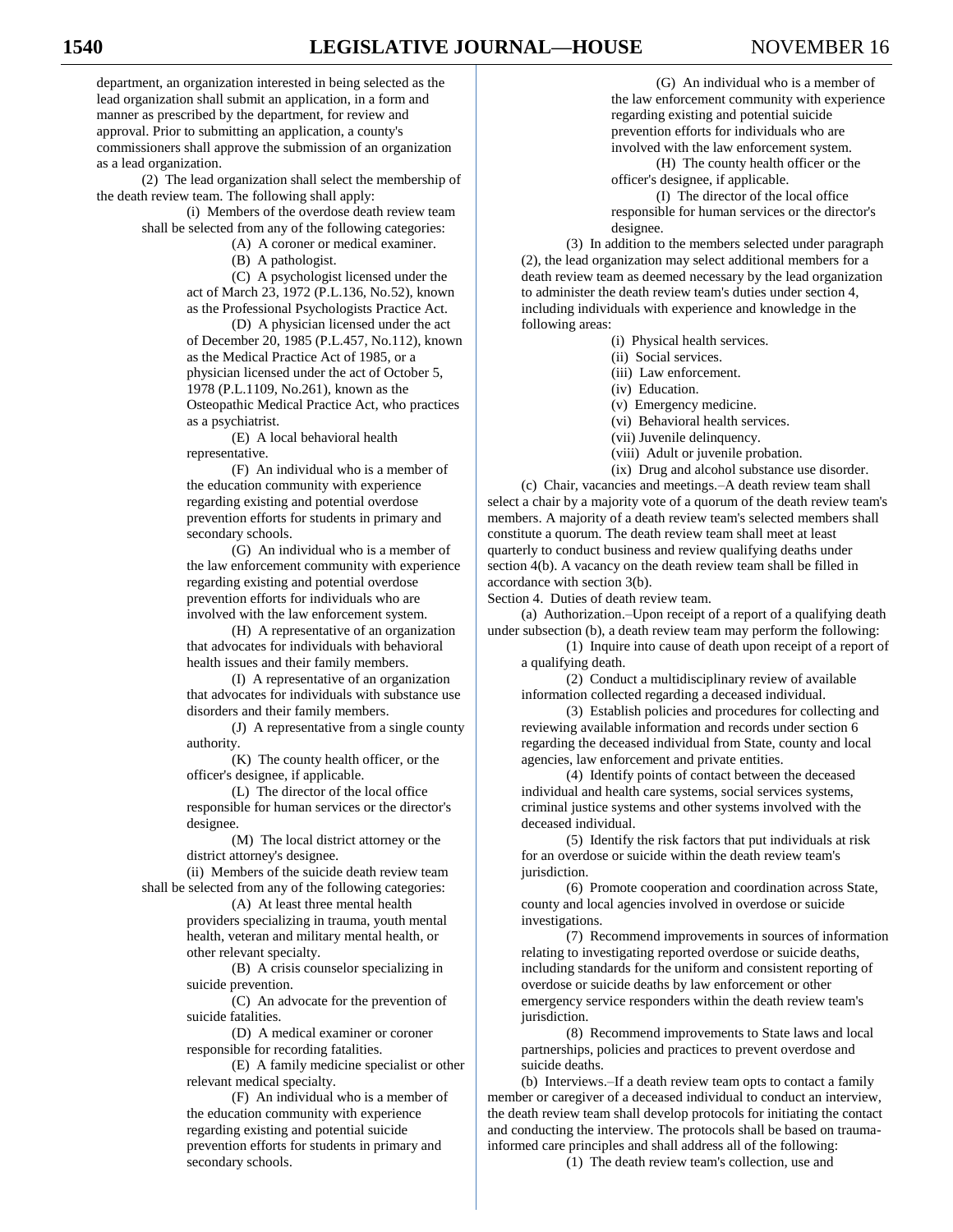department, an organization interested in being selected as the lead organization shall submit an application, in a form and manner as prescribed by the department, for review and approval. Prior to submitting an application, a county's commissioners shall approve the submission of an organization as a lead organization.

(2) The lead organization shall select the membership of the death review team. The following shall apply:

(i) Members of the overdose death review team shall be selected from any of the following categories:

(A) A coroner or medical examiner.

(B) A pathologist.

(C) A psychologist licensed under the act of March 23, 1972 (P.L.136, No.52), known as the Professional Psychologists Practice Act.

(D) A physician licensed under the act of December 20, 1985 (P.L.457, No.112), known as the Medical Practice Act of 1985, or a physician licensed under the act of October 5, 1978 (P.L.1109, No.261), known as the Osteopathic Medical Practice Act, who practices as a psychiatrist.

(E) A local behavioral health representative.

(F) An individual who is a member of the education community with experience regarding existing and potential overdose prevention efforts for students in primary and secondary schools.

(G) An individual who is a member of the law enforcement community with experience regarding existing and potential overdose prevention efforts for individuals who are involved with the law enforcement system.

(H) A representative of an organization that advocates for individuals with behavioral health issues and their family members.

(I) A representative of an organization that advocates for individuals with substance use disorders and their family members.

(J) A representative from a single county authority.

(K) The county health officer, or the officer's designee, if applicable.

(L) The director of the local office responsible for human services or the director's designee.

(M) The local district attorney or the district attorney's designee.

(ii) Members of the suicide death review team shall be selected from any of the following categories:

(A) At least three mental health providers specializing in trauma, youth mental health, veteran and military mental health, or other relevant specialty.

(B) A crisis counselor specializing in suicide prevention.

(C) An advocate for the prevention of suicide fatalities.

(D) A medical examiner or coroner responsible for recording fatalities.

(E) A family medicine specialist or other relevant medical specialty.

(F) An individual who is a member of the education community with experience regarding existing and potential suicide prevention efforts for students in primary and secondary schools.

(G) An individual who is a member of the law enforcement community with experience regarding existing and potential suicide prevention efforts for individuals who are involved with the law enforcement system.

(H) The county health officer or the officer's designee, if applicable.

(I) The director of the local office responsible for human services or the director's designee.

(3) In addition to the members selected under paragraph (2), the lead organization may select additional members for a death review team as deemed necessary by the lead organization to administer the death review team's duties under section 4, including individuals with experience and knowledge in the following areas:

(i) Physical health services.

(ii) Social services.

(iii) Law enforcement.

(iv) Education.

(v) Emergency medicine.

(vi) Behavioral health services.

(vii) Juvenile delinquency.

(viii) Adult or juvenile probation.

(ix) Drug and alcohol substance use disorder.

(c) Chair, vacancies and meetings.–A death review team shall select a chair by a majority vote of a quorum of the death review team's members. A majority of a death review team's selected members shall constitute a quorum. The death review team shall meet at least quarterly to conduct business and review qualifying deaths under section 4(b). A vacancy on the death review team shall be filled in accordance with section 3(b).

Section 4. Duties of death review team.

(a) Authorization.–Upon receipt of a report of a qualifying death under subsection (b), a death review team may perform the following:

(1) Inquire into cause of death upon receipt of a report of a qualifying death.

(2) Conduct a multidisciplinary review of available information collected regarding a deceased individual.

(3) Establish policies and procedures for collecting and reviewing available information and records under section 6 regarding the deceased individual from State, county and local agencies, law enforcement and private entities.

(4) Identify points of contact between the deceased individual and health care systems, social services systems, criminal justice systems and other systems involved with the deceased individual.

(5) Identify the risk factors that put individuals at risk for an overdose or suicide within the death review team's jurisdiction.

(6) Promote cooperation and coordination across State, county and local agencies involved in overdose or suicide investigations.

(7) Recommend improvements in sources of information relating to investigating reported overdose or suicide deaths, including standards for the uniform and consistent reporting of overdose or suicide deaths by law enforcement or other emergency service responders within the death review team's jurisdiction.

(8) Recommend improvements to State laws and local partnerships, policies and practices to prevent overdose and suicide deaths.

(b) Interviews.–If a death review team opts to contact a family member or caregiver of a deceased individual to conduct an interview, the death review team shall develop protocols for initiating the contact and conducting the interview. The protocols shall be based on trauma-informed care principles and shall address all of the following:

(1) The death review team's collection, use and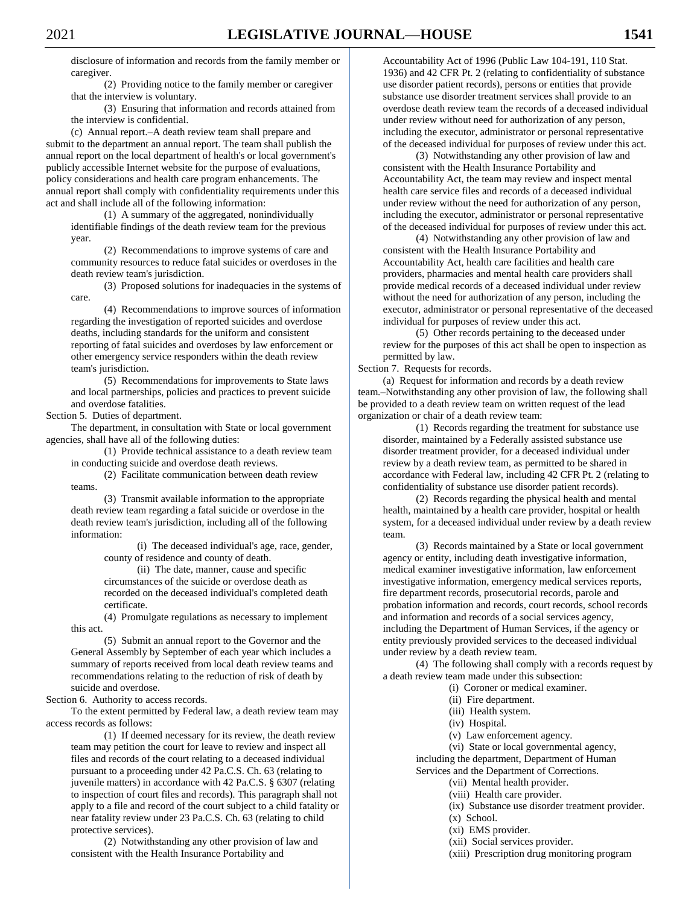disclosure of information and records from the family member or caregiver.

(2) Providing notice to the family member or caregiver that the interview is voluntary.

(3) Ensuring that information and records attained from the interview is confidential.

(c) Annual report.–A death review team shall prepare and submit to the department an annual report. The team shall publish the annual report on the local department of health's or local government's publicly accessible Internet website for the purpose of evaluations, policy considerations and health care program enhancements. The annual report shall comply with confidentiality requirements under this act and shall include all of the following information:

(1) A summary of the aggregated, nonindividually identifiable findings of the death review team for the previous year.

(2) Recommendations to improve systems of care and community resources to reduce fatal suicides or overdoses in the death review team's jurisdiction.

(3) Proposed solutions for inadequacies in the systems of care.

(4) Recommendations to improve sources of information regarding the investigation of reported suicides and overdose deaths, including standards for the uniform and consistent reporting of fatal suicides and overdoses by law enforcement or other emergency service responders within the death review team's jurisdiction.

(5) Recommendations for improvements to State laws and local partnerships, policies and practices to prevent suicide and overdose fatalities.

Section 5. Duties of department.

The department, in consultation with State or local government agencies, shall have all of the following duties:

(1) Provide technical assistance to a death review team in conducting suicide and overdose death reviews.

(2) Facilitate communication between death review teams.

(3) Transmit available information to the appropriate death review team regarding a fatal suicide or overdose in the death review team's jurisdiction, including all of the following information:

(i) The deceased individual's age, race, gender, county of residence and county of death.

(ii) The date, manner, cause and specific circumstances of the suicide or overdose death as recorded on the deceased individual's completed death certificate.

(4) Promulgate regulations as necessary to implement this act.

(5) Submit an annual report to the Governor and the General Assembly by September of each year which includes a summary of reports received from local death review teams and recommendations relating to the reduction of risk of death by suicide and overdose.

Section 6. Authority to access records.

To the extent permitted by Federal law, a death review team may access records as follows:

(1) If deemed necessary for its review, the death review team may petition the court for leave to review and inspect all files and records of the court relating to a deceased individual pursuant to a proceeding under 42 Pa.C.S. Ch. 63 (relating to juvenile matters) in accordance with 42 Pa.C.S. § 6307 (relating to inspection of court files and records). This paragraph shall not apply to a file and record of the court subject to a child fatality or near fatality review under 23 Pa.C.S. Ch. 63 (relating to child protective services).

(2) Notwithstanding any other provision of law and consistent with the Health Insurance Portability and Accountability Act of 1996 (Public Law 104-191, 110 Stat. 1936) and 42 CFR Pt. 2 (relating to confidentiality of substance use disorder patient records), persons or entities that provide substance use disorder treatment services shall provide to an overdose death review team the records of a deceased individual under review without need for authorization of any person, including the executor, administrator or personal representative of the deceased individual for purposes of review under this act.

(3) Notwithstanding any other provision of law and consistent with the Health Insurance Portability and Accountability Act, the team may review and inspect mental health care service files and records of a deceased individual under review without the need for authorization of any person, including the executor, administrator or personal representative of the deceased individual for purposes of review under this act.

(4) Notwithstanding any other provision of law and consistent with the Health Insurance Portability and Accountability Act, health care facilities and health care providers, pharmacies and mental health care providers shall provide medical records of a deceased individual under review without the need for authorization of any person, including the executor, administrator or personal representative of the deceased individual for purposes of review under this act.

(5) Other records pertaining to the deceased under review for the purposes of this act shall be open to inspection as permitted by law.

Section 7. Requests for records.

(a) Request for information and records by a death review team.–Notwithstanding any other provision of law, the following shall be provided to a death review team on written request of the lead organization or chair of a death review team:

(1) Records regarding the treatment for substance use disorder, maintained by a Federally assisted substance use disorder treatment provider, for a deceased individual under review by a death review team, as permitted to be shared in accordance with Federal law, including 42 CFR Pt. 2 (relating to confidentiality of substance use disorder patient records).

(2) Records regarding the physical health and mental health, maintained by a health care provider, hospital or health system, for a deceased individual under review by a death review team.

(3) Records maintained by a State or local government agency or entity, including death investigative information, medical examiner investigative information, law enforcement investigative information, emergency medical services reports, fire department records, prosecutorial records, parole and probation information and records, court records, school records and information and records of a social services agency, including the Department of Human Services, if the agency or entity previously provided services to the deceased individual under review by a death review team.

(4) The following shall comply with a records request by a death review team made under this subsection:

(i) Coroner or medical examiner.

(ii) Fire department.

(iii) Health system.

(iv) Hospital.

(v) Law enforcement agency.

(vi) State or local governmental agency, including the department, Department of Human Services and the Department of Corrections.

(vii) Mental health provider.

(viii) Health care provider.

(ix) Substance use disorder treatment provider.

(x) School.

(xi) EMS provider.

(xii) Social services provider.

(xiii) Prescription drug monitoring program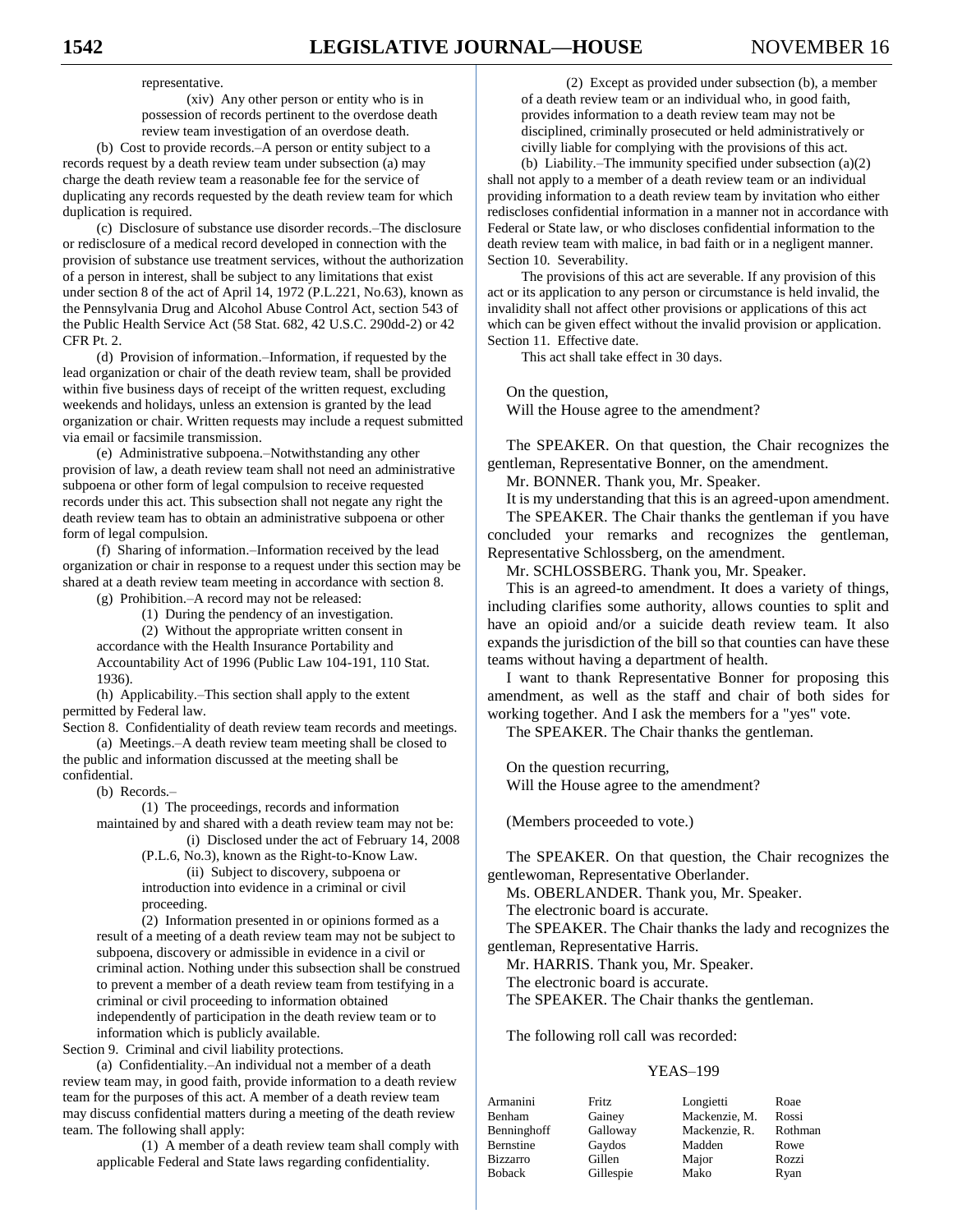representative.

(xiv) Any other person or entity who is in possession of records pertinent to the overdose death review team investigation of an overdose death.

(b) Cost to provide records.–A person or entity subject to a records request by a death review team under subsection (a) may charge the death review team a reasonable fee for the service of duplicating any records requested by the death review team for which duplication is required.

(c) Disclosure of substance use disorder records.–The disclosure or redisclosure of a medical record developed in connection with the provision of substance use treatment services, without the authorization of a person in interest, shall be subject to any limitations that exist under section 8 of the act of April 14, 1972 (P.L.221, No.63), known as the Pennsylvania Drug and Alcohol Abuse Control Act, section 543 of the Public Health Service Act (58 Stat. 682, 42 U.S.C. 290dd-2) or 42 CFR Pt. 2.

(d) Provision of information.–Information, if requested by the lead organization or chair of the death review team, shall be provided within five business days of receipt of the written request, excluding weekends and holidays, unless an extension is granted by the lead organization or chair. Written requests may include a request submitted via email or facsimile transmission.

(e) Administrative subpoena.–Notwithstanding any other provision of law, a death review team shall not need an administrative subpoena or other form of legal compulsion to receive requested records under this act. This subsection shall not negate any right the death review team has to obtain an administrative subpoena or other form of legal compulsion.

(f) Sharing of information.–Information received by the lead organization or chair in response to a request under this section may be shared at a death review team meeting in accordance with section 8.

(g) Prohibition.–A record may not be released:

(1) During the pendency of an investigation.

(2) Without the appropriate written consent in accordance with the Health Insurance Portability and Accountability Act of 1996 (Public Law 104-191, 110 Stat. 1936).

(h) Applicability.–This section shall apply to the extent permitted by Federal law.

Section 8. Confidentiality of death review team records and meetings.

(a) Meetings.–A death review team meeting shall be closed to the public and information discussed at the meeting shall be confidential.

(b) Records.–

(1) The proceedings, records and information maintained by and shared with a death review team may not be:

(i) Disclosed under the act of February 14, 2008 (P.L.6, No.3), known as the Right-to-Know Law.

(ii) Subject to discovery, subpoena or introduction into evidence in a criminal or civil proceeding.

(2) Information presented in or opinions formed as a result of a meeting of a death review team may not be subject to subpoena, discovery or admissible in evidence in a civil or criminal action. Nothing under this subsection shall be construed to prevent a member of a death review team from testifying in a criminal or civil proceeding to information obtained independently of participation in the death review team or to information which is publicly available.

Section 9. Criminal and civil liability protections.

(a) Confidentiality.–An individual not a member of a death review team may, in good faith, provide information to a death review team for the purposes of this act. A member of a death review team may discuss confidential matters during a meeting of the death review team. The following shall apply:

(1) A member of a death review team shall comply with applicable Federal and State laws regarding confidentiality.

(2) Except as provided under subsection (b), a member of a death review team or an individual who, in good faith, provides information to a death review team may not be disciplined, criminally prosecuted or held administratively or civilly liable for complying with the provisions of this act.

(b) Liability.–The immunity specified under subsection (a)(2) shall not apply to a member of a death review team or an individual providing information to a death review team by invitation who either rediscloses confidential information in a manner not in accordance with Federal or State law, or who discloses confidential information to the death review team with malice, in bad faith or in a negligent manner.

Section 10. Severability.

The provisions of this act are severable. If any provision of this act or its application to any person or circumstance is held invalid, the invalidity shall not affect other provisions or applications of this act which can be given effect without the invalid provision or application.

Section 11. Effective date.

This act shall take effect in 30 days.

On the question,
Will the House agree to the amendment?

The SPEAKER. On that question, the Chair recognizes the gentleman, Representative Bonner, on the amendment.

Mr. BONNER. Thank you, Mr. Speaker.

It is my understanding that this is an agreed-upon amendment.

The SPEAKER. The Chair thanks the gentleman if you have concluded your remarks and recognizes the gentleman, Representative Schlossberg, on the amendment.

Mr. SCHLOSSBERG. Thank you, Mr. Speaker.

This is an agreed-to amendment. It does a variety of things, including clarifies some authority, allows counties to split and have an opioid and/or a suicide death review team. It also expands the jurisdiction of the bill so that counties can have these teams without having a department of health.

I want to thank Representative Bonner for proposing this amendment, as well as the staff and chair of both sides for working together. And I ask the members for a "yes" vote.

The SPEAKER. The Chair thanks the gentleman.

On the question recurring,
Will the House agree to the amendment?

(Members proceeded to vote.)

The SPEAKER. On that question, the Chair recognizes the gentlewoman, Representative Oberlander.

Ms. OBERLANDER. Thank you, Mr. Speaker.

The electronic board is accurate.

The SPEAKER. The Chair thanks the lady and recognizes the gentleman, Representative Harris.

Mr. HARRIS. Thank you, Mr. Speaker.

The electronic board is accurate.

The SPEAKER. The Chair thanks the gentleman.

The following roll call was recorded:

YEAS–199

| | | | |
|---|---|---|---|
| Armanini | Fritz | Longietti | Roae |
| Benham | Gainey | Mackenzie, M. | Rossi |
| Benninghoff | Galloway | Mackenzie, R. | Rothman |
| Bernstine | Gaydos | Madden | Rowe |
| Bizzarro | Gillen | Major | Rozzi |
| Boback | Gillespie | Mako | Ryan |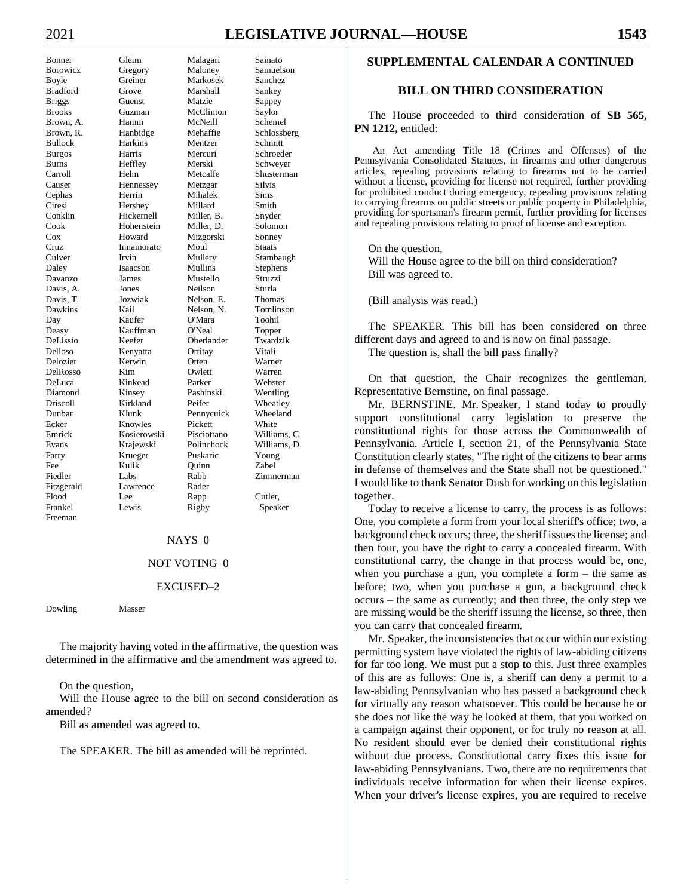| | | | |
|---|---|---|---|
| Bonner | Gleim | Malagari | Sainato |
| Borowicz | Gregory | Maloney | Samuelson |
| Boyle | Greiner | Markosek | Sanchez |
| Bradford | Grove | Marshall | Sankey |
| Briggs | Guenst | Matzie | Sappey |
| Brooks | Guzman | McClinton | Saylor |
| Brown, A. | Hamm | McNeill | Schemel |
| Brown, R. | Hanbidge | Mehaffie | Schlossberg |
| Bullock | Harkins | Mentzer | Schmitt |
| Burgos | Harris | Mercuri | Schroeder |
| Burns | Heffley | Merski | Schweyer |
| Carroll | Helm | Metcalfe | Shusterman |
| Causer | Hennessey | Metzgar | Silvis |
| Cephas | Herrin | Mihalek | Sims |
| Ciresi | Hershey | Millard | Smith |
| Conklin | Hickernell | Miller, B. | Snyder |
| Cook | Hohenstein | Miller, D. | Solomon |
| Cox | Howard | Mizgorski | Sonney |
| Cruz | Innamorato | Moul | Staats |
| Culver | Irvin | Mullery | Stambaugh |
| Daley | Isaacson | Mullins | Stephens |
| Davanzo | James | Mustello | Struzzi |
| Davis, A. | Jones | Neilson | Sturla |
| Davis, T. | Jozwiak | Nelson, E. | Thomas |
| Dawkins | Kail | Nelson, N. | Tomlinson |
| Day | Kaufer | O'Mara | Toohil |
| Deasy | Kauffman | O'Neal | Topper |
| DeLissio | Keefer | Oberlander | Twardzik |
| Delloso | Kenyatta | Ortitay | Vitali |
| Delozier | Kerwin | Otten | Warner |
| DelRosso | Kim | Owlett | Warren |
| DeLuca | Kinkead | Parker | Webster |
| Diamond | Kinsey | Pashinski | Wentling |
| Driscoll | Kirkland | Peifer | Wheatley |
| Dunbar | Klunk | Pennycuick | Wheeland |
| Ecker | Knowles | Pickett | White |
| Emrick | Kosierowski | Pisciottano | Williams, C. |
| Evans | Krajewski | Polinchock | Williams, D. |
| Farry | Krueger | Puskaric | Young |
| Fee | Kulik | Quinn | Zabel |
| Fiedler | Labs | Rabb | Zimmerman |
| Fitzgerald | Lawrence | Rader | |
| Flood | Lee | Rapp | Cutler, |
| Frankel | Lewis | Rigby | Speaker |
| Freeman | | | |

NAYS–0

NOT VOTING–0

EXCUSED–2

| | |
|---|---|
| Dowling | Masser |

The majority having voted in the affirmative, the question was determined in the affirmative and the amendment was agreed to.

On the question,
Will the House agree to the bill on second consideration as amended?
Bill as amended was agreed to.

The SPEAKER. The bill as amended will be reprinted.

## SUPPLEMENTAL CALENDAR A CONTINUED

### BILL ON THIRD CONSIDERATION

The House proceeded to third consideration of **SB 565, PN 1212,** entitled:

An Act amending Title 18 (Crimes and Offenses) of the Pennsylvania Consolidated Statutes, in firearms and other dangerous articles, repealing provisions relating to firearms not to be carried without a license, providing for license not required, further providing for prohibited conduct during emergency, repealing provisions relating to carrying firearms on public streets or public property in Philadelphia, providing for sportsman's firearm permit, further providing for licenses and repealing provisions relating to proof of license and exception.

On the question,
Will the House agree to the bill on third consideration?
Bill was agreed to.

(Bill analysis was read.)

The SPEAKER. This bill has been considered on three different days and agreed to and is now on final passage.
The question is, shall the bill pass finally?

On that question, the Chair recognizes the gentleman, Representative Bernstine, on final passage.

Mr. BERNSTINE. Mr. Speaker, I stand today to proudly support constitutional carry legislation to preserve the constitutional rights for those across the Commonwealth of Pennsylvania. Article I, section 21, of the Pennsylvania State Constitution clearly states, "The right of the citizens to bear arms in defense of themselves and the State shall not be questioned." I would like to thank Senator Dush for working on this legislation together.

Today to receive a license to carry, the process is as follows: One, you complete a form from your local sheriff's office; two, a background check occurs; three, the sheriff issues the license; and then four, you have the right to carry a concealed firearm. With constitutional carry, the change in that process would be, one, when you purchase a gun, you complete a form – the same as before; two, when you purchase a gun, a background check occurs – the same as currently; and then three, the only step we are missing would be the sheriff issuing the license, so three, then you can carry that concealed firearm.

Mr. Speaker, the inconsistencies that occur within our existing permitting system have violated the rights of law-abiding citizens for far too long. We must put a stop to this. Just three examples of this are as follows: One is, a sheriff can deny a permit to a law-abiding Pennsylvanian who has passed a background check for virtually any reason whatsoever. This could be because he or she does not like the way he looked at them, that you worked on a campaign against their opponent, or for truly no reason at all. No resident should ever be denied their constitutional rights without due process. Constitutional carry fixes this issue for law-abiding Pennsylvanians. Two, there are no requirements that individuals receive information for when their license expires. When your driver's license expires, you are required to receive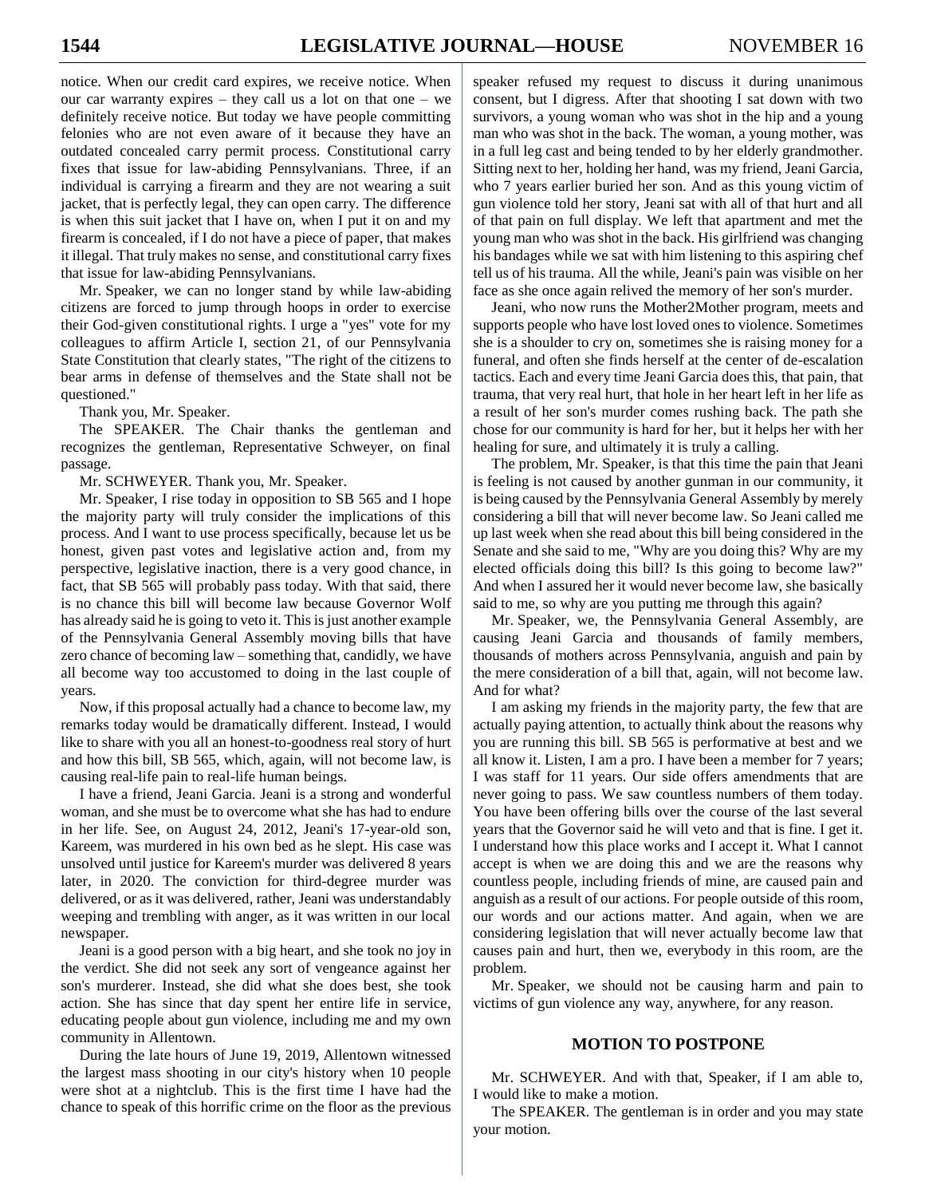notice. When our credit card expires, we receive notice. When our car warranty expires – they call us a lot on that one – we definitely receive notice. But today we have people committing felonies who are not even aware of it because they have an outdated concealed carry permit process. Constitutional carry fixes that issue for law-abiding Pennsylvanians. Three, if an individual is carrying a firearm and they are not wearing a suit jacket, that is perfectly legal, they can open carry. The difference is when this suit jacket that I have on, when I put it on and my firearm is concealed, if I do not have a piece of paper, that makes it illegal. That truly makes no sense, and constitutional carry fixes that issue for law-abiding Pennsylvanians.

Mr. Speaker, we can no longer stand by while law-abiding citizens are forced to jump through hoops in order to exercise their God-given constitutional rights. I urge a "yes" vote for my colleagues to affirm Article I, section 21, of our Pennsylvania State Constitution that clearly states, "The right of the citizens to bear arms in defense of themselves and the State shall not be questioned."

Thank you, Mr. Speaker.

The SPEAKER. The Chair thanks the gentleman and recognizes the gentleman, Representative Schweyer, on final passage.

Mr. SCHWEYER. Thank you, Mr. Speaker.

Mr. Speaker, I rise today in opposition to SB 565 and I hope the majority party will truly consider the implications of this process. And I want to use process specifically, because let us be honest, given past votes and legislative action and, from my perspective, legislative inaction, there is a very good chance, in fact, that SB 565 will probably pass today. With that said, there is no chance this bill will become law because Governor Wolf has already said he is going to veto it. This is just another example of the Pennsylvania General Assembly moving bills that have zero chance of becoming law – something that, candidly, we have all become way too accustomed to doing in the last couple of years.

Now, if this proposal actually had a chance to become law, my remarks today would be dramatically different. Instead, I would like to share with you all an honest-to-goodness real story of hurt and how this bill, SB 565, which, again, will not become law, is causing real-life pain to real-life human beings.

I have a friend, Jeani Garcia. Jeani is a strong and wonderful woman, and she must be to overcome what she has had to endure in her life. See, on August 24, 2012, Jeani's 17-year-old son, Kareem, was murdered in his own bed as he slept. His case was unsolved until justice for Kareem's murder was delivered 8 years later, in 2020. The conviction for third-degree murder was delivered, or as it was delivered, rather, Jeani was understandably weeping and trembling with anger, as it was written in our local newspaper.

Jeani is a good person with a big heart, and she took no joy in the verdict. She did not seek any sort of vengeance against her son's murderer. Instead, she did what she does best, she took action. She has since that day spent her entire life in service, educating people about gun violence, including me and my own community in Allentown.

During the late hours of June 19, 2019, Allentown witnessed the largest mass shooting in our city's history when 10 people were shot at a nightclub. This is the first time I have had the chance to speak of this horrific crime on the floor as the previous speaker refused my request to discuss it during unanimous consent, but I digress. After that shooting I sat down with two survivors, a young woman who was shot in the hip and a young man who was shot in the back. The woman, a young mother, was in a full leg cast and being tended to by her elderly grandmother. Sitting next to her, holding her hand, was my friend, Jeani Garcia, who 7 years earlier buried her son. And as this young victim of gun violence told her story, Jeani sat with all of that hurt and all of that pain on full display. We left that apartment and met the young man who was shot in the back. His girlfriend was changing his bandages while we sat with him listening to this aspiring chef tell us of his trauma. All the while, Jeani's pain was visible on her face as she once again relived the memory of her son's murder.

Jeani, who now runs the Mother2Mother program, meets and supports people who have lost loved ones to violence. Sometimes she is a shoulder to cry on, sometimes she is raising money for a funeral, and often she finds herself at the center of de-escalation tactics. Each and every time Jeani Garcia does this, that pain, that trauma, that very real hurt, that hole in her heart left in her life as a result of her son's murder comes rushing back. The path she chose for our community is hard for her, but it helps her with her healing for sure, and ultimately it is truly a calling.

The problem, Mr. Speaker, is that this time the pain that Jeani is feeling is not caused by another gunman in our community, it is being caused by the Pennsylvania General Assembly by merely considering a bill that will never become law. So Jeani called me up last week when she read about this bill being considered in the Senate and she said to me, "Why are you doing this? Why are my elected officials doing this bill? Is this going to become law?" And when I assured her it would never become law, she basically said to me, so why are you putting me through this again?

Mr. Speaker, we, the Pennsylvania General Assembly, are causing Jeani Garcia and thousands of family members, thousands of mothers across Pennsylvania, anguish and pain by the mere consideration of a bill that, again, will not become law. And for what?

I am asking my friends in the majority party, the few that are actually paying attention, to actually think about the reasons why you are running this bill. SB 565 is performative at best and we all know it. Listen, I am a pro. I have been a member for 7 years; I was staff for 11 years. Our side offers amendments that are never going to pass. We saw countless numbers of them today. You have been offering bills over the course of the last several years that the Governor said he will veto and that is fine. I get it. I understand how this place works and I accept it. What I cannot accept is when we are doing this and we are the reasons why countless people, including friends of mine, are caused pain and anguish as a result of our actions. For people outside of this room, our words and our actions matter. And again, when we are considering legislation that will never actually become law that causes pain and hurt, then we, everybody in this room, are the problem.

Mr. Speaker, we should not be causing harm and pain to victims of gun violence any way, anywhere, for any reason.

## MOTION TO POSTPONE

Mr. SCHWEYER. And with that, Speaker, if I am able to, I would like to make a motion.

The SPEAKER. The gentleman is in order and you may state your motion.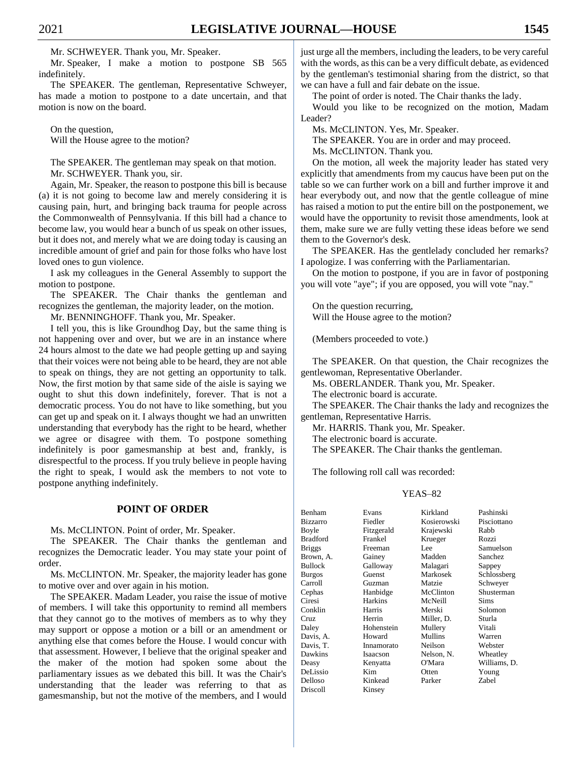Mr. SCHWEYER. Thank you, Mr. Speaker.

Mr. Speaker, I make a motion to postpone SB 565 indefinitely.

The SPEAKER. The gentleman, Representative Schweyer, has made a motion to postpone to a date uncertain, and that motion is now on the board.

On the question,
Will the House agree to the motion?

The SPEAKER. The gentleman may speak on that motion.

Mr. SCHWEYER. Thank you, sir.

Again, Mr. Speaker, the reason to postpone this bill is because (a) it is not going to become law and merely considering it is causing pain, hurt, and bringing back trauma for people across the Commonwealth of Pennsylvania. If this bill had a chance to become law, you would hear a bunch of us speak on other issues, but it does not, and merely what we are doing today is causing an incredible amount of grief and pain for those folks who have lost loved ones to gun violence.

I ask my colleagues in the General Assembly to support the motion to postpone.

The SPEAKER. The Chair thanks the gentleman and recognizes the gentleman, the majority leader, on the motion.

Mr. BENNINGHOFF. Thank you, Mr. Speaker.

I tell you, this is like Groundhog Day, but the same thing is not happening over and over, but we are in an instance where 24 hours almost to the date we had people getting up and saying that their voices were not being able to be heard, they are not able to speak on things, they are not getting an opportunity to talk. Now, the first motion by that same side of the aisle is saying we ought to shut this down indefinitely, forever. That is not a democratic process. You do not have to like something, but you can get up and speak on it. I always thought we had an unwritten understanding that everybody has the right to be heard, whether we agree or disagree with them. To postpone something indefinitely is poor gamesmanship at best and, frankly, is disrespectful to the process. If you truly believe in people having the right to speak, I would ask the members to not vote to postpone anything indefinitely.

## POINT OF ORDER

Ms. McCLINTON. Point of order, Mr. Speaker.

The SPEAKER. The Chair thanks the gentleman and recognizes the Democratic leader. You may state your point of order.

Ms. McCLINTON. Mr. Speaker, the majority leader has gone to motive over and over again in his motion.

The SPEAKER. Madam Leader, you raise the issue of motive of members. I will take this opportunity to remind all members that they cannot go to the motives of members as to why they may support or oppose a motion or a bill or an amendment or anything else that comes before the House. I would concur with that assessment. However, I believe that the original speaker and the maker of the motion had spoken some about the parliamentary issues as we debated this bill. It was the Chair's understanding that the leader was referring to that as gamesmanship, but not the motive of the members, and I would just urge all the members, including the leaders, to be very careful with the words, as this can be a very difficult debate, as evidenced by the gentleman's testimonial sharing from the district, so that we can have a full and fair debate on the issue.

The point of order is noted. The Chair thanks the lady.

Would you like to be recognized on the motion, Madam Leader?

Ms. McCLINTON. Yes, Mr. Speaker.

The SPEAKER. You are in order and may proceed.

Ms. McCLINTON. Thank you.

On the motion, all week the majority leader has stated very explicitly that amendments from my caucus have been put on the table so we can further work on a bill and further improve it and hear everybody out, and now that the gentle colleague of mine has raised a motion to put the entire bill on the postponement, we would have the opportunity to revisit those amendments, look at them, make sure we are fully vetting these ideas before we send them to the Governor's desk.

The SPEAKER. Has the gentlelady concluded her remarks? I apologize. I was conferring with the Parliamentarian.

On the motion to postpone, if you are in favor of postponing you will vote "aye"; if you are opposed, you will vote "nay."

On the question recurring,
Will the House agree to the motion?

(Members proceeded to vote.)

The SPEAKER. On that question, the Chair recognizes the gentlewoman, Representative Oberlander.

Ms. OBERLANDER. Thank you, Mr. Speaker.

The electronic board is accurate.

The SPEAKER. The Chair thanks the lady and recognizes the gentleman, Representative Harris.

Mr. HARRIS. Thank you, Mr. Speaker.

The electronic board is accurate.

The SPEAKER. The Chair thanks the gentleman.

The following roll call was recorded:

YEAS–82

| | | | |
|---|---|---|---|
| Benham | Evans | Kirkland | Pashinski |
| Bizzarro | Fiedler | Kosierowski | Pisciottano |
| Boyle | Fitzgerald | Krajewski | Rabb |
| Bradford | Frankel | Krueger | Rozzi |
| Briggs | Freeman | Lee | Samuelson |
| Brown, A. | Gainey | Madden | Sanchez |
| Bullock | Galloway | Malagari | Sappey |
| Burgos | Guenst | Markosek | Schlossberg |
| Carroll | Guzman | Matzie | Schweyer |
| Cephas | Hanbidge | McClinton | Shusterman |
| Ciresi | Harkins | McNeill | Sims |
| Conklin | Harris | Merski | Solomon |
| Cruz | Herrin | Miller, D. | Sturla |
| Daley | Hohenstein | Mullery | Vitali |
| Davis, A. | Howard | Mullins | Warren |
| Davis, T. | Innamorato | Neilson | Webster |
| Dawkins | Isaacson | Nelson, N. | Wheatley |
| Deasy | Kenyatta | O'Mara | Williams, D. |
| DeLissio | Kim | Otten | Young |
| Delloso | Kinkead | Parker | Zabel |
| Driscoll | Kinsey | | |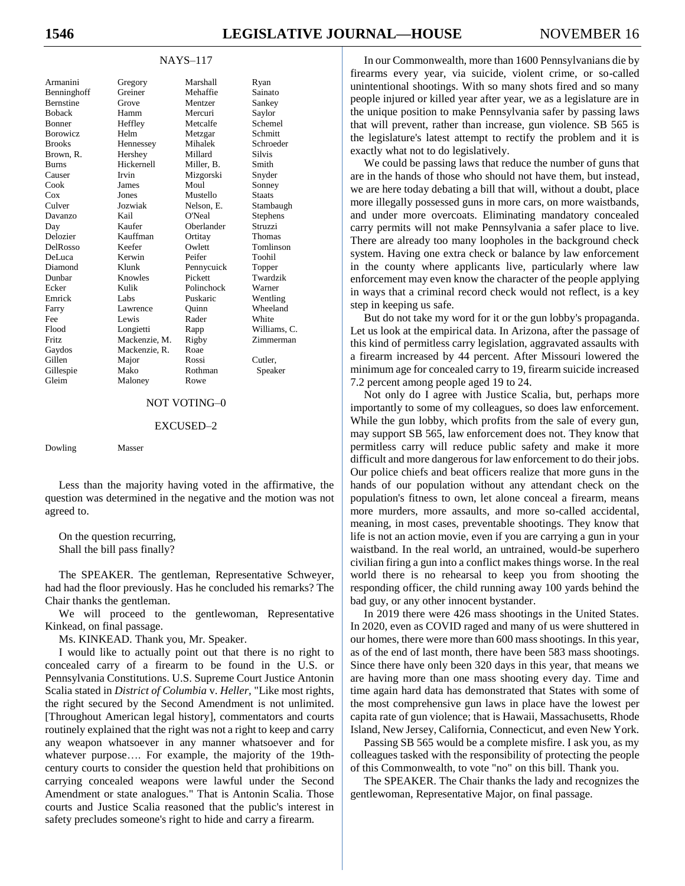NAYS–117

| | | | |
|---|---|---|---|
| Armanini | Gregory | Marshall | Ryan |
| Benninghoff | Greiner | Mehaffie | Sainato |
| Bernstine | Grove | Mentzer | Sankey |
| Boback | Hamm | Mercuri | Saylor |
| Bonner | Heffley | Metcalfe | Schemel |
| Borowicz | Helm | Metzgar | Schmitt |
| Brooks | Hennessey | Mihalek | Schroeder |
| Brown, R. | Hershey | Millard | Silvis |
| Burns | Hickernell | Miller, B. | Smith |
| Causer | Irvin | Mizgorski | Snyder |
| Cook | James | Moul | Sonney |
| Cox | Jones | Mustello | Staats |
| Culver | Jozwiak | Nelson, E. | Stambaugh |
| Davanzo | Kail | O'Neal | Stephens |
| Day | Kaufer | Oberlander | Struzzi |
| Delozier | Kauffman | Ortitay | Thomas |
| DelRosso | Keefer | Owlett | Tomlinson |
| DeLuca | Kerwin | Peifer | Toohil |
| Diamond | Klunk | Pennycuick | Topper |
| Dunbar | Knowles | Pickett | Twardzik |
| Ecker | Kulik | Polinchock | Warner |
| Emrick | Labs | Puskaric | Wentling |
| Farry | Lawrence | Quinn | Wheeland |
| Fee | Lewis | Rader | White |
| Flood | Longietti | Rapp | Williams, C. |
| Fritz | Mackenzie, M. | Rigby | Zimmerman |
| Gaydos | Mackenzie, R. | Roae | |
| Gillen | Major | Rossi | Cutler, |
| Gillespie | Mako | Rothman | Speaker |
| Gleim | Maloney | Rowe | |

NOT VOTING–0

EXCUSED–2

| | |
|---|---|
| Dowling | Masser |

Less than the majority having voted in the affirmative, the question was determined in the negative and the motion was not agreed to.

On the question recurring,
Shall the bill pass finally?

The SPEAKER. The gentleman, Representative Schweyer, had had the floor previously. Has he concluded his remarks? The Chair thanks the gentleman.

We will proceed to the gentlewoman, Representative Kinkead, on final passage.

Ms. KINKEAD. Thank you, Mr. Speaker.

I would like to actually point out that there is no right to concealed carry of a firearm to be found in the U.S. or Pennsylvania Constitutions. U.S. Supreme Court Justice Antonin Scalia stated in *District of Columbia* v. *Heller*, "Like most rights, the right secured by the Second Amendment is not unlimited. [Throughout American legal history], commentators and courts routinely explained that the right was not a right to keep and carry any weapon whatsoever in any manner whatsoever and for whatever purpose…. For example, the majority of the 19th-century courts to consider the question held that prohibitions on carrying concealed weapons were lawful under the Second Amendment or state analogues." That is Antonin Scalia. Those courts and Justice Scalia reasoned that the public's interest in safety precludes someone's right to hide and carry a firearm.

In our Commonwealth, more than 1600 Pennsylvanians die by firearms every year, via suicide, violent crime, or so-called unintentional shootings. With so many shots fired and so many people injured or killed year after year, we as a legislature are in the unique position to make Pennsylvania safer by passing laws that will prevent, rather than increase, gun violence. SB 565 is the legislature's latest attempt to rectify the problem and it is exactly what not to do legislatively.

We could be passing laws that reduce the number of guns that are in the hands of those who should not have them, but instead, we are here today debating a bill that will, without a doubt, place more illegally possessed guns in more cars, on more waistbands, and under more overcoats. Eliminating mandatory concealed carry permits will not make Pennsylvania a safer place to live. There are already too many loopholes in the background check system. Having one extra check or balance by law enforcement in the county where applicants live, particularly where law enforcement may even know the character of the people applying in ways that a criminal record check would not reflect, is a key step in keeping us safe.

But do not take my word for it or the gun lobby's propaganda. Let us look at the empirical data. In Arizona, after the passage of this kind of permitless carry legislation, aggravated assaults with a firearm increased by 44 percent. After Missouri lowered the minimum age for concealed carry to 19, firearm suicide increased 7.2 percent among people aged 19 to 24.

Not only do I agree with Justice Scalia, but, perhaps more importantly to some of my colleagues, so does law enforcement. While the gun lobby, which profits from the sale of every gun, may support SB 565, law enforcement does not. They know that permitless carry will reduce public safety and make it more difficult and more dangerous for law enforcement to do their jobs. Our police chiefs and beat officers realize that more guns in the hands of our population without any attendant check on the population's fitness to own, let alone conceal a firearm, means more murders, more assaults, and more so-called accidental, meaning, in most cases, preventable shootings. They know that life is not an action movie, even if you are carrying a gun in your waistband. In the real world, an untrained, would-be superhero civilian firing a gun into a conflict makes things worse. In the real world there is no rehearsal to keep you from shooting the responding officer, the child running away 100 yards behind the bad guy, or any other innocent bystander.

In 2019 there were 426 mass shootings in the United States. In 2020, even as COVID raged and many of us were shuttered in our homes, there were more than 600 mass shootings. In this year, as of the end of last month, there have been 583 mass shootings. Since there have only been 320 days in this year, that means we are having more than one mass shooting every day. Time and time again hard data has demonstrated that States with some of the most comprehensive gun laws in place have the lowest per capita rate of gun violence; that is Hawaii, Massachusetts, Rhode Island, New Jersey, California, Connecticut, and even New York.

Passing SB 565 would be a complete misfire. I ask you, as my colleagues tasked with the responsibility of protecting the people of this Commonwealth, to vote "no" on this bill. Thank you.

The SPEAKER. The Chair thanks the lady and recognizes the gentlewoman, Representative Major, on final passage.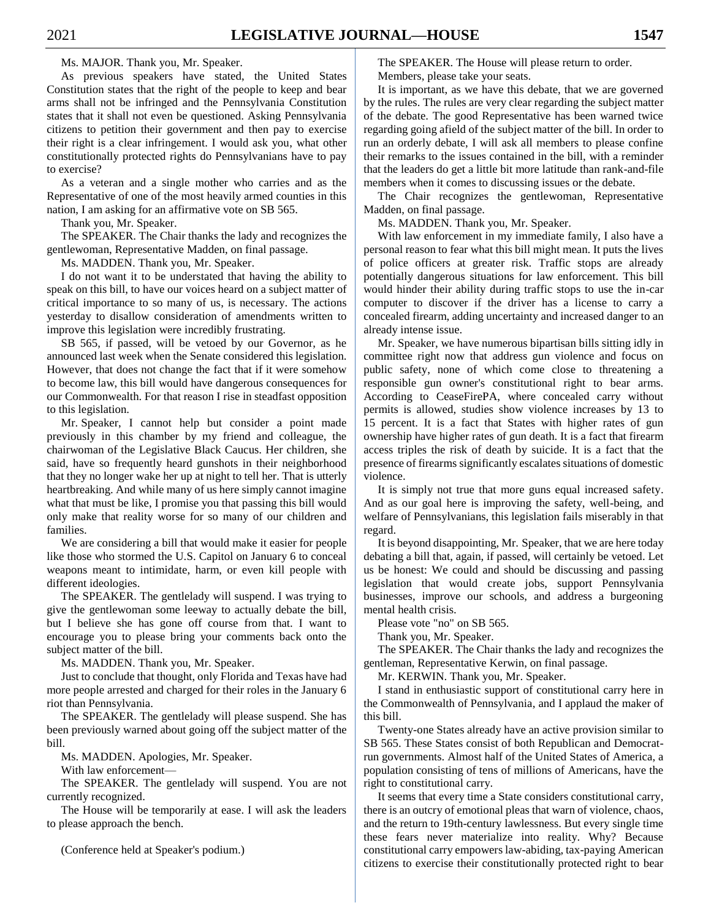Ms. MAJOR. Thank you, Mr. Speaker.

As previous speakers have stated, the United States Constitution states that the right of the people to keep and bear arms shall not be infringed and the Pennsylvania Constitution states that it shall not even be questioned. Asking Pennsylvania citizens to petition their government and then pay to exercise their right is a clear infringement. I would ask you, what other constitutionally protected rights do Pennsylvanians have to pay to exercise?

As a veteran and a single mother who carries and as the Representative of one of the most heavily armed counties in this nation, I am asking for an affirmative vote on SB 565.

Thank you, Mr. Speaker.

The SPEAKER. The Chair thanks the lady and recognizes the gentlewoman, Representative Madden, on final passage.

Ms. MADDEN. Thank you, Mr. Speaker.

I do not want it to be understated that having the ability to speak on this bill, to have our voices heard on a subject matter of critical importance to so many of us, is necessary. The actions yesterday to disallow consideration of amendments written to improve this legislation were incredibly frustrating.

SB 565, if passed, will be vetoed by our Governor, as he announced last week when the Senate considered this legislation. However, that does not change the fact that if it were somehow to become law, this bill would have dangerous consequences for our Commonwealth. For that reason I rise in steadfast opposition to this legislation.

Mr. Speaker, I cannot help but consider a point made previously in this chamber by my friend and colleague, the chairwoman of the Legislative Black Caucus. Her children, she said, have so frequently heard gunshots in their neighborhood that they no longer wake her up at night to tell her. That is utterly heartbreaking. And while many of us here simply cannot imagine what that must be like, I promise you that passing this bill would only make that reality worse for so many of our children and families.

We are considering a bill that would make it easier for people like those who stormed the U.S. Capitol on January 6 to conceal weapons meant to intimidate, harm, or even kill people with different ideologies.

The SPEAKER. The gentlelady will suspend. I was trying to give the gentlewoman some leeway to actually debate the bill, but I believe she has gone off course from that. I want to encourage you to please bring your comments back onto the subject matter of the bill.

Ms. MADDEN. Thank you, Mr. Speaker.

Just to conclude that thought, only Florida and Texas have had more people arrested and charged for their roles in the January 6 riot than Pennsylvania.

The SPEAKER. The gentlelady will please suspend. She has been previously warned about going off the subject matter of the bill.

Ms. MADDEN. Apologies, Mr. Speaker.

With law enforcement—

The SPEAKER. The gentlelady will suspend. You are not currently recognized.

The House will be temporarily at ease. I will ask the leaders to please approach the bench.

(Conference held at Speaker's podium.)

The SPEAKER. The House will please return to order.

Members, please take your seats.

It is important, as we have this debate, that we are governed by the rules. The rules are very clear regarding the subject matter of the debate. The good Representative has been warned twice regarding going afield of the subject matter of the bill. In order to run an orderly debate, I will ask all members to please confine their remarks to the issues contained in the bill, with a reminder that the leaders do get a little bit more latitude than rank-and-file members when it comes to discussing issues or the debate.

The Chair recognizes the gentlewoman, Representative Madden, on final passage.

Ms. MADDEN. Thank you, Mr. Speaker.

With law enforcement in my immediate family, I also have a personal reason to fear what this bill might mean. It puts the lives of police officers at greater risk. Traffic stops are already potentially dangerous situations for law enforcement. This bill would hinder their ability during traffic stops to use the in-car computer to discover if the driver has a license to carry a concealed firearm, adding uncertainty and increased danger to an already intense issue.

Mr. Speaker, we have numerous bipartisan bills sitting idly in committee right now that address gun violence and focus on public safety, none of which come close to threatening a responsible gun owner's constitutional right to bear arms. According to CeaseFirePA, where concealed carry without permits is allowed, studies show violence increases by 13 to 15 percent. It is a fact that States with higher rates of gun ownership have higher rates of gun death. It is a fact that firearm access triples the risk of death by suicide. It is a fact that the presence of firearms significantly escalates situations of domestic violence.

It is simply not true that more guns equal increased safety. And as our goal here is improving the safety, well-being, and welfare of Pennsylvanians, this legislation fails miserably in that regard.

It is beyond disappointing, Mr. Speaker, that we are here today debating a bill that, again, if passed, will certainly be vetoed. Let us be honest: We could and should be discussing and passing legislation that would create jobs, support Pennsylvania businesses, improve our schools, and address a burgeoning mental health crisis.

Please vote "no" on SB 565.

Thank you, Mr. Speaker.

The SPEAKER. The Chair thanks the lady and recognizes the gentleman, Representative Kerwin, on final passage.

Mr. KERWIN. Thank you, Mr. Speaker.

I stand in enthusiastic support of constitutional carry here in the Commonwealth of Pennsylvania, and I applaud the maker of this bill.

Twenty-one States already have an active provision similar to SB 565. These States consist of both Republican and Democrat-run governments. Almost half of the United States of America, a population consisting of tens of millions of Americans, have the right to constitutional carry.

It seems that every time a State considers constitutional carry, there is an outcry of emotional pleas that warn of violence, chaos, and the return to 19th-century lawlessness. But every single time these fears never materialize into reality. Why? Because constitutional carry empowers law-abiding, tax-paying American citizens to exercise their constitutionally protected right to bear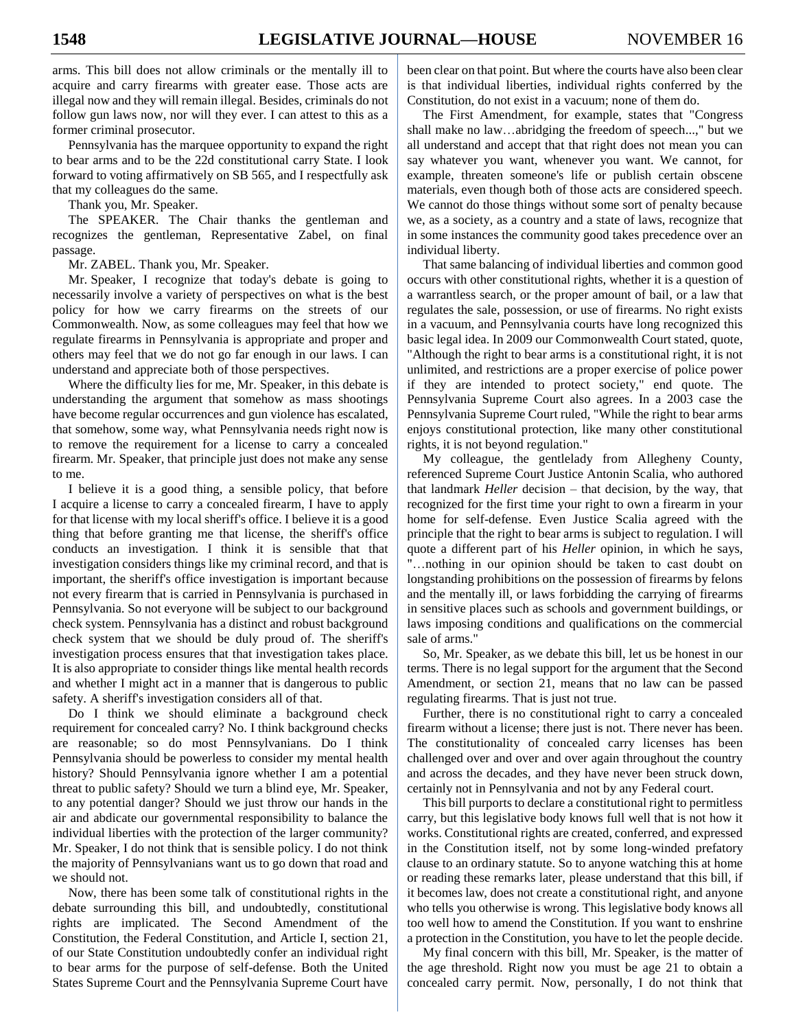arms. This bill does not allow criminals or the mentally ill to acquire and carry firearms with greater ease. Those acts are illegal now and they will remain illegal. Besides, criminals do not follow gun laws now, nor will they ever. I can attest to this as a former criminal prosecutor.

Pennsylvania has the marquee opportunity to expand the right to bear arms and to be the 22d constitutional carry State. I look forward to voting affirmatively on SB 565, and I respectfully ask that my colleagues do the same.

Thank you, Mr. Speaker.

The SPEAKER. The Chair thanks the gentleman and recognizes the gentleman, Representative Zabel, on final passage.

Mr. ZABEL. Thank you, Mr. Speaker.

Mr. Speaker, I recognize that today's debate is going to necessarily involve a variety of perspectives on what is the best policy for how we carry firearms on the streets of our Commonwealth. Now, as some colleagues may feel that how we regulate firearms in Pennsylvania is appropriate and proper and others may feel that we do not go far enough in our laws. I can understand and appreciate both of those perspectives.

Where the difficulty lies for me, Mr. Speaker, in this debate is understanding the argument that somehow as mass shootings have become regular occurrences and gun violence has escalated, that somehow, some way, what Pennsylvania needs right now is to remove the requirement for a license to carry a concealed firearm. Mr. Speaker, that principle just does not make any sense to me.

I believe it is a good thing, a sensible policy, that before I acquire a license to carry a concealed firearm, I have to apply for that license with my local sheriff's office. I believe it is a good thing that before granting me that license, the sheriff's office conducts an investigation. I think it is sensible that that investigation considers things like my criminal record, and that is important, the sheriff's office investigation is important because not every firearm that is carried in Pennsylvania is purchased in Pennsylvania. So not everyone will be subject to our background check system. Pennsylvania has a distinct and robust background check system that we should be duly proud of. The sheriff's investigation process ensures that that investigation takes place. It is also appropriate to consider things like mental health records and whether I might act in a manner that is dangerous to public safety. A sheriff's investigation considers all of that.

Do I think we should eliminate a background check requirement for concealed carry? No. I think background checks are reasonable; so do most Pennsylvanians. Do I think Pennsylvania should be powerless to consider my mental health history? Should Pennsylvania ignore whether I am a potential threat to public safety? Should we turn a blind eye, Mr. Speaker, to any potential danger? Should we just throw our hands in the air and abdicate our governmental responsibility to balance the individual liberties with the protection of the larger community? Mr. Speaker, I do not think that is sensible policy. I do not think the majority of Pennsylvanians want us to go down that road and we should not.

Now, there has been some talk of constitutional rights in the debate surrounding this bill, and undoubtedly, constitutional rights are implicated. The Second Amendment of the Constitution, the Federal Constitution, and Article I, section 21, of our State Constitution undoubtedly confer an individual right to bear arms for the purpose of self-defense. Both the United States Supreme Court and the Pennsylvania Supreme Court have been clear on that point. But where the courts have also been clear is that individual liberties, individual rights conferred by the Constitution, do not exist in a vacuum; none of them do.

The First Amendment, for example, states that "Congress shall make no law…abridging the freedom of speech...," but we all understand and accept that that right does not mean you can say whatever you want, whenever you want. We cannot, for example, threaten someone's life or publish certain obscene materials, even though both of those acts are considered speech. We cannot do those things without some sort of penalty because we, as a society, as a country and a state of laws, recognize that in some instances the community good takes precedence over an individual liberty.

That same balancing of individual liberties and common good occurs with other constitutional rights, whether it is a question of a warrantless search, or the proper amount of bail, or a law that regulates the sale, possession, or use of firearms. No right exists in a vacuum, and Pennsylvania courts have long recognized this basic legal idea. In 2009 our Commonwealth Court stated, quote, "Although the right to bear arms is a constitutional right, it is not unlimited, and restrictions are a proper exercise of police power if they are intended to protect society," end quote. The Pennsylvania Supreme Court also agrees. In a 2003 case the Pennsylvania Supreme Court ruled, "While the right to bear arms enjoys constitutional protection, like many other constitutional rights, it is not beyond regulation."

My colleague, the gentlelady from Allegheny County, referenced Supreme Court Justice Antonin Scalia, who authored that landmark *Heller* decision – that decision, by the way, that recognized for the first time your right to own a firearm in your home for self-defense. Even Justice Scalia agreed with the principle that the right to bear arms is subject to regulation. I will quote a different part of his *Heller* opinion, in which he says, "…nothing in our opinion should be taken to cast doubt on longstanding prohibitions on the possession of firearms by felons and the mentally ill, or laws forbidding the carrying of firearms in sensitive places such as schools and government buildings, or laws imposing conditions and qualifications on the commercial sale of arms."

So, Mr. Speaker, as we debate this bill, let us be honest in our terms. There is no legal support for the argument that the Second Amendment, or section 21, means that no law can be passed regulating firearms. That is just not true.

Further, there is no constitutional right to carry a concealed firearm without a license; there is just not. There never has been. The constitutionality of concealed carry licenses has been challenged over and over and over again throughout the country and across the decades, and they have never been struck down, certainly not in Pennsylvania and not by any Federal court.

This bill purports to declare a constitutional right to permitless carry, but this legislative body knows full well that is not how it works. Constitutional rights are created, conferred, and expressed in the Constitution itself, not by some long-winded prefatory clause to an ordinary statute. So to anyone watching this at home or reading these remarks later, please understand that this bill, if it becomes law, does not create a constitutional right, and anyone who tells you otherwise is wrong. This legislative body knows all too well how to amend the Constitution. If you want to enshrine a protection in the Constitution, you have to let the people decide.

My final concern with this bill, Mr. Speaker, is the matter of the age threshold. Right now you must be age 21 to obtain a concealed carry permit. Now, personally, I do not think that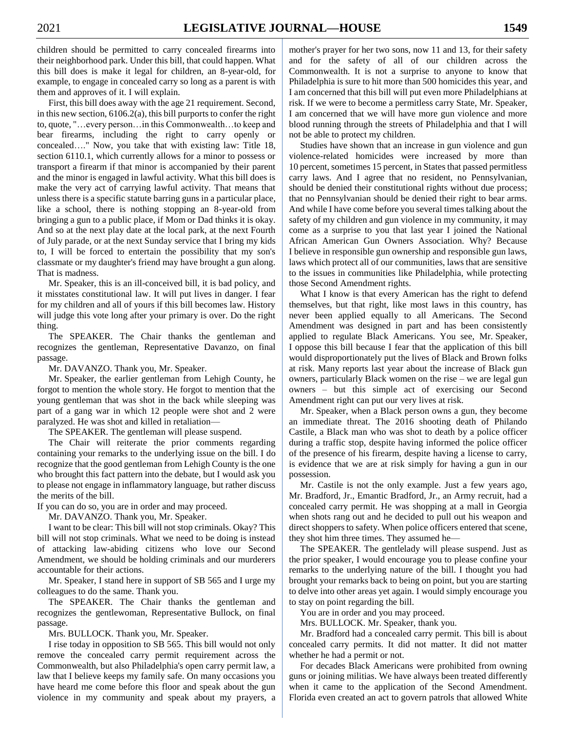children should be permitted to carry concealed firearms into their neighborhood park. Under this bill, that could happen. What this bill does is make it legal for children, an 8-year-old, for example, to engage in concealed carry so long as a parent is with them and approves of it. I will explain.

First, this bill does away with the age 21 requirement. Second, in this new section, 6106.2(a), this bill purports to confer the right to, quote, "…every person…in this Commonwealth…to keep and bear firearms, including the right to carry openly or concealed…." Now, you take that with existing law: Title 18, section 6110.1, which currently allows for a minor to possess or transport a firearm if that minor is accompanied by their parent and the minor is engaged in lawful activity. What this bill does is make the very act of carrying lawful activity. That means that unless there is a specific statute barring guns in a particular place, like a school, there is nothing stopping an 8-year-old from bringing a gun to a public place, if Mom or Dad thinks it is okay. And so at the next play date at the local park, at the next Fourth of July parade, or at the next Sunday service that I bring my kids to, I will be forced to entertain the possibility that my son's classmate or my daughter's friend may have brought a gun along. That is madness.

Mr. Speaker, this is an ill-conceived bill, it is bad policy, and it misstates constitutional law. It will put lives in danger. I fear for my children and all of yours if this bill becomes law. History will judge this vote long after your primary is over. Do the right thing.

The SPEAKER. The Chair thanks the gentleman and recognizes the gentleman, Representative Davanzo, on final passage.

Mr. DAVANZO. Thank you, Mr. Speaker.

Mr. Speaker, the earlier gentleman from Lehigh County, he forgot to mention the whole story. He forgot to mention that the young gentleman that was shot in the back while sleeping was part of a gang war in which 12 people were shot and 2 were paralyzed. He was shot and killed in retaliation—

The SPEAKER. The gentleman will please suspend.

The Chair will reiterate the prior comments regarding containing your remarks to the underlying issue on the bill. I do recognize that the good gentleman from Lehigh County is the one who brought this fact pattern into the debate, but I would ask you to please not engage in inflammatory language, but rather discuss the merits of the bill.

If you can do so, you are in order and may proceed.

Mr. DAVANZO. Thank you, Mr. Speaker.

I want to be clear: This bill will not stop criminals. Okay? This bill will not stop criminals. What we need to be doing is instead of attacking law-abiding citizens who love our Second Amendment, we should be holding criminals and our murderers accountable for their actions.

Mr. Speaker, I stand here in support of SB 565 and I urge my colleagues to do the same. Thank you.

The SPEAKER. The Chair thanks the gentleman and recognizes the gentlewoman, Representative Bullock, on final passage.

Mrs. BULLOCK. Thank you, Mr. Speaker.

I rise today in opposition to SB 565. This bill would not only remove the concealed carry permit requirement across the Commonwealth, but also Philadelphia's open carry permit law, a law that I believe keeps my family safe. On many occasions you have heard me come before this floor and speak about the gun violence in my community and speak about my prayers, a mother's prayer for her two sons, now 11 and 13, for their safety and for the safety of all of our children across the Commonwealth. It is not a surprise to anyone to know that Philadelphia is sure to hit more than 500 homicides this year, and I am concerned that this bill will put even more Philadelphians at risk. If we were to become a permitless carry State, Mr. Speaker, I am concerned that we will have more gun violence and more blood running through the streets of Philadelphia and that I will not be able to protect my children.

Studies have shown that an increase in gun violence and gun violence-related homicides were increased by more than 10 percent, sometimes 15 percent, in States that passed permitless carry laws. And I agree that no resident, no Pennsylvanian, should be denied their constitutional rights without due process; that no Pennsylvanian should be denied their right to bear arms. And while I have come before you several times talking about the safety of my children and gun violence in my community, it may come as a surprise to you that last year I joined the National African American Gun Owners Association. Why? Because I believe in responsible gun ownership and responsible gun laws, laws which protect all of our communities, laws that are sensitive to the issues in communities like Philadelphia, while protecting those Second Amendment rights.

What I know is that every American has the right to defend themselves, but that right, like most laws in this country, has never been applied equally to all Americans. The Second Amendment was designed in part and has been consistently applied to regulate Black Americans. You see, Mr. Speaker, I oppose this bill because I fear that the application of this bill would disproportionately put the lives of Black and Brown folks at risk. Many reports last year about the increase of Black gun owners, particularly Black women on the rise – we are legal gun owners – but this simple act of exercising our Second Amendment right can put our very lives at risk.

Mr. Speaker, when a Black person owns a gun, they become an immediate threat. The 2016 shooting death of Philando Castile, a Black man who was shot to death by a police officer during a traffic stop, despite having informed the police officer of the presence of his firearm, despite having a license to carry, is evidence that we are at risk simply for having a gun in our possession.

Mr. Castile is not the only example. Just a few years ago, Mr. Bradford, Jr., Emantic Bradford, Jr., an Army recruit, had a concealed carry permit. He was shopping at a mall in Georgia when shots rang out and he decided to pull out his weapon and direct shoppers to safety. When police officers entered that scene, they shot him three times. They assumed he—

The SPEAKER. The gentlelady will please suspend. Just as the prior speaker, I would encourage you to please confine your remarks to the underlying nature of the bill. I thought you had brought your remarks back to being on point, but you are starting to delve into other areas yet again. I would simply encourage you to stay on point regarding the bill.

You are in order and you may proceed.

Mrs. BULLOCK. Mr. Speaker, thank you.

Mr. Bradford had a concealed carry permit. This bill is about concealed carry permits. It did not matter. It did not matter whether he had a permit or not.

For decades Black Americans were prohibited from owning guns or joining militias. We have always been treated differently when it came to the application of the Second Amendment. Florida even created an act to govern patrols that allowed White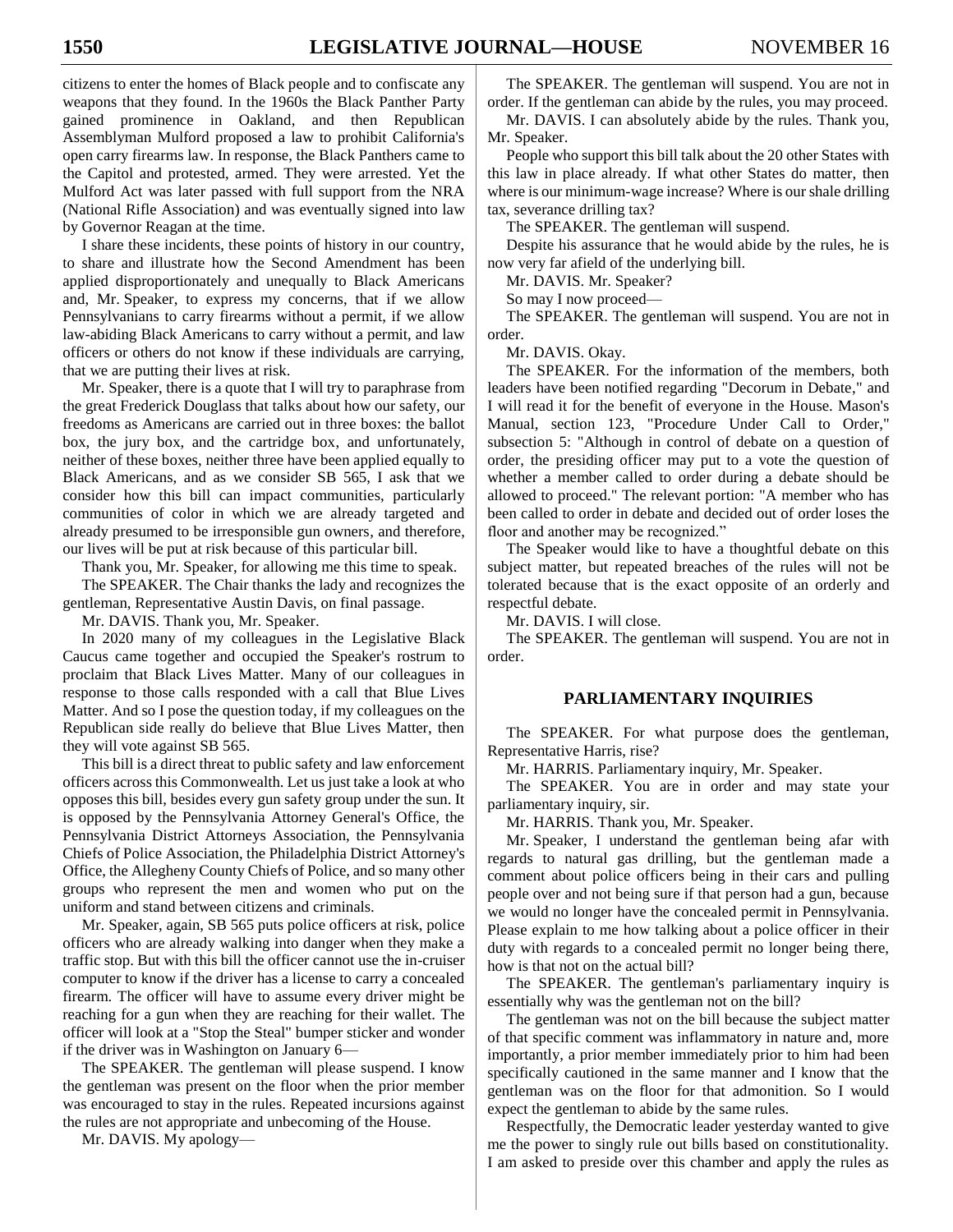citizens to enter the homes of Black people and to confiscate any weapons that they found. In the 1960s the Black Panther Party gained prominence in Oakland, and then Republican Assemblyman Mulford proposed a law to prohibit California's open carry firearms law. In response, the Black Panthers came to the Capitol and protested, armed. They were arrested. Yet the Mulford Act was later passed with full support from the NRA (National Rifle Association) and was eventually signed into law by Governor Reagan at the time.

I share these incidents, these points of history in our country, to share and illustrate how the Second Amendment has been applied disproportionately and unequally to Black Americans and, Mr. Speaker, to express my concerns, that if we allow Pennsylvanians to carry firearms without a permit, if we allow law-abiding Black Americans to carry without a permit, and law officers or others do not know if these individuals are carrying, that we are putting their lives at risk.

Mr. Speaker, there is a quote that I will try to paraphrase from the great Frederick Douglass that talks about how our safety, our freedoms as Americans are carried out in three boxes: the ballot box, the jury box, and the cartridge box, and unfortunately, neither of these boxes, neither three have been applied equally to Black Americans, and as we consider SB 565, I ask that we consider how this bill can impact communities, particularly communities of color in which we are already targeted and already presumed to be irresponsible gun owners, and therefore, our lives will be put at risk because of this particular bill.

Thank you, Mr. Speaker, for allowing me this time to speak.

The SPEAKER. The Chair thanks the lady and recognizes the gentleman, Representative Austin Davis, on final passage.

Mr. DAVIS. Thank you, Mr. Speaker.

In 2020 many of my colleagues in the Legislative Black Caucus came together and occupied the Speaker's rostrum to proclaim that Black Lives Matter. Many of our colleagues in response to those calls responded with a call that Blue Lives Matter. And so I pose the question today, if my colleagues on the Republican side really do believe that Blue Lives Matter, then they will vote against SB 565.

This bill is a direct threat to public safety and law enforcement officers across this Commonwealth. Let us just take a look at who opposes this bill, besides every gun safety group under the sun. It is opposed by the Pennsylvania Attorney General's Office, the Pennsylvania District Attorneys Association, the Pennsylvania Chiefs of Police Association, the Philadelphia District Attorney's Office, the Allegheny County Chiefs of Police, and so many other groups who represent the men and women who put on the uniform and stand between citizens and criminals.

Mr. Speaker, again, SB 565 puts police officers at risk, police officers who are already walking into danger when they make a traffic stop. But with this bill the officer cannot use the in-cruiser computer to know if the driver has a license to carry a concealed firearm. The officer will have to assume every driver might be reaching for a gun when they are reaching for their wallet. The officer will look at a "Stop the Steal" bumper sticker and wonder if the driver was in Washington on January 6—

The SPEAKER. The gentleman will please suspend. I know the gentleman was present on the floor when the prior member was encouraged to stay in the rules. Repeated incursions against the rules are not appropriate and unbecoming of the House.

Mr. DAVIS. My apology—

The SPEAKER. The gentleman will suspend. You are not in order. If the gentleman can abide by the rules, you may proceed.

Mr. DAVIS. I can absolutely abide by the rules. Thank you, Mr. Speaker.

People who support this bill talk about the 20 other States with this law in place already. If what other States do matter, then where is our minimum-wage increase? Where is our shale drilling tax, severance drilling tax?

The SPEAKER. The gentleman will suspend.

Despite his assurance that he would abide by the rules, he is now very far afield of the underlying bill.

Mr. DAVIS. Mr. Speaker?

So may I now proceed—

The SPEAKER. The gentleman will suspend. You are not in order.

Mr. DAVIS. Okay.

The SPEAKER. For the information of the members, both leaders have been notified regarding "Decorum in Debate," and I will read it for the benefit of everyone in the House. Mason's Manual, section 123, "Procedure Under Call to Order," subsection 5: "Although in control of debate on a question of order, the presiding officer may put to a vote the question of whether a member called to order during a debate should be allowed to proceed." The relevant portion: "A member who has been called to order in debate and decided out of order loses the floor and another may be recognized."

The Speaker would like to have a thoughtful debate on this subject matter, but repeated breaches of the rules will not be tolerated because that is the exact opposite of an orderly and respectful debate.

Mr. DAVIS. I will close.

The SPEAKER. The gentleman will suspend. You are not in order.

## PARLIAMENTARY INQUIRIES

The SPEAKER. For what purpose does the gentleman, Representative Harris, rise?

Mr. HARRIS. Parliamentary inquiry, Mr. Speaker.

The SPEAKER. You are in order and may state your parliamentary inquiry, sir.

Mr. HARRIS. Thank you, Mr. Speaker.

Mr. Speaker, I understand the gentleman being afar with regards to natural gas drilling, but the gentleman made a comment about police officers being in their cars and pulling people over and not being sure if that person had a gun, because we would no longer have the concealed permit in Pennsylvania. Please explain to me how talking about a police officer in their duty with regards to a concealed permit no longer being there, how is that not on the actual bill?

The SPEAKER. The gentleman's parliamentary inquiry is essentially why was the gentleman not on the bill?

The gentleman was not on the bill because the subject matter of that specific comment was inflammatory in nature and, more importantly, a prior member immediately prior to him had been specifically cautioned in the same manner and I know that the gentleman was on the floor for that admonition. So I would expect the gentleman to abide by the same rules.

Respectfully, the Democratic leader yesterday wanted to give me the power to singly rule out bills based on constitutionality. I am asked to preside over this chamber and apply the rules as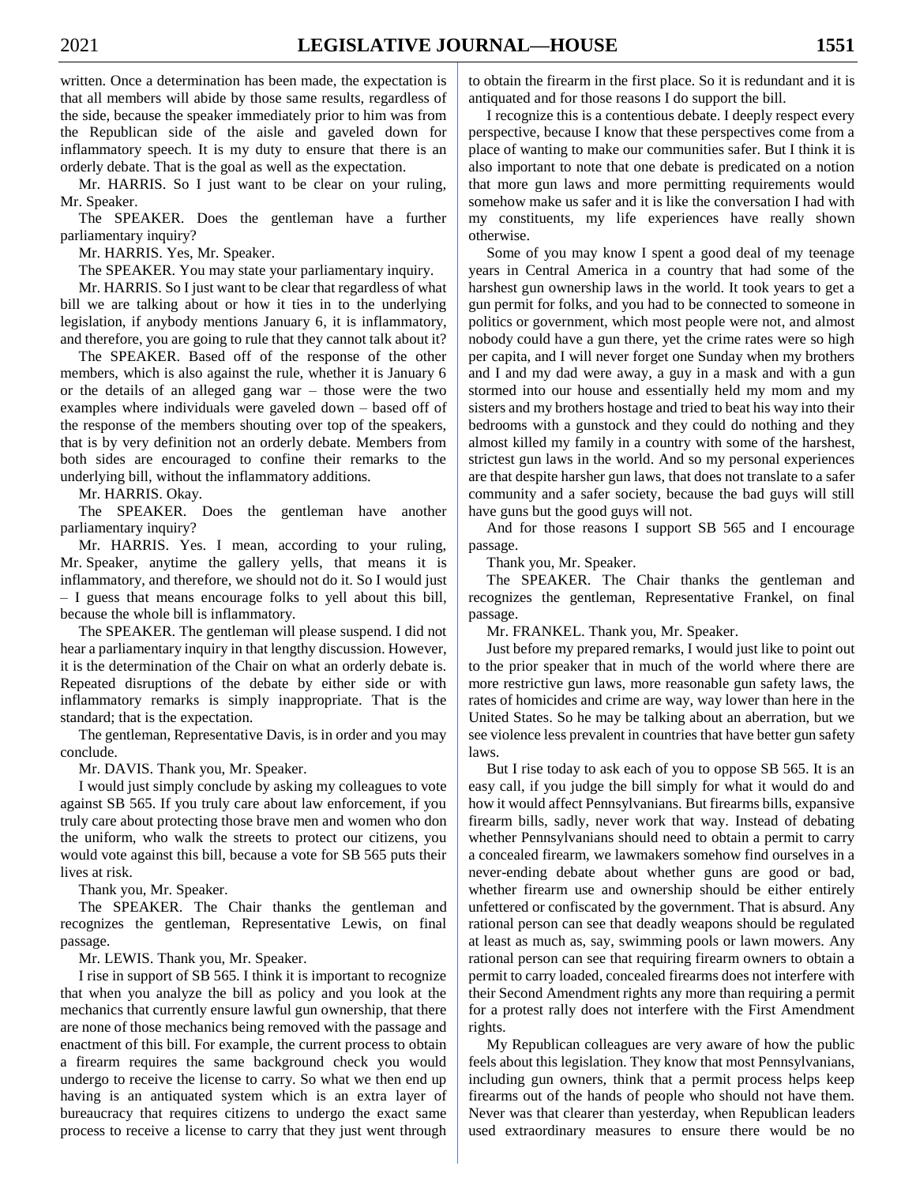written. Once a determination has been made, the expectation is that all members will abide by those same results, regardless of the side, because the speaker immediately prior to him was from the Republican side of the aisle and gaveled down for inflammatory speech. It is my duty to ensure that there is an orderly debate. That is the goal as well as the expectation.

Mr. HARRIS. So I just want to be clear on your ruling, Mr. Speaker.

The SPEAKER. Does the gentleman have a further parliamentary inquiry?

Mr. HARRIS. Yes, Mr. Speaker.

The SPEAKER. You may state your parliamentary inquiry.

Mr. HARRIS. So I just want to be clear that regardless of what bill we are talking about or how it ties in to the underlying legislation, if anybody mentions January 6, it is inflammatory, and therefore, you are going to rule that they cannot talk about it?

The SPEAKER. Based off of the response of the other members, which is also against the rule, whether it is January 6 or the details of an alleged gang war – those were the two examples where individuals were gaveled down – based off of the response of the members shouting over top of the speakers, that is by very definition not an orderly debate. Members from both sides are encouraged to confine their remarks to the underlying bill, without the inflammatory additions.

Mr. HARRIS. Okay.

The SPEAKER. Does the gentleman have another parliamentary inquiry?

Mr. HARRIS. Yes. I mean, according to your ruling, Mr. Speaker, anytime the gallery yells, that means it is inflammatory, and therefore, we should not do it. So I would just – I guess that means encourage folks to yell about this bill, because the whole bill is inflammatory.

The SPEAKER. The gentleman will please suspend. I did not hear a parliamentary inquiry in that lengthy discussion. However, it is the determination of the Chair on what an orderly debate is. Repeated disruptions of the debate by either side or with inflammatory remarks is simply inappropriate. That is the standard; that is the expectation.

The gentleman, Representative Davis, is in order and you may conclude.

Mr. DAVIS. Thank you, Mr. Speaker.

I would just simply conclude by asking my colleagues to vote against SB 565. If you truly care about law enforcement, if you truly care about protecting those brave men and women who don the uniform, who walk the streets to protect our citizens, you would vote against this bill, because a vote for SB 565 puts their lives at risk.

Thank you, Mr. Speaker.

The SPEAKER. The Chair thanks the gentleman and recognizes the gentleman, Representative Lewis, on final passage.

Mr. LEWIS. Thank you, Mr. Speaker.

I rise in support of SB 565. I think it is important to recognize that when you analyze the bill as policy and you look at the mechanics that currently ensure lawful gun ownership, that there are none of those mechanics being removed with the passage and enactment of this bill. For example, the current process to obtain a firearm requires the same background check you would undergo to receive the license to carry. So what we then end up having is an antiquated system which is an extra layer of bureaucracy that requires citizens to undergo the exact same process to receive a license to carry that they just went through to obtain the firearm in the first place. So it is redundant and it is antiquated and for those reasons I do support the bill.

I recognize this is a contentious debate. I deeply respect every perspective, because I know that these perspectives come from a place of wanting to make our communities safer. But I think it is also important to note that one debate is predicated on a notion that more gun laws and more permitting requirements would somehow make us safer and it is like the conversation I had with my constituents, my life experiences have really shown otherwise.

Some of you may know I spent a good deal of my teenage years in Central America in a country that had some of the harshest gun ownership laws in the world. It took years to get a gun permit for folks, and you had to be connected to someone in politics or government, which most people were not, and almost nobody could have a gun there, yet the crime rates were so high per capita, and I will never forget one Sunday when my brothers and I and my dad were away, a guy in a mask and with a gun stormed into our house and essentially held my mom and my sisters and my brothers hostage and tried to beat his way into their bedrooms with a gunstock and they could do nothing and they almost killed my family in a country with some of the harshest, strictest gun laws in the world. And so my personal experiences are that despite harsher gun laws, that does not translate to a safer community and a safer society, because the bad guys will still have guns but the good guys will not.

And for those reasons I support SB 565 and I encourage passage.

Thank you, Mr. Speaker.

The SPEAKER. The Chair thanks the gentleman and recognizes the gentleman, Representative Frankel, on final passage.

Mr. FRANKEL. Thank you, Mr. Speaker.

Just before my prepared remarks, I would just like to point out to the prior speaker that in much of the world where there are more restrictive gun laws, more reasonable gun safety laws, the rates of homicides and crime are way, way lower than here in the United States. So he may be talking about an aberration, but we see violence less prevalent in countries that have better gun safety laws.

But I rise today to ask each of you to oppose SB 565. It is an easy call, if you judge the bill simply for what it would do and how it would affect Pennsylvanians. But firearms bills, expansive firearm bills, sadly, never work that way. Instead of debating whether Pennsylvanians should need to obtain a permit to carry a concealed firearm, we lawmakers somehow find ourselves in a never-ending debate about whether guns are good or bad, whether firearm use and ownership should be either entirely unfettered or confiscated by the government. That is absurd. Any rational person can see that deadly weapons should be regulated at least as much as, say, swimming pools or lawn mowers. Any rational person can see that requiring firearm owners to obtain a permit to carry loaded, concealed firearms does not interfere with their Second Amendment rights any more than requiring a permit for a protest rally does not interfere with the First Amendment rights.

My Republican colleagues are very aware of how the public feels about this legislation. They know that most Pennsylvanians, including gun owners, think that a permit process helps keep firearms out of the hands of people who should not have them. Never was that clearer than yesterday, when Republican leaders used extraordinary measures to ensure there would be no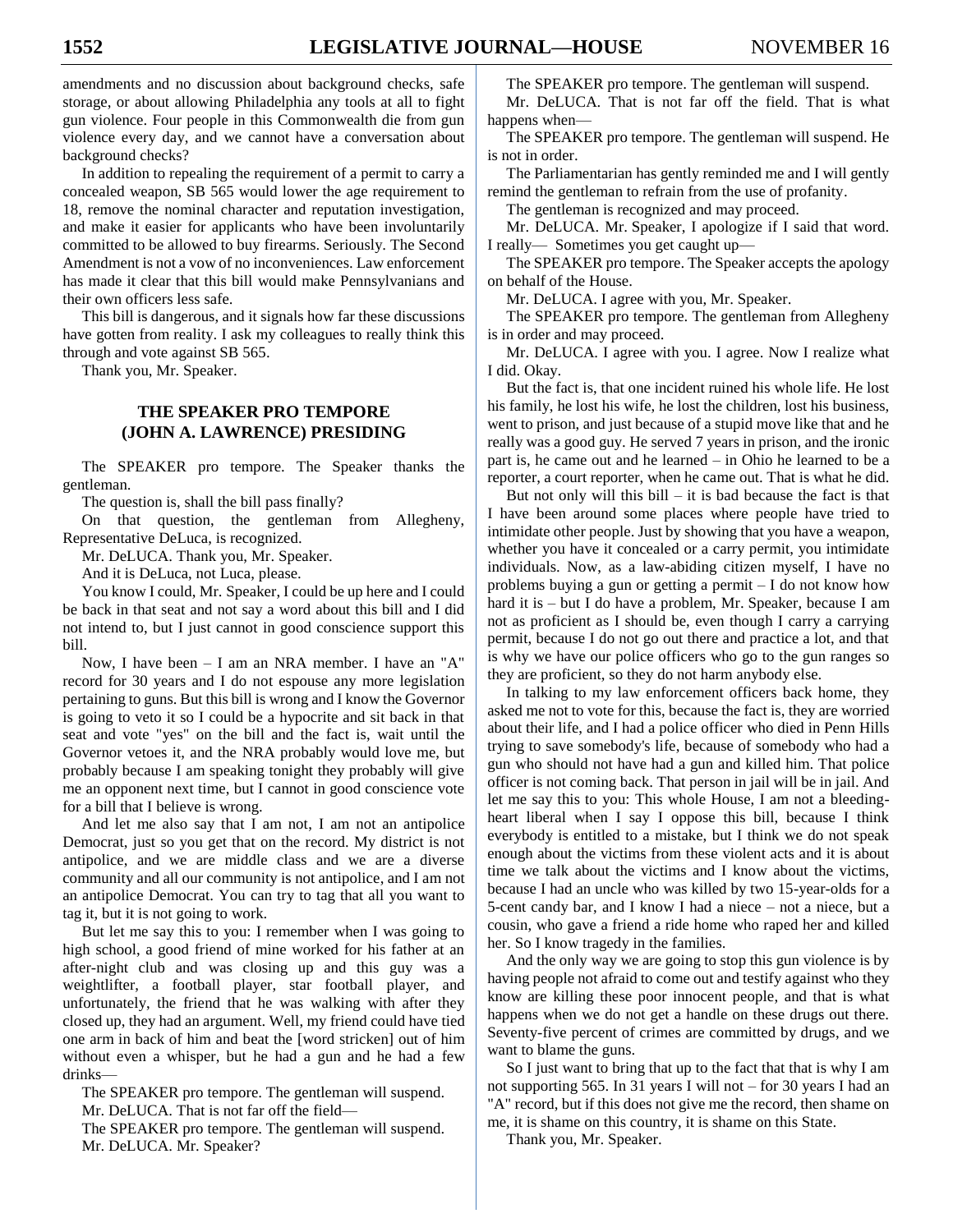amendments and no discussion about background checks, safe storage, or about allowing Philadelphia any tools at all to fight gun violence. Four people in this Commonwealth die from gun violence every day, and we cannot have a conversation about background checks?

In addition to repealing the requirement of a permit to carry a concealed weapon, SB 565 would lower the age requirement to 18, remove the nominal character and reputation investigation, and make it easier for applicants who have been involuntarily committed to be allowed to buy firearms. Seriously. The Second Amendment is not a vow of no inconveniences. Law enforcement has made it clear that this bill would make Pennsylvanians and their own officers less safe.

This bill is dangerous, and it signals how far these discussions have gotten from reality. I ask my colleagues to really think this through and vote against SB 565.

Thank you, Mr. Speaker.

## THE SPEAKER PRO TEMPORE (JOHN A. LAWRENCE) PRESIDING

The SPEAKER pro tempore. The Speaker thanks the gentleman.

The question is, shall the bill pass finally?

On that question, the gentleman from Allegheny, Representative DeLuca, is recognized.

Mr. DeLUCA. Thank you, Mr. Speaker.

And it is DeLuca, not Luca, please.

You know I could, Mr. Speaker, I could be up here and I could be back in that seat and not say a word about this bill and I did not intend to, but I just cannot in good conscience support this bill.

Now, I have been – I am an NRA member. I have an "A" record for 30 years and I do not espouse any more legislation pertaining to guns. But this bill is wrong and I know the Governor is going to veto it so I could be a hypocrite and sit back in that seat and vote "yes" on the bill and the fact is, wait until the Governor vetoes it, and the NRA probably would love me, but probably because I am speaking tonight they probably will give me an opponent next time, but I cannot in good conscience vote for a bill that I believe is wrong.

And let me also say that I am not, I am not an antipolice Democrat, just so you get that on the record. My district is not antipolice, and we are middle class and we are a diverse community and all our community is not antipolice, and I am not an antipolice Democrat. You can try to tag that all you want to tag it, but it is not going to work.

But let me say this to you: I remember when I was going to high school, a good friend of mine worked for his father at an after-night club and was closing up and this guy was a weightlifter, a football player, star football player, and unfortunately, the friend that he was walking with after they closed up, they had an argument. Well, my friend could have tied one arm in back of him and beat the [word stricken] out of him without even a whisper, but he had a gun and he had a few drinks—

The SPEAKER pro tempore. The gentleman will suspend.

Mr. DeLUCA. That is not far off the field—

The SPEAKER pro tempore. The gentleman will suspend.

Mr. DeLUCA. Mr. Speaker?

The SPEAKER pro tempore. The gentleman will suspend.

Mr. DeLUCA. That is not far off the field. That is what happens when—

The SPEAKER pro tempore. The gentleman will suspend. He is not in order.

The Parliamentarian has gently reminded me and I will gently remind the gentleman to refrain from the use of profanity.

The gentleman is recognized and may proceed.

Mr. DeLUCA. Mr. Speaker, I apologize if I said that word. I really— Sometimes you get caught up—

The SPEAKER pro tempore. The Speaker accepts the apology on behalf of the House.

Mr. DeLUCA. I agree with you, Mr. Speaker.

The SPEAKER pro tempore. The gentleman from Allegheny is in order and may proceed.

Mr. DeLUCA. I agree with you. I agree. Now I realize what I did. Okay.

But the fact is, that one incident ruined his whole life. He lost his family, he lost his wife, he lost the children, lost his business, went to prison, and just because of a stupid move like that and he really was a good guy. He served 7 years in prison, and the ironic part is, he came out and he learned – in Ohio he learned to be a reporter, a court reporter, when he came out. That is what he did.

But not only will this bill – it is bad because the fact is that I have been around some places where people have tried to intimidate other people. Just by showing that you have a weapon, whether you have it concealed or a carry permit, you intimidate individuals. Now, as a law-abiding citizen myself, I have no problems buying a gun or getting a permit – I do not know how hard it is – but I do have a problem, Mr. Speaker, because I am not as proficient as I should be, even though I carry a carrying permit, because I do not go out there and practice a lot, and that is why we have our police officers who go to the gun ranges so they are proficient, so they do not harm anybody else.

In talking to my law enforcement officers back home, they asked me not to vote for this, because the fact is, they are worried about their life, and I had a police officer who died in Penn Hills trying to save somebody's life, because of somebody who had a gun who should not have had a gun and killed him. That police officer is not coming back. That person in jail will be in jail. And let me say this to you: This whole House, I am not a bleeding-heart liberal when I say I oppose this bill, because I think everybody is entitled to a mistake, but I think we do not speak enough about the victims from these violent acts and it is about time we talk about the victims and I know about the victims, because I had an uncle who was killed by two 15-year-olds for a 5-cent candy bar, and I know I had a niece – not a niece, but a cousin, who gave a friend a ride home who raped her and killed her. So I know tragedy in the families.

And the only way we are going to stop this gun violence is by having people not afraid to come out and testify against who they know are killing these poor innocent people, and that is what happens when we do not get a handle on these drugs out there. Seventy-five percent of crimes are committed by drugs, and we want to blame the guns.

So I just want to bring that up to the fact that that is why I am not supporting 565. In 31 years I will not – for 30 years I had an "A" record, but if this does not give me the record, then shame on me, it is shame on this country, it is shame on this State.

Thank you, Mr. Speaker.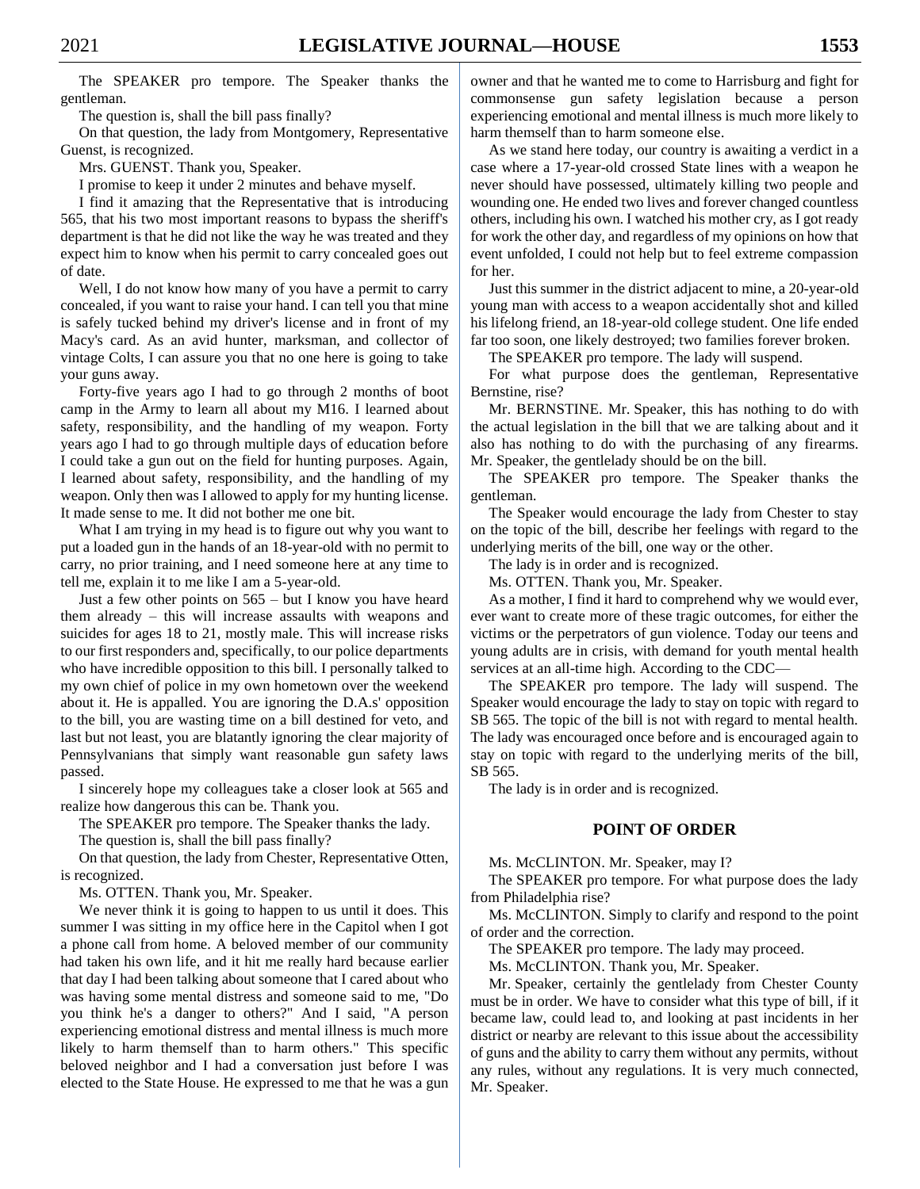The SPEAKER pro tempore. The Speaker thanks the gentleman.

The question is, shall the bill pass finally?

On that question, the lady from Montgomery, Representative Guenst, is recognized.

Mrs. GUENST. Thank you, Speaker.

I promise to keep it under 2 minutes and behave myself.

I find it amazing that the Representative that is introducing 565, that his two most important reasons to bypass the sheriff's department is that he did not like the way he was treated and they expect him to know when his permit to carry concealed goes out of date.

Well, I do not know how many of you have a permit to carry concealed, if you want to raise your hand. I can tell you that mine is safely tucked behind my driver's license and in front of my Macy's card. As an avid hunter, marksman, and collector of vintage Colts, I can assure you that no one here is going to take your guns away.

Forty-five years ago I had to go through 2 months of boot camp in the Army to learn all about my M16. I learned about safety, responsibility, and the handling of my weapon. Forty years ago I had to go through multiple days of education before I could take a gun out on the field for hunting purposes. Again, I learned about safety, responsibility, and the handling of my weapon. Only then was I allowed to apply for my hunting license. It made sense to me. It did not bother me one bit.

What I am trying in my head is to figure out why you want to put a loaded gun in the hands of an 18-year-old with no permit to carry, no prior training, and I need someone here at any time to tell me, explain it to me like I am a 5-year-old.

Just a few other points on 565 – but I know you have heard them already – this will increase assaults with weapons and suicides for ages 18 to 21, mostly male. This will increase risks to our first responders and, specifically, to our police departments who have incredible opposition to this bill. I personally talked to my own chief of police in my own hometown over the weekend about it. He is appalled. You are ignoring the D.A.s' opposition to the bill, you are wasting time on a bill destined for veto, and last but not least, you are blatantly ignoring the clear majority of Pennsylvanians that simply want reasonable gun safety laws passed.

I sincerely hope my colleagues take a closer look at 565 and realize how dangerous this can be. Thank you.

The SPEAKER pro tempore. The Speaker thanks the lady.

The question is, shall the bill pass finally?

On that question, the lady from Chester, Representative Otten, is recognized.

Ms. OTTEN. Thank you, Mr. Speaker.

We never think it is going to happen to us until it does. This summer I was sitting in my office here in the Capitol when I got a phone call from home. A beloved member of our community had taken his own life, and it hit me really hard because earlier that day I had been talking about someone that I cared about who was having some mental distress and someone said to me, "Do you think he's a danger to others?" And I said, "A person experiencing emotional distress and mental illness is much more likely to harm themself than to harm others." This specific beloved neighbor and I had a conversation just before I was elected to the State House. He expressed to me that he was a gun owner and that he wanted me to come to Harrisburg and fight for commonsense gun safety legislation because a person experiencing emotional and mental illness is much more likely to harm themself than to harm someone else.

As we stand here today, our country is awaiting a verdict in a case where a 17-year-old crossed State lines with a weapon he never should have possessed, ultimately killing two people and wounding one. He ended two lives and forever changed countless others, including his own. I watched his mother cry, as I got ready for work the other day, and regardless of my opinions on how that event unfolded, I could not help but to feel extreme compassion for her.

Just this summer in the district adjacent to mine, a 20-year-old young man with access to a weapon accidentally shot and killed his lifelong friend, an 18-year-old college student. One life ended far too soon, one likely destroyed; two families forever broken.

The SPEAKER pro tempore. The lady will suspend.

For what purpose does the gentleman, Representative Bernstine, rise?

Mr. BERNSTINE. Mr. Speaker, this has nothing to do with the actual legislation in the bill that we are talking about and it also has nothing to do with the purchasing of any firearms. Mr. Speaker, the gentlelady should be on the bill.

The SPEAKER pro tempore. The Speaker thanks the gentleman.

The Speaker would encourage the lady from Chester to stay on the topic of the bill, describe her feelings with regard to the underlying merits of the bill, one way or the other.

The lady is in order and is recognized.

Ms. OTTEN. Thank you, Mr. Speaker.

As a mother, I find it hard to comprehend why we would ever, ever want to create more of these tragic outcomes, for either the victims or the perpetrators of gun violence. Today our teens and young adults are in crisis, with demand for youth mental health services at an all-time high. According to the CDC—

The SPEAKER pro tempore. The lady will suspend. The Speaker would encourage the lady to stay on topic with regard to SB 565. The topic of the bill is not with regard to mental health. The lady was encouraged once before and is encouraged again to stay on topic with regard to the underlying merits of the bill, SB 565.

The lady is in order and is recognized.

## POINT OF ORDER

Ms. McCLINTON. Mr. Speaker, may I?

The SPEAKER pro tempore. For what purpose does the lady from Philadelphia rise?

Ms. McCLINTON. Simply to clarify and respond to the point of order and the correction.

The SPEAKER pro tempore. The lady may proceed.

Ms. McCLINTON. Thank you, Mr. Speaker.

Mr. Speaker, certainly the gentlelady from Chester County must be in order. We have to consider what this type of bill, if it became law, could lead to, and looking at past incidents in her district or nearby are relevant to this issue about the accessibility of guns and the ability to carry them without any permits, without any rules, without any regulations. It is very much connected, Mr. Speaker.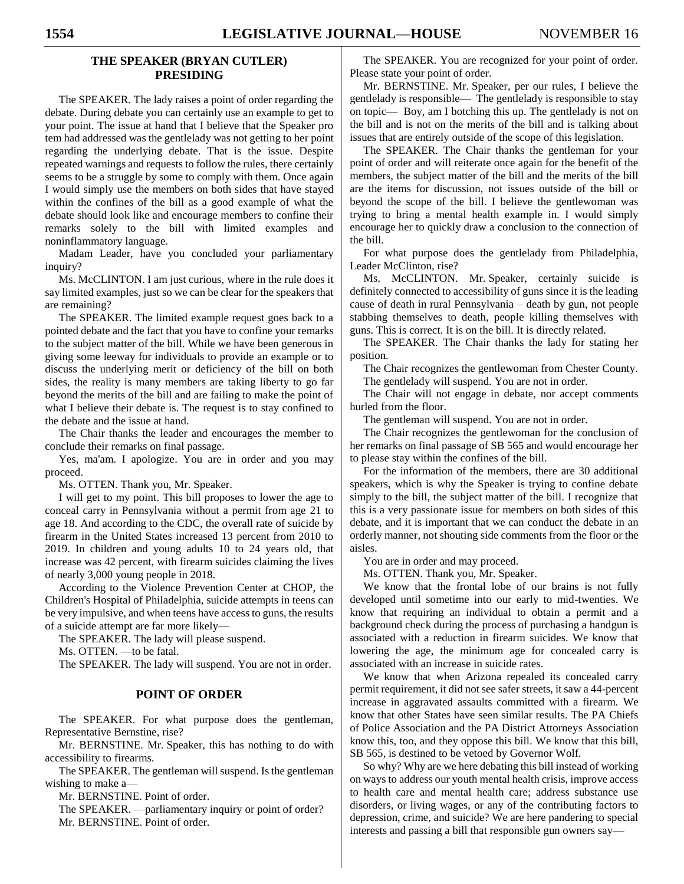## THE SPEAKER (BRYAN CUTLER) PRESIDING

The SPEAKER. The lady raises a point of order regarding the debate. During debate you can certainly use an example to get to your point. The issue at hand that I believe that the Speaker pro tem had addressed was the gentlelady was not getting to her point regarding the underlying debate. That is the issue. Despite repeated warnings and requests to follow the rules, there certainly seems to be a struggle by some to comply with them. Once again I would simply use the members on both sides that have stayed within the confines of the bill as a good example of what the debate should look like and encourage members to confine their remarks solely to the bill with limited examples and noninflammatory language.

Madam Leader, have you concluded your parliamentary inquiry?

Ms. McCLINTON. I am just curious, where in the rule does it say limited examples, just so we can be clear for the speakers that are remaining?

The SPEAKER. The limited example request goes back to a pointed debate and the fact that you have to confine your remarks to the subject matter of the bill. While we have been generous in giving some leeway for individuals to provide an example or to discuss the underlying merit or deficiency of the bill on both sides, the reality is many members are taking liberty to go far beyond the merits of the bill and are failing to make the point of what I believe their debate is. The request is to stay confined to the debate and the issue at hand.

The Chair thanks the leader and encourages the member to conclude their remarks on final passage.

Yes, ma'am. I apologize. You are in order and you may proceed.

Ms. OTTEN. Thank you, Mr. Speaker.

I will get to my point. This bill proposes to lower the age to conceal carry in Pennsylvania without a permit from age 21 to age 18. And according to the CDC, the overall rate of suicide by firearm in the United States increased 13 percent from 2010 to 2019. In children and young adults 10 to 24 years old, that increase was 42 percent, with firearm suicides claiming the lives of nearly 3,000 young people in 2018.

According to the Violence Prevention Center at CHOP, the Children's Hospital of Philadelphia, suicide attempts in teens can be very impulsive, and when teens have access to guns, the results of a suicide attempt are far more likely—

The SPEAKER. The lady will please suspend.

Ms. OTTEN. —to be fatal.

The SPEAKER. The lady will suspend. You are not in order.

## POINT OF ORDER

The SPEAKER. For what purpose does the gentleman, Representative Bernstine, rise?

Mr. BERNSTINE. Mr. Speaker, this has nothing to do with accessibility to firearms.

The SPEAKER. The gentleman will suspend. Is the gentleman wishing to make a—

Mr. BERNSTINE. Point of order.

The SPEAKER. —parliamentary inquiry or point of order?

Mr. BERNSTINE. Point of order.

The SPEAKER. You are recognized for your point of order. Please state your point of order.

Mr. BERNSTINE. Mr. Speaker, per our rules, I believe the gentlelady is responsible— The gentlelady is responsible to stay on topic— Boy, am I botching this up. The gentlelady is not on the bill and is not on the merits of the bill and is talking about issues that are entirely outside of the scope of this legislation.

The SPEAKER. The Chair thanks the gentleman for your point of order and will reiterate once again for the benefit of the members, the subject matter of the bill and the merits of the bill are the items for discussion, not issues outside of the bill or beyond the scope of the bill. I believe the gentlewoman was trying to bring a mental health example in. I would simply encourage her to quickly draw a conclusion to the connection of the bill.

For what purpose does the gentlelady from Philadelphia, Leader McClinton, rise?

Ms. McCLINTON. Mr. Speaker, certainly suicide is definitely connected to accessibility of guns since it is the leading cause of death in rural Pennsylvania – death by gun, not people stabbing themselves to death, people killing themselves with guns. This is correct. It is on the bill. It is directly related.

The SPEAKER. The Chair thanks the lady for stating her position.

The Chair recognizes the gentlewoman from Chester County.

The gentlelady will suspend. You are not in order.

The Chair will not engage in debate, nor accept comments hurled from the floor.

The gentleman will suspend. You are not in order.

The Chair recognizes the gentlewoman for the conclusion of her remarks on final passage of SB 565 and would encourage her to please stay within the confines of the bill.

For the information of the members, there are 30 additional speakers, which is why the Speaker is trying to confine debate simply to the bill, the subject matter of the bill. I recognize that this is a very passionate issue for members on both sides of this debate, and it is important that we can conduct the debate in an orderly manner, not shouting side comments from the floor or the aisles.

You are in order and may proceed.

Ms. OTTEN. Thank you, Mr. Speaker.

We know that the frontal lobe of our brains is not fully developed until sometime into our early to mid-twenties. We know that requiring an individual to obtain a permit and a background check during the process of purchasing a handgun is associated with a reduction in firearm suicides. We know that lowering the age, the minimum age for concealed carry is associated with an increase in suicide rates.

We know that when Arizona repealed its concealed carry permit requirement, it did not see safer streets, it saw a 44-percent increase in aggravated assaults committed with a firearm. We know that other States have seen similar results. The PA Chiefs of Police Association and the PA District Attorneys Association know this, too, and they oppose this bill. We know that this bill, SB 565, is destined to be vetoed by Governor Wolf.

So why? Why are we here debating this bill instead of working on ways to address our youth mental health crisis, improve access to health care and mental health care; address substance use disorders, or living wages, or any of the contributing factors to depression, crime, and suicide? We are here pandering to special interests and passing a bill that responsible gun owners say—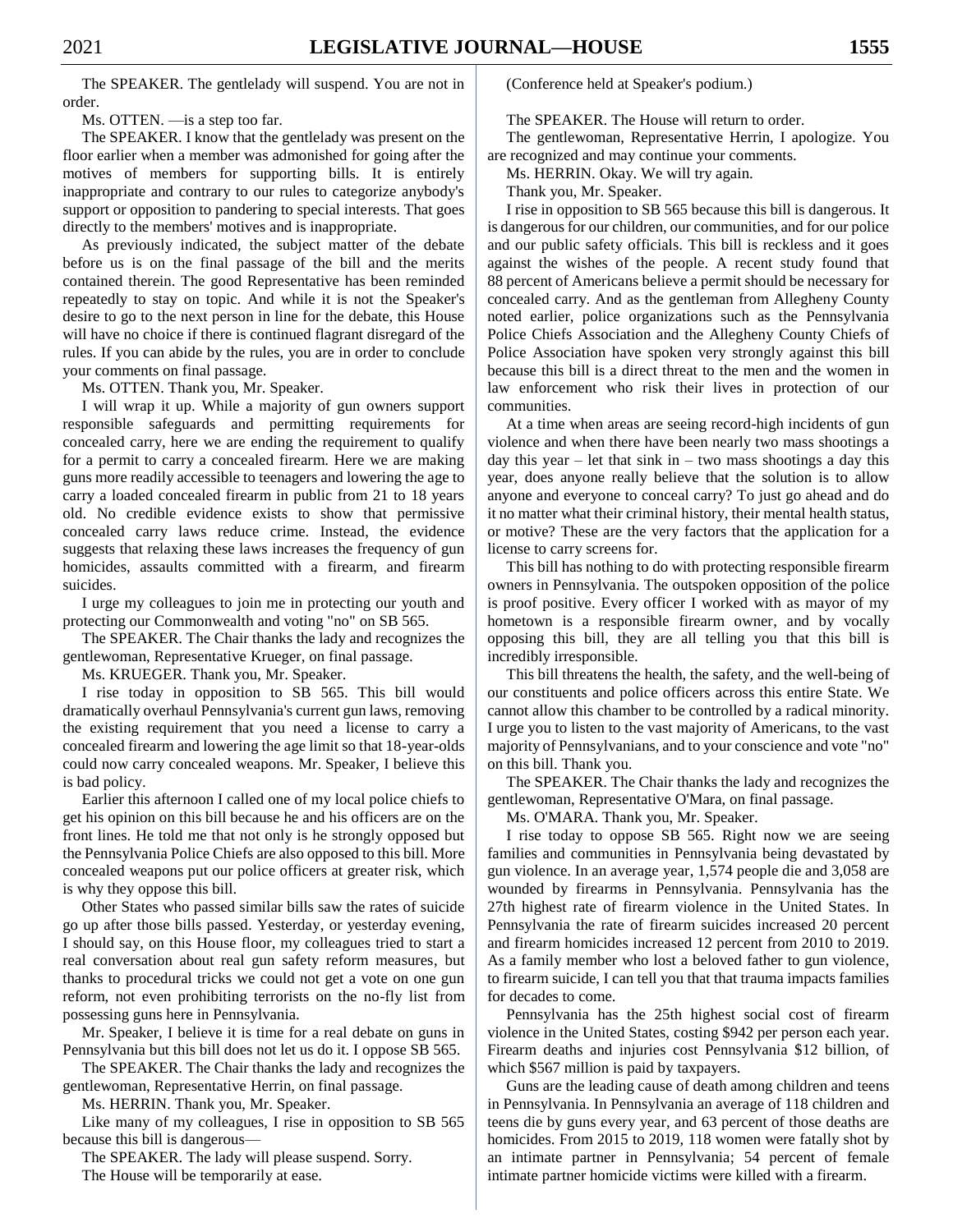The SPEAKER. The gentlelady will suspend. You are not in order.

Ms. OTTEN. —is a step too far.

The SPEAKER. I know that the gentlelady was present on the floor earlier when a member was admonished for going after the motives of members for supporting bills. It is entirely inappropriate and contrary to our rules to categorize anybody's support or opposition to pandering to special interests. That goes directly to the members' motives and is inappropriate.

As previously indicated, the subject matter of the debate before us is on the final passage of the bill and the merits contained therein. The good Representative has been reminded repeatedly to stay on topic. And while it is not the Speaker's desire to go to the next person in line for the debate, this House will have no choice if there is continued flagrant disregard of the rules. If you can abide by the rules, you are in order to conclude your comments on final passage.

Ms. OTTEN. Thank you, Mr. Speaker.

I will wrap it up. While a majority of gun owners support responsible safeguards and permitting requirements for concealed carry, here we are ending the requirement to qualify for a permit to carry a concealed firearm. Here we are making guns more readily accessible to teenagers and lowering the age to carry a loaded concealed firearm in public from 21 to 18 years old. No credible evidence exists to show that permissive concealed carry laws reduce crime. Instead, the evidence suggests that relaxing these laws increases the frequency of gun homicides, assaults committed with a firearm, and firearm suicides.

I urge my colleagues to join me in protecting our youth and protecting our Commonwealth and voting "no" on SB 565.

The SPEAKER. The Chair thanks the lady and recognizes the gentlewoman, Representative Krueger, on final passage.

Ms. KRUEGER. Thank you, Mr. Speaker.

I rise today in opposition to SB 565. This bill would dramatically overhaul Pennsylvania's current gun laws, removing the existing requirement that you need a license to carry a concealed firearm and lowering the age limit so that 18-year-olds could now carry concealed weapons. Mr. Speaker, I believe this is bad policy.

Earlier this afternoon I called one of my local police chiefs to get his opinion on this bill because he and his officers are on the front lines. He told me that not only is he strongly opposed but the Pennsylvania Police Chiefs are also opposed to this bill. More concealed weapons put our police officers at greater risk, which is why they oppose this bill.

Other States who passed similar bills saw the rates of suicide go up after those bills passed. Yesterday, or yesterday evening, I should say, on this House floor, my colleagues tried to start a real conversation about real gun safety reform measures, but thanks to procedural tricks we could not get a vote on one gun reform, not even prohibiting terrorists on the no-fly list from possessing guns here in Pennsylvania.

Mr. Speaker, I believe it is time for a real debate on guns in Pennsylvania but this bill does not let us do it. I oppose SB 565.

The SPEAKER. The Chair thanks the lady and recognizes the gentlewoman, Representative Herrin, on final passage.

Ms. HERRIN. Thank you, Mr. Speaker.

Like many of my colleagues, I rise in opposition to SB 565 because this bill is dangerous—

The SPEAKER. The lady will please suspend. Sorry.

The House will be temporarily at ease.

(Conference held at Speaker's podium.)

The SPEAKER. The House will return to order.

The gentlewoman, Representative Herrin, I apologize. You are recognized and may continue your comments.

Ms. HERRIN. Okay. We will try again.

Thank you, Mr. Speaker.

I rise in opposition to SB 565 because this bill is dangerous. It is dangerous for our children, our communities, and for our police and our public safety officials. This bill is reckless and it goes against the wishes of the people. A recent study found that 88 percent of Americans believe a permit should be necessary for concealed carry. And as the gentleman from Allegheny County noted earlier, police organizations such as the Pennsylvania Police Chiefs Association and the Allegheny County Chiefs of Police Association have spoken very strongly against this bill because this bill is a direct threat to the men and the women in law enforcement who risk their lives in protection of our communities.

At a time when areas are seeing record-high incidents of gun violence and when there have been nearly two mass shootings a day this year – let that sink in – two mass shootings a day this year, does anyone really believe that the solution is to allow anyone and everyone to conceal carry? To just go ahead and do it no matter what their criminal history, their mental health status, or motive? These are the very factors that the application for a license to carry screens for.

This bill has nothing to do with protecting responsible firearm owners in Pennsylvania. The outspoken opposition of the police is proof positive. Every officer I worked with as mayor of my hometown is a responsible firearm owner, and by vocally opposing this bill, they are all telling you that this bill is incredibly irresponsible.

This bill threatens the health, the safety, and the well-being of our constituents and police officers across this entire State. We cannot allow this chamber to be controlled by a radical minority. I urge you to listen to the vast majority of Americans, to the vast majority of Pennsylvanians, and to your conscience and vote "no" on this bill. Thank you.

The SPEAKER. The Chair thanks the lady and recognizes the gentlewoman, Representative O'Mara, on final passage.

Ms. O'MARA. Thank you, Mr. Speaker.

I rise today to oppose SB 565. Right now we are seeing families and communities in Pennsylvania being devastated by gun violence. In an average year, 1,574 people die and 3,058 are wounded by firearms in Pennsylvania. Pennsylvania has the 27th highest rate of firearm violence in the United States. In Pennsylvania the rate of firearm suicides increased 20 percent and firearm homicides increased 12 percent from 2010 to 2019. As a family member who lost a beloved father to gun violence, to firearm suicide, I can tell you that that trauma impacts families for decades to come.

Pennsylvania has the 25th highest social cost of firearm violence in the United States, costing $942 per person each year. Firearm deaths and injuries cost Pennsylvania $12 billion, of which $567 million is paid by taxpayers.

Guns are the leading cause of death among children and teens in Pennsylvania. In Pennsylvania an average of 118 children and teens die by guns every year, and 63 percent of those deaths are homicides. From 2015 to 2019, 118 women were fatally shot by an intimate partner in Pennsylvania; 54 percent of female intimate partner homicide victims were killed with a firearm.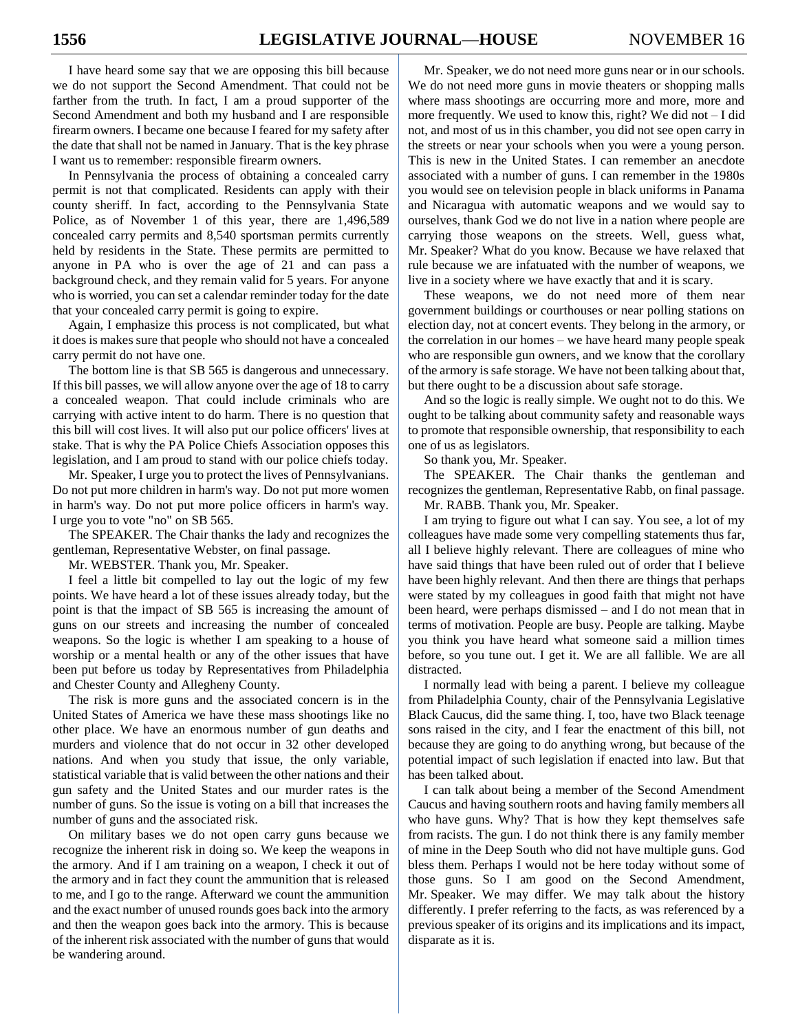I have heard some say that we are opposing this bill because we do not support the Second Amendment. That could not be farther from the truth. In fact, I am a proud supporter of the Second Amendment and both my husband and I are responsible firearm owners. I became one because I feared for my safety after the date that shall not be named in January. That is the key phrase I want us to remember: responsible firearm owners.

In Pennsylvania the process of obtaining a concealed carry permit is not that complicated. Residents can apply with their county sheriff. In fact, according to the Pennsylvania State Police, as of November 1 of this year, there are 1,496,589 concealed carry permits and 8,540 sportsman permits currently held by residents in the State. These permits are permitted to anyone in PA who is over the age of 21 and can pass a background check, and they remain valid for 5 years. For anyone who is worried, you can set a calendar reminder today for the date that your concealed carry permit is going to expire.

Again, I emphasize this process is not complicated, but what it does is makes sure that people who should not have a concealed carry permit do not have one.

The bottom line is that SB 565 is dangerous and unnecessary. If this bill passes, we will allow anyone over the age of 18 to carry a concealed weapon. That could include criminals who are carrying with active intent to do harm. There is no question that this bill will cost lives. It will also put our police officers' lives at stake. That is why the PA Police Chiefs Association opposes this legislation, and I am proud to stand with our police chiefs today.

Mr. Speaker, I urge you to protect the lives of Pennsylvanians. Do not put more children in harm's way. Do not put more women in harm's way. Do not put more police officers in harm's way. I urge you to vote "no" on SB 565.

The SPEAKER. The Chair thanks the lady and recognizes the gentleman, Representative Webster, on final passage.

Mr. WEBSTER. Thank you, Mr. Speaker.

I feel a little bit compelled to lay out the logic of my few points. We have heard a lot of these issues already today, but the point is that the impact of SB 565 is increasing the amount of guns on our streets and increasing the number of concealed weapons. So the logic is whether I am speaking to a house of worship or a mental health or any of the other issues that have been put before us today by Representatives from Philadelphia and Chester County and Allegheny County.

The risk is more guns and the associated concern is in the United States of America we have these mass shootings like no other place. We have an enormous number of gun deaths and murders and violence that do not occur in 32 other developed nations. And when you study that issue, the only variable, statistical variable that is valid between the other nations and their gun safety and the United States and our murder rates is the number of guns. So the issue is voting on a bill that increases the number of guns and the associated risk.

On military bases we do not open carry guns because we recognize the inherent risk in doing so. We keep the weapons in the armory. And if I am training on a weapon, I check it out of the armory and in fact they count the ammunition that is released to me, and I go to the range. Afterward we count the ammunition and the exact number of unused rounds goes back into the armory and then the weapon goes back into the armory. This is because of the inherent risk associated with the number of guns that would be wandering around.

Mr. Speaker, we do not need more guns near or in our schools. We do not need more guns in movie theaters or shopping malls where mass shootings are occurring more and more, more and more frequently. We used to know this, right? We did not – I did not, and most of us in this chamber, you did not see open carry in the streets or near your schools when you were a young person. This is new in the United States. I can remember an anecdote associated with a number of guns. I can remember in the 1980s you would see on television people in black uniforms in Panama and Nicaragua with automatic weapons and we would say to ourselves, thank God we do not live in a nation where people are carrying those weapons on the streets. Well, guess what, Mr. Speaker? What do you know. Because we have relaxed that rule because we are infatuated with the number of weapons, we live in a society where we have exactly that and it is scary.

These weapons, we do not need more of them near government buildings or courthouses or near polling stations on election day, not at concert events. They belong in the armory, or the correlation in our homes – we have heard many people speak who are responsible gun owners, and we know that the corollary of the armory is safe storage. We have not been talking about that, but there ought to be a discussion about safe storage.

And so the logic is really simple. We ought not to do this. We ought to be talking about community safety and reasonable ways to promote that responsible ownership, that responsibility to each one of us as legislators.

So thank you, Mr. Speaker.

The SPEAKER. The Chair thanks the gentleman and recognizes the gentleman, Representative Rabb, on final passage.

Mr. RABB. Thank you, Mr. Speaker.

I am trying to figure out what I can say. You see, a lot of my colleagues have made some very compelling statements thus far, all I believe highly relevant. There are colleagues of mine who have said things that have been ruled out of order that I believe have been highly relevant. And then there are things that perhaps were stated by my colleagues in good faith that might not have been heard, were perhaps dismissed – and I do not mean that in terms of motivation. People are busy. People are talking. Maybe you think you have heard what someone said a million times before, so you tune out. I get it. We are all fallible. We are all distracted.

I normally lead with being a parent. I believe my colleague from Philadelphia County, chair of the Pennsylvania Legislative Black Caucus, did the same thing. I, too, have two Black teenage sons raised in the city, and I fear the enactment of this bill, not because they are going to do anything wrong, but because of the potential impact of such legislation if enacted into law. But that has been talked about.

I can talk about being a member of the Second Amendment Caucus and having southern roots and having family members all who have guns. Why? That is how they kept themselves safe from racists. The gun. I do not think there is any family member of mine in the Deep South who did not have multiple guns. God bless them. Perhaps I would not be here today without some of those guns. So I am good on the Second Amendment, Mr. Speaker. We may differ. We may talk about the history differently. I prefer referring to the facts, as was referenced by a previous speaker of its origins and its implications and its impact, disparate as it is.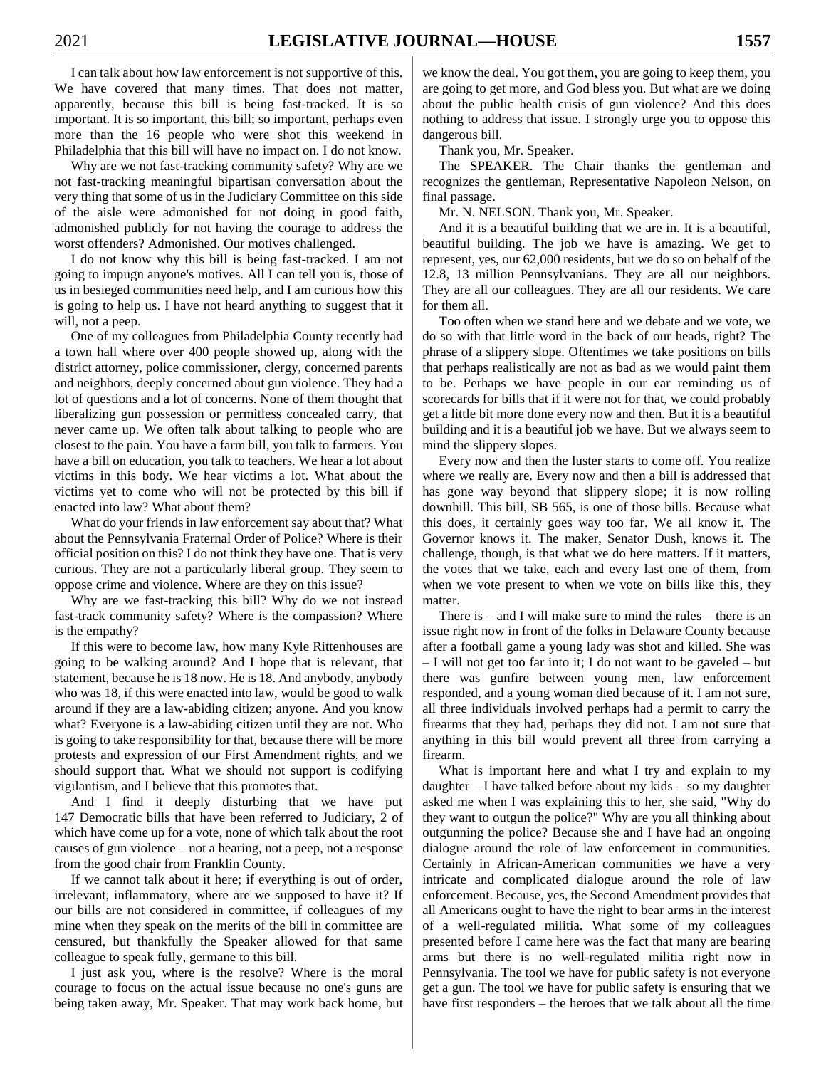I can talk about how law enforcement is not supportive of this. We have covered that many times. That does not matter, apparently, because this bill is being fast-tracked. It is so important. It is so important, this bill; so important, perhaps even more than the 16 people who were shot this weekend in Philadelphia that this bill will have no impact on. I do not know.

Why are we not fast-tracking community safety? Why are we not fast-tracking meaningful bipartisan conversation about the very thing that some of us in the Judiciary Committee on this side of the aisle were admonished for not doing in good faith, admonished publicly for not having the courage to address the worst offenders? Admonished. Our motives challenged.

I do not know why this bill is being fast-tracked. I am not going to impugn anyone's motives. All I can tell you is, those of us in besieged communities need help, and I am curious how this is going to help us. I have not heard anything to suggest that it will, not a peep.

One of my colleagues from Philadelphia County recently had a town hall where over 400 people showed up, along with the district attorney, police commissioner, clergy, concerned parents and neighbors, deeply concerned about gun violence. They had a lot of questions and a lot of concerns. None of them thought that liberalizing gun possession or permitless concealed carry, that never came up. We often talk about talking to people who are closest to the pain. You have a farm bill, you talk to farmers. You have a bill on education, you talk to teachers. We hear a lot about victims in this body. We hear victims a lot. What about the victims yet to come who will not be protected by this bill if enacted into law? What about them?

What do your friends in law enforcement say about that? What about the Pennsylvania Fraternal Order of Police? Where is their official position on this? I do not think they have one. That is very curious. They are not a particularly liberal group. They seem to oppose crime and violence. Where are they on this issue?

Why are we fast-tracking this bill? Why do we not instead fast-track community safety? Where is the compassion? Where is the empathy?

If this were to become law, how many Kyle Rittenhouses are going to be walking around? And I hope that is relevant, that statement, because he is 18 now. He is 18. And anybody, anybody who was 18, if this were enacted into law, would be good to walk around if they are a law-abiding citizen; anyone. And you know what? Everyone is a law-abiding citizen until they are not. Who is going to take responsibility for that, because there will be more protests and expression of our First Amendment rights, and we should support that. What we should not support is codifying vigilantism, and I believe that this promotes that.

And I find it deeply disturbing that we have put 147 Democratic bills that have been referred to Judiciary, 2 of which have come up for a vote, none of which talk about the root causes of gun violence – not a hearing, not a peep, not a response from the good chair from Franklin County.

If we cannot talk about it here; if everything is out of order, irrelevant, inflammatory, where are we supposed to have it? If our bills are not considered in committee, if colleagues of my mine when they speak on the merits of the bill in committee are censured, but thankfully the Speaker allowed for that same colleague to speak fully, germane to this bill.

I just ask you, where is the resolve? Where is the moral courage to focus on the actual issue because no one's guns are being taken away, Mr. Speaker. That may work back home, but we know the deal. You got them, you are going to keep them, you are going to get more, and God bless you. But what are we doing about the public health crisis of gun violence? And this does nothing to address that issue. I strongly urge you to oppose this dangerous bill.

Thank you, Mr. Speaker.

The SPEAKER. The Chair thanks the gentleman and recognizes the gentleman, Representative Napoleon Nelson, on final passage.

Mr. N. NELSON. Thank you, Mr. Speaker.

And it is a beautiful building that we are in. It is a beautiful, beautiful building. The job we have is amazing. We get to represent, yes, our 62,000 residents, but we do so on behalf of the 12.8, 13 million Pennsylvanians. They are all our neighbors. They are all our colleagues. They are all our residents. We care for them all.

Too often when we stand here and we debate and we vote, we do so with that little word in the back of our heads, right? The phrase of a slippery slope. Oftentimes we take positions on bills that perhaps realistically are not as bad as we would paint them to be. Perhaps we have people in our ear reminding us of scorecards for bills that if it were not for that, we could probably get a little bit more done every now and then. But it is a beautiful building and it is a beautiful job we have. But we always seem to mind the slippery slopes.

Every now and then the luster starts to come off. You realize where we really are. Every now and then a bill is addressed that has gone way beyond that slippery slope; it is now rolling downhill. This bill, SB 565, is one of those bills. Because what this does, it certainly goes way too far. We all know it. The Governor knows it. The maker, Senator Dush, knows it. The challenge, though, is that what we do here matters. If it matters, the votes that we take, each and every last one of them, from when we vote present to when we vote on bills like this, they matter.

There is – and I will make sure to mind the rules – there is an issue right now in front of the folks in Delaware County because after a football game a young lady was shot and killed. She was – I will not get too far into it; I do not want to be gaveled – but there was gunfire between young men, law enforcement responded, and a young woman died because of it. I am not sure, all three individuals involved perhaps had a permit to carry the firearms that they had, perhaps they did not. I am not sure that anything in this bill would prevent all three from carrying a firearm.

What is important here and what I try and explain to my daughter – I have talked before about my kids – so my daughter asked me when I was explaining this to her, she said, "Why do they want to outgun the police?" Why are you all thinking about outgunning the police? Because she and I have had an ongoing dialogue around the role of law enforcement in communities. Certainly in African-American communities we have a very intricate and complicated dialogue around the role of law enforcement. Because, yes, the Second Amendment provides that all Americans ought to have the right to bear arms in the interest of a well-regulated militia. What some of my colleagues presented before I came here was the fact that many are bearing arms but there is no well-regulated militia right now in Pennsylvania. The tool we have for public safety is not everyone get a gun. The tool we have for public safety is ensuring that we have first responders – the heroes that we talk about all the time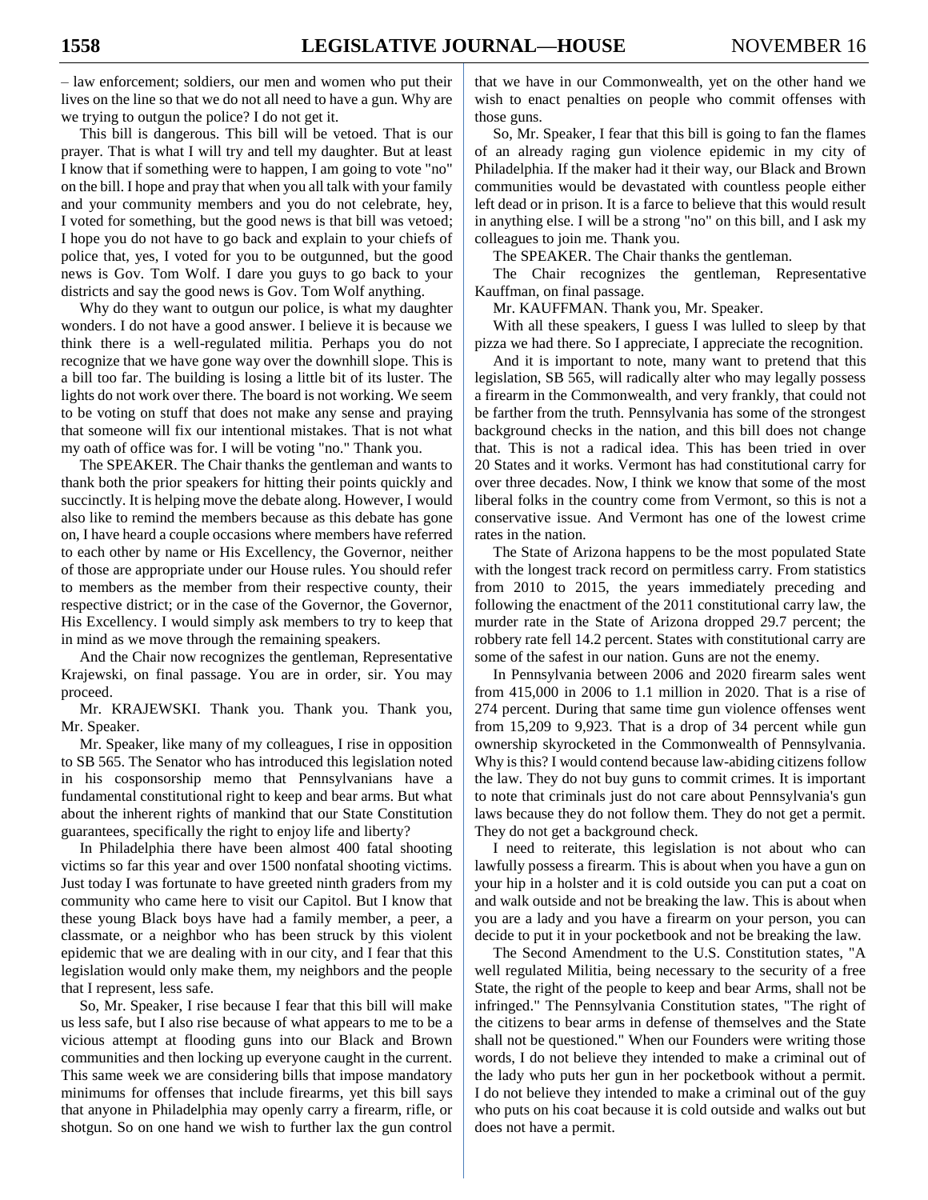– law enforcement; soldiers, our men and women who put their lives on the line so that we do not all need to have a gun. Why are we trying to outgun the police? I do not get it.

This bill is dangerous. This bill will be vetoed. That is our prayer. That is what I will try and tell my daughter. But at least I know that if something were to happen, I am going to vote "no" on the bill. I hope and pray that when you all talk with your family and your community members and you do not celebrate, hey, I voted for something, but the good news is that bill was vetoed; I hope you do not have to go back and explain to your chiefs of police that, yes, I voted for you to be outgunned, but the good news is Gov. Tom Wolf. I dare you guys to go back to your districts and say the good news is Gov. Tom Wolf anything.

Why do they want to outgun our police, is what my daughter wonders. I do not have a good answer. I believe it is because we think there is a well-regulated militia. Perhaps you do not recognize that we have gone way over the downhill slope. This is a bill too far. The building is losing a little bit of its luster. The lights do not work over there. The board is not working. We seem to be voting on stuff that does not make any sense and praying that someone will fix our intentional mistakes. That is not what my oath of office was for. I will be voting "no." Thank you.

The SPEAKER. The Chair thanks the gentleman and wants to thank both the prior speakers for hitting their points quickly and succinctly. It is helping move the debate along. However, I would also like to remind the members because as this debate has gone on, I have heard a couple occasions where members have referred to each other by name or His Excellency, the Governor, neither of those are appropriate under our House rules. You should refer to members as the member from their respective county, their respective district; or in the case of the Governor, the Governor, His Excellency. I would simply ask members to try to keep that in mind as we move through the remaining speakers.

And the Chair now recognizes the gentleman, Representative Krajewski, on final passage. You are in order, sir. You may proceed.

Mr. KRAJEWSKI. Thank you. Thank you. Thank you, Mr. Speaker.

Mr. Speaker, like many of my colleagues, I rise in opposition to SB 565. The Senator who has introduced this legislation noted in his cosponsorship memo that Pennsylvanians have a fundamental constitutional right to keep and bear arms. But what about the inherent rights of mankind that our State Constitution guarantees, specifically the right to enjoy life and liberty?

In Philadelphia there have been almost 400 fatal shooting victims so far this year and over 1500 nonfatal shooting victims. Just today I was fortunate to have greeted ninth graders from my community who came here to visit our Capitol. But I know that these young Black boys have had a family member, a peer, a classmate, or a neighbor who has been struck by this violent epidemic that we are dealing with in our city, and I fear that this legislation would only make them, my neighbors and the people that I represent, less safe.

So, Mr. Speaker, I rise because I fear that this bill will make us less safe, but I also rise because of what appears to me to be a vicious attempt at flooding guns into our Black and Brown communities and then locking up everyone caught in the current. This same week we are considering bills that impose mandatory minimums for offenses that include firearms, yet this bill says that anyone in Philadelphia may openly carry a firearm, rifle, or shotgun. So on one hand we wish to further lax the gun control that we have in our Commonwealth, yet on the other hand we wish to enact penalties on people who commit offenses with those guns.

So, Mr. Speaker, I fear that this bill is going to fan the flames of an already raging gun violence epidemic in my city of Philadelphia. If the maker had it their way, our Black and Brown communities would be devastated with countless people either left dead or in prison. It is a farce to believe that this would result in anything else. I will be a strong "no" on this bill, and I ask my colleagues to join me. Thank you.

The SPEAKER. The Chair thanks the gentleman.

The Chair recognizes the gentleman, Representative Kauffman, on final passage.

Mr. KAUFFMAN. Thank you, Mr. Speaker.

With all these speakers, I guess I was lulled to sleep by that pizza we had there. So I appreciate, I appreciate the recognition.

And it is important to note, many want to pretend that this legislation, SB 565, will radically alter who may legally possess a firearm in the Commonwealth, and very frankly, that could not be farther from the truth. Pennsylvania has some of the strongest background checks in the nation, and this bill does not change that. This is not a radical idea. This has been tried in over 20 States and it works. Vermont has had constitutional carry for over three decades. Now, I think we know that some of the most liberal folks in the country come from Vermont, so this is not a conservative issue. And Vermont has one of the lowest crime rates in the nation.

The State of Arizona happens to be the most populated State with the longest track record on permitless carry. From statistics from 2010 to 2015, the years immediately preceding and following the enactment of the 2011 constitutional carry law, the murder rate in the State of Arizona dropped 29.7 percent; the robbery rate fell 14.2 percent. States with constitutional carry are some of the safest in our nation. Guns are not the enemy.

In Pennsylvania between 2006 and 2020 firearm sales went from 415,000 in 2006 to 1.1 million in 2020. That is a rise of 274 percent. During that same time gun violence offenses went from 15,209 to 9,923. That is a drop of 34 percent while gun ownership skyrocketed in the Commonwealth of Pennsylvania. Why is this? I would contend because law-abiding citizens follow the law. They do not buy guns to commit crimes. It is important to note that criminals just do not care about Pennsylvania's gun laws because they do not follow them. They do not get a permit. They do not get a background check.

I need to reiterate, this legislation is not about who can lawfully possess a firearm. This is about when you have a gun on your hip in a holster and it is cold outside you can put a coat on and walk outside and not be breaking the law. This is about when you are a lady and you have a firearm on your person, you can decide to put it in your pocketbook and not be breaking the law.

The Second Amendment to the U.S. Constitution states, "A well regulated Militia, being necessary to the security of a free State, the right of the people to keep and bear Arms, shall not be infringed." The Pennsylvania Constitution states, "The right of the citizens to bear arms in defense of themselves and the State shall not be questioned." When our Founders were writing those words, I do not believe they intended to make a criminal out of the lady who puts her gun in her pocketbook without a permit. I do not believe they intended to make a criminal out of the guy who puts on his coat because it is cold outside and walks out but does not have a permit.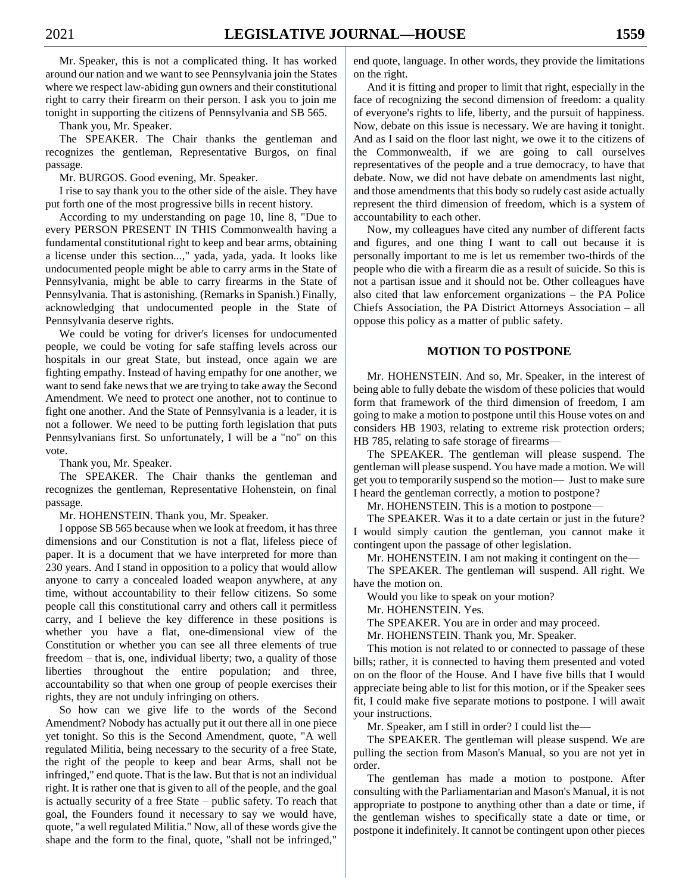Mr. Speaker, this is not a complicated thing. It has worked around our nation and we want to see Pennsylvania join the States where we respect law-abiding gun owners and their constitutional right to carry their firearm on their person. I ask you to join me tonight in supporting the citizens of Pennsylvania and SB 565.

Thank you, Mr. Speaker.

The SPEAKER. The Chair thanks the gentleman and recognizes the gentleman, Representative Burgos, on final passage.

Mr. BURGOS. Good evening, Mr. Speaker.

I rise to say thank you to the other side of the aisle. They have put forth one of the most progressive bills in recent history.

According to my understanding on page 10, line 8, "Due to every PERSON PRESENT IN THIS Commonwealth having a fundamental constitutional right to keep and bear arms, obtaining a license under this section...," yada, yada, yada. It looks like undocumented people might be able to carry arms in the State of Pennsylvania, might be able to carry firearms in the State of Pennsylvania. That is astonishing. (Remarks in Spanish.) Finally, acknowledging that undocumented people in the State of Pennsylvania deserve rights.

We could be voting for driver's licenses for undocumented people, we could be voting for safe staffing levels across our hospitals in our great State, but instead, once again we are fighting empathy. Instead of having empathy for one another, we want to send fake news that we are trying to take away the Second Amendment. We need to protect one another, not to continue to fight one another. And the State of Pennsylvania is a leader, it is not a follower. We need to be putting forth legislation that puts Pennsylvanians first. So unfortunately, I will be a "no" on this vote.

Thank you, Mr. Speaker.

The SPEAKER. The Chair thanks the gentleman and recognizes the gentleman, Representative Hohenstein, on final passage.

Mr. HOHENSTEIN. Thank you, Mr. Speaker.

I oppose SB 565 because when we look at freedom, it has three dimensions and our Constitution is not a flat, lifeless piece of paper. It is a document that we have interpreted for more than 230 years. And I stand in opposition to a policy that would allow anyone to carry a concealed loaded weapon anywhere, at any time, without accountability to their fellow citizens. So some people call this constitutional carry and others call it permitless carry, and I believe the key difference in these positions is whether you have a flat, one-dimensional view of the Constitution or whether you can see all three elements of true freedom – that is, one, individual liberty; two, a quality of those liberties throughout the entire population; and three, accountability so that when one group of people exercises their rights, they are not unduly infringing on others.

So how can we give life to the words of the Second Amendment? Nobody has actually put it out there all in one piece yet tonight. So this is the Second Amendment, quote, "A well regulated Militia, being necessary to the security of a free State, the right of the people to keep and bear Arms, shall not be infringed," end quote. That is the law. But that is not an individual right. It is rather one that is given to all of the people, and the goal is actually security of a free State – public safety. To reach that goal, the Founders found it necessary to say we would have, quote, "a well regulated Militia." Now, all of these words give the shape and the form to the final, quote, "shall not be infringed," end quote, language. In other words, they provide the limitations on the right.

And it is fitting and proper to limit that right, especially in the face of recognizing the second dimension of freedom: a quality of everyone's rights to life, liberty, and the pursuit of happiness. Now, debate on this issue is necessary. We are having it tonight. And as I said on the floor last night, we owe it to the citizens of the Commonwealth, if we are going to call ourselves representatives of the people and a true democracy, to have that debate. Now, we did not have debate on amendments last night, and those amendments that this body so rudely cast aside actually represent the third dimension of freedom, which is a system of accountability to each other.

Now, my colleagues have cited any number of different facts and figures, and one thing I want to call out because it is personally important to me is let us remember two-thirds of the people who die with a firearm die as a result of suicide. So this is not a partisan issue and it should not be. Other colleagues have also cited that law enforcement organizations – the PA Police Chiefs Association, the PA District Attorneys Association – all oppose this policy as a matter of public safety.

## MOTION TO POSTPONE

Mr. HOHENSTEIN. And so, Mr. Speaker, in the interest of being able to fully debate the wisdom of these policies that would form that framework of the third dimension of freedom, I am going to make a motion to postpone until this House votes on and considers HB 1903, relating to extreme risk protection orders; HB 785, relating to safe storage of firearms—

The SPEAKER. The gentleman will please suspend. The gentleman will please suspend. You have made a motion. We will get you to temporarily suspend so the motion— Just to make sure I heard the gentleman correctly, a motion to postpone?

Mr. HOHENSTEIN. This is a motion to postpone—

The SPEAKER. Was it to a date certain or just in the future? I would simply caution the gentleman, you cannot make it contingent upon the passage of other legislation.

Mr. HOHENSTEIN. I am not making it contingent on the—

The SPEAKER. The gentleman will suspend. All right. We have the motion on.

Would you like to speak on your motion?

Mr. HOHENSTEIN. Yes.

The SPEAKER. You are in order and may proceed.

Mr. HOHENSTEIN. Thank you, Mr. Speaker.

This motion is not related to or connected to passage of these bills; rather, it is connected to having them presented and voted on on the floor of the House. And I have five bills that I would appreciate being able to list for this motion, or if the Speaker sees fit, I could make five separate motions to postpone. I will await your instructions.

Mr. Speaker, am I still in order? I could list the—

The SPEAKER. The gentleman will please suspend. We are pulling the section from Mason's Manual, so you are not yet in order.

The gentleman has made a motion to postpone. After consulting with the Parliamentarian and Mason's Manual, it is not appropriate to postpone to anything other than a date or time, if the gentleman wishes to specifically state a date or time, or postpone it indefinitely. It cannot be contingent upon other pieces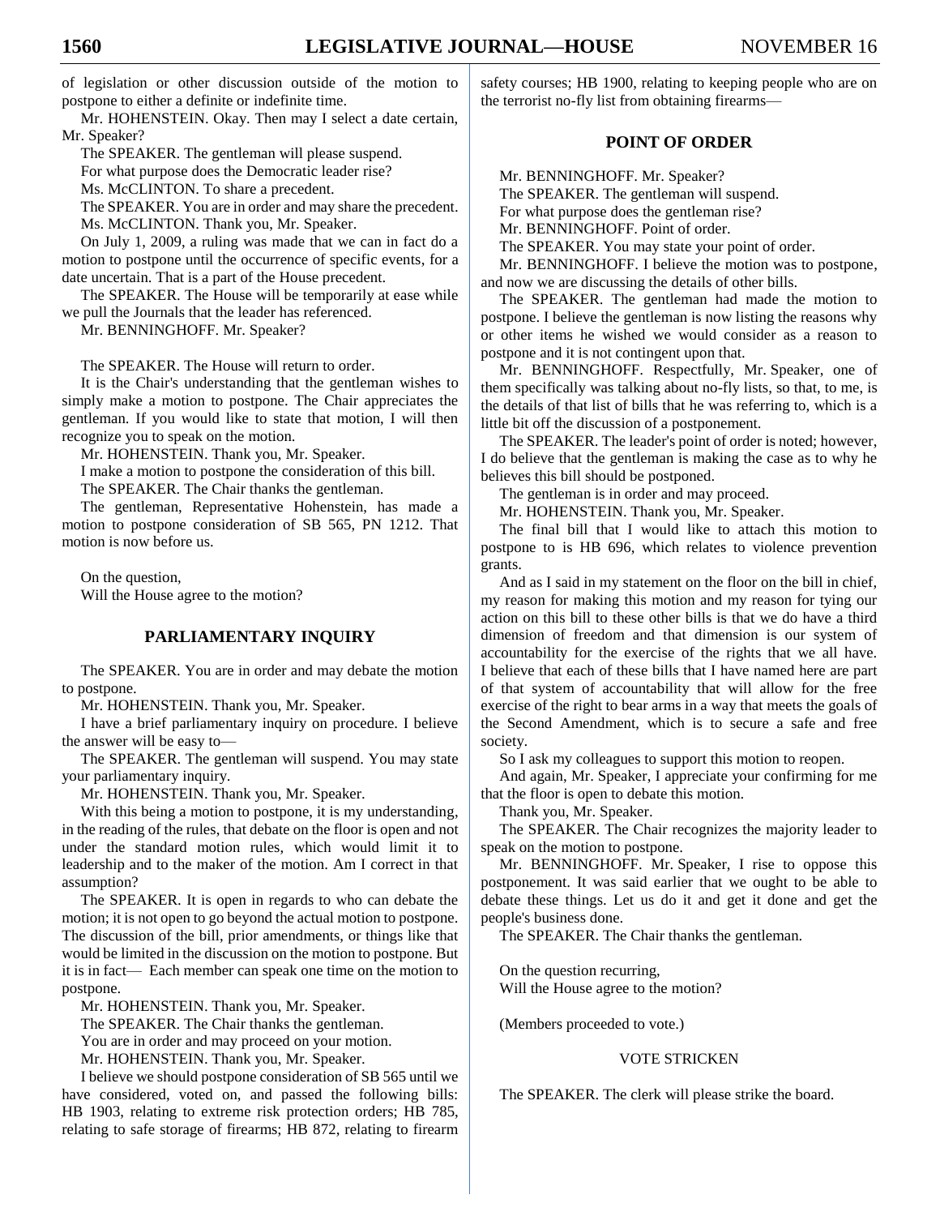of legislation or other discussion outside of the motion to postpone to either a definite or indefinite time.

Mr. HOHENSTEIN. Okay. Then may I select a date certain, Mr. Speaker?

The SPEAKER. The gentleman will please suspend.

For what purpose does the Democratic leader rise?

Ms. McCLINTON. To share a precedent.

The SPEAKER. You are in order and may share the precedent.

Ms. McCLINTON. Thank you, Mr. Speaker.

On July 1, 2009, a ruling was made that we can in fact do a motion to postpone until the occurrence of specific events, for a date uncertain. That is a part of the House precedent.

The SPEAKER. The House will be temporarily at ease while we pull the Journals that the leader has referenced.

Mr. BENNINGHOFF. Mr. Speaker?

The SPEAKER. The House will return to order.

It is the Chair's understanding that the gentleman wishes to simply make a motion to postpone. The Chair appreciates the gentleman. If you would like to state that motion, I will then recognize you to speak on the motion.

Mr. HOHENSTEIN. Thank you, Mr. Speaker.

I make a motion to postpone the consideration of this bill.

The SPEAKER. The Chair thanks the gentleman.

The gentleman, Representative Hohenstein, has made a motion to postpone consideration of SB 565, PN 1212. That motion is now before us.

On the question,

Will the House agree to the motion?

## PARLIAMENTARY INQUIRY

The SPEAKER. You are in order and may debate the motion to postpone.

Mr. HOHENSTEIN. Thank you, Mr. Speaker.

I have a brief parliamentary inquiry on procedure. I believe the answer will be easy to—

The SPEAKER. The gentleman will suspend. You may state your parliamentary inquiry.

Mr. HOHENSTEIN. Thank you, Mr. Speaker.

With this being a motion to postpone, it is my understanding, in the reading of the rules, that debate on the floor is open and not under the standard motion rules, which would limit it to leadership and to the maker of the motion. Am I correct in that assumption?

The SPEAKER. It is open in regards to who can debate the motion; it is not open to go beyond the actual motion to postpone. The discussion of the bill, prior amendments, or things like that would be limited in the discussion on the motion to postpone. But it is in fact— Each member can speak one time on the motion to postpone.

Mr. HOHENSTEIN. Thank you, Mr. Speaker.

The SPEAKER. The Chair thanks the gentleman.

You are in order and may proceed on your motion.

Mr. HOHENSTEIN. Thank you, Mr. Speaker.

I believe we should postpone consideration of SB 565 until we have considered, voted on, and passed the following bills: HB 1903, relating to extreme risk protection orders; HB 785, relating to safe storage of firearms; HB 872, relating to firearm safety courses; HB 1900, relating to keeping people who are on the terrorist no-fly list from obtaining firearms—

## POINT OF ORDER

Mr. BENNINGHOFF. Mr. Speaker?

The SPEAKER. The gentleman will suspend.

For what purpose does the gentleman rise?

Mr. BENNINGHOFF. Point of order.

The SPEAKER. You may state your point of order.

Mr. BENNINGHOFF. I believe the motion was to postpone, and now we are discussing the details of other bills.

The SPEAKER. The gentleman had made the motion to postpone. I believe the gentleman is now listing the reasons why or other items he wished we would consider as a reason to postpone and it is not contingent upon that.

Mr. BENNINGHOFF. Respectfully, Mr. Speaker, one of them specifically was talking about no-fly lists, so that, to me, is the details of that list of bills that he was referring to, which is a little bit off the discussion of a postponement.

The SPEAKER. The leader's point of order is noted; however, I do believe that the gentleman is making the case as to why he believes this bill should be postponed.

The gentleman is in order and may proceed.

Mr. HOHENSTEIN. Thank you, Mr. Speaker.

The final bill that I would like to attach this motion to postpone to is HB 696, which relates to violence prevention grants.

And as I said in my statement on the floor on the bill in chief, my reason for making this motion and my reason for tying our action on this bill to these other bills is that we do have a third dimension of freedom and that dimension is our system of accountability for the exercise of the rights that we all have. I believe that each of these bills that I have named here are part of that system of accountability that will allow for the free exercise of the right to bear arms in a way that meets the goals of the Second Amendment, which is to secure a safe and free society.

So I ask my colleagues to support this motion to reopen.

And again, Mr. Speaker, I appreciate your confirming for me that the floor is open to debate this motion.

Thank you, Mr. Speaker.

The SPEAKER. The Chair recognizes the majority leader to speak on the motion to postpone.

Mr. BENNINGHOFF. Mr. Speaker, I rise to oppose this postponement. It was said earlier that we ought to be able to debate these things. Let us do it and get it done and get the people's business done.

The SPEAKER. The Chair thanks the gentleman.

On the question recurring,

Will the House agree to the motion?

(Members proceeded to vote.)

VOTE STRICKEN

The SPEAKER. The clerk will please strike the board.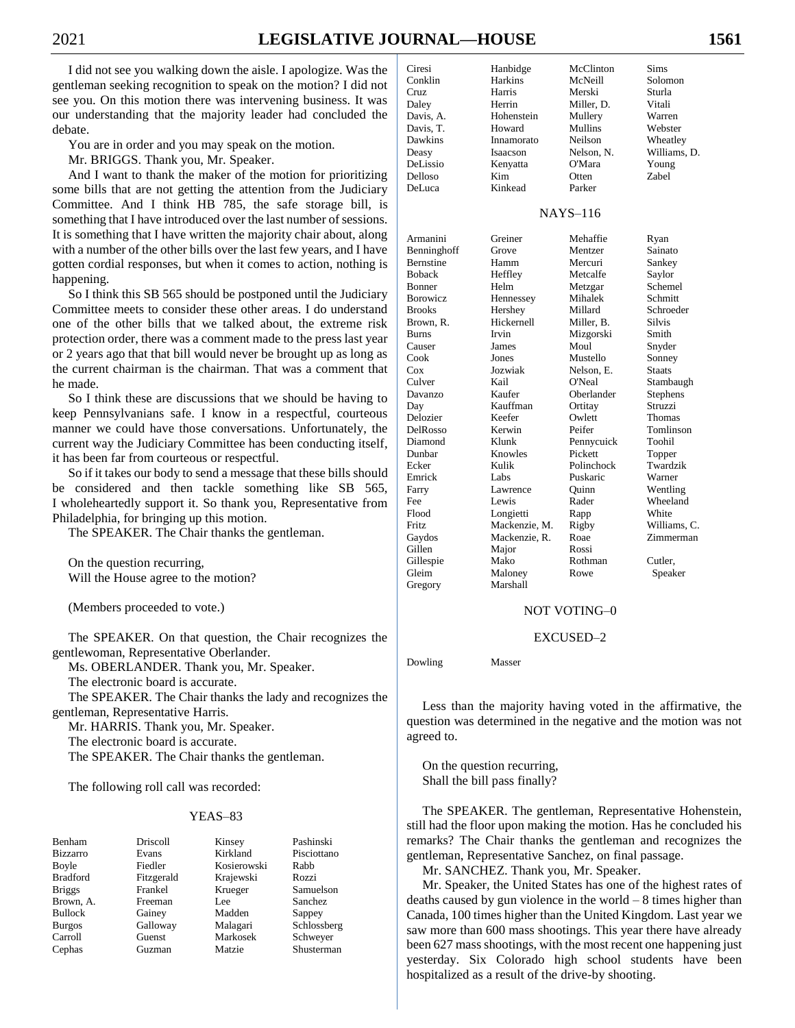I did not see you walking down the aisle. I apologize. Was the gentleman seeking recognition to speak on the motion? I did not see you. On this motion there was intervening business. It was our understanding that the majority leader had concluded the debate.

You are in order and you may speak on the motion.

Mr. BRIGGS. Thank you, Mr. Speaker.

And I want to thank the maker of the motion for prioritizing some bills that are not getting the attention from the Judiciary Committee. And I think HB 785, the safe storage bill, is something that I have introduced over the last number of sessions. It is something that I have written the majority chair about, along with a number of the other bills over the last few years, and I have gotten cordial responses, but when it comes to action, nothing is happening.

So I think this SB 565 should be postponed until the Judiciary Committee meets to consider these other areas. I do understand one of the other bills that we talked about, the extreme risk protection order, there was a comment made to the press last year or 2 years ago that that bill would never be brought up as long as the current chairman is the chairman. That was a comment that he made.

So I think these are discussions that we should be having to keep Pennsylvanians safe. I know in a respectful, courteous manner we could have those conversations. Unfortunately, the current way the Judiciary Committee has been conducting itself, it has been far from courteous or respectful.

So if it takes our body to send a message that these bills should be considered and then tackle something like SB 565, I wholeheartedly support it. So thank you, Representative from Philadelphia, for bringing up this motion.

The SPEAKER. The Chair thanks the gentleman.

On the question recurring,
Will the House agree to the motion?

(Members proceeded to vote.)

The SPEAKER. On that question, the Chair recognizes the gentlewoman, Representative Oberlander.

Ms. OBERLANDER. Thank you, Mr. Speaker.

The electronic board is accurate.

The SPEAKER. The Chair thanks the lady and recognizes the gentleman, Representative Harris.

Mr. HARRIS. Thank you, Mr. Speaker.

The electronic board is accurate.

The SPEAKER. The Chair thanks the gentleman.

The following roll call was recorded:

YEAS–83

| | | | |
|---|---|---|---|
| Benham | Driscoll | Kinsey | Pashinski |
| Bizzarro | Evans | Kirkland | Pisciottano |
| Boyle | Fiedler | Kosierowski | Rabb |
| Bradford | Fitzgerald | Krajewski | Rozzi |
| Briggs | Frankel | Krueger | Samuelson |
| Brown, A. | Freeman | Lee | Sanchez |
| Bullock | Gainey | Madden | Sappey |
| Burgos | Galloway | Malagari | Schlossberg |
| Carroll | Guenst | Markosek | Schweyer |
| Cephas | Guzman | Matzie | Shusterman |
| Ciresi | Hanbidge | McClinton | Sims |
| Conklin | Harkins | McNeill | Solomon |
| Cruz | Harris | Merski | Sturla |
| Daley | Herrin | Miller, D. | Vitali |
| Davis, A. | Hohenstein | Mullery | Warren |
| Davis, T. | Howard | Mullins | Webster |
| Dawkins | Innamorato | Neilson | Wheatley |
| Deasy | Isaacson | Nelson, N. | Williams, D. |
| DeLissio | Kenyatta | O'Mara | Young |
| Delloso | Kim | Otten | Zabel |
| DeLuca | Kinkead | Parker | |

NAYS–116

| | | | |
|---|---|---|---|
| Armanini | Greiner | Mehaffie | Ryan |
| Benninghoff | Grove | Mentzer | Sainato |
| Bernstine | Hamm | Mercuri | Sankey |
| Boback | Heffley | Metcalfe | Saylor |
| Bonner | Helm | Metzgar | Schemel |
| Borowicz | Hennessey | Mihalek | Schmitt |
| Brooks | Hershey | Millard | Schroeder |
| Brown, R. | Hickernell | Miller, B. | Silvis |
| Burns | Irvin | Mizgorski | Smith |
| Causer | James | Moul | Snyder |
| Cook | Jones | Mustello | Sonney |
| Cox | Jozwiak | Nelson, E. | Staats |
| Culver | Kail | O'Neal | Stambaugh |
| Davanzo | Kaufer | Oberlander | Stephens |
| Day | Kauffman | Ortitay | Struzzi |
| Delozier | Keefer | Owlett | Thomas |
| DelRosso | Kerwin | Peifer | Tomlinson |
| Diamond | Klunk | Pennycuick | Toohil |
| Dunbar | Knowles | Pickett | Topper |
| Ecker | Kulik | Polinchock | Twardzik |
| Emrick | Labs | Puskaric | Warner |
| Farry | Lawrence | Quinn | Wentling |
| Fee | Lewis | Rader | Wheeland |
| Flood | Longietti | Rapp | White |
| Fritz | Mackenzie, M. | Rigby | Williams, C. |
| Gaydos | Mackenzie, R. | Roae | Zimmerman |
| Gillen | Major | Rossi | |
| Gillespie | Mako | Rothman | Cutler, |
| Gleim | Maloney | Rowe | Speaker |
| Gregory | Marshall | | |

NOT VOTING–0

EXCUSED–2

| | |
|---|---|
| Dowling | Masser |

Less than the majority having voted in the affirmative, the question was determined in the negative and the motion was not agreed to.

On the question recurring,
Shall the bill pass finally?

The SPEAKER. The gentleman, Representative Hohenstein, still had the floor upon making the motion. Has he concluded his remarks? The Chair thanks the gentleman and recognizes the gentleman, Representative Sanchez, on final passage.

Mr. SANCHEZ. Thank you, Mr. Speaker.

Mr. Speaker, the United States has one of the highest rates of deaths caused by gun violence in the world – 8 times higher than Canada, 100 times higher than the United Kingdom. Last year we saw more than 600 mass shootings. This year there have already been 627 mass shootings, with the most recent one happening just yesterday. Six Colorado high school students have been hospitalized as a result of the drive-by shooting.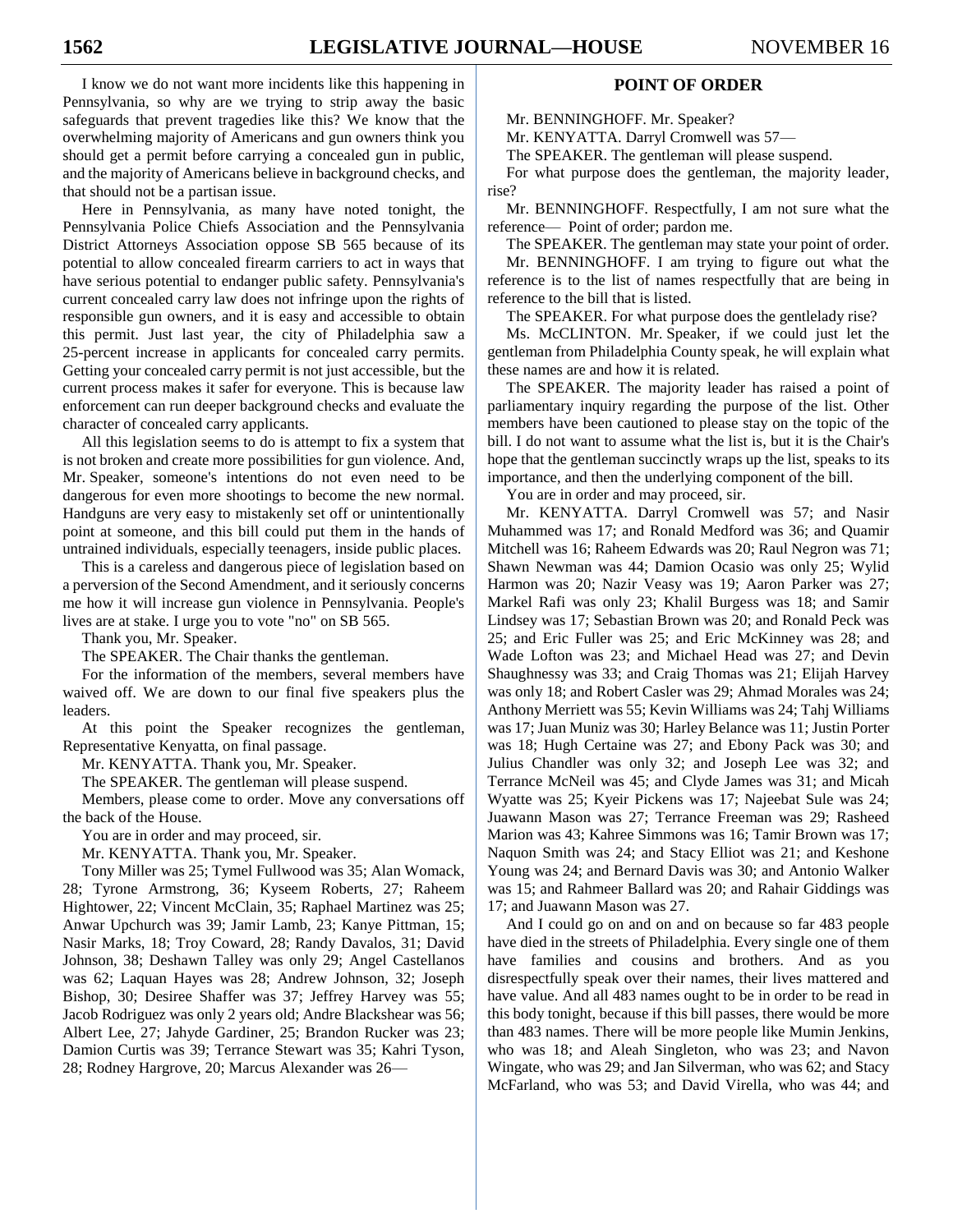I know we do not want more incidents like this happening in Pennsylvania, so why are we trying to strip away the basic safeguards that prevent tragedies like this? We know that the overwhelming majority of Americans and gun owners think you should get a permit before carrying a concealed gun in public, and the majority of Americans believe in background checks, and that should not be a partisan issue.

Here in Pennsylvania, as many have noted tonight, the Pennsylvania Police Chiefs Association and the Pennsylvania District Attorneys Association oppose SB 565 because of its potential to allow concealed firearm carriers to act in ways that have serious potential to endanger public safety. Pennsylvania's current concealed carry law does not infringe upon the rights of responsible gun owners, and it is easy and accessible to obtain this permit. Just last year, the city of Philadelphia saw a 25-percent increase in applicants for concealed carry permits. Getting your concealed carry permit is not just accessible, but the current process makes it safer for everyone. This is because law enforcement can run deeper background checks and evaluate the character of concealed carry applicants.

All this legislation seems to do is attempt to fix a system that is not broken and create more possibilities for gun violence. And, Mr. Speaker, someone's intentions do not even need to be dangerous for even more shootings to become the new normal. Handguns are very easy to mistakenly set off or unintentionally point at someone, and this bill could put them in the hands of untrained individuals, especially teenagers, inside public places.

This is a careless and dangerous piece of legislation based on a perversion of the Second Amendment, and it seriously concerns me how it will increase gun violence in Pennsylvania. People's lives are at stake. I urge you to vote "no" on SB 565.

Thank you, Mr. Speaker.

The SPEAKER. The Chair thanks the gentleman.

For the information of the members, several members have waived off. We are down to our final five speakers plus the leaders.

At this point the Speaker recognizes the gentleman, Representative Kenyatta, on final passage.

Mr. KENYATTA. Thank you, Mr. Speaker.

The SPEAKER. The gentleman will please suspend.

Members, please come to order. Move any conversations off the back of the House.

You are in order and may proceed, sir.

Mr. KENYATTA. Thank you, Mr. Speaker.

Tony Miller was 25; Tymel Fullwood was 35; Alan Womack, 28; Tyrone Armstrong, 36; Kyseem Roberts, 27; Raheem Hightower, 22; Vincent McClain, 35; Raphael Martinez was 25; Anwar Upchurch was 39; Jamir Lamb, 23; Kanye Pittman, 15; Nasir Marks, 18; Troy Coward, 28; Randy Davalos, 31; David Johnson, 38; Deshawn Talley was only 29; Angel Castellanos was 62; Laquan Hayes was 28; Andrew Johnson, 32; Joseph Bishop, 30; Desiree Shaffer was 37; Jeffrey Harvey was 55; Jacob Rodriguez was only 2 years old; Andre Blackshear was 56; Albert Lee, 27; Jahyde Gardiner, 25; Brandon Rucker was 23; Damion Curtis was 39; Terrance Stewart was 35; Kahri Tyson, 28; Rodney Hargrove, 20; Marcus Alexander was 26—

## POINT OF ORDER

Mr. BENNINGHOFF. Mr. Speaker?

Mr. KENYATTA. Darryl Cromwell was 57—

The SPEAKER. The gentleman will please suspend.

For what purpose does the gentleman, the majority leader, rise?

Mr. BENNINGHOFF. Respectfully, I am not sure what the reference— Point of order; pardon me.

The SPEAKER. The gentleman may state your point of order.

Mr. BENNINGHOFF. I am trying to figure out what the reference is to the list of names respectfully that are being in reference to the bill that is listed.

The SPEAKER. For what purpose does the gentlelady rise?

Ms. McCLINTON. Mr. Speaker, if we could just let the gentleman from Philadelphia County speak, he will explain what these names are and how it is related.

The SPEAKER. The majority leader has raised a point of parliamentary inquiry regarding the purpose of the list. Other members have been cautioned to please stay on the topic of the bill. I do not want to assume what the list is, but it is the Chair's hope that the gentleman succinctly wraps up the list, speaks to its importance, and then the underlying component of the bill.

You are in order and may proceed, sir.

Mr. KENYATTA. Darryl Cromwell was 57; and Nasir Muhammed was 17; and Ronald Medford was 36; and Quamir Mitchell was 16; Raheem Edwards was 20; Raul Negron was 71; Shawn Newman was 44; Damion Ocasio was only 25; Wylid Harmon was 20; Nazir Veasy was 19; Aaron Parker was 27; Markel Rafi was only 23; Khalil Burgess was 18; and Samir Lindsey was 17; Sebastian Brown was 20; and Ronald Peck was 25; and Eric Fuller was 25; and Eric McKinney was 28; and Wade Lofton was 23; and Michael Head was 27; and Devin Shaughnessy was 33; and Craig Thomas was 21; Elijah Harvey was only 18; and Robert Casler was 29; Ahmad Morales was 24; Anthony Merriett was 55; Kevin Williams was 24; Tahj Williams was 17; Juan Muniz was 30; Harley Belance was 11; Justin Porter was 18; Hugh Certaine was 27; and Ebony Pack was 30; and Julius Chandler was only 32; and Joseph Lee was 32; and Terrance McNeil was 45; and Clyde James was 31; and Micah Wyatte was 25; Kyeir Pickens was 17; Najeebat Sule was 24; Juawann Mason was 27; Terrance Freeman was 29; Rasheed Marion was 43; Kahree Simmons was 16; Tamir Brown was 17; Naquon Smith was 24; and Stacy Elliot was 21; and Keshone Young was 24; and Bernard Davis was 30; and Antonio Walker was 15; and Rahmeer Ballard was 20; and Rahair Giddings was 17; and Juawann Mason was 27.

And I could go on and on and on because so far 483 people have died in the streets of Philadelphia. Every single one of them have families and cousins and brothers. And as you disrespectfully speak over their names, their lives mattered and have value. And all 483 names ought to be in order to be read in this body tonight, because if this bill passes, there would be more than 483 names. There will be more people like Mumin Jenkins, who was 18; and Aleah Singleton, who was 23; and Navon Wingate, who was 29; and Jan Silverman, who was 62; and Stacy McFarland, who was 53; and David Virella, who was 44; and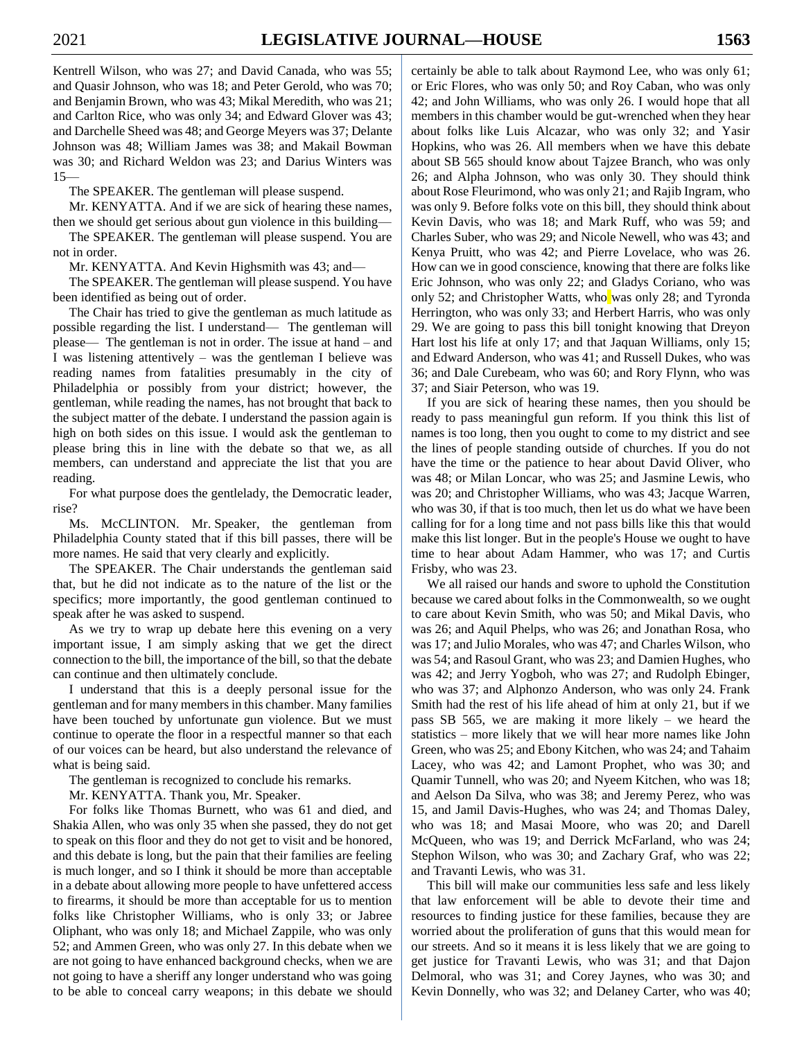Kentrell Wilson, who was 27; and David Canada, who was 55; and Quasir Johnson, who was 18; and Peter Gerold, who was 70; and Benjamin Brown, who was 43; Mikal Meredith, who was 21; and Carlton Rice, who was only 34; and Edward Glover was 43; and Darchelle Sheed was 48; and George Meyers was 37; Delante Johnson was 48; William James was 38; and Makail Bowman was 30; and Richard Weldon was 23; and Darius Winters was 15—

The SPEAKER. The gentleman will please suspend.

Mr. KENYATTA. And if we are sick of hearing these names, then we should get serious about gun violence in this building—

The SPEAKER. The gentleman will please suspend. You are not in order.

Mr. KENYATTA. And Kevin Highsmith was 43; and—

The SPEAKER. The gentleman will please suspend. You have been identified as being out of order.

The Chair has tried to give the gentleman as much latitude as possible regarding the list. I understand— The gentleman will please— The gentleman is not in order. The issue at hand – and I was listening attentively – was the gentleman I believe was reading names from fatalities presumably in the city of Philadelphia or possibly from your district; however, the gentleman, while reading the names, has not brought that back to the subject matter of the debate. I understand the passion again is high on both sides on this issue. I would ask the gentleman to please bring this in line with the debate so that we, as all members, can understand and appreciate the list that you are reading.

For what purpose does the gentlelady, the Democratic leader, rise?

Ms. McCLINTON. Mr. Speaker, the gentleman from Philadelphia County stated that if this bill passes, there will be more names. He said that very clearly and explicitly.

The SPEAKER. The Chair understands the gentleman said that, but he did not indicate as to the nature of the list or the specifics; more importantly, the good gentleman continued to speak after he was asked to suspend.

As we try to wrap up debate here this evening on a very important issue, I am simply asking that we get the direct connection to the bill, the importance of the bill, so that the debate can continue and then ultimately conclude.

I understand that this is a deeply personal issue for the gentleman and for many members in this chamber. Many families have been touched by unfortunate gun violence. But we must continue to operate the floor in a respectful manner so that each of our voices can be heard, but also understand the relevance of what is being said.

The gentleman is recognized to conclude his remarks.

Mr. KENYATTA. Thank you, Mr. Speaker.

For folks like Thomas Burnett, who was 61 and died, and Shakia Allen, who was only 35 when she passed, they do not get to speak on this floor and they do not get to visit and be honored, and this debate is long, but the pain that their families are feeling is much longer, and so I think it should be more than acceptable in a debate about allowing more people to have unfettered access to firearms, it should be more than acceptable for us to mention folks like Christopher Williams, who is only 33; or Jabree Oliphant, who was only 18; and Michael Zappile, who was only 52; and Ammen Green, who was only 27. In this debate when we are not going to have enhanced background checks, when we are not going to have a sheriff any longer understand who was going to be able to conceal carry weapons; in this debate we should certainly be able to talk about Raymond Lee, who was only 61; or Eric Flores, who was only 50; and Roy Caban, who was only 42; and John Williams, who was only 26. I would hope that all members in this chamber would be gut-wrenched when they hear about folks like Luis Alcazar, who was only 32; and Yasir Hopkins, who was 26. All members when we have this debate about SB 565 should know about Tajzee Branch, who was only 26; and Alpha Johnson, who was only 30. They should think about Rose Fleurimond, who was only 21; and Rajib Ingram, who was only 9. Before folks vote on this bill, they should think about Kevin Davis, who was 18; and Mark Ruff, who was 59; and Charles Suber, who was 29; and Nicole Newell, who was 43; and Kenya Pruitt, who was 42; and Pierre Lovelace, who was 26. How can we in good conscience, knowing that there are folks like Eric Johnson, who was only 22; and Gladys Coriano, who was only 52; and Christopher Watts, who was only 28; and Tyronda Herrington, who was only 33; and Herbert Harris, who was only 29. We are going to pass this bill tonight knowing that Dreyon Hart lost his life at only 17; and that Jaquan Williams, only 15; and Edward Anderson, who was 41; and Russell Dukes, who was 36; and Dale Curebeam, who was 60; and Rory Flynn, who was 37; and Siair Peterson, who was 19.

If you are sick of hearing these names, then you should be ready to pass meaningful gun reform. If you think this list of names is too long, then you ought to come to my district and see the lines of people standing outside of churches. If you do not have the time or the patience to hear about David Oliver, who was 48; or Milan Loncar, who was 25; and Jasmine Lewis, who was 20; and Christopher Williams, who was 43; Jacque Warren, who was 30, if that is too much, then let us do what we have been calling for for a long time and not pass bills like this that would make this list longer. But in the people's House we ought to have time to hear about Adam Hammer, who was 17; and Curtis Frisby, who was 23.

We all raised our hands and swore to uphold the Constitution because we cared about folks in the Commonwealth, so we ought to care about Kevin Smith, who was 50; and Mikal Davis, who was 26; and Aquil Phelps, who was 26; and Jonathan Rosa, who was 17; and Julio Morales, who was 47; and Charles Wilson, who was 54; and Rasoul Grant, who was 23; and Damien Hughes, who was 42; and Jerry Yogboh, who was 27; and Rudolph Ebinger, who was 37; and Alphonzo Anderson, who was only 24. Frank Smith had the rest of his life ahead of him at only 21, but if we pass SB 565, we are making it more likely – we heard the statistics – more likely that we will hear more names like John Green, who was 25; and Ebony Kitchen, who was 24; and Tahaim Lacey, who was 42; and Lamont Prophet, who was 30; and Quamir Tunnell, who was 20; and Nyeem Kitchen, who was 18; and Aelson Da Silva, who was 38; and Jeremy Perez, who was 15, and Jamil Davis-Hughes, who was 24; and Thomas Daley, who was 18; and Masai Moore, who was 20; and Darell McQueen, who was 19; and Derrick McFarland, who was 24; Stephon Wilson, who was 30; and Zachary Graf, who was 22; and Travanti Lewis, who was 31.

This bill will make our communities less safe and less likely that law enforcement will be able to devote their time and resources to finding justice for these families, because they are worried about the proliferation of guns that this would mean for our streets. And so it means it is less likely that we are going to get justice for Travanti Lewis, who was 31; and that Dajon Delmoral, who was 31; and Corey Jaynes, who was 30; and Kevin Donnelly, who was 32; and Delaney Carter, who was 40;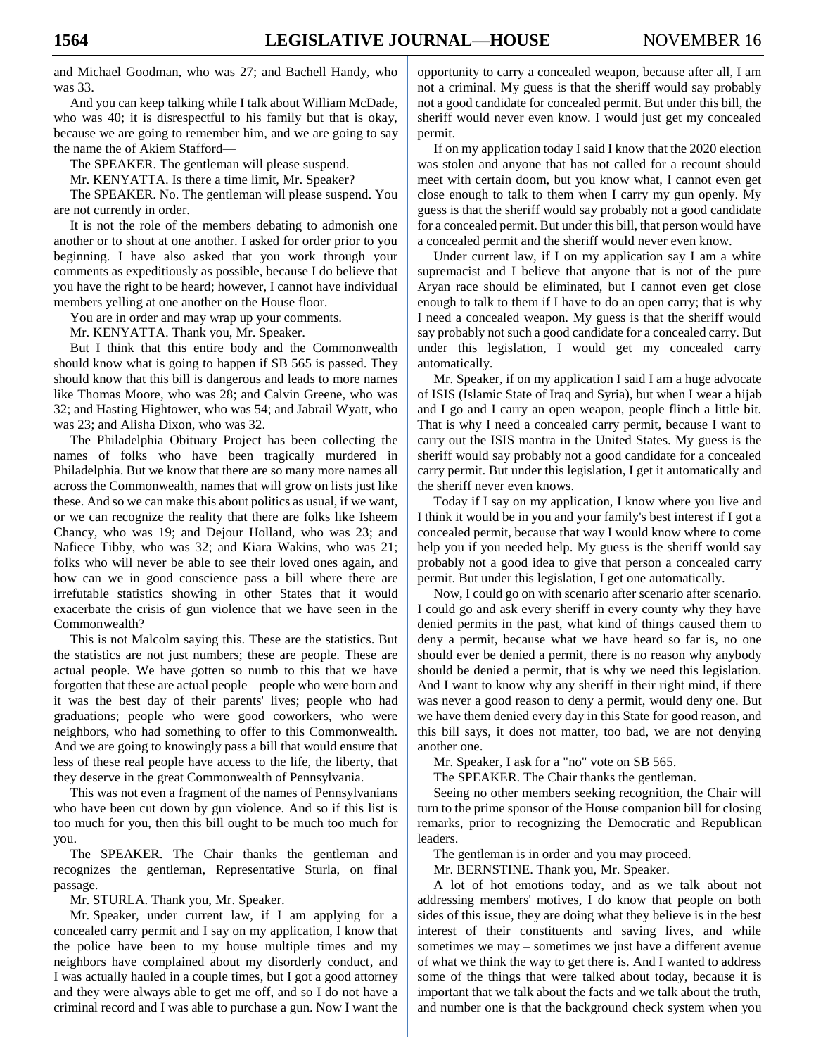and Michael Goodman, who was 27; and Bachell Handy, who was 33.

And you can keep talking while I talk about William McDade, who was 40; it is disrespectful to his family but that is okay, because we are going to remember him, and we are going to say the name the of Akiem Stafford—

The SPEAKER. The gentleman will please suspend.

Mr. KENYATTA. Is there a time limit, Mr. Speaker?

The SPEAKER. No. The gentleman will please suspend. You are not currently in order.

It is not the role of the members debating to admonish one another or to shout at one another. I asked for order prior to you beginning. I have also asked that you work through your comments as expeditiously as possible, because I do believe that you have the right to be heard; however, I cannot have individual members yelling at one another on the House floor.

You are in order and may wrap up your comments.

Mr. KENYATTA. Thank you, Mr. Speaker.

But I think that this entire body and the Commonwealth should know what is going to happen if SB 565 is passed. They should know that this bill is dangerous and leads to more names like Thomas Moore, who was 28; and Calvin Greene, who was 32; and Hasting Hightower, who was 54; and Jabrail Wyatt, who was 23; and Alisha Dixon, who was 32.

The Philadelphia Obituary Project has been collecting the names of folks who have been tragically murdered in Philadelphia. But we know that there are so many more names all across the Commonwealth, names that will grow on lists just like these. And so we can make this about politics as usual, if we want, or we can recognize the reality that there are folks like Isheem Chancy, who was 19; and Dejour Holland, who was 23; and Nafiece Tibby, who was 32; and Kiara Wakins, who was 21; folks who will never be able to see their loved ones again, and how can we in good conscience pass a bill where there are irrefutable statistics showing in other States that it would exacerbate the crisis of gun violence that we have seen in the Commonwealth?

This is not Malcolm saying this. These are the statistics. But the statistics are not just numbers; these are people. These are actual people. We have gotten so numb to this that we have forgotten that these are actual people – people who were born and it was the best day of their parents' lives; people who had graduations; people who were good coworkers, who were neighbors, who had something to offer to this Commonwealth. And we are going to knowingly pass a bill that would ensure that less of these real people have access to the life, the liberty, that they deserve in the great Commonwealth of Pennsylvania.

This was not even a fragment of the names of Pennsylvanians who have been cut down by gun violence. And so if this list is too much for you, then this bill ought to be much too much for you.

The SPEAKER. The Chair thanks the gentleman and recognizes the gentleman, Representative Sturla, on final passage.

Mr. STURLA. Thank you, Mr. Speaker.

Mr. Speaker, under current law, if I am applying for a concealed carry permit and I say on my application, I know that the police have been to my house multiple times and my neighbors have complained about my disorderly conduct, and I was actually hauled in a couple times, but I got a good attorney and they were always able to get me off, and so I do not have a criminal record and I was able to purchase a gun. Now I want the opportunity to carry a concealed weapon, because after all, I am not a criminal. My guess is that the sheriff would say probably not a good candidate for concealed permit. But under this bill, the sheriff would never even know. I would just get my concealed permit.

If on my application today I said I know that the 2020 election was stolen and anyone that has not called for a recount should meet with certain doom, but you know what, I cannot even get close enough to talk to them when I carry my gun openly. My guess is that the sheriff would say probably not a good candidate for a concealed permit. But under this bill, that person would have a concealed permit and the sheriff would never even know.

Under current law, if I on my application say I am a white supremacist and I believe that anyone that is not of the pure Aryan race should be eliminated, but I cannot even get close enough to talk to them if I have to do an open carry; that is why I need a concealed weapon. My guess is that the sheriff would say probably not such a good candidate for a concealed carry. But under this legislation, I would get my concealed carry automatically.

Mr. Speaker, if on my application I said I am a huge advocate of ISIS (Islamic State of Iraq and Syria), but when I wear a hijab and I go and I carry an open weapon, people flinch a little bit. That is why I need a concealed carry permit, because I want to carry out the ISIS mantra in the United States. My guess is the sheriff would say probably not a good candidate for a concealed carry permit. But under this legislation, I get it automatically and the sheriff never even knows.

Today if I say on my application, I know where you live and I think it would be in you and your family's best interest if I got a concealed permit, because that way I would know where to come help you if you needed help. My guess is the sheriff would say probably not a good idea to give that person a concealed carry permit. But under this legislation, I get one automatically.

Now, I could go on with scenario after scenario after scenario. I could go and ask every sheriff in every county why they have denied permits in the past, what kind of things caused them to deny a permit, because what we have heard so far is, no one should ever be denied a permit, there is no reason why anybody should be denied a permit, that is why we need this legislation. And I want to know why any sheriff in their right mind, if there was never a good reason to deny a permit, would deny one. But we have them denied every day in this State for good reason, and this bill says, it does not matter, too bad, we are not denying another one.

Mr. Speaker, I ask for a "no" vote on SB 565.

The SPEAKER. The Chair thanks the gentleman.

Seeing no other members seeking recognition, the Chair will turn to the prime sponsor of the House companion bill for closing remarks, prior to recognizing the Democratic and Republican leaders.

The gentleman is in order and you may proceed.

Mr. BERNSTINE. Thank you, Mr. Speaker.

A lot of hot emotions today, and as we talk about not addressing members' motives, I do know that people on both sides of this issue, they are doing what they believe is in the best interest of their constituents and saving lives, and while sometimes we may – sometimes we just have a different avenue of what we think the way to get there is. And I wanted to address some of the things that were talked about today, because it is important that we talk about the facts and we talk about the truth, and number one is that the background check system when you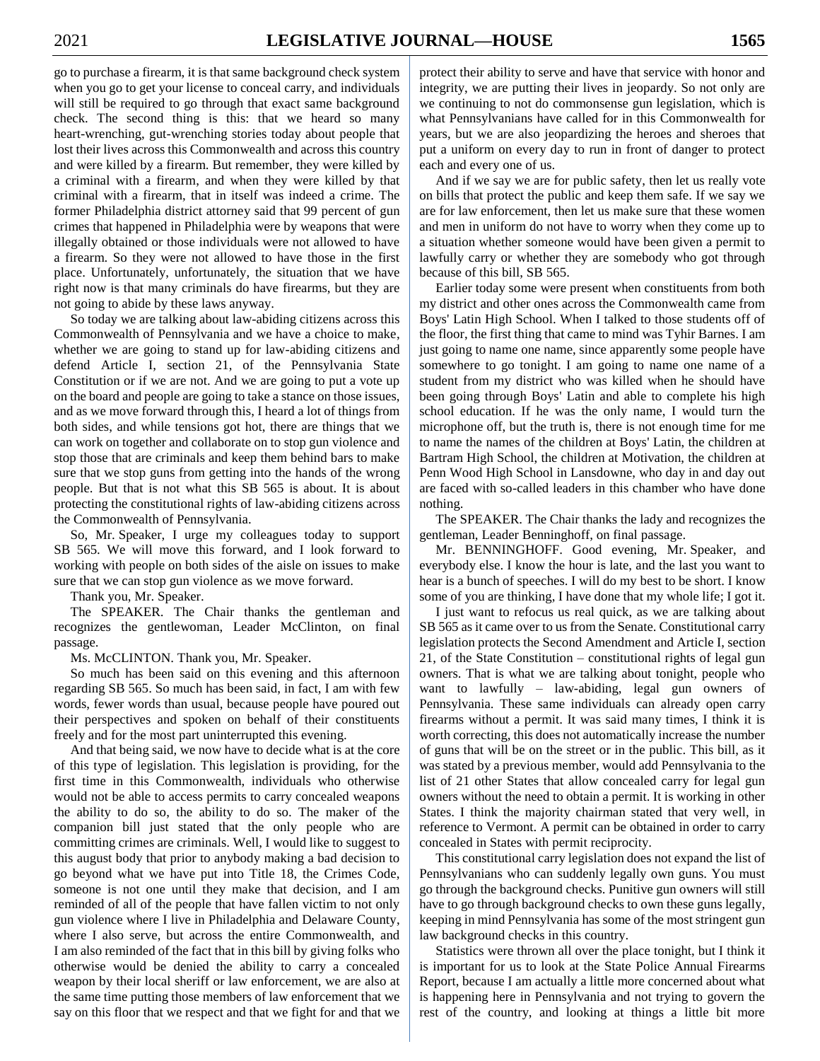go to purchase a firearm, it is that same background check system when you go to get your license to conceal carry, and individuals will still be required to go through that exact same background check. The second thing is this: that we heard so many heart-wrenching, gut-wrenching stories today about people that lost their lives across this Commonwealth and across this country and were killed by a firearm. But remember, they were killed by a criminal with a firearm, and when they were killed by that criminal with a firearm, that in itself was indeed a crime. The former Philadelphia district attorney said that 99 percent of gun crimes that happened in Philadelphia were by weapons that were illegally obtained or those individuals were not allowed to have a firearm. So they were not allowed to have those in the first place. Unfortunately, unfortunately, the situation that we have right now is that many criminals do have firearms, but they are not going to abide by these laws anyway.

So today we are talking about law-abiding citizens across this Commonwealth of Pennsylvania and we have a choice to make, whether we are going to stand up for law-abiding citizens and defend Article I, section 21, of the Pennsylvania State Constitution or if we are not. And we are going to put a vote up on the board and people are going to take a stance on those issues, and as we move forward through this, I heard a lot of things from both sides, and while tensions got hot, there are things that we can work on together and collaborate on to stop gun violence and stop those that are criminals and keep them behind bars to make sure that we stop guns from getting into the hands of the wrong people. But that is not what this SB 565 is about. It is about protecting the constitutional rights of law-abiding citizens across the Commonwealth of Pennsylvania.

So, Mr. Speaker, I urge my colleagues today to support SB 565. We will move this forward, and I look forward to working with people on both sides of the aisle on issues to make sure that we can stop gun violence as we move forward.

Thank you, Mr. Speaker.

The SPEAKER. The Chair thanks the gentleman and recognizes the gentlewoman, Leader McClinton, on final passage.

Ms. McCLINTON. Thank you, Mr. Speaker.

So much has been said on this evening and this afternoon regarding SB 565. So much has been said, in fact, I am with few words, fewer words than usual, because people have poured out their perspectives and spoken on behalf of their constituents freely and for the most part uninterrupted this evening.

And that being said, we now have to decide what is at the core of this type of legislation. This legislation is providing, for the first time in this Commonwealth, individuals who otherwise would not be able to access permits to carry concealed weapons the ability to do so, the ability to do so. The maker of the companion bill just stated that the only people who are committing crimes are criminals. Well, I would like to suggest to this august body that prior to anybody making a bad decision to go beyond what we have put into Title 18, the Crimes Code, someone is not one until they make that decision, and I am reminded of all of the people that have fallen victim to not only gun violence where I live in Philadelphia and Delaware County, where I also serve, but across the entire Commonwealth, and I am also reminded of the fact that in this bill by giving folks who otherwise would be denied the ability to carry a concealed weapon by their local sheriff or law enforcement, we are also at the same time putting those members of law enforcement that we say on this floor that we respect and that we fight for and that we protect their ability to serve and have that service with honor and integrity, we are putting their lives in jeopardy. So not only are we continuing to not do commonsense gun legislation, which is what Pennsylvanians have called for in this Commonwealth for years, but we are also jeopardizing the heroes and sheroes that put a uniform on every day to run in front of danger to protect each and every one of us.

And if we say we are for public safety, then let us really vote on bills that protect the public and keep them safe. If we say we are for law enforcement, then let us make sure that these women and men in uniform do not have to worry when they come up to a situation whether someone would have been given a permit to lawfully carry or whether they are somebody who got through because of this bill, SB 565.

Earlier today some were present when constituents from both my district and other ones across the Commonwealth came from Boys' Latin High School. When I talked to those students off of the floor, the first thing that came to mind was Tyhir Barnes. I am just going to name one name, since apparently some people have somewhere to go tonight. I am going to name one name of a student from my district who was killed when he should have been going through Boys' Latin and able to complete his high school education. If he was the only name, I would turn the microphone off, but the truth is, there is not enough time for me to name the names of the children at Boys' Latin, the children at Bartram High School, the children at Motivation, the children at Penn Wood High School in Lansdowne, who day in and day out are faced with so-called leaders in this chamber who have done nothing.

The SPEAKER. The Chair thanks the lady and recognizes the gentleman, Leader Benninghoff, on final passage.

Mr. BENNINGHOFF. Good evening, Mr. Speaker, and everybody else. I know the hour is late, and the last you want to hear is a bunch of speeches. I will do my best to be short. I know some of you are thinking, I have done that my whole life; I got it.

I just want to refocus us real quick, as we are talking about SB 565 as it came over to us from the Senate. Constitutional carry legislation protects the Second Amendment and Article I, section 21, of the State Constitution – constitutional rights of legal gun owners. That is what we are talking about tonight, people who want to lawfully – law-abiding, legal gun owners of Pennsylvania. These same individuals can already open carry firearms without a permit. It was said many times, I think it is worth correcting, this does not automatically increase the number of guns that will be on the street or in the public. This bill, as it was stated by a previous member, would add Pennsylvania to the list of 21 other States that allow concealed carry for legal gun owners without the need to obtain a permit. It is working in other States. I think the majority chairman stated that very well, in reference to Vermont. A permit can be obtained in order to carry concealed in States with permit reciprocity.

This constitutional carry legislation does not expand the list of Pennsylvanians who can suddenly legally own guns. You must go through the background checks. Punitive gun owners will still have to go through background checks to own these guns legally, keeping in mind Pennsylvania has some of the most stringent gun law background checks in this country.

Statistics were thrown all over the place tonight, but I think it is important for us to look at the State Police Annual Firearms Report, because I am actually a little more concerned about what is happening here in Pennsylvania and not trying to govern the rest of the country, and looking at things a little bit more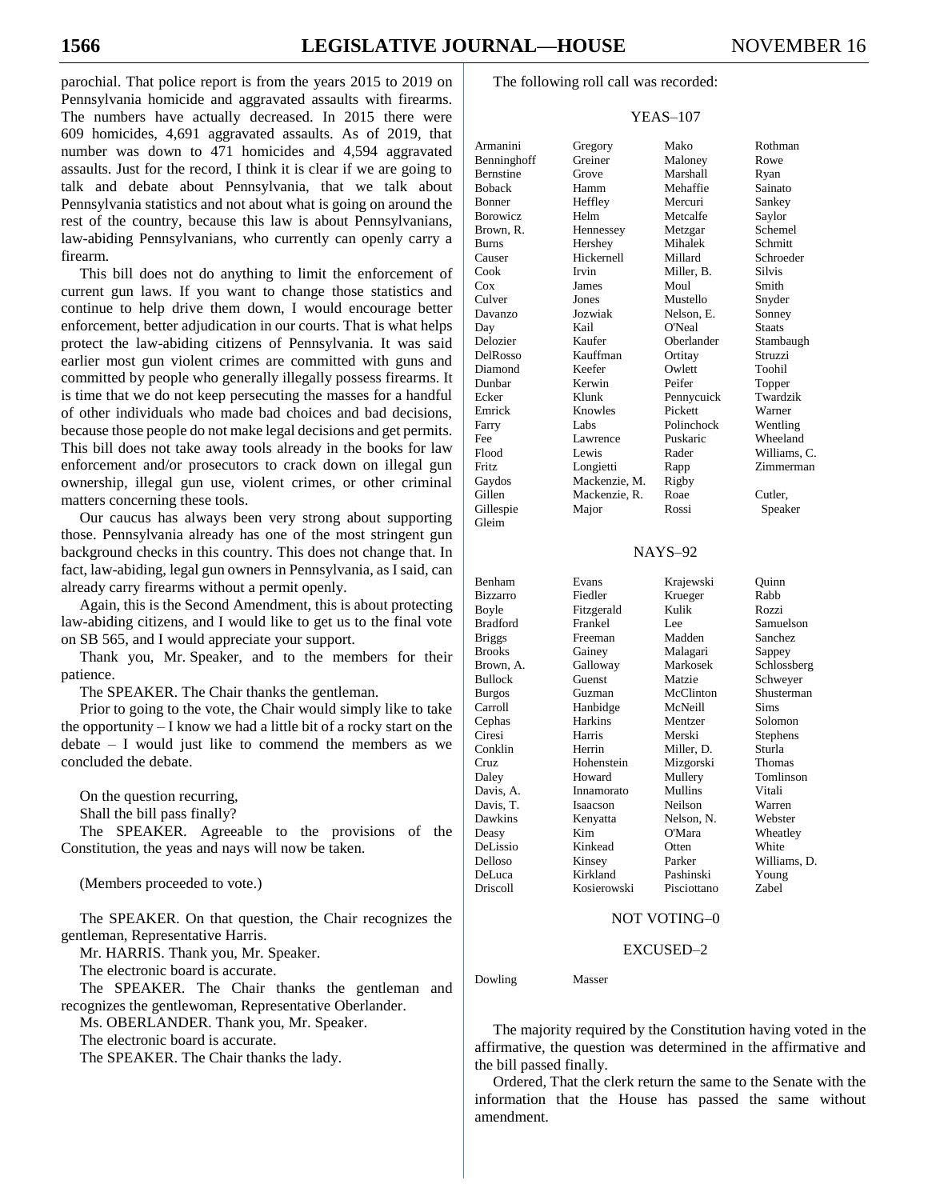parochial. That police report is from the years 2015 to 2019 on Pennsylvania homicide and aggravated assaults with firearms. The numbers have actually decreased. In 2015 there were 609 homicides, 4,691 aggravated assaults. As of 2019, that number was down to 471 homicides and 4,594 aggravated assaults. Just for the record, I think it is clear if we are going to talk and debate about Pennsylvania, that we talk about Pennsylvania statistics and not about what is going on around the rest of the country, because this law is about Pennsylvanians, law-abiding Pennsylvanians, who currently can openly carry a firearm.

This bill does not do anything to limit the enforcement of current gun laws. If you want to change those statistics and continue to help drive them down, I would encourage better enforcement, better adjudication in our courts. That is what helps protect the law-abiding citizens of Pennsylvania. It was said earlier most gun violent crimes are committed with guns and committed by people who generally illegally possess firearms. It is time that we do not keep persecuting the masses for a handful of other individuals who made bad choices and bad decisions, because those people do not make legal decisions and get permits. This bill does not take away tools already in the books for law enforcement and/or prosecutors to crack down on illegal gun ownership, illegal gun use, violent crimes, or other criminal matters concerning these tools.

Our caucus has always been very strong about supporting those. Pennsylvania already has one of the most stringent gun background checks in this country. This does not change that. In fact, law-abiding, legal gun owners in Pennsylvania, as I said, can already carry firearms without a permit openly.

Again, this is the Second Amendment, this is about protecting law-abiding citizens, and I would like to get us to the final vote on SB 565, and I would appreciate your support.

Thank you, Mr. Speaker, and to the members for their patience.

The SPEAKER. The Chair thanks the gentleman.

Prior to going to the vote, the Chair would simply like to take the opportunity – I know we had a little bit of a rocky start on the debate – I would just like to commend the members as we concluded the debate.

On the question recurring,
Shall the bill pass finally?

The SPEAKER. Agreeable to the provisions of the Constitution, the yeas and nays will now be taken.

(Members proceeded to vote.)

The SPEAKER. On that question, the Chair recognizes the gentleman, Representative Harris.

Mr. HARRIS. Thank you, Mr. Speaker.

The electronic board is accurate.

The SPEAKER. The Chair thanks the gentleman and recognizes the gentlewoman, Representative Oberlander.

Ms. OBERLANDER. Thank you, Mr. Speaker.

The electronic board is accurate.

The SPEAKER. The Chair thanks the lady.

The following roll call was recorded:

YEAS–107

| | | | |
|---|---|---|---|
| Armanini | Gregory | Mako | Rothman |
| Benninghoff | Greiner | Maloney | Rowe |
| Bernstine | Grove | Marshall | Ryan |
| Boback | Hamm | Mehaffie | Sainato |
| Bonner | Heffley | Mercuri | Sankey |
| Borowicz | Helm | Metcalfe | Saylor |
| Brown, R. | Hennessey | Metzgar | Schemel |
| Burns | Hershey | Mihalek | Schmitt |
| Causer | Hickernell | Millard | Schroeder |
| Cook | Irvin | Miller, B. | Silvis |
| Cox | James | Moul | Smith |
| Culver | Jones | Mustello | Snyder |
| Davanzo | Jozwiak | Nelson, E. | Sonney |
| Day | Kail | O'Neal | Staats |
| Delozier | Kaufer | Oberlander | Stambaugh |
| DelRosso | Kauffman | Ortitay | Struzzi |
| Diamond | Keefer | Owlett | Toohil |
| Dunbar | Kerwin | Peifer | Topper |
| Ecker | Klunk | Pennycuick | Twardzik |
| Emrick | Knowles | Pickett | Warner |
| Farry | Labs | Polinchock | Wentling |
| Fee | Lawrence | Puskaric | Wheeland |
| Flood | Lewis | Rader | Williams, C. |
| Fritz | Longietti | Rapp | Zimmerman |
| Gaydos | Mackenzie, M. | Rigby | |
| Gillen | Mackenzie, R. | Roae | Cutler, |
| Gillespie | Major | Rossi | Speaker |
| Gleim | | | |

NAYS–92

| | | | |
|---|---|---|---|
| Benham | Evans | Krajewski | Quinn |
| Bizzarro | Fiedler | Krueger | Rabb |
| Boyle | Fitzgerald | Kulik | Rozzi |
| Bradford | Frankel | Lee | Samuelson |
| Briggs | Freeman | Madden | Sanchez |
| Brooks | Gainey | Malagari | Sappey |
| Brown, A. | Galloway | Markosek | Schlossberg |
| Bullock | Guenst | Matzie | Schweyer |
| Burgos | Guzman | McClinton | Shusterman |
| Carroll | Hanbidge | McNeill | Sims |
| Cephas | Harkins | Mentzer | Solomon |
| Ciresi | Harris | Merski | Stephens |
| Conklin | Herrin | Miller, D. | Sturla |
| Cruz | Hohenstein | Mizgorski | Thomas |
| Daley | Howard | Mullery | Tomlinson |
| Davis, A. | Innamorato | Mullins | Vitali |
| Davis, T. | Isaacson | Neilson | Warren |
| Dawkins | Kenyatta | Nelson, N. | Webster |
| Deasy | Kim | O'Mara | Wheatley |
| DeLissio | Kinkead | Otten | White |
| Delloso | Kinsey | Parker | Williams, D. |
| DeLuca | Kirkland | Pashinski | Young |
| Driscoll | Kosierowski | Pisciottano | Zabel |

NOT VOTING–0

EXCUSED–2

| | |
|---|---|
| Dowling | Masser |

The majority required by the Constitution having voted in the affirmative, the question was determined in the affirmative and the bill passed finally.

Ordered, That the clerk return the same to the Senate with the information that the House has passed the same without amendment.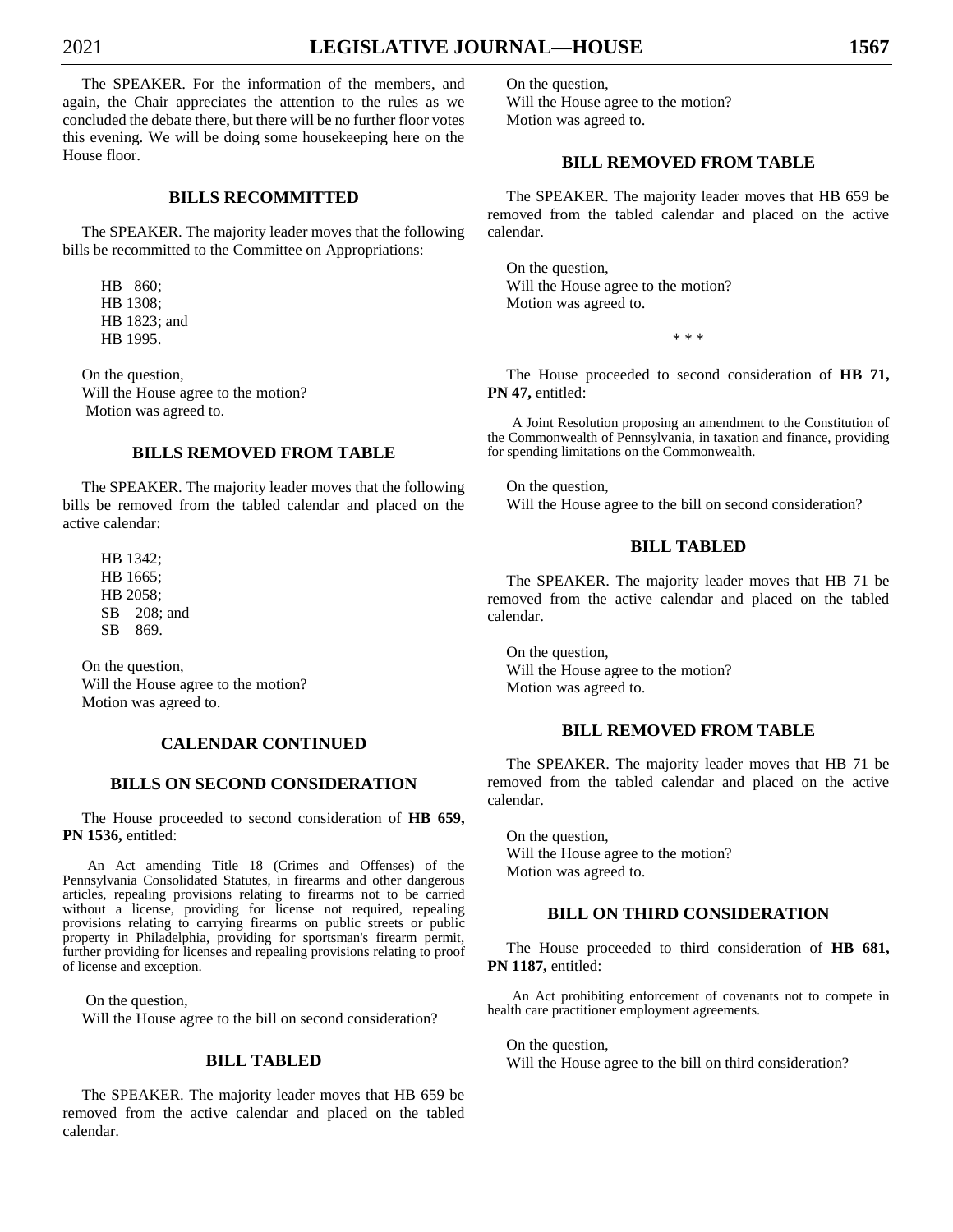The SPEAKER. For the information of the members, and again, the Chair appreciates the attention to the rules as we concluded the debate there, but there will be no further floor votes this evening. We will be doing some housekeeping here on the House floor.

## BILLS RECOMMITTED

The SPEAKER. The majority leader moves that the following bills be recommitted to the Committee on Appropriations:

HB 860;
HB 1308;
HB 1823; and
HB 1995.

On the question,
Will the House agree to the motion?
Motion was agreed to.

## BILLS REMOVED FROM TABLE

The SPEAKER. The majority leader moves that the following bills be removed from the tabled calendar and placed on the active calendar:

HB 1342;
HB 1665;
HB 2058;
SB 208; and
SB 869.

On the question,
Will the House agree to the motion?
Motion was agreed to.

## CALENDAR CONTINUED

## BILLS ON SECOND CONSIDERATION

The House proceeded to second consideration of **HB 659, PN 1536,** entitled:

An Act amending Title 18 (Crimes and Offenses) of the Pennsylvania Consolidated Statutes, in firearms and other dangerous articles, repealing provisions relating to firearms not to be carried without a license, providing for license not required, repealing provisions relating to carrying firearms on public streets or public property in Philadelphia, providing for sportsman's firearm permit, further providing for licenses and repealing provisions relating to proof of license and exception.

On the question,
Will the House agree to the bill on second consideration?

## BILL TABLED

The SPEAKER. The majority leader moves that HB 659 be removed from the active calendar and placed on the tabled calendar.

On the question,
Will the House agree to the motion?
Motion was agreed to.

## BILL REMOVED FROM TABLE

The SPEAKER. The majority leader moves that HB 659 be removed from the tabled calendar and placed on the active calendar.

On the question,
Will the House agree to the motion?
Motion was agreed to.

\* \* \*

The House proceeded to second consideration of **HB 71, PN 47,** entitled:

A Joint Resolution proposing an amendment to the Constitution of the Commonwealth of Pennsylvania, in taxation and finance, providing for spending limitations on the Commonwealth.

On the question,
Will the House agree to the bill on second consideration?

## BILL TABLED

The SPEAKER. The majority leader moves that HB 71 be removed from the active calendar and placed on the tabled calendar.

On the question,
Will the House agree to the motion?
Motion was agreed to.

## BILL REMOVED FROM TABLE

The SPEAKER. The majority leader moves that HB 71 be removed from the tabled calendar and placed on the active calendar.

On the question,
Will the House agree to the motion?
Motion was agreed to.

## BILL ON THIRD CONSIDERATION

The House proceeded to third consideration of **HB 681, PN 1187,** entitled:

An Act prohibiting enforcement of covenants not to compete in health care practitioner employment agreements.

On the question,
Will the House agree to the bill on third consideration?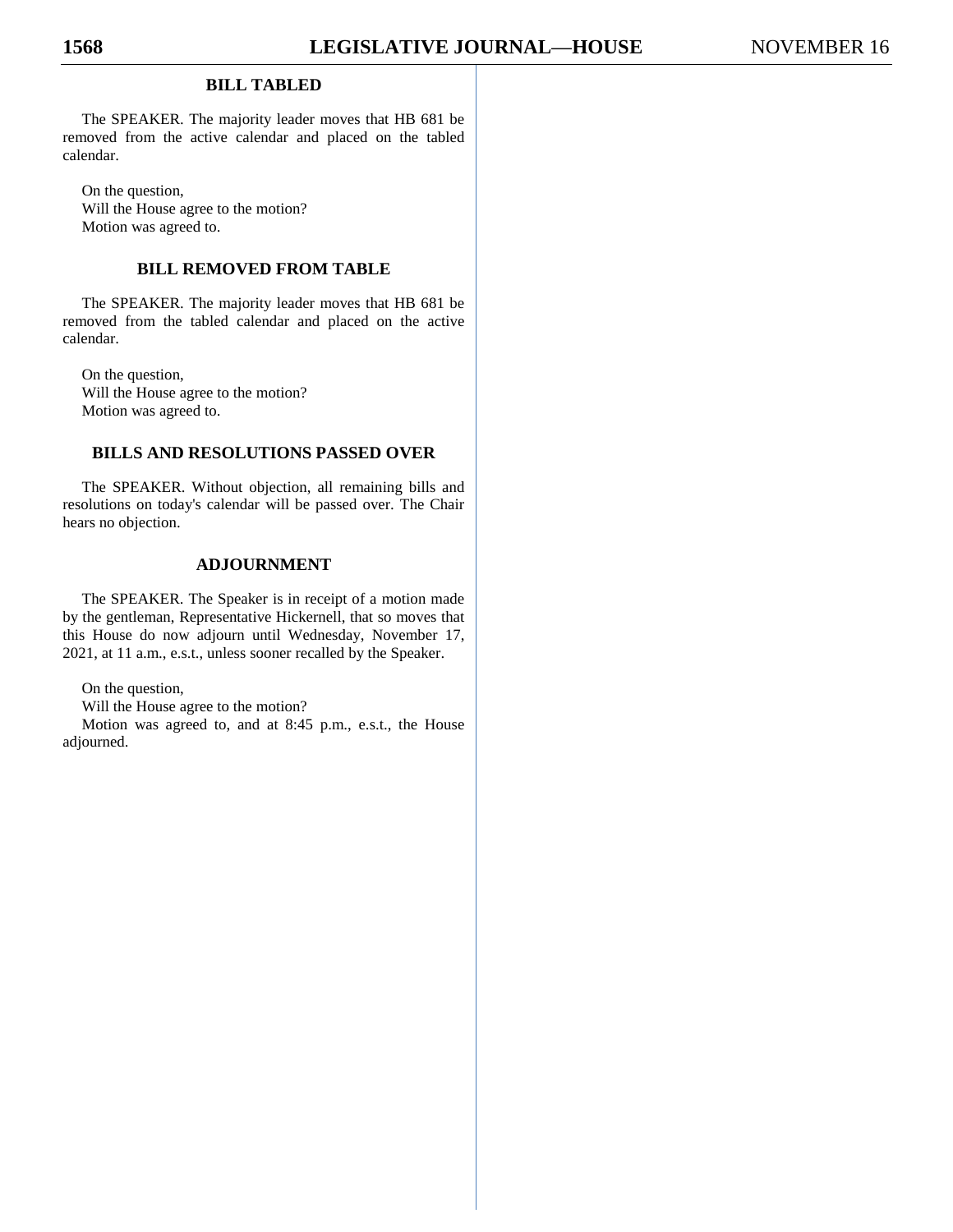## BILL TABLED

The SPEAKER. The majority leader moves that HB 681 be removed from the active calendar and placed on the tabled calendar.

On the question,
Will the House agree to the motion?
Motion was agreed to.

## BILL REMOVED FROM TABLE

The SPEAKER. The majority leader moves that HB 681 be removed from the tabled calendar and placed on the active calendar.

On the question,
Will the House agree to the motion?
Motion was agreed to.

## BILLS AND RESOLUTIONS PASSED OVER

The SPEAKER. Without objection, all remaining bills and resolutions on today's calendar will be passed over. The Chair hears no objection.

## ADJOURNMENT

The SPEAKER. The Speaker is in receipt of a motion made by the gentleman, Representative Hickernell, that so moves that this House do now adjourn until Wednesday, November 17, 2021, at 11 a.m., e.s.t., unless sooner recalled by the Speaker.

On the question,
Will the House agree to the motion?
Motion was agreed to, and at 8:45 p.m., e.s.t., the House adjourned.